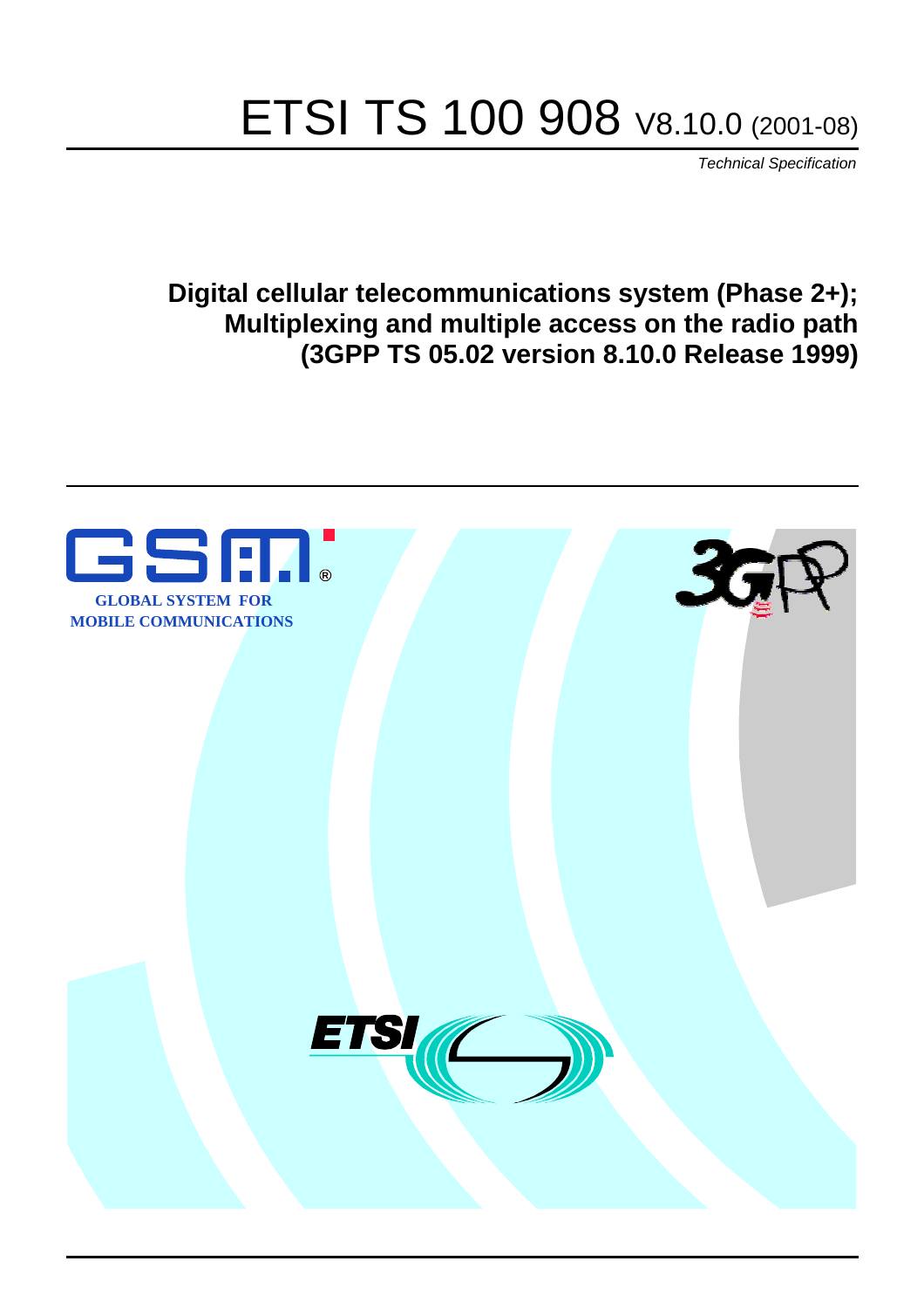# ETSI TS 100 908 V8.10.0 (2001-08)

*Technical Specification*

**Digital cellular telecommunications system (Phase 2+);
Multiplexing and multiple access on the radio path
(3GPP TS 05.02 version 8.10.0 Release 1999)**

GLOBAL SYSTEM FOR
MOBILE COMMUNICATIONS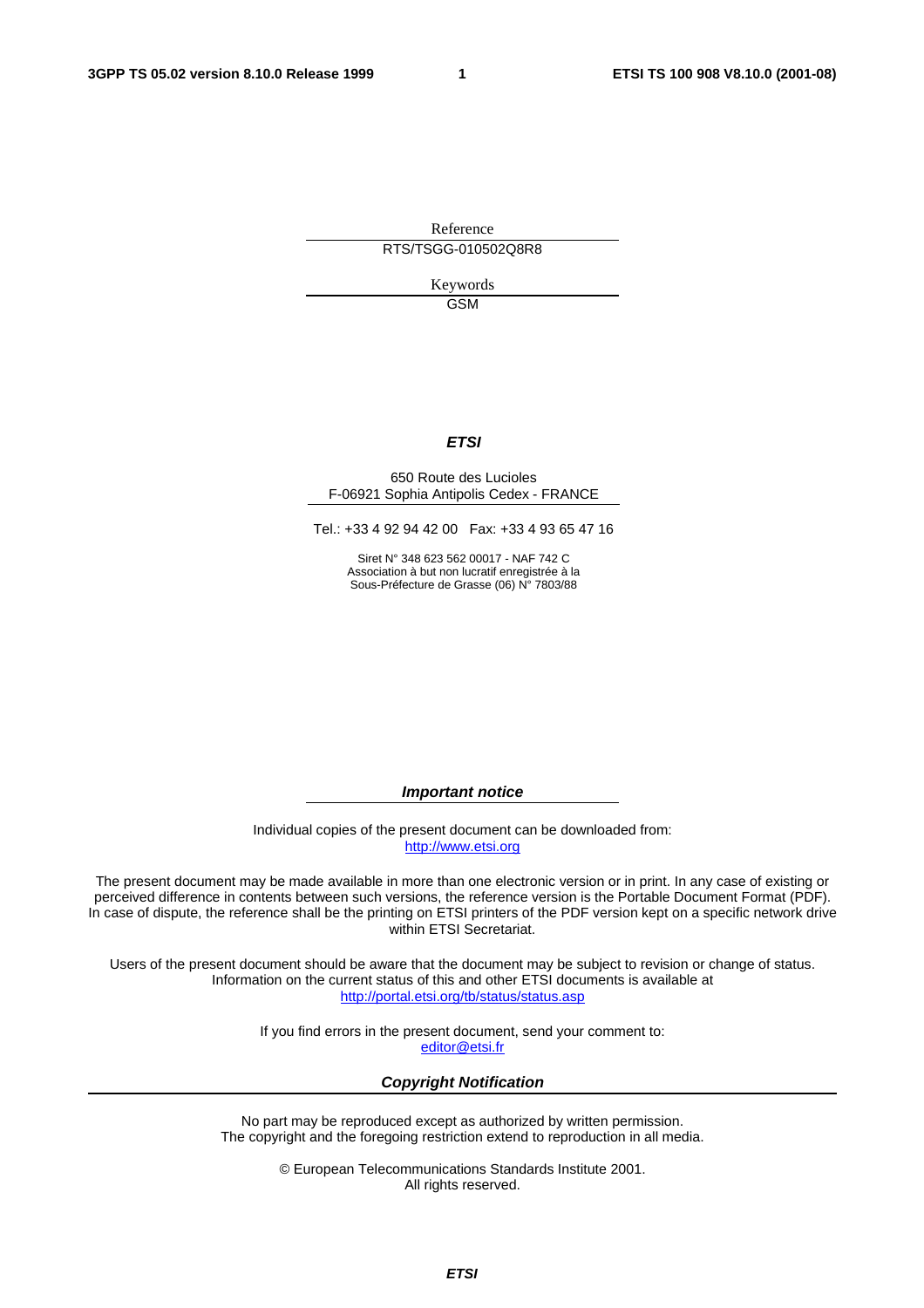Reference

RTS/TSGG-010502Q8R8

Keywords

GSM

***ETSI***

650 Route des Lucioles
F-06921 Sophia Antipolis Cedex - FRANCE

Tel.: +33 4 92 94 42 00 Fax: +33 4 93 65 47 16

Siret N° 348 623 562 00017 - NAF 742 C
Association à but non lucratif enregistrée à la
Sous-Préfecture de Grasse (06) N° 7803/88

***Important notice***

Individual copies of the present document can be downloaded from:
http://www.etsi.org

The present document may be made available in more than one electronic version or in print. In any case of existing or perceived difference in contents between such versions, the reference version is the Portable Document Format (PDF). In case of dispute, the reference shall be the printing on ETSI printers of the PDF version kept on a specific network drive within ETSI Secretariat.

Users of the present document should be aware that the document may be subject to revision or change of status. Information on the current status of this and other ETSI documents is available at
http://portal.etsi.org/tb/status/status.asp

If you find errors in the present document, send your comment to:
editor@etsi.fr

***Copyright Notification***

No part may be reproduced except as authorized by written permission.
The copyright and the foregoing restriction extend to reproduction in all media.

© European Telecommunications Standards Institute 2001.
All rights reserved.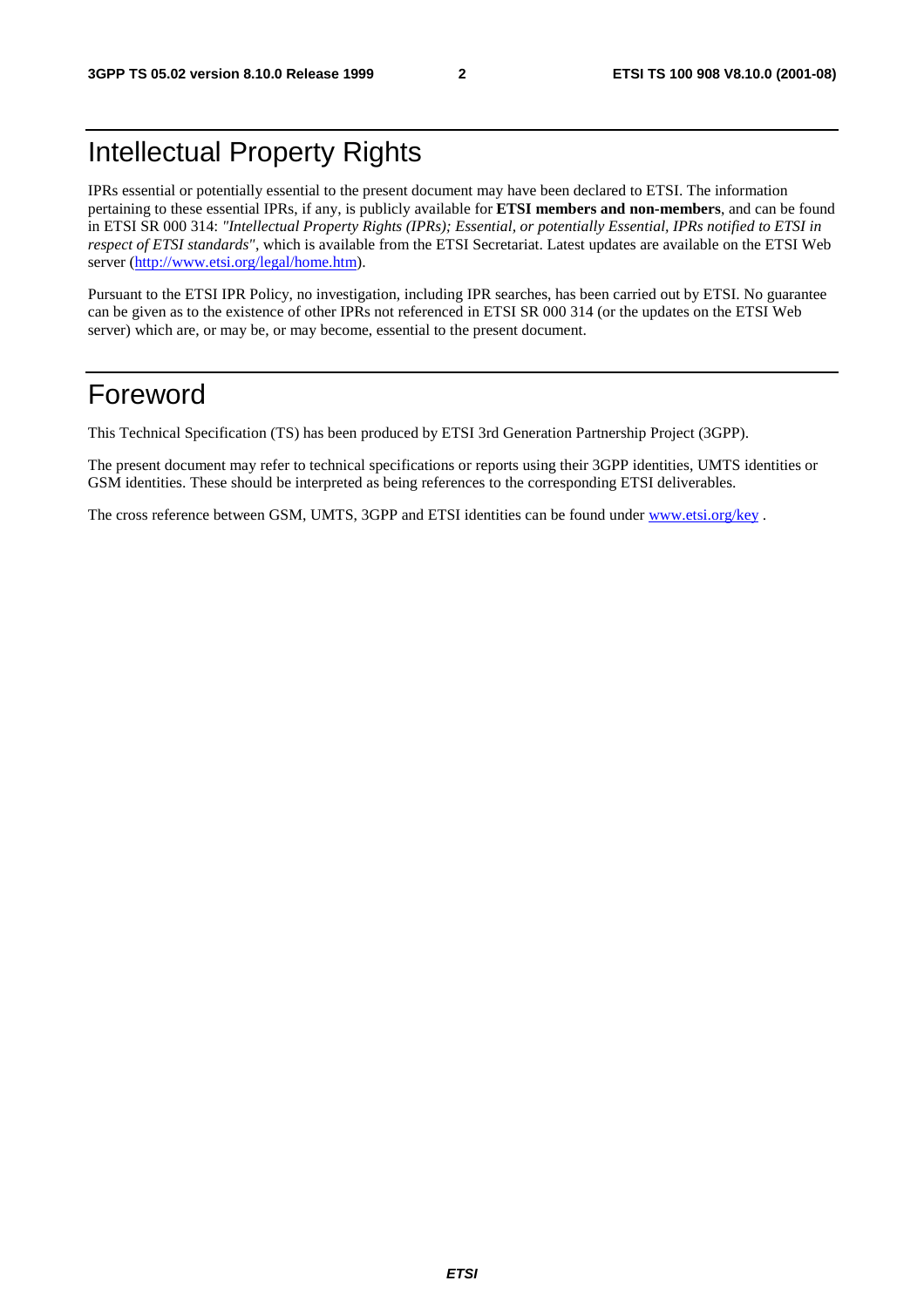# Intellectual Property Rights

IPRs essential or potentially essential to the present document may have been declared to ETSI. The information pertaining to these essential IPRs, if any, is publicly available for **ETSI members and non-members**, and can be found in ETSI SR 000 314: *"Intellectual Property Rights (IPRs); Essential, or potentially Essential, IPRs notified to ETSI in respect of ETSI standards"*, which is available from the ETSI Secretariat. Latest updates are available on the ETSI Web server (http://www.etsi.org/legal/home.htm).

Pursuant to the ETSI IPR Policy, no investigation, including IPR searches, has been carried out by ETSI. No guarantee can be given as to the existence of other IPRs not referenced in ETSI SR 000 314 (or the updates on the ETSI Web server) which are, or may be, or may become, essential to the present document.

# Foreword

This Technical Specification (TS) has been produced by ETSI 3rd Generation Partnership Project (3GPP).

The present document may refer to technical specifications or reports using their 3GPP identities, UMTS identities or GSM identities. These should be interpreted as being references to the corresponding ETSI deliverables.

The cross reference between GSM, UMTS, 3GPP and ETSI identities can be found under www.etsi.org/key .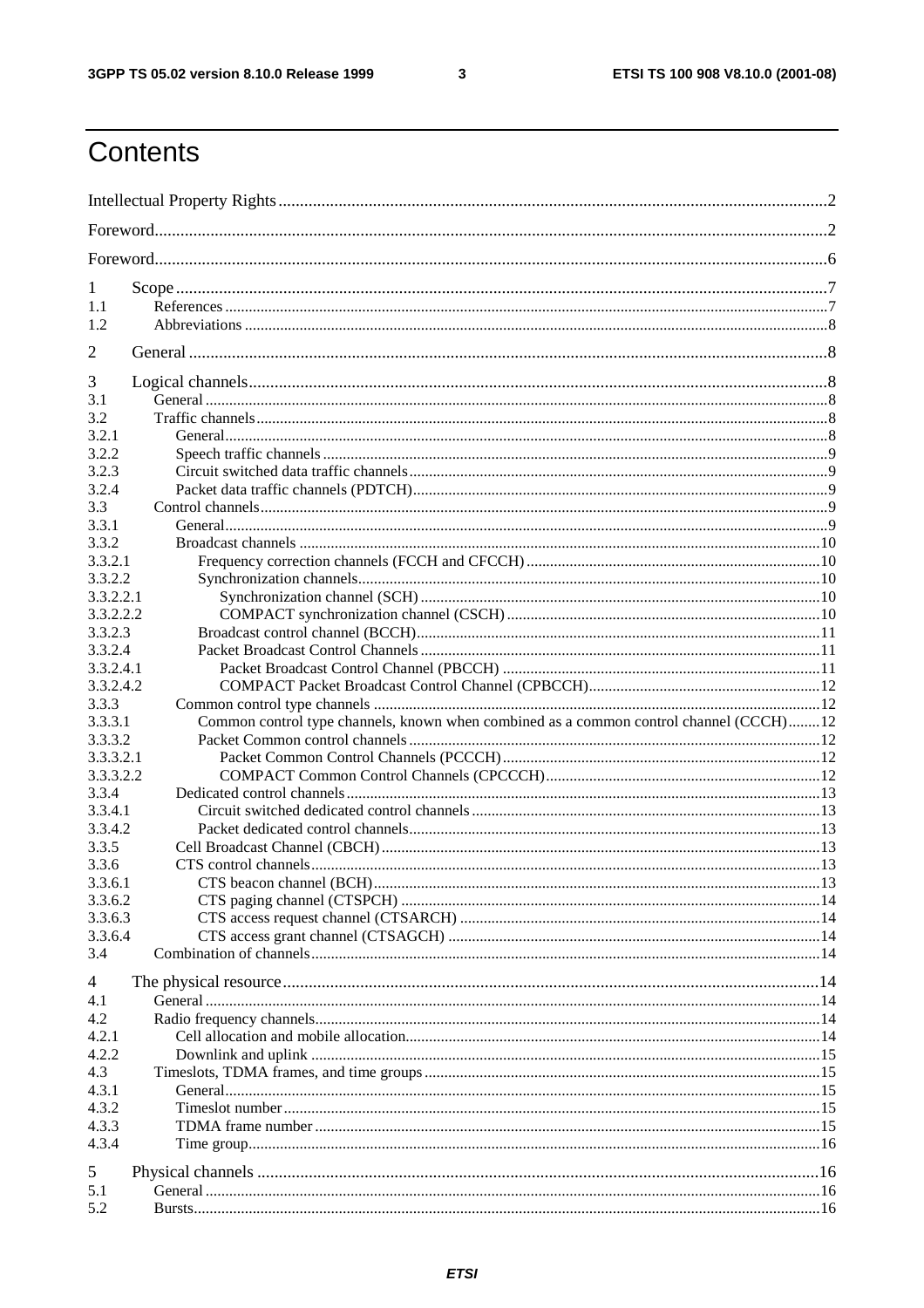# Contents

Intellectual Property Rights ... 2
Foreword ... 2
Foreword ... 6

1 Scope ... 7
1.1 References ... 7
1.2 Abbreviations ... 8

2 General ... 8

3 Logical channels ... 8
3.1 General ... 8
3.2 Traffic channels ... 8
3.2.1 General ... 8
3.2.2 Speech traffic channels ... 9
3.2.3 Circuit switched data traffic channels ... 9
3.2.4 Packet data traffic channels (PDTCH) ... 9
3.3 Control channels ... 9
3.3.1 General ... 9
3.3.2 Broadcast channels ... 10
3.3.2.1 Frequency correction channels (FCCH and CFCCH) ... 10
3.3.2.2 Synchronization channels ... 10
3.3.2.2.1 Synchronization channel (SCH) ... 10
3.3.2.2.2 COMPACT synchronization channel (CSCH) ... 10
3.3.2.3 Broadcast control channel (BCCH) ... 11
3.3.2.4 Packet Broadcast Control Channels ... 11
3.3.2.4.1 Packet Broadcast Control Channel (PBCCH) ... 11
3.3.2.4.2 COMPACT Packet Broadcast Control Channel (CPBCCH) ... 12
3.3.3 Common control type channels ... 12
3.3.3.1 Common control type channels, known when combined as a common control channel (CCCH) ... 12
3.3.3.2 Packet Common control channels ... 12
3.3.3.2.1 Packet Common Control Channels (PCCCH) ... 12
3.3.3.2.2 COMPACT Common Control Channels (CPCCCH) ... 12
3.3.4 Dedicated control channels ... 13
3.3.4.1 Circuit switched dedicated control channels ... 13
3.3.4.2 Packet dedicated control channels ... 13
3.3.5 Cell Broadcast Channel (CBCH) ... 13
3.3.6 CTS control channels ... 13
3.3.6.1 CTS beacon channel (BCH) ... 13
3.3.6.2 CTS paging channel (CTSPCH) ... 14
3.3.6.3 CTS access request channel (CTSARCH) ... 14
3.3.6.4 CTS access grant channel (CTSAGCH) ... 14
3.4 Combination of channels ... 14

4 The physical resource ... 14
4.1 General ... 14
4.2 Radio frequency channels ... 14
4.2.1 Cell allocation and mobile allocation ... 14
4.2.2 Downlink and uplink ... 15
4.3 Timeslots, TDMA frames, and time groups ... 15
4.3.1 General ... 15
4.3.2 Timeslot number ... 15
4.3.3 TDMA frame number ... 15
4.3.4 Time group ... 16

5 Physical channels ... 16
5.1 General ... 16
5.2 Bursts ... 16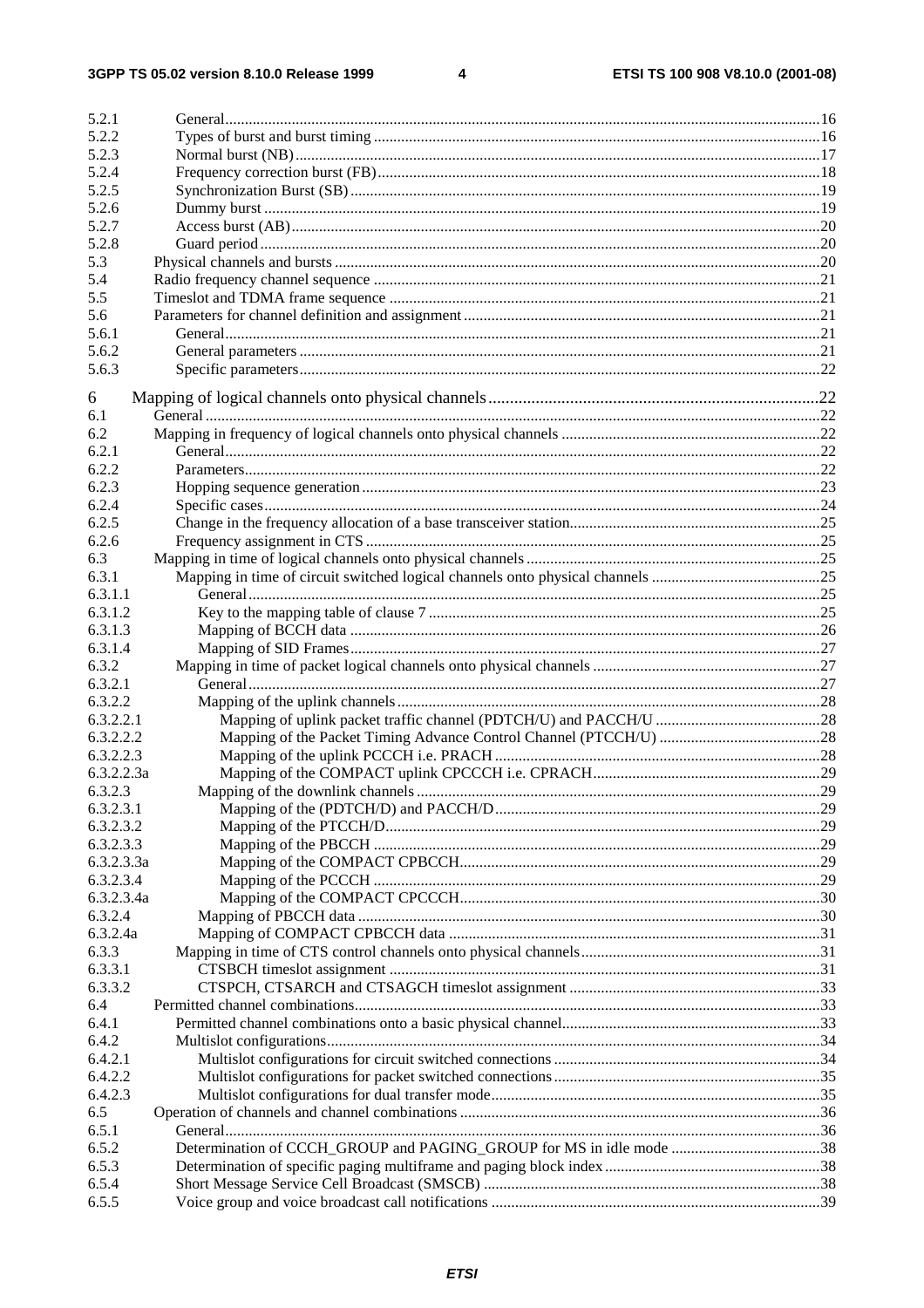5.2.1 General ........................................................................................................................ 16
5.2.2 Types of burst and burst timing ................................................................................... 16
5.2.3 Normal burst (NB) ........................................................................................................ 17
5.2.4 Frequency correction burst (FB) .................................................................................. 18
5.2.5 Synchronization Burst (SB) .......................................................................................... 19
5.2.6 Dummy burst ............................................................................................................... 19
5.2.7 Access burst (AB) ......................................................................................................... 20
5.2.8 Guard period ................................................................................................................ 20
5.3 Physical channels and bursts .......................................................................................... 20
5.4 Radio frequency channel sequence ................................................................................. 21
5.5 Timeslot and TDMA frame sequence .............................................................................. 21
5.6 Parameters for channel definition and assignment .......................................................... 21
5.6.1 General ........................................................................................................................ 21
5.6.2 General parameters ..................................................................................................... 21
5.6.3 Specific parameters ...................................................................................................... 22

6 Mapping of logical channels onto physical channels ........................................................... 22
6.1 General ............................................................................................................................ 22
6.2 Mapping in frequency of logical channels onto physical channels ................................... 22
6.2.1 General ........................................................................................................................ 22
6.2.2 Parameters ................................................................................................................... 22
6.2.3 Hopping sequence generation ...................................................................................... 23
6.2.4 Specific cases ............................................................................................................... 24
6.2.5 Change in the frequency allocation of a base transceiver station ................................. 25
6.2.6 Frequency assignment in CTS ...................................................................................... 25
6.3 Mapping in time of logical channels onto physical channels ............................................ 25
6.3.1 Mapping in time of circuit switched logical channels onto physical channels ............... 25
6.3.1.1 General ..................................................................................................................... 25
6.3.1.2 Key to the mapping table of clause 7 ........................................................................ 25
6.3.1.3 Mapping of BCCH data ............................................................................................ 26
6.3.1.4 Mapping of SID Frames ............................................................................................ 27
6.3.2 Mapping in time of packet logical channels onto physical channels ............................. 27
6.3.2.1 General ..................................................................................................................... 27
6.3.2.2 Mapping of the uplink channels ................................................................................ 28
6.3.2.2.1 Mapping of uplink packet traffic channel (PDTCH/U) and PACCH/U ..................... 28
6.3.2.2.2 Mapping of the Packet Timing Advance Control Channel (PTCCH/U) .................... 28
6.3.2.2.3 Mapping of the uplink PCCCH i.e. PRACH ............................................................. 28
6.3.2.2.3a Mapping of the COMPACT uplink CPCCCH i.e. CPRACH ..................................... 29
6.3.2.3 Mapping of the downlink channels ............................................................................ 29
6.3.2.3.1 Mapping of the (PDTCH/D) and PACCH/D ............................................................. 29
6.3.2.3.2 Mapping of the PTCCH/D ........................................................................................ 29
6.3.2.3.3 Mapping of the PBCCH ........................................................................................... 29
6.3.2.3.3a Mapping of the COMPACT CPBCCH ..................................................................... 29
6.3.2.3.4 Mapping of the PCCCH ........................................................................................... 29
6.3.2.3.4a Mapping of the COMPACT CPCCCH ..................................................................... 30
6.3.2.4 Mapping of PBCCH data ........................................................................................... 30
6.3.2.4a Mapping of COMPACT CPBCCH data .................................................................... 31
6.3.3 Mapping in time of CTS control channels onto physical channels ................................ 31
6.3.3.1 CTSBCH timeslot assignment .................................................................................. 31
6.3.3.2 CTSPCH, CTSARCH and CTSAGCH timeslot assignment ....................................... 33
6.4 Permitted channel combinations ...................................................................................... 33
6.4.1 Permitted channel combinations onto a basic physical channel ................................... 33
6.4.2 Multislot configurations ................................................................................................ 34
6.4.2.1 Multislot configurations for circuit switched connections ........................................... 34
6.4.2.2 Multislot configurations for packet switched connections .......................................... 35
6.4.2.3 Multislot configurations for dual transfer mode .......................................................... 35
6.5 Operation of channels and channel combinations ........................................................... 36
6.5.1 General ........................................................................................................................ 36
6.5.2 Determination of CCCH_GROUP and PAGING_GROUP for MS in idle mode ............. 38
6.5.3 Determination of specific paging multiframe and paging block index ............................ 38
6.5.4 Short Message Service Cell Broadcast (SMSCB) ......................................................... 38
6.5.5 Voice group and voice broadcast call notifications ....................................................... 39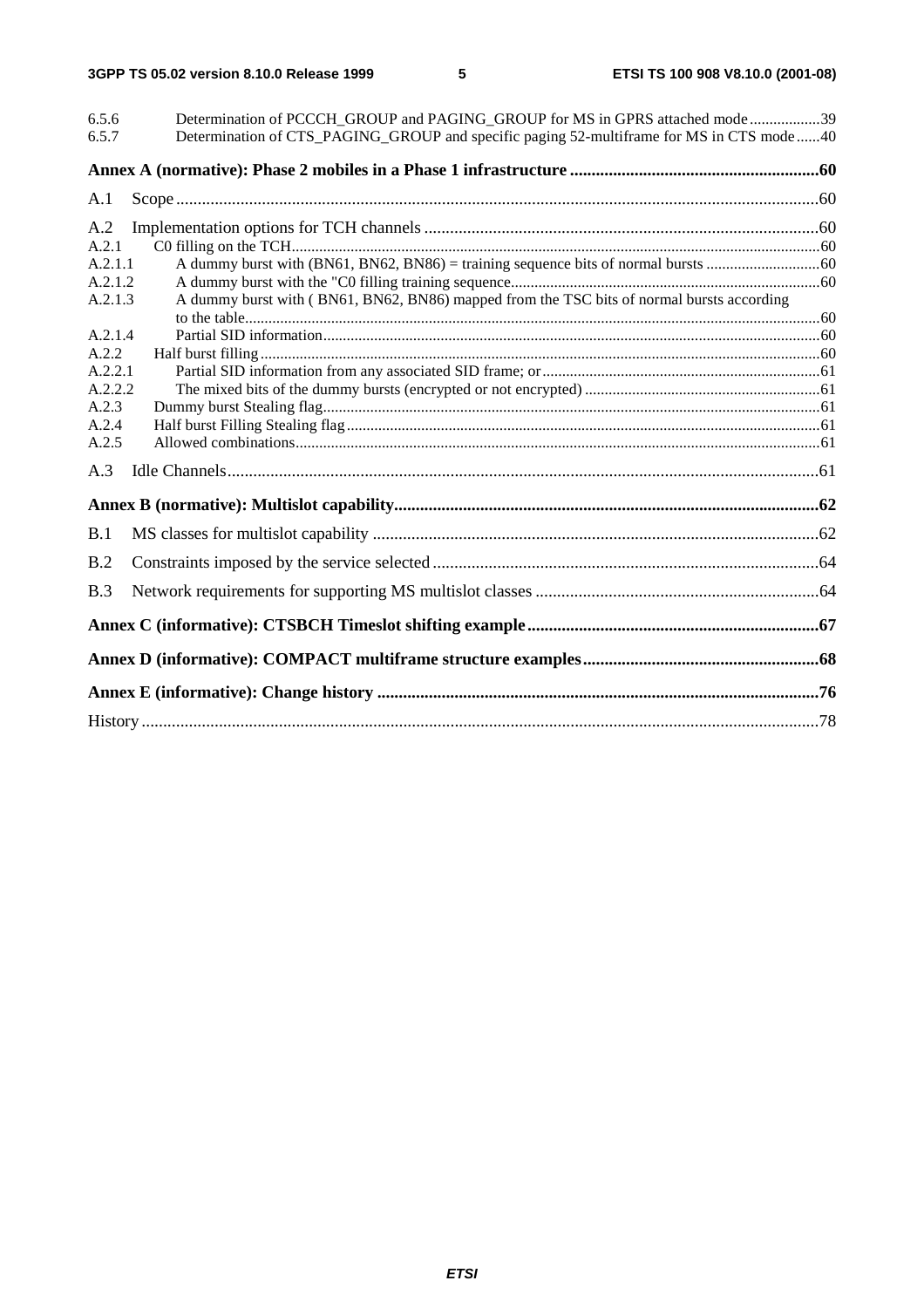6.5.6 Determination of PCCCH_GROUP and PAGING_GROUP for MS in GPRS attached mode .................. 39
6.5.7 Determination of CTS_PAGING_GROUP and specific paging 52-multiframe for MS in CTS mode ...... 40

**Annex A (normative): Phase 2 mobiles in a Phase 1 infrastructure ........................................................ 60**

A.1 Scope ........................................................................................................................................... 60

A.2 Implementation options for TCH channels ....................................................................................... 60
A.2.1 C0 filling on the TCH ................................................................................................................. 60
A.2.1.1 A dummy burst with (BN61, BN62, BN86) = training sequence bits of normal bursts ............................ 60
A.2.1.2 A dummy burst with the "C0 filling training sequence ................................................................... 60
A.2.1.3 A dummy burst with ( BN61, BN62, BN86) mapped from the TSC bits of normal bursts according to the table ........................................................................................................................................... 60
A.2.1.4 Partial SID information ................................................................................................................ 60
A.2.2 Half burst filling ............................................................................................................................ 60
A.2.2.1 Partial SID information from any associated SID frame; or ................................................................... 61
A.2.2.2 The mixed bits of the dummy bursts (encrypted or not encrypted) ......................................................... 61
A.2.3 Dummy burst Stealing flag ............................................................................................................ 61
A.2.4 Half burst Filling Stealing flag ....................................................................................................... 61
A.2.5 Allowed combinations ................................................................................................................... 61

A.3 Idle Channels ................................................................................................................................ 61

**Annex B (normative): Multislot capability .................................................................................................. 62**

B.1 MS classes for multislot capability .................................................................................................... 62

B.2 Constraints imposed by the service selected ........................................................................................ 64

B.3 Network requirements for supporting MS multislot classes ................................................................... 64

**Annex C (informative): CTSBCH Timeslot shifting example ..................................................................... 67**

**Annex D (informative): COMPACT multiframe structure examples ........................................................ 68**

**Annex E (informative): Change history ....................................................................................................... 76**

History ............................................................................................................................................... 78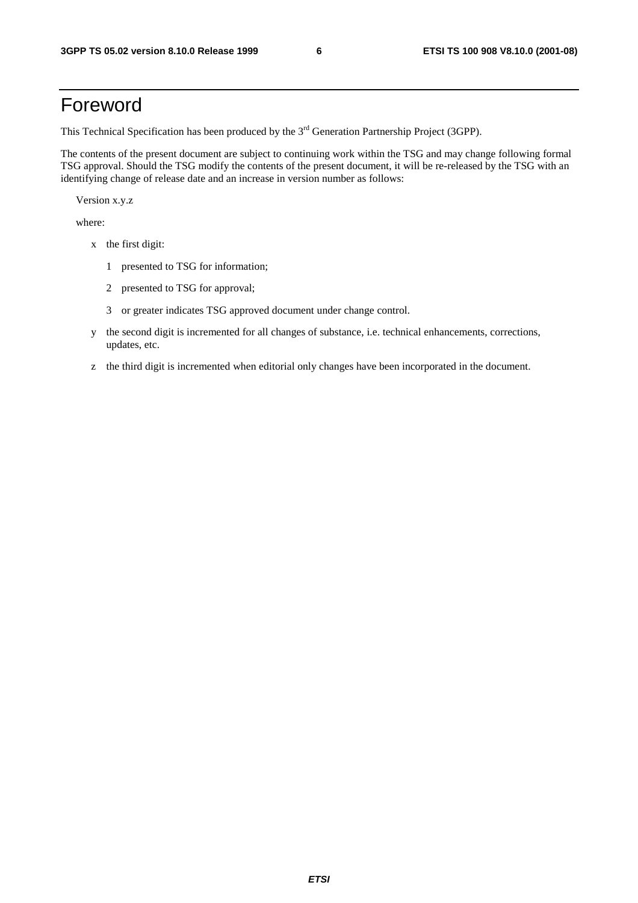# Foreword

This Technical Specification has been produced by the 3rd Generation Partnership Project (3GPP).

The contents of the present document are subject to continuing work within the TSG and may change following formal TSG approval. Should the TSG modify the contents of the present document, it will be re-released by the TSG with an identifying change of release date and an increase in version number as follows:

Version x.y.z

where:

- x the first digit:
  - 1 presented to TSG for information;
  - 2 presented to TSG for approval;
  - 3 or greater indicates TSG approved document under change control.
- y the second digit is incremented for all changes of substance, i.e. technical enhancements, corrections, updates, etc.
- z the third digit is incremented when editorial only changes have been incorporated in the document.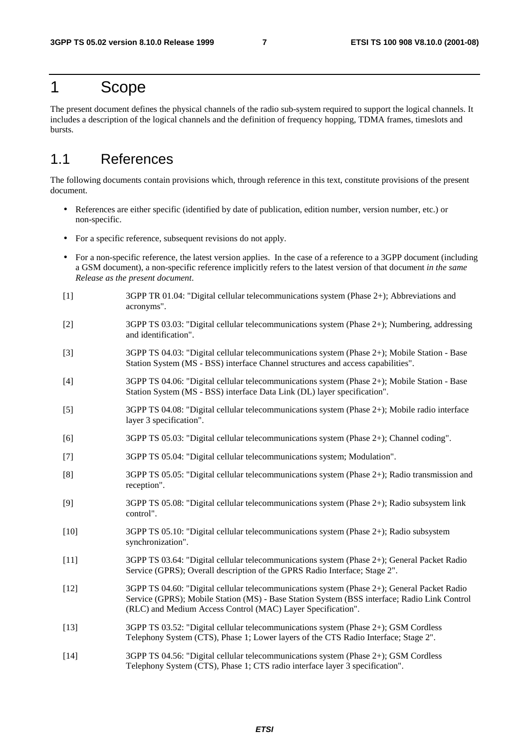# 1 Scope

The present document defines the physical channels of the radio sub-system required to support the logical channels. It includes a description of the logical channels and the definition of frequency hopping, TDMA frames, timeslots and bursts.

## 1.1 References

The following documents contain provisions which, through reference in this text, constitute provisions of the present document.

- References are either specific (identified by date of publication, edition number, version number, etc.) or non-specific.
- For a specific reference, subsequent revisions do not apply.
- For a non-specific reference, the latest version applies. In the case of a reference to a 3GPP document (including a GSM document), a non-specific reference implicitly refers to the latest version of that document *in the same Release as the present document*.

[1] 3GPP TR 01.04: "Digital cellular telecommunications system (Phase 2+); Abbreviations and acronyms".

[2] 3GPP TS 03.03: "Digital cellular telecommunications system (Phase 2+); Numbering, addressing and identification".

[3] 3GPP TS 04.03: "Digital cellular telecommunications system (Phase 2+); Mobile Station - Base Station System (MS - BSS) interface Channel structures and access capabilities".

[4] 3GPP TS 04.06: "Digital cellular telecommunications system (Phase 2+); Mobile Station - Base Station System (MS - BSS) interface Data Link (DL) layer specification".

[5] 3GPP TS 04.08: "Digital cellular telecommunications system (Phase 2+); Mobile radio interface layer 3 specification".

[6] 3GPP TS 05.03: "Digital cellular telecommunications system (Phase 2+); Channel coding".

[7] 3GPP TS 05.04: "Digital cellular telecommunications system; Modulation".

[8] 3GPP TS 05.05: "Digital cellular telecommunications system (Phase 2+); Radio transmission and reception".

[9] 3GPP TS 05.08: "Digital cellular telecommunications system (Phase 2+); Radio subsystem link control".

[10] 3GPP TS 05.10: "Digital cellular telecommunications system (Phase 2+); Radio subsystem synchronization".

[11] 3GPP TS 03.64: "Digital cellular telecommunications system (Phase 2+); General Packet Radio Service (GPRS); Overall description of the GPRS Radio Interface; Stage 2".

[12] 3GPP TS 04.60: "Digital cellular telecommunications system (Phase 2+); General Packet Radio Service (GPRS); Mobile Station (MS) - Base Station System (BSS interface; Radio Link Control (RLC) and Medium Access Control (MAC) Layer Specification".

[13] 3GPP TS 03.52: "Digital cellular telecommunications system (Phase 2+); GSM Cordless Telephony System (CTS), Phase 1; Lower layers of the CTS Radio Interface; Stage 2".

[14] 3GPP TS 04.56: "Digital cellular telecommunications system (Phase 2+); GSM Cordless Telephony System (CTS), Phase 1; CTS radio interface layer 3 specification".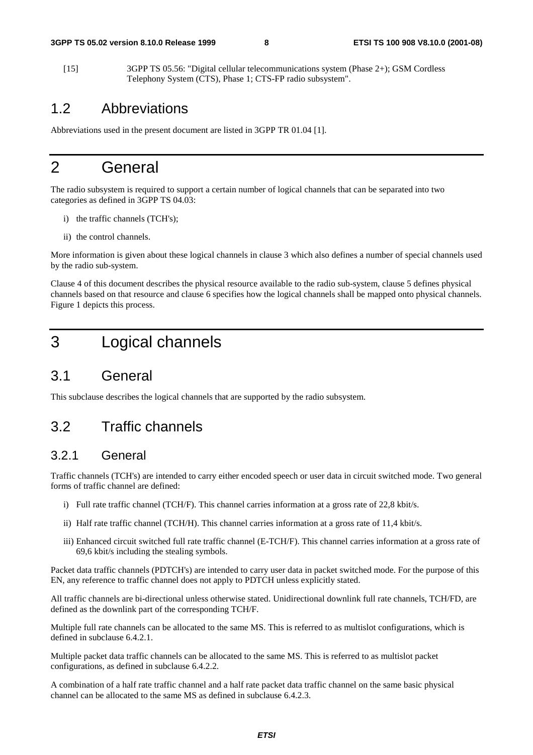[15] 3GPP TS 05.56: "Digital cellular telecommunications system (Phase 2+); GSM Cordless Telephony System (CTS), Phase 1; CTS-FP radio subsystem".

## 1.2 Abbreviations

Abbreviations used in the present document are listed in 3GPP TR 01.04 [1].

# 2 General

The radio subsystem is required to support a certain number of logical channels that can be separated into two categories as defined in 3GPP TS 04.03:

i) the traffic channels (TCH's);

ii) the control channels.

More information is given about these logical channels in clause 3 which also defines a number of special channels used by the radio sub-system.

Clause 4 of this document describes the physical resource available to the radio sub-system, clause 5 defines physical channels based on that resource and clause 6 specifies how the logical channels shall be mapped onto physical channels. Figure 1 depicts this process.

# 3 Logical channels

## 3.1 General

This subclause describes the logical channels that are supported by the radio subsystem.

## 3.2 Traffic channels

### 3.2.1 General

Traffic channels (TCH's) are intended to carry either encoded speech or user data in circuit switched mode. Two general forms of traffic channel are defined:

i) Full rate traffic channel (TCH/F). This channel carries information at a gross rate of 22,8 kbit/s.

ii) Half rate traffic channel (TCH/H). This channel carries information at a gross rate of 11,4 kbit/s.

iii) Enhanced circuit switched full rate traffic channel (E-TCH/F). This channel carries information at a gross rate of 69,6 kbit/s including the stealing symbols.

Packet data traffic channels (PDTCH's) are intended to carry user data in packet switched mode. For the purpose of this EN, any reference to traffic channel does not apply to PDTCH unless explicitly stated.

All traffic channels are bi-directional unless otherwise stated. Unidirectional downlink full rate channels, TCH/FD, are defined as the downlink part of the corresponding TCH/F.

Multiple full rate channels can be allocated to the same MS. This is referred to as multislot configurations, which is defined in subclause 6.4.2.1.

Multiple packet data traffic channels can be allocated to the same MS. This is referred to as multislot packet configurations, as defined in subclause 6.4.2.2.

A combination of a half rate traffic channel and a half rate packet data traffic channel on the same basic physical channel can be allocated to the same MS as defined in subclause 6.4.2.3.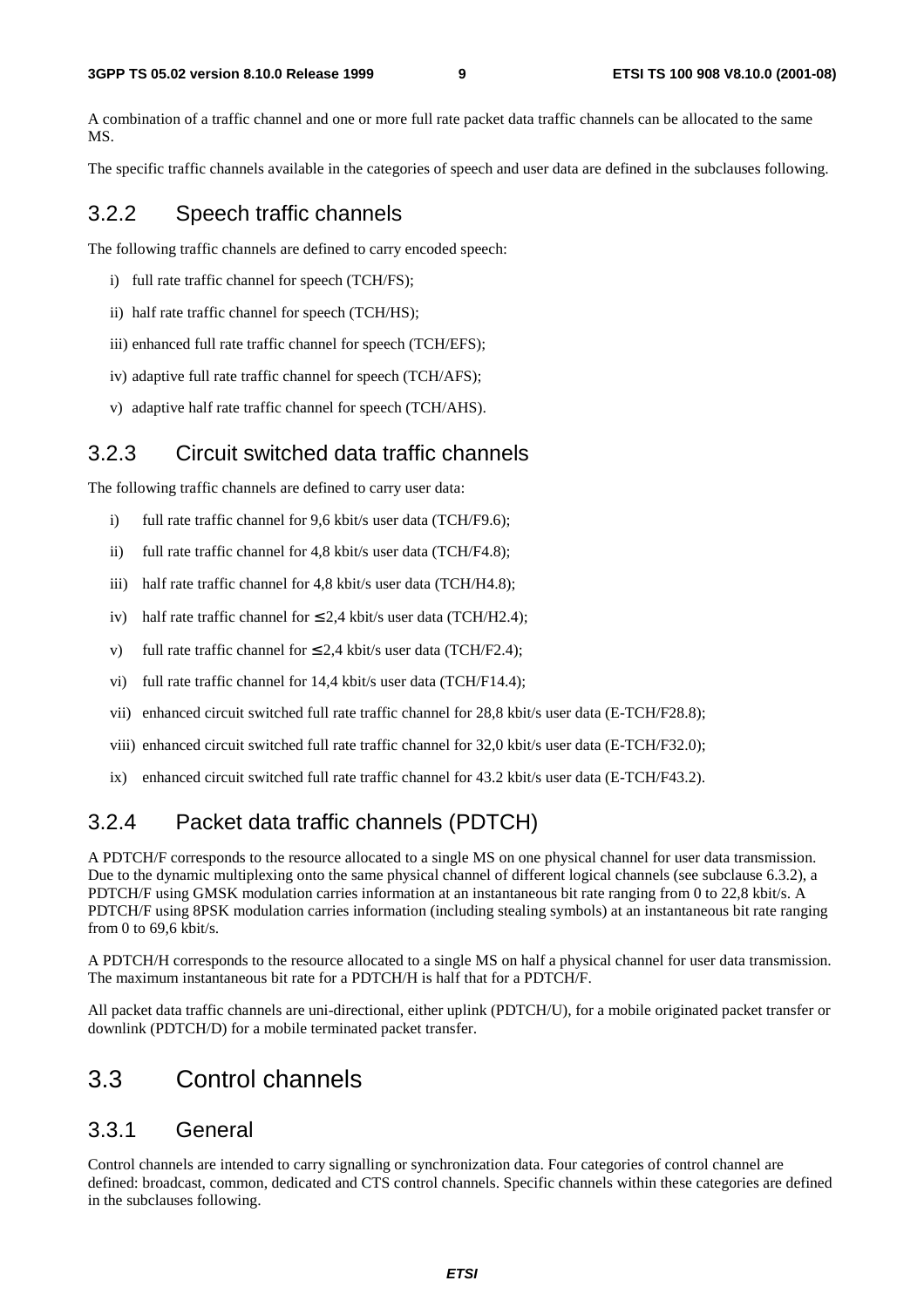A combination of a traffic channel and one or more full rate packet data traffic channels can be allocated to the same MS.

The specific traffic channels available in the categories of speech and user data are defined in the subclauses following.

### 3.2.2 Speech traffic channels

The following traffic channels are defined to carry encoded speech:

i) full rate traffic channel for speech (TCH/FS);

ii) half rate traffic channel for speech (TCH/HS);

iii) enhanced full rate traffic channel for speech (TCH/EFS);

iv) adaptive full rate traffic channel for speech (TCH/AFS);

v) adaptive half rate traffic channel for speech (TCH/AHS).

### 3.2.3 Circuit switched data traffic channels

The following traffic channels are defined to carry user data:

i) full rate traffic channel for 9,6 kbit/s user data (TCH/F9.6);

ii) full rate traffic channel for 4,8 kbit/s user data (TCH/F4.8);

iii) half rate traffic channel for 4,8 kbit/s user data (TCH/H4.8);

iv) half rate traffic channel for ≤ 2,4 kbit/s user data (TCH/H2.4);

v) full rate traffic channel for ≤ 2,4 kbit/s user data (TCH/F2.4);

vi) full rate traffic channel for 14,4 kbit/s user data (TCH/F14.4);

vii) enhanced circuit switched full rate traffic channel for 28,8 kbit/s user data (E-TCH/F28.8);

viii) enhanced circuit switched full rate traffic channel for 32,0 kbit/s user data (E-TCH/F32.0);

ix) enhanced circuit switched full rate traffic channel for 43.2 kbit/s user data (E-TCH/F43.2).

### 3.2.4 Packet data traffic channels (PDTCH)

A PDTCH/F corresponds to the resource allocated to a single MS on one physical channel for user data transmission. Due to the dynamic multiplexing onto the same physical channel of different logical channels (see subclause 6.3.2), a PDTCH/F using GMSK modulation carries information at an instantaneous bit rate ranging from 0 to 22,8 kbit/s. A PDTCH/F using 8PSK modulation carries information (including stealing symbols) at an instantaneous bit rate ranging from 0 to 69,6 kbit/s.

A PDTCH/H corresponds to the resource allocated to a single MS on half a physical channel for user data transmission. The maximum instantaneous bit rate for a PDTCH/H is half that for a PDTCH/F.

All packet data traffic channels are uni-directional, either uplink (PDTCH/U), for a mobile originated packet transfer or downlink (PDTCH/D) for a mobile terminated packet transfer.

## 3.3 Control channels

### 3.3.1 General

Control channels are intended to carry signalling or synchronization data. Four categories of control channel are defined: broadcast, common, dedicated and CTS control channels. Specific channels within these categories are defined in the subclauses following.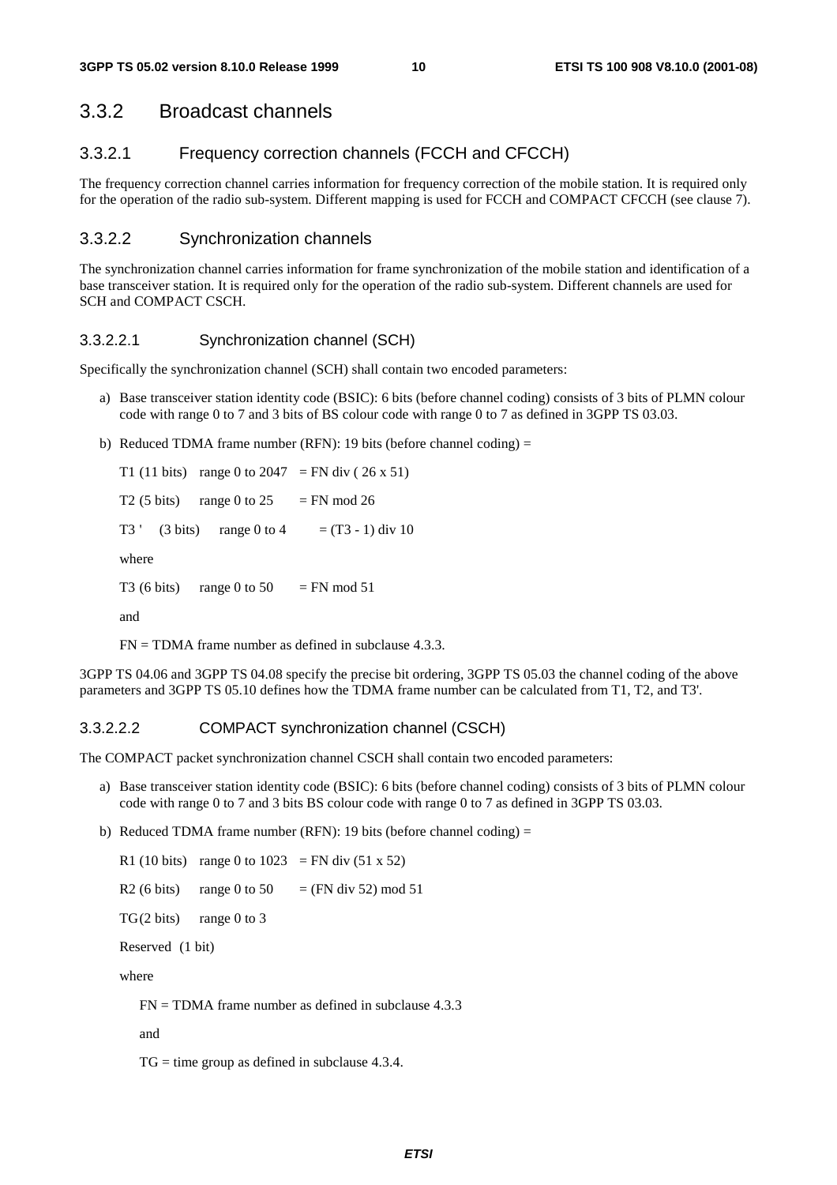## 3.3.2 Broadcast channels

### 3.3.2.1 Frequency correction channels (FCCH and CFCCH)

The frequency correction channel carries information for frequency correction of the mobile station. It is required only for the operation of the radio sub-system. Different mapping is used for FCCH and COMPACT CFCCH (see clause 7).

### 3.3.2.2 Synchronization channels

The synchronization channel carries information for frame synchronization of the mobile station and identification of a base transceiver station. It is required only for the operation of the radio sub-system. Different channels are used for SCH and COMPACT CSCH.

#### 3.3.2.2.1 Synchronization channel (SCH)

Specifically the synchronization channel (SCH) shall contain two encoded parameters:

a) Base transceiver station identity code (BSIC): 6 bits (before channel coding) consists of 3 bits of PLMN colour code with range 0 to 7 and 3 bits of BS colour code with range 0 to 7 as defined in 3GPP TS 03.03.

b) Reduced TDMA frame number (RFN): 19 bits (before channel coding) =

   T1 (11 bits) range 0 to 2047 = FN div ( 26 x 51)

   T2 (5 bits) range 0 to 25 = FN mod 26

   T3 ' (3 bits) range 0 to 4 = (T3 - 1) div 10

   where

   T3 (6 bits) range 0 to 50 = FN mod 51

   and

   FN = TDMA frame number as defined in subclause 4.3.3.

3GPP TS 04.06 and 3GPP TS 04.08 specify the precise bit ordering, 3GPP TS 05.03 the channel coding of the above parameters and 3GPP TS 05.10 defines how the TDMA frame number can be calculated from T1, T2, and T3'.

#### 3.3.2.2.2 COMPACT synchronization channel (CSCH)

The COMPACT packet synchronization channel CSCH shall contain two encoded parameters:

a) Base transceiver station identity code (BSIC): 6 bits (before channel coding) consists of 3 bits of PLMN colour code with range 0 to 7 and 3 bits BS colour code with range 0 to 7 as defined in 3GPP TS 03.03.

b) Reduced TDMA frame number (RFN): 19 bits (before channel coding) =

   R1 (10 bits) range 0 to 1023 = FN div (51 x 52)

   R2 (6 bits) range 0 to 50 = (FN div 52) mod 51

   TG(2 bits) range 0 to 3

   Reserved (1 bit)

   where

   FN = TDMA frame number as defined in subclause 4.3.3

   and

   TG = time group as defined in subclause 4.3.4.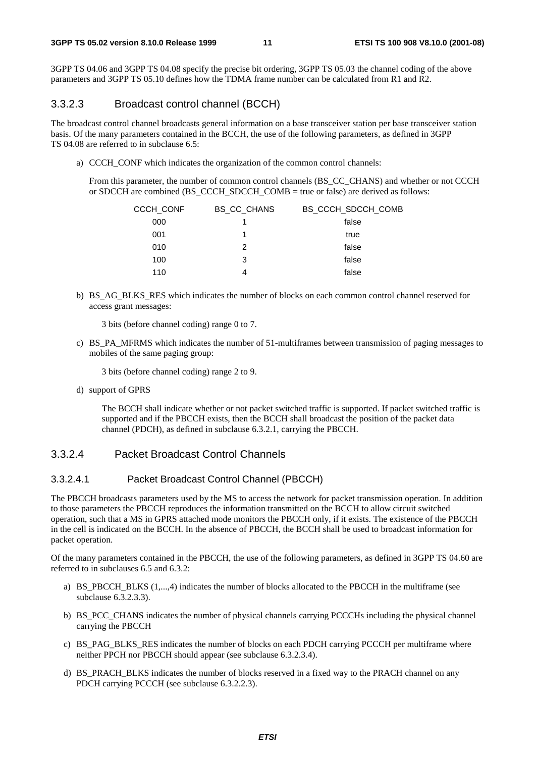3GPP TS 04.06 and 3GPP TS 04.08 specify the precise bit ordering, 3GPP TS 05.03 the channel coding of the above parameters and 3GPP TS 05.10 defines how the TDMA frame number can be calculated from R1 and R2.

### 3.3.2.3 Broadcast control channel (BCCH)

The broadcast control channel broadcasts general information on a base transceiver station per base transceiver station basis. Of the many parameters contained in the BCCH, the use of the following parameters, as defined in 3GPP TS 04.08 are referred to in subclause 6.5:

a) CCCH_CONF which indicates the organization of the common control channels:

   From this parameter, the number of common control channels (BS_CC_CHANS) and whether or not CCCH or SDCCH are combined (BS_CCCH_SDCCH_COMB = true or false) are derived as follows:

| CCCH_CONF | BS_CC_CHANS | BS_CCCH_SDCCH_COMB |
|---|---|---|
| 000 | 1 | false |
| 001 | 1 | true |
| 010 | 2 | false |
| 100 | 3 | false |
| 110 | 4 | false |

b) BS_AG_BLKS_RES which indicates the number of blocks on each common control channel reserved for access grant messages:

   3 bits (before channel coding) range 0 to 7.

c) BS_PA_MFRMS which indicates the number of 51-multiframes between transmission of paging messages to mobiles of the same paging group:

   3 bits (before channel coding) range 2 to 9.

d) support of GPRS

   The BCCH shall indicate whether or not packet switched traffic is supported. If packet switched traffic is supported and if the PBCCH exists, then the BCCH shall broadcast the position of the packet data channel (PDCH), as defined in subclause 6.3.2.1, carrying the PBCCH.

### 3.3.2.4 Packet Broadcast Control Channels

#### 3.3.2.4.1 Packet Broadcast Control Channel (PBCCH)

The PBCCH broadcasts parameters used by the MS to access the network for packet transmission operation. In addition to those parameters the PBCCH reproduces the information transmitted on the BCCH to allow circuit switched operation, such that a MS in GPRS attached mode monitors the PBCCH only, if it exists. The existence of the PBCCH in the cell is indicated on the BCCH. In the absence of PBCCH, the BCCH shall be used to broadcast information for packet operation.

Of the many parameters contained in the PBCCH, the use of the following parameters, as defined in 3GPP TS 04.60 are referred to in subclauses 6.5 and 6.3.2:

a) BS_PBCCH_BLKS (1,...,4) indicates the number of blocks allocated to the PBCCH in the multiframe (see subclause 6.3.2.3.3).

b) BS_PCC_CHANS indicates the number of physical channels carrying PCCCHs including the physical channel carrying the PBCCH

c) BS_PAG_BLKS_RES indicates the number of blocks on each PDCH carrying PCCCH per multiframe where neither PPCH nor PBCCH should appear (see subclause 6.3.2.3.4).

d) BS_PRACH_BLKS indicates the number of blocks reserved in a fixed way to the PRACH channel on any PDCH carrying PCCCH (see subclause 6.3.2.2.3).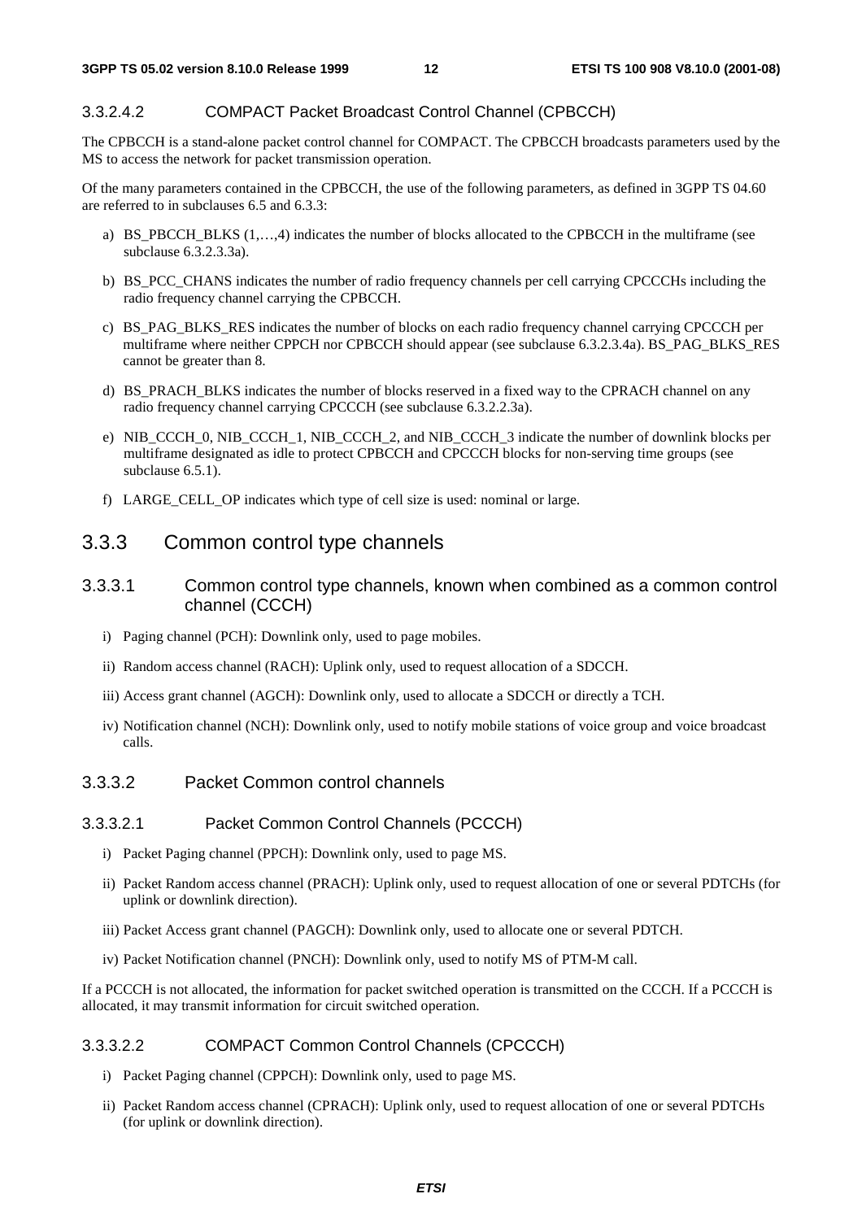#### 3.3.2.4.2 COMPACT Packet Broadcast Control Channel (CPBCCH)

The CPBCCH is a stand-alone packet control channel for COMPACT. The CPBCCH broadcasts parameters used by the MS to access the network for packet transmission operation.

Of the many parameters contained in the CPBCCH, the use of the following parameters, as defined in 3GPP TS 04.60 are referred to in subclauses 6.5 and 6.3.3:

a) BS_PBCCH_BLKS (1,…,4) indicates the number of blocks allocated to the CPBCCH in the multiframe (see subclause 6.3.2.3.3a).

b) BS_PCC_CHANS indicates the number of radio frequency channels per cell carrying CPCCCHs including the radio frequency channel carrying the CPBCCH.

c) BS_PAG_BLKS_RES indicates the number of blocks on each radio frequency channel carrying CPCCCH per multiframe where neither CPPCH nor CPBCCH should appear (see subclause 6.3.2.3.4a). BS_PAG_BLKS_RES cannot be greater than 8.

d) BS_PRACH_BLKS indicates the number of blocks reserved in a fixed way to the CPRACH channel on any radio frequency channel carrying CPCCCH (see subclause 6.3.2.2.3a).

e) NIB_CCCH_0, NIB_CCCH_1, NIB_CCCH_2, and NIB_CCCH_3 indicate the number of downlink blocks per multiframe designated as idle to protect CPBCCH and CPCCCH blocks for non-serving time groups (see subclause 6.5.1).

f) LARGE_CELL_OP indicates which type of cell size is used: nominal or large.

## 3.3.3 Common control type channels

### 3.3.3.1 Common control type channels, known when combined as a common control channel (CCCH)

i) Paging channel (PCH): Downlink only, used to page mobiles.

ii) Random access channel (RACH): Uplink only, used to request allocation of a SDCCH.

iii) Access grant channel (AGCH): Downlink only, used to allocate a SDCCH or directly a TCH.

iv) Notification channel (NCH): Downlink only, used to notify mobile stations of voice group and voice broadcast calls.

### 3.3.3.2 Packet Common control channels

#### 3.3.3.2.1 Packet Common Control Channels (PCCCH)

i) Packet Paging channel (PPCH): Downlink only, used to page MS.

ii) Packet Random access channel (PRACH): Uplink only, used to request allocation of one or several PDTCHs (for uplink or downlink direction).

iii) Packet Access grant channel (PAGCH): Downlink only, used to allocate one or several PDTCH.

iv) Packet Notification channel (PNCH): Downlink only, used to notify MS of PTM-M call.

If a PCCCH is not allocated, the information for packet switched operation is transmitted on the CCCH. If a PCCCH is allocated, it may transmit information for circuit switched operation.

#### 3.3.3.2.2 COMPACT Common Control Channels (CPCCCH)

i) Packet Paging channel (CPPCH): Downlink only, used to page MS.

ii) Packet Random access channel (CPRACH): Uplink only, used to request allocation of one or several PDTCHs (for uplink or downlink direction).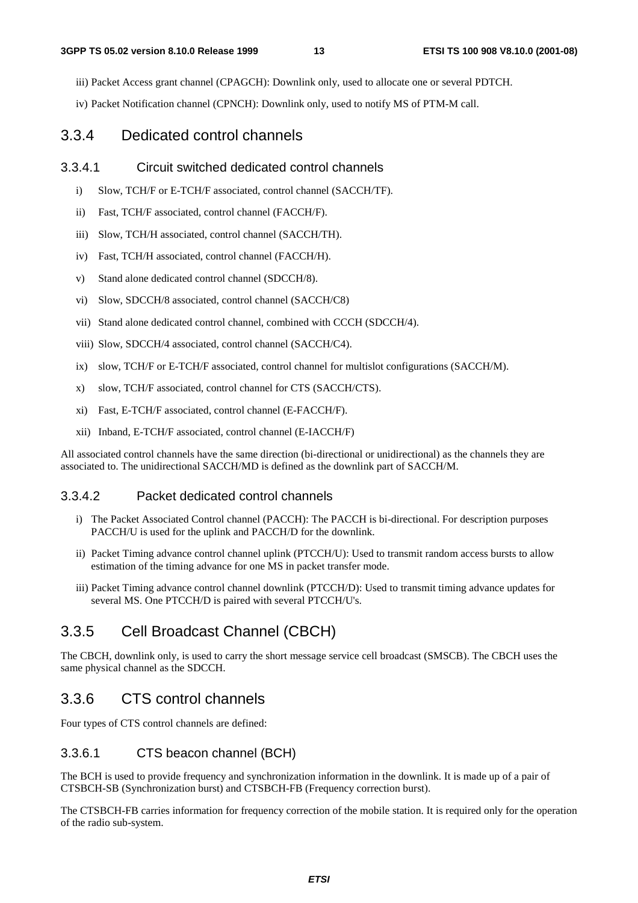iii) Packet Access grant channel (CPAGCH): Downlink only, used to allocate one or several PDTCH.

iv) Packet Notification channel (CPNCH): Downlink only, used to notify MS of PTM-M call.

### 3.3.4 Dedicated control channels

#### 3.3.4.1 Circuit switched dedicated control channels

i) Slow, TCH/F or E-TCH/F associated, control channel (SACCH/TF).

ii) Fast, TCH/F associated, control channel (FACCH/F).

iii) Slow, TCH/H associated, control channel (SACCH/TH).

iv) Fast, TCH/H associated, control channel (FACCH/H).

v) Stand alone dedicated control channel (SDCCH/8).

vi) Slow, SDCCH/8 associated, control channel (SACCH/C8)

vii) Stand alone dedicated control channel, combined with CCCH (SDCCH/4).

viii) Slow, SDCCH/4 associated, control channel (SACCH/C4).

ix) slow, TCH/F or E-TCH/F associated, control channel for multislot configurations (SACCH/M).

x) slow, TCH/F associated, control channel for CTS (SACCH/CTS).

xi) Fast, E-TCH/F associated, control channel (E-FACCH/F).

xii) Inband, E-TCH/F associated, control channel (E-IACCH/F)

All associated control channels have the same direction (bi-directional or unidirectional) as the channels they are associated to. The unidirectional SACCH/MD is defined as the downlink part of SACCH/M.

#### 3.3.4.2 Packet dedicated control channels

i) The Packet Associated Control channel (PACCH): The PACCH is bi-directional. For description purposes PACCH/U is used for the uplink and PACCH/D for the downlink.

ii) Packet Timing advance control channel uplink (PTCCH/U): Used to transmit random access bursts to allow estimation of the timing advance for one MS in packet transfer mode.

iii) Packet Timing advance control channel downlink (PTCCH/D): Used to transmit timing advance updates for several MS. One PTCCH/D is paired with several PTCCH/U's.

### 3.3.5 Cell Broadcast Channel (CBCH)

The CBCH, downlink only, is used to carry the short message service cell broadcast (SMSCB). The CBCH uses the same physical channel as the SDCCH.

### 3.3.6 CTS control channels

Four types of CTS control channels are defined:

#### 3.3.6.1 CTS beacon channel (BCH)

The BCH is used to provide frequency and synchronization information in the downlink. It is made up of a pair of CTSBCH-SB (Synchronization burst) and CTSBCH-FB (Frequency correction burst).

The CTSBCH-FB carries information for frequency correction of the mobile station. It is required only for the operation of the radio sub-system.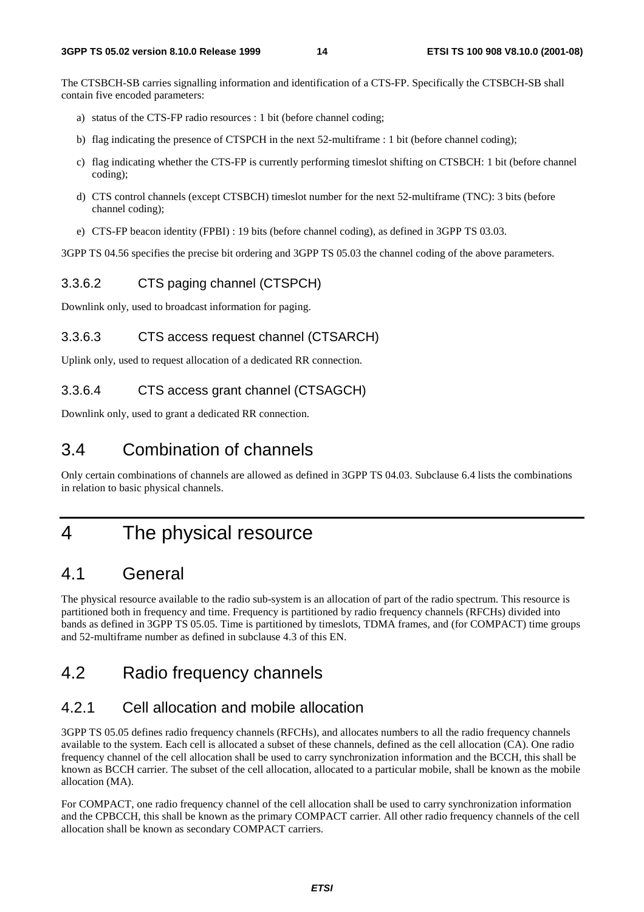The CTSBCH-SB carries signalling information and identification of a CTS-FP. Specifically the CTSBCH-SB shall contain five encoded parameters:

a) status of the CTS-FP radio resources : 1 bit (before channel coding;

b) flag indicating the presence of CTSPCH in the next 52-multiframe : 1 bit (before channel coding);

c) flag indicating whether the CTS-FP is currently performing timeslot shifting on CTSBCH: 1 bit (before channel coding);

d) CTS control channels (except CTSBCH) timeslot number for the next 52-multiframe (TNC): 3 bits (before channel coding);

e) CTS-FP beacon identity (FPBI) : 19 bits (before channel coding), as defined in 3GPP TS 03.03.

3GPP TS 04.56 specifies the precise bit ordering and 3GPP TS 05.03 the channel coding of the above parameters.

#### 3.3.6.2 CTS paging channel (CTSPCH)

Downlink only, used to broadcast information for paging.

#### 3.3.6.3 CTS access request channel (CTSARCH)

Uplink only, used to request allocation of a dedicated RR connection.

#### 3.3.6.4 CTS access grant channel (CTSAGCH)

Downlink only, used to grant a dedicated RR connection.

## 3.4 Combination of channels

Only certain combinations of channels are allowed as defined in 3GPP TS 04.03. Subclause 6.4 lists the combinations in relation to basic physical channels.

# 4 The physical resource

## 4.1 General

The physical resource available to the radio sub-system is an allocation of part of the radio spectrum. This resource is partitioned both in frequency and time. Frequency is partitioned by radio frequency channels (RFCHs) divided into bands as defined in 3GPP TS 05.05. Time is partitioned by timeslots, TDMA frames, and (for COMPACT) time groups and 52-multiframe number as defined in subclause 4.3 of this EN.

## 4.2 Radio frequency channels

### 4.2.1 Cell allocation and mobile allocation

3GPP TS 05.05 defines radio frequency channels (RFCHs), and allocates numbers to all the radio frequency channels available to the system. Each cell is allocated a subset of these channels, defined as the cell allocation (CA). One radio frequency channel of the cell allocation shall be used to carry synchronization information and the BCCH, this shall be known as BCCH carrier. The subset of the cell allocation, allocated to a particular mobile, shall be known as the mobile allocation (MA).

For COMPACT, one radio frequency channel of the cell allocation shall be used to carry synchronization information and the CPBCCH, this shall be known as the primary COMPACT carrier. All other radio frequency channels of the cell allocation shall be known as secondary COMPACT carriers.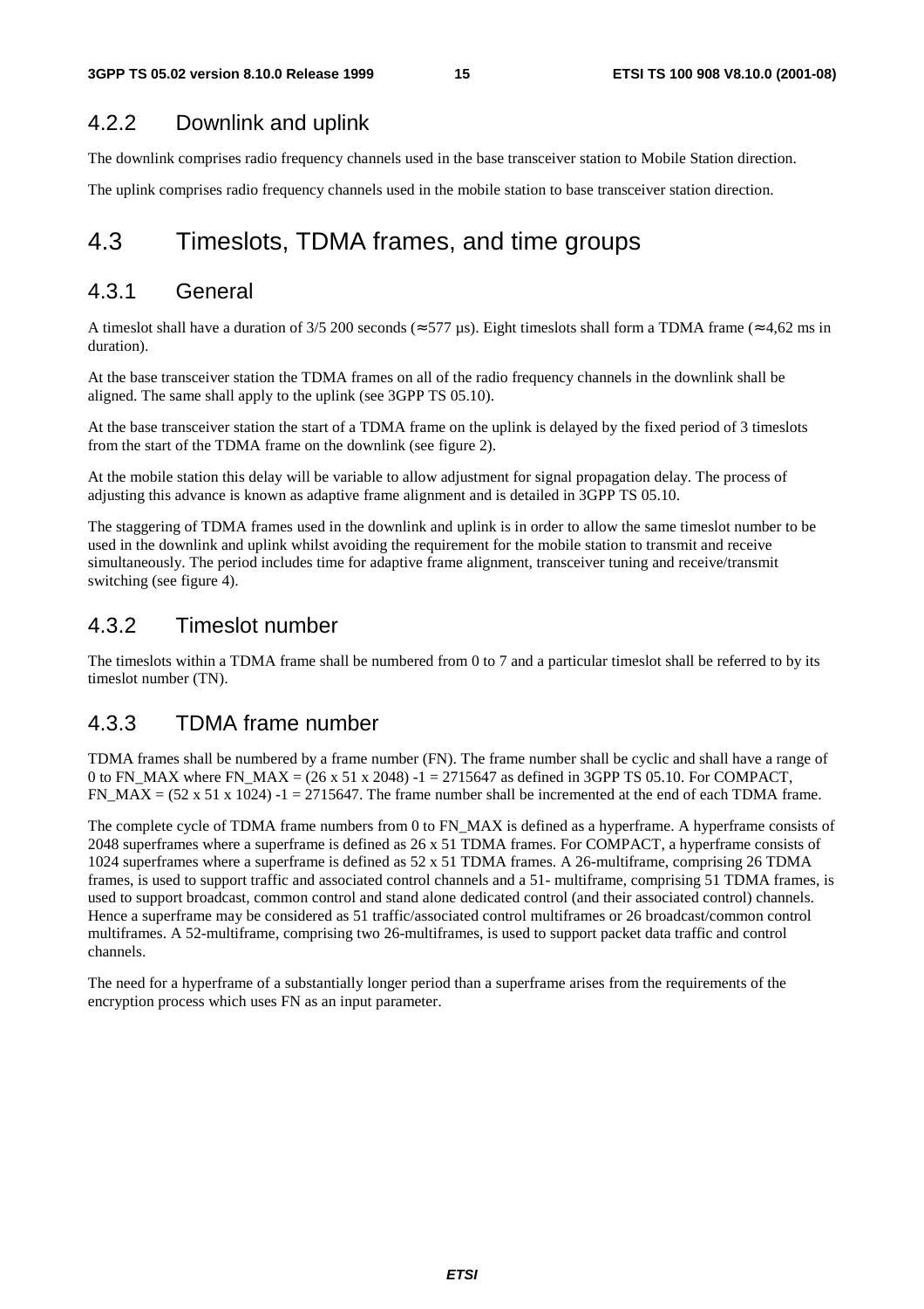### 4.2.2 Downlink and uplink

The downlink comprises radio frequency channels used in the base transceiver station to Mobile Station direction.

The uplink comprises radio frequency channels used in the mobile station to base transceiver station direction.

## 4.3 Timeslots, TDMA frames, and time groups

### 4.3.1 General

A timeslot shall have a duration of 3/5 200 seconds (≈577 µs). Eight timeslots shall form a TDMA frame (≈4,62 ms in duration).

At the base transceiver station the TDMA frames on all of the radio frequency channels in the downlink shall be aligned. The same shall apply to the uplink (see 3GPP TS 05.10).

At the base transceiver station the start of a TDMA frame on the uplink is delayed by the fixed period of 3 timeslots from the start of the TDMA frame on the downlink (see figure 2).

At the mobile station this delay will be variable to allow adjustment for signal propagation delay. The process of adjusting this advance is known as adaptive frame alignment and is detailed in 3GPP TS 05.10.

The staggering of TDMA frames used in the downlink and uplink is in order to allow the same timeslot number to be used in the downlink and uplink whilst avoiding the requirement for the mobile station to transmit and receive simultaneously. The period includes time for adaptive frame alignment, transceiver tuning and receive/transmit switching (see figure 4).

### 4.3.2 Timeslot number

The timeslots within a TDMA frame shall be numbered from 0 to 7 and a particular timeslot shall be referred to by its timeslot number (TN).

### 4.3.3 TDMA frame number

TDMA frames shall be numbered by a frame number (FN). The frame number shall be cyclic and shall have a range of 0 to FN_MAX where FN_MAX = (26 x 51 x 2048) -1 = 2715647 as defined in 3GPP TS 05.10. For COMPACT, FN_MAX = (52 x 51 x 1024) -1 = 2715647. The frame number shall be incremented at the end of each TDMA frame.

The complete cycle of TDMA frame numbers from 0 to FN_MAX is defined as a hyperframe. A hyperframe consists of 2048 superframes where a superframe is defined as 26 x 51 TDMA frames. For COMPACT, a hyperframe consists of 1024 superframes where a superframe is defined as 52 x 51 TDMA frames. A 26-multiframe, comprising 26 TDMA frames, is used to support traffic and associated control channels and a 51- multiframe, comprising 51 TDMA frames, is used to support broadcast, common control and stand alone dedicated control (and their associated control) channels. Hence a superframe may be considered as 51 traffic/associated control multiframes or 26 broadcast/common control multiframes. A 52-multiframe, comprising two 26-multiframes, is used to support packet data traffic and control channels.

The need for a hyperframe of a substantially longer period than a superframe arises from the requirements of the encryption process which uses FN as an input parameter.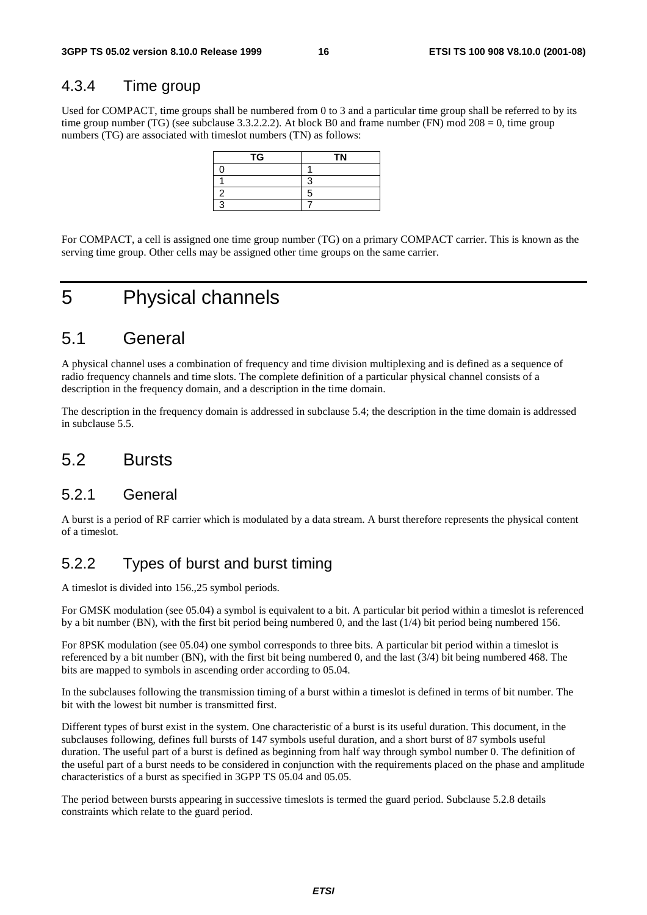### 4.3.4 Time group

Used for COMPACT, time groups shall be numbered from 0 to 3 and a particular time group shall be referred to by its time group number (TG) (see subclause 3.3.2.2.2). At block B0 and frame number (FN) mod 208 = 0, time group numbers (TG) are associated with timeslot numbers (TN) as follows:

| TG | TN |
|---|---|
| 0 | 1 |
| 1 | 3 |
| 2 | 5 |
| 3 | 7 |

For COMPACT, a cell is assigned one time group number (TG) on a primary COMPACT carrier. This is known as the serving time group. Other cells may be assigned other time groups on the same carrier.

# 5 Physical channels

## 5.1 General

A physical channel uses a combination of frequency and time division multiplexing and is defined as a sequence of radio frequency channels and time slots. The complete definition of a particular physical channel consists of a description in the frequency domain, and a description in the time domain.

The description in the frequency domain is addressed in subclause 5.4; the description in the time domain is addressed in subclause 5.5.

## 5.2 Bursts

### 5.2.1 General

A burst is a period of RF carrier which is modulated by a data stream. A burst therefore represents the physical content of a timeslot.

### 5.2.2 Types of burst and burst timing

A timeslot is divided into 156.,25 symbol periods.

For GMSK modulation (see 05.04) a symbol is equivalent to a bit. A particular bit period within a timeslot is referenced by a bit number (BN), with the first bit period being numbered 0, and the last (1/4) bit period being numbered 156.

For 8PSK modulation (see 05.04) one symbol corresponds to three bits. A particular bit period within a timeslot is referenced by a bit number (BN), with the first bit being numbered 0, and the last (3/4) bit being numbered 468. The bits are mapped to symbols in ascending order according to 05.04.

In the subclauses following the transmission timing of a burst within a timeslot is defined in terms of bit number. The bit with the lowest bit number is transmitted first.

Different types of burst exist in the system. One characteristic of a burst is its useful duration. This document, in the subclauses following, defines full bursts of 147 symbols useful duration, and a short burst of 87 symbols useful duration. The useful part of a burst is defined as beginning from half way through symbol number 0. The definition of the useful part of a burst needs to be considered in conjunction with the requirements placed on the phase and amplitude characteristics of a burst as specified in 3GPP TS 05.04 and 05.05.

The period between bursts appearing in successive timeslots is termed the guard period. Subclause 5.2.8 details constraints which relate to the guard period.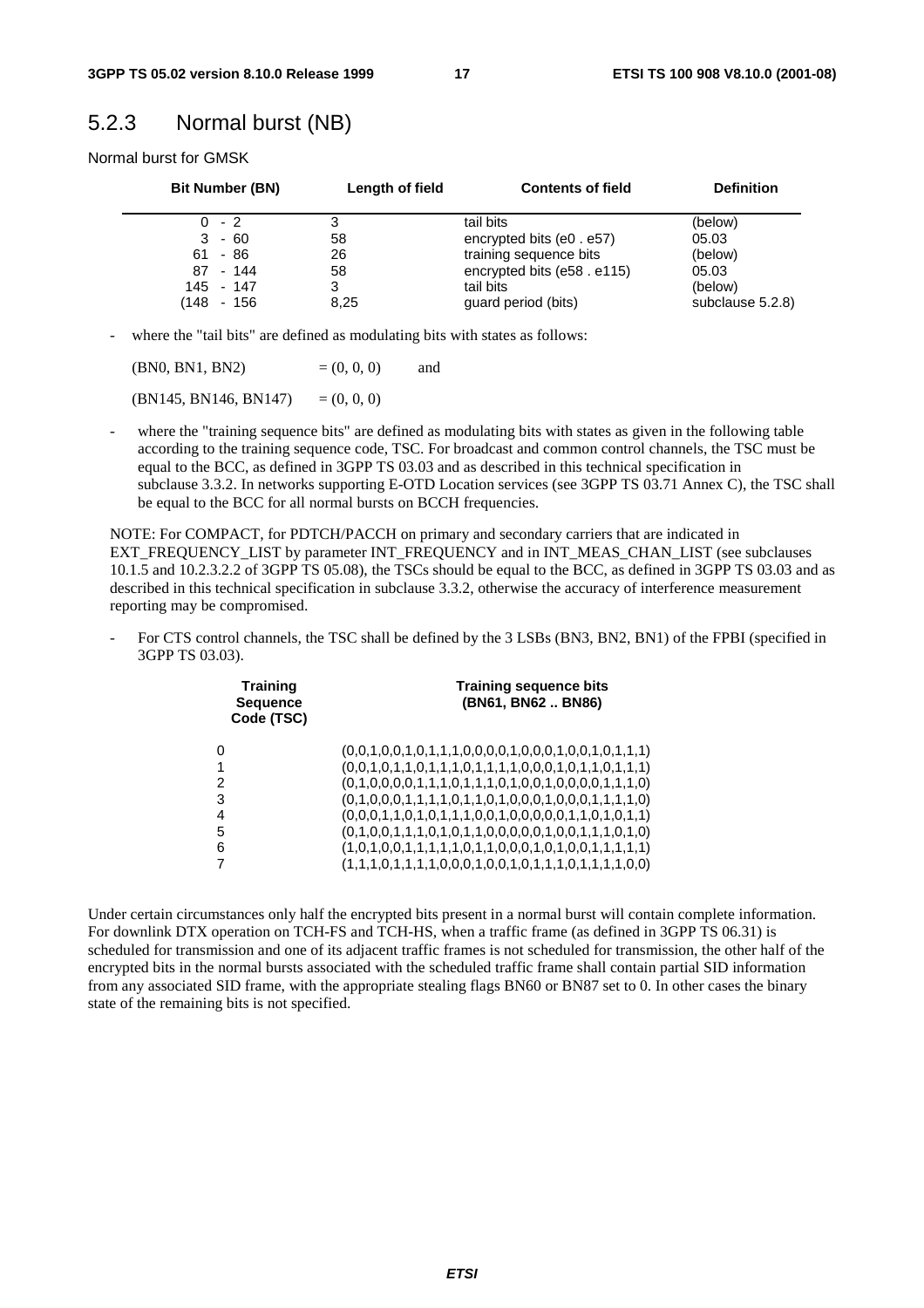## 5.2.3 Normal burst (NB)

Normal burst for GMSK

| Bit Number (BN) | Length of field | Contents of field | Definition |
|---|---|---|---|
| 0 - 2 | 3 | tail bits | (below) |
| 3 - 60 | 58 | encrypted bits (e0 . e57) | 05.03 |
| 61 - 86 | 26 | training sequence bits | (below) |
| 87 - 144 | 58 | encrypted bits (e58 . e115) | 05.03 |
| 145 - 147 | 3 | tail bits | (below) |
| (148 - 156 | 8,25 | guard period (bits) | subclause 5.2.8) |

- where the "tail bits" are defined as modulating bits with states as follows:

  (BN0, BN1, BN2) = (0, 0, 0) and

  (BN145, BN146, BN147) = (0, 0, 0)

- where the "training sequence bits" are defined as modulating bits with states as given in the following table according to the training sequence code, TSC. For broadcast and common control channels, the TSC must be equal to the BCC, as defined in 3GPP TS 03.03 and as described in this technical specification in subclause 3.3.2. In networks supporting E-OTD Location services (see 3GPP TS 03.71 Annex C), the TSC shall be equal to the BCC for all normal bursts on BCCH frequencies.

NOTE: For COMPACT, for PDTCH/PACCH on primary and secondary carriers that are indicated in EXT_FREQUENCY_LIST by parameter INT_FREQUENCY and in INT_MEAS_CHAN_LIST (see subclauses 10.1.5 and 10.2.3.2.2 of 3GPP TS 05.08), the TSCs should be equal to the BCC, as defined in 3GPP TS 03.03 and as described in this technical specification in subclause 3.3.2, otherwise the accuracy of interference measurement reporting may be compromised.

- For CTS control channels, the TSC shall be defined by the 3 LSBs (BN3, BN2, BN1) of the FPBI (specified in 3GPP TS 03.03).

| Training Sequence Code (TSC) | Training sequence bits (BN61, BN62 .. BN86) |
|---|---|
| 0 | (0,0,1,0,0,1,0,1,1,1,0,0,0,0,1,0,0,0,1,0,0,1,0,1,1,1) |
| 1 | (0,0,1,0,1,1,0,1,1,1,0,1,1,1,1,0,0,0,1,0,1,1,0,1,1,1) |
| 2 | (0,1,0,0,0,0,1,1,1,0,1,1,1,0,1,0,0,1,0,0,0,0,1,1,1,0) |
| 3 | (0,1,0,0,0,1,1,1,1,0,1,1,0,1,0,0,0,1,0,0,0,1,1,1,1,0) |
| 4 | (0,0,0,1,1,0,1,0,1,1,1,0,0,1,0,0,0,0,0,1,1,0,1,0,1,1) |
| 5 | (0,1,0,0,1,1,1,0,1,0,1,1,0,0,0,0,0,1,0,0,1,1,1,0,1,0) |
| 6 | (1,0,1,0,0,1,1,1,1,1,0,1,1,0,0,0,1,0,1,0,0,1,1,1,1,1) |
| 7 | (1,1,1,0,1,1,1,1,0,0,0,1,0,0,1,0,1,1,1,0,1,1,1,1,0,0) |

Under certain circumstances only half the encrypted bits present in a normal burst will contain complete information. For downlink DTX operation on TCH-FS and TCH-HS, when a traffic frame (as defined in 3GPP TS 06.31) is scheduled for transmission and one of its adjacent traffic frames is not scheduled for transmission, the other half of the encrypted bits in the normal bursts associated with the scheduled traffic frame shall contain partial SID information from any associated SID frame, with the appropriate stealing flags BN60 or BN87 set to 0. In other cases the binary state of the remaining bits is not specified.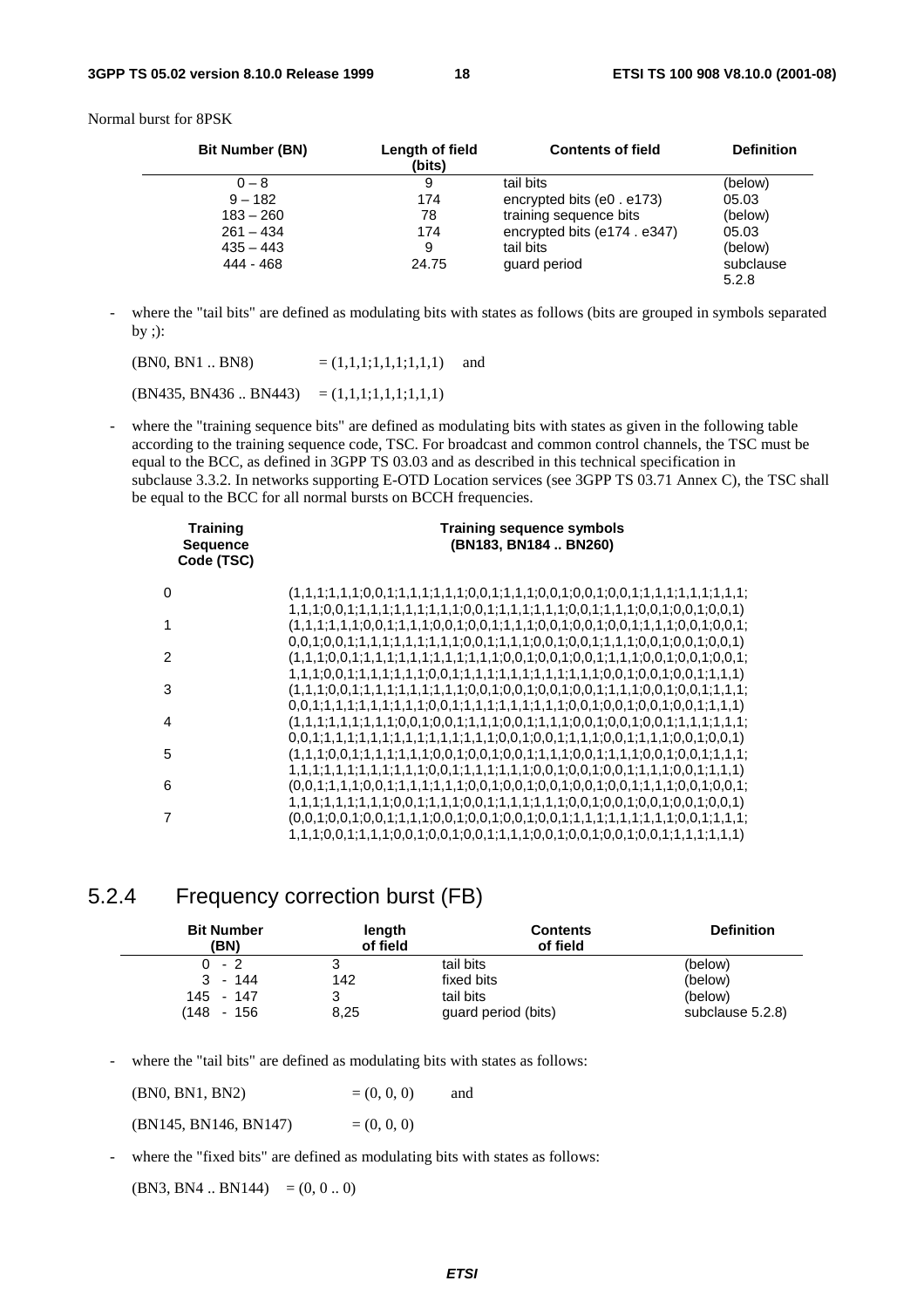Normal burst for 8PSK

| Bit Number (BN) | Length of field (bits) | Contents of field | Definition |
|---|---|---|---|
| 0 – 8 | 9 | tail bits | (below) |
| 9 – 182 | 174 | encrypted bits (e0 . e173) | 05.03 |
| 183 – 260 | 78 | training sequence bits | (below) |
| 261 – 434 | 174 | encrypted bits (e174 . e347) | 05.03 |
| 435 – 443 | 9 | tail bits | (below) |
| 444 - 468 | 24.75 | guard period | subclause 5.2.8 |

- where the "tail bits" are defined as modulating bits with states as follows (bits are grouped in symbols separated by ;):

  (BN0, BN1 .. BN8) = (1,1,1;1,1,1;1,1,1) and

  (BN435, BN436 .. BN443) = (1,1,1;1,1,1;1,1,1)

- where the "training sequence bits" are defined as modulating bits with states as given in the following table according to the training sequence code, TSC. For broadcast and common control channels, the TSC must be equal to the BCC, as defined in 3GPP TS 03.03 and as described in this technical specification in subclause 3.3.2. In networks supporting E-OTD Location services (see 3GPP TS 03.71 Annex C), the TSC shall be equal to the BCC for all normal bursts on BCCH frequencies.

| Training Sequence Code (TSC) | Training sequence symbols (BN183, BN184 .. BN260) |
|---|---|
| 0 | (1,1,1;1,1,1;0,0,1;1,1,1;1,1,1;0,0,1;1,1,1;0,0,1;0,0,1;0,0,1;1,1,1;1,1,1;1,1,1; 1,1,1;0,0,1;1,1,1;1,1,1;1,1,1;1,1,1;0,0,1;1,1,1;1,1,1;0,0,1;1,1,1;0,0,1;0,0,1;0,0,1) |
| 1 | (1,1,1;1,1,1;0,0,1;1,1,1;0,0,1;0,0,1;1,1,1;0,0,1;0,0,1;0,0,1;1,1,1;0,0,1;0,0,1; 0,0,1;0,0,1;1,1,1;1,1,1;1,1,1;0,0,1;1,1,1;0,0,1;0,0,1;1,1,1;0,0,1;0,0,1;0,0,1) |
| 2 | (1,1,1;0,0,1;1,1,1;1,1,1;1,1,1;1,1,1;0,0,1;0,0,1;0,0,1;1,1,1;0,0,1;0,0,1;0,0,1; 1,1,1;0,0,1;1,1,1;1,1,1;0,0,1;1,1,1;1,1,1;1,1,1;1,1,1;0,0,1;0,0,1;0,0,1;1,1,1) |
| 3 | (1,1,1;0,0,1;1,1,1;1,1,1;1,1,1;0,0,1;0,0,1;0,0,1;0,0,1;1,1,1;0,0,1;0,0,1;1,1,1; 0,0,1;1,1,1;1,1,1;1,1,1;0,0,1;1,1,1;1,1,1;1,1,1;0,0,1;0,0,1;0,0,1;0,0,1;1,1,1) |
| 4 | (1,1,1;1,1,1;1,1,1;0,0,1;0,0,1;1,1,1;0,0,1;1,1,1;0,0,1;0,0,1;0,0,1;1,1,1;1,1,1; 0,0,1;1,1,1;1,1,1;1,1,1;1,1,1;1,1,1;0,0,1;0,0,1;1,1,1;0,0,1;1,1,1;0,0,1;0,0,1) |
| 5 | (1,1,1;0,0,1;1,1,1;1,1,1;0,0,1;0,0,1;0,0,1;1,1,1;0,0,1;1,1,1;0,0,1;0,0,1;1,1,1; 1,1,1;1,1,1;1,1,1;1,1,1;0,0,1;1,1,1;1,1,1;0,0,1;0,0,1;0,0,1;1,1,1;0,0,1;1,1,1) |
| 6 | (0,0,1;1,1,1;0,0,1;1,1,1;1,1,1;0,0,1;0,0,1;0,0,1;0,0,1;0,0,1;1,1,1;0,0,1;0,0,1; 1,1,1;1,1,1;1,1,1;0,0,1;1,1,1;0,0,1;1,1,1;1,1,1;0,0,1;0,0,1;0,0,1;0,0,1;0,0,1) |
| 7 | (0,0,1;0,0,1;0,0,1;1,1,1;0,0,1;0,0,1;0,0,1;0,0,1;1,1,1;1,1,1;1,1,1;0,0,1;1,1,1; 1,1,1;0,0,1;1,1,1;0,0,1;0,0,1;0,0,1;1,1,1;0,0,1;0,0,1;0,0,1;0,0,1;1,1,1;1,1,1) |

## 5.2.4 Frequency correction burst (FB)

| Bit Number (BN) | length of field | Contents of field | Definition |
|---|---|---|---|
| 0 - 2 | 3 | tail bits | (below) |
| 3 - 144 | 142 | fixed bits | (below) |
| 145 - 147 | 3 | tail bits | (below) |
| (148 - 156 | 8,25 | guard period (bits) | subclause 5.2.8) |

- where the "tail bits" are defined as modulating bits with states as follows:

  (BN0, BN1, BN2) = (0, 0, 0) and

  (BN145, BN146, BN147) = (0, 0, 0)

- where the "fixed bits" are defined as modulating bits with states as follows:

  (BN3, BN4 .. BN144) = (0, 0 .. 0)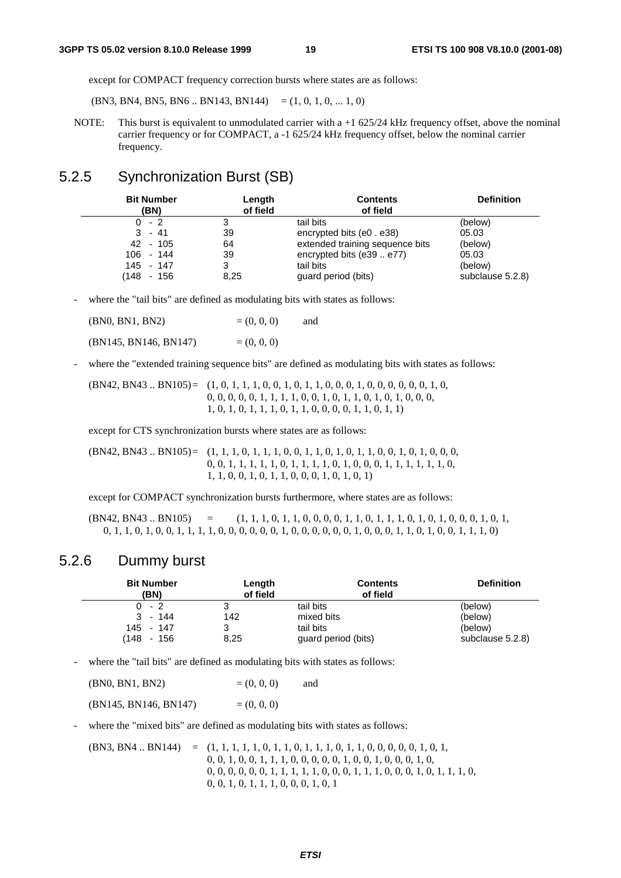except for COMPACT frequency correction bursts where states are as follows:

(BN3, BN4, BN5, BN6 .. BN143, BN144) = (1, 0, 1, 0, ... 1, 0)

NOTE: This burst is equivalent to unmodulated carrier with a +1 625/24 kHz frequency offset, above the nominal carrier frequency or for COMPACT, a -1 625/24 kHz frequency offset, below the nominal carrier frequency.

## 5.2.5 Synchronization Burst (SB)

| Bit Number (BN) | Length of field | Contents of field | Definition |
|---|---|---|---|
| 0 - 2 | 3 | tail bits | (below) |
| 3 - 41 | 39 | encrypted bits (e0 . e38) | 05.03 |
| 42 - 105 | 64 | extended training sequence bits | (below) |
| 106 - 144 | 39 | encrypted bits (e39 .. e77) | 05.03 |
| 145 - 147 | 3 | tail bits | (below) |
| (148 - 156 | 8,25 | guard period (bits) | subclause 5.2.8) |

- where the "tail bits" are defined as modulating bits with states as follows:

(BN0, BN1, BN2) = (0, 0, 0) and

(BN145, BN146, BN147) = (0, 0, 0)

- where the "extended training sequence bits" are defined as modulating bits with states as follows:

(BN42, BN43 .. BN105) = (1, 0, 1, 1, 1, 0, 0, 1, 0, 1, 1, 0, 0, 0, 1, 0, 0, 0, 0, 0, 0, 1, 0,
0, 0, 0, 0, 0, 1, 1, 1, 1, 0, 0, 1, 0, 1, 1, 0, 1, 0, 1, 0, 0, 0,
1, 0, 1, 0, 1, 1, 1, 0, 1, 1, 0, 0, 0, 0, 1, 1, 0, 1, 1)

except for CTS synchronization bursts where states are as follows:

(BN42, BN43 .. BN105) = (1, 1, 1, 0, 1, 1, 1, 0, 0, 1, 1, 0, 1, 0, 1, 1, 0, 0, 1, 0, 1, 0, 0, 0,
0, 0, 1, 1, 1, 1, 1, 0, 1, 1, 1, 1, 0, 1, 0, 0, 0, 1, 1, 1, 1, 1, 1, 0,
1, 1, 0, 0, 1, 0, 1, 1, 0, 0, 0, 1, 0, 1, 0, 1)

except for COMPACT synchronization bursts furthermore, where states are as follows:

(BN42, BN43 .. BN105) = (1, 1, 1, 0, 1, 1, 0, 0, 0, 0, 1, 1, 0, 1, 1, 1, 0, 1, 0, 1, 0, 0, 0, 1, 0, 1,
0, 1, 1, 0, 1, 0, 0, 1, 1, 1, 1, 0, 0, 0, 0, 0, 0, 1, 0, 0, 0, 0, 0, 0, 1, 0, 0, 0, 1, 1, 0, 1, 0, 0, 1, 1, 1, 0)

## 5.2.6 Dummy burst

| Bit Number (BN) | Length of field | Contents of field | Definition |
|---|---|---|---|
| 0 - 2 | 3 | tail bits | (below) |
| 3 - 144 | 142 | mixed bits | (below) |
| 145 - 147 | 3 | tail bits | (below) |
| (148 - 156 | 8,25 | guard period (bits) | subclause 5.2.8) |

- where the "tail bits" are defined as modulating bits with states as follows:

(BN0, BN1, BN2) = (0, 0, 0) and

(BN145, BN146, BN147) = (0, 0, 0)

- where the "mixed bits" are defined as modulating bits with states as follows:

(BN3, BN4 .. BN144) = (1, 1, 1, 1, 1, 0, 1, 1, 0, 1, 1, 1, 0, 1, 1, 0, 0, 0, 0, 0, 1, 0, 1,
0, 0, 1, 0, 0, 1, 1, 1, 0, 0, 0, 0, 0, 1, 0, 0, 1, 0, 0, 0, 1, 0,
0, 0, 0, 0, 0, 0, 1, 1, 1, 1, 1, 0, 0, 0, 1, 1, 1, 0, 0, 0, 1, 0, 1, 1, 1, 0,
0, 0, 1, 0, 1, 1, 1, 0, 0, 0, 1, 0, 1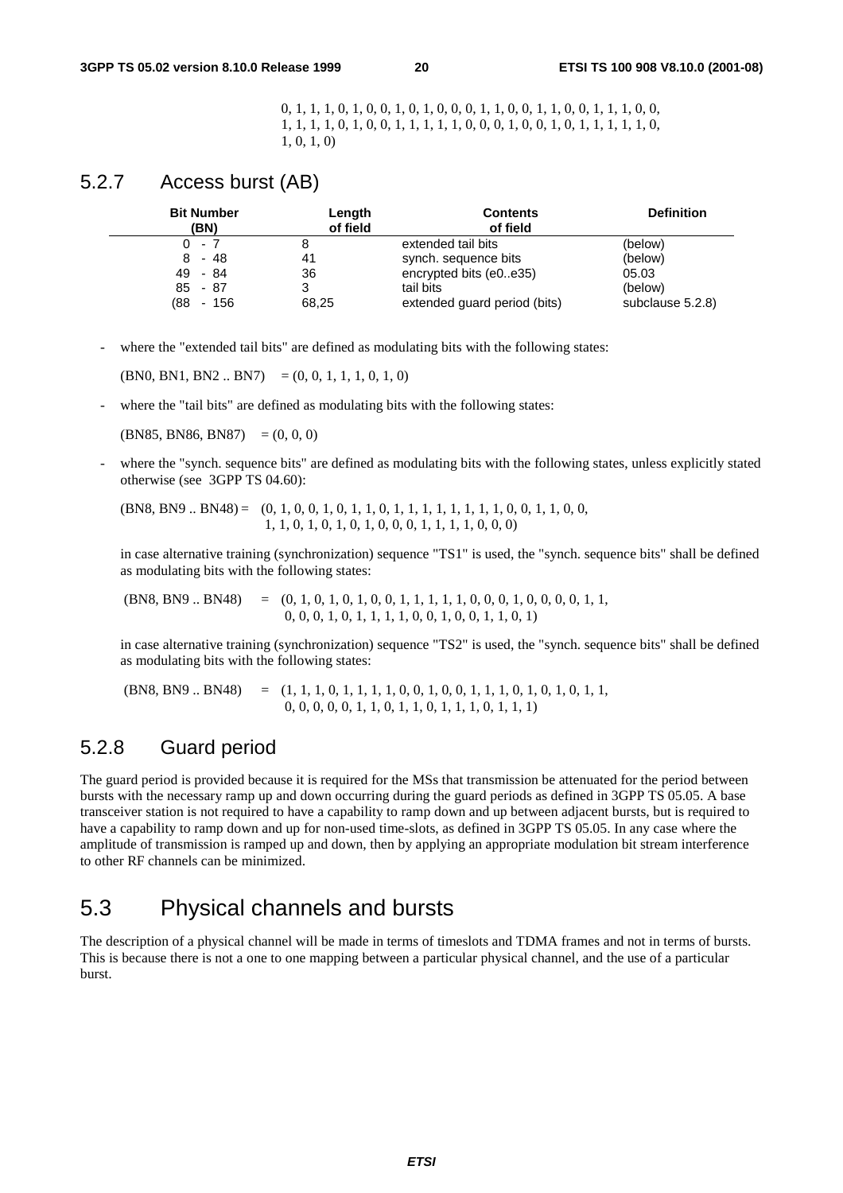0, 1, 1, 1, 0, 1, 0, 0, 1, 0, 1, 0, 0, 0, 1, 1, 0, 0, 1, 1, 0, 0, 1, 1, 1, 0, 0,
1, 1, 1, 1, 0, 1, 0, 0, 1, 1, 1, 1, 1, 0, 0, 0, 1, 0, 0, 1, 0, 1, 1, 1, 1, 1, 0,
1, 0, 1, 0)

### 5.2.7 Access burst (AB)

| Bit Number (BN) | Length of field | Contents of field | Definition |
|---|---|---|---|
| 0 - 7 | 8 | extended tail bits | (below) |
| 8 - 48 | 41 | synch. sequence bits | (below) |
| 49 - 84 | 36 | encrypted bits (e0..e35) | 05.03 |
| 85 - 87 | 3 | tail bits | (below) |
| (88 - 156 | 68,25 | extended guard period (bits) | subclause 5.2.8) |

- where the "extended tail bits" are defined as modulating bits with the following states:

  (BN0, BN1, BN2 .. BN7) = (0, 0, 1, 1, 1, 0, 1, 0)

- where the "tail bits" are defined as modulating bits with the following states:

  (BN85, BN86, BN87) = (0, 0, 0)

- where the "synch. sequence bits" are defined as modulating bits with the following states, unless explicitly stated otherwise (see 3GPP TS 04.60):

  (BN8, BN9 .. BN48) = (0, 1, 0, 0, 1, 0, 1, 1, 0, 1, 1, 1, 1, 1, 1, 1, 1, 0, 0, 1, 1, 0, 0,
  1, 1, 0, 1, 0, 1, 0, 1, 0, 0, 0, 1, 1, 1, 1, 0, 0, 0)

  in case alternative training (synchronization) sequence "TS1" is used, the "synch. sequence bits" shall be defined as modulating bits with the following states:

  (BN8, BN9 .. BN48) = (0, 1, 0, 1, 0, 1, 0, 0, 1, 1, 1, 1, 1, 0, 0, 0, 1, 0, 0, 0, 0, 1, 1,
  0, 0, 0, 1, 0, 1, 1, 1, 1, 0, 0, 1, 0, 0, 1, 1, 0, 1)

  in case alternative training (synchronization) sequence "TS2" is used, the "synch. sequence bits" shall be defined as modulating bits with the following states:

  (BN8, BN9 .. BN48) = (1, 1, 1, 0, 1, 1, 1, 1, 0, 0, 1, 0, 0, 1, 1, 1, 0, 1, 0, 1, 0, 1, 1,
  0, 0, 0, 0, 0, 1, 1, 0, 1, 1, 0, 1, 1, 1, 0, 1, 1, 1)

### 5.2.8 Guard period

The guard period is provided because it is required for the MSs that transmission be attenuated for the period between bursts with the necessary ramp up and down occurring during the guard periods as defined in 3GPP TS 05.05. A base transceiver station is not required to have a capability to ramp down and up between adjacent bursts, but is required to have a capability to ramp down and up for non-used time-slots, as defined in 3GPP TS 05.05. In any case where the amplitude of transmission is ramped up and down, then by applying an appropriate modulation bit stream interference to other RF channels can be minimized.

## 5.3 Physical channels and bursts

The description of a physical channel will be made in terms of timeslots and TDMA frames and not in terms of bursts. This is because there is not a one to one mapping between a particular physical channel, and the use of a particular burst.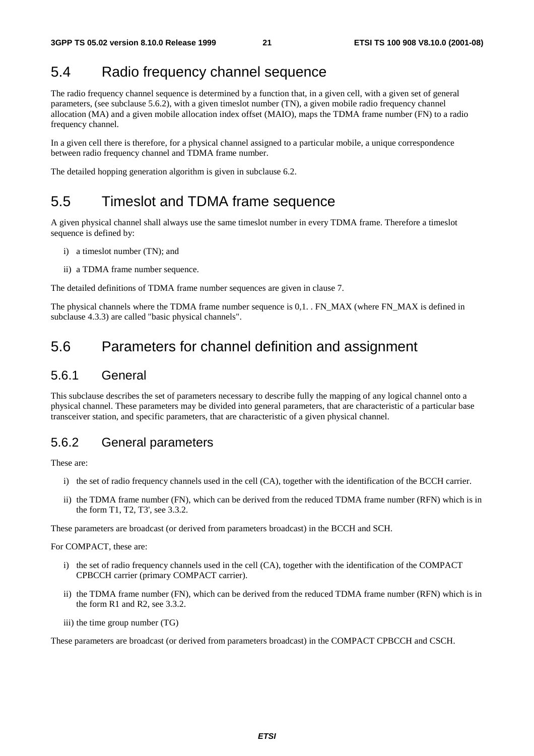## 5.4 Radio frequency channel sequence

The radio frequency channel sequence is determined by a function that, in a given cell, with a given set of general parameters, (see subclause 5.6.2), with a given timeslot number (TN), a given mobile radio frequency channel allocation (MA) and a given mobile allocation index offset (MAIO), maps the TDMA frame number (FN) to a radio frequency channel.

In a given cell there is therefore, for a physical channel assigned to a particular mobile, a unique correspondence between radio frequency channel and TDMA frame number.

The detailed hopping generation algorithm is given in subclause 6.2.

## 5.5 Timeslot and TDMA frame sequence

A given physical channel shall always use the same timeslot number in every TDMA frame. Therefore a timeslot sequence is defined by:

i) a timeslot number (TN); and

ii) a TDMA frame number sequence.

The detailed definitions of TDMA frame number sequences are given in clause 7.

The physical channels where the TDMA frame number sequence is 0,1. . FN_MAX (where FN_MAX is defined in subclause 4.3.3) are called "basic physical channels".

## 5.6 Parameters for channel definition and assignment

### 5.6.1 General

This subclause describes the set of parameters necessary to describe fully the mapping of any logical channel onto a physical channel. These parameters may be divided into general parameters, that are characteristic of a particular base transceiver station, and specific parameters, that are characteristic of a given physical channel.

### 5.6.2 General parameters

These are:

i) the set of radio frequency channels used in the cell (CA), together with the identification of the BCCH carrier.

ii) the TDMA frame number (FN), which can be derived from the reduced TDMA frame number (RFN) which is in the form T1, T2, T3', see 3.3.2.

These parameters are broadcast (or derived from parameters broadcast) in the BCCH and SCH.

For COMPACT, these are:

i) the set of radio frequency channels used in the cell (CA), together with the identification of the COMPACT CPBCCH carrier (primary COMPACT carrier).

ii) the TDMA frame number (FN), which can be derived from the reduced TDMA frame number (RFN) which is in the form R1 and R2, see 3.3.2.

iii) the time group number (TG)

These parameters are broadcast (or derived from parameters broadcast) in the COMPACT CPBCCH and CSCH.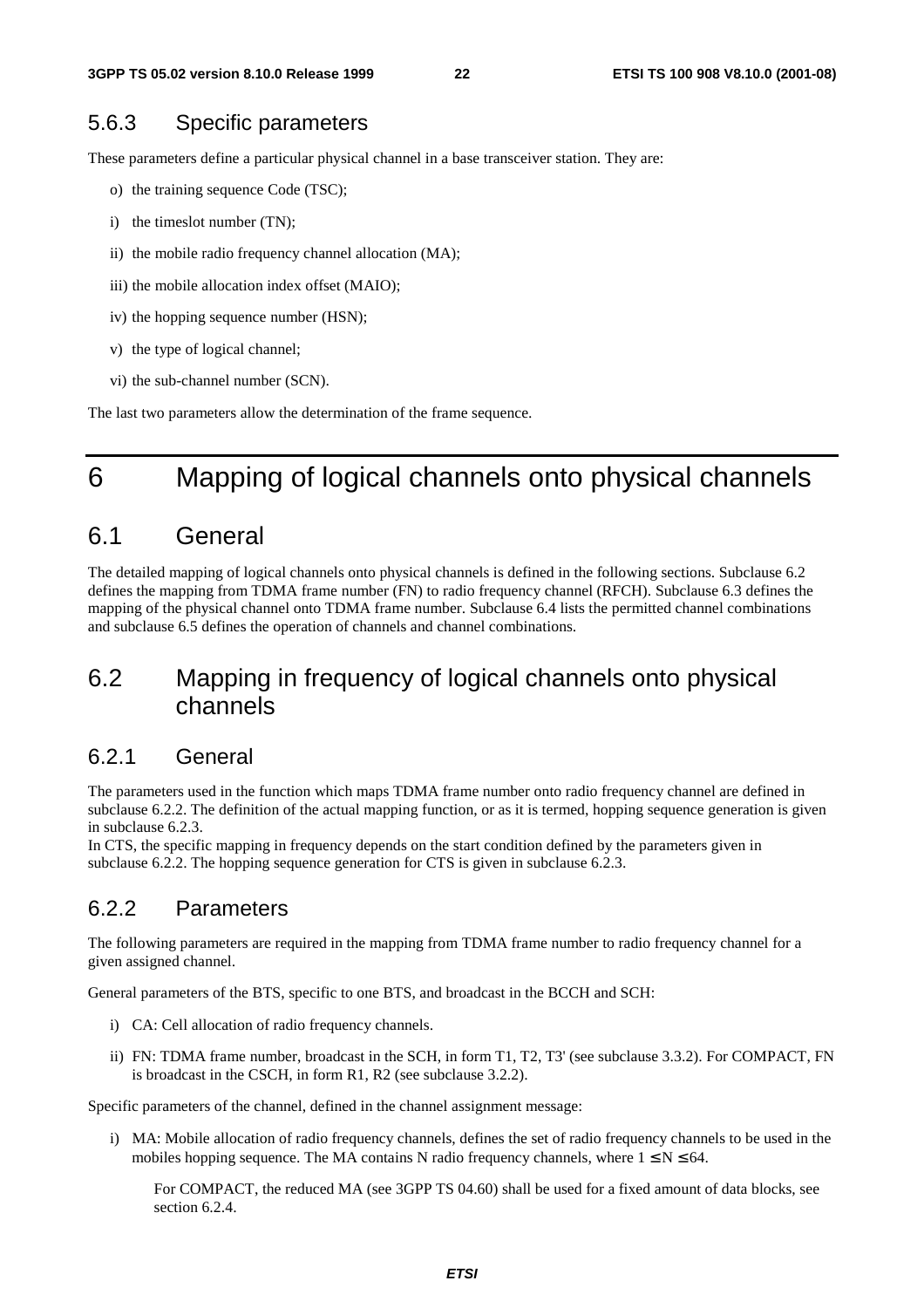### 5.6.3 Specific parameters

These parameters define a particular physical channel in a base transceiver station. They are:

o) the training sequence Code (TSC);

i) the timeslot number (TN);

ii) the mobile radio frequency channel allocation (MA);

iii) the mobile allocation index offset (MAIO);

iv) the hopping sequence number (HSN);

v) the type of logical channel;

vi) the sub-channel number (SCN).

The last two parameters allow the determination of the frame sequence.

# 6 Mapping of logical channels onto physical channels

## 6.1 General

The detailed mapping of logical channels onto physical channels is defined in the following sections. Subclause 6.2 defines the mapping from TDMA frame number (FN) to radio frequency channel (RFCH). Subclause 6.3 defines the mapping of the physical channel onto TDMA frame number. Subclause 6.4 lists the permitted channel combinations and subclause 6.5 defines the operation of channels and channel combinations.

## 6.2 Mapping in frequency of logical channels onto physical channels

### 6.2.1 General

The parameters used in the function which maps TDMA frame number onto radio frequency channel are defined in subclause 6.2.2. The definition of the actual mapping function, or as it is termed, hopping sequence generation is given in subclause 6.2.3.

In CTS, the specific mapping in frequency depends on the start condition defined by the parameters given in subclause 6.2.2. The hopping sequence generation for CTS is given in subclause 6.2.3.

### 6.2.2 Parameters

The following parameters are required in the mapping from TDMA frame number to radio frequency channel for a given assigned channel.

General parameters of the BTS, specific to one BTS, and broadcast in the BCCH and SCH:

i) CA: Cell allocation of radio frequency channels.

ii) FN: TDMA frame number, broadcast in the SCH, in form T1, T2, T3' (see subclause 3.3.2). For COMPACT, FN is broadcast in the CSCH, in form R1, R2 (see subclause 3.2.2).

Specific parameters of the channel, defined in the channel assignment message:

i) MA: Mobile allocation of radio frequency channels, defines the set of radio frequency channels to be used in the mobiles hopping sequence. The MA contains N radio frequency channels, where $1 \leq N \leq 64$.

   For COMPACT, the reduced MA (see 3GPP TS 04.60) shall be used for a fixed amount of data blocks, see section 6.2.4.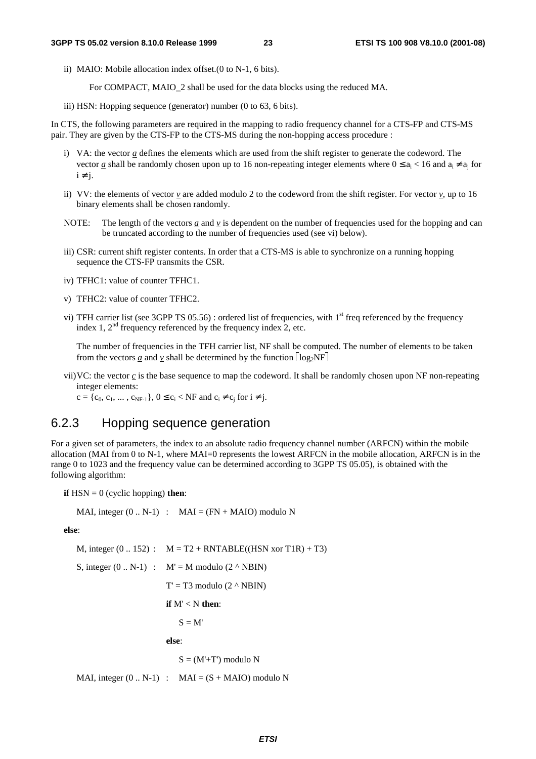ii) MAIO: Mobile allocation index offset.(0 to N-1, 6 bits).

For COMPACT, MAIO_2 shall be used for the data blocks using the reduced MA.

iii) HSN: Hopping sequence (generator) number (0 to 63, 6 bits).

In CTS, the following parameters are required in the mapping to radio frequency channel for a CTS-FP and CTS-MS pair. They are given by the CTS-FP to the CTS-MS during the non-hopping access procedure :

i) VA: the vector $\underline{a}$ defines the elements which are used from the shift register to generate the codeword. The vector $\underline{a}$ shall be randomly chosen upon up to 16 non-repeating integer elements where $0 \leq a_i < 16$ and $a_i \neq a_j$ for $i \neq j$.

ii) VV: the elements of vector $\underline{v}$ are added modulo 2 to the codeword from the shift register. For vector $\underline{v}$, up to 16 binary elements shall be chosen randomly.

NOTE: The length of the vectors $\underline{a}$ and $\underline{v}$ is dependent on the number of frequencies used for the hopping and can be truncated according to the number of frequencies used (see vi) below).

iii) CSR: current shift register contents. In order that a CTS-MS is able to synchronize on a running hopping sequence the CTS-FP transmits the CSR.

iv) TFHC1: value of counter TFHC1.

v) TFHC2: value of counter TFHC2.

vi) TFH carrier list (see 3GPP TS 05.56) : ordered list of frequencies, with 1st freq referenced by the frequency index 1, 2nd frequency referenced by the frequency index 2, etc.

The number of frequencies in the TFH carrier list, NF shall be computed. The number of elements to be taken from the vectors $\underline{a}$ and $\underline{v}$ shall be determined by the function $\lceil \log_2 NF \rceil$

vii) VC: the vector $\underline{c}$ is the base sequence to map the codeword. It shall be randomly chosen upon NF non-repeating integer elements:
$c = \{c_0, c_1, \ldots, c_{NF-1}\}$, $0 \leq c_i < NF$ and $c_i \neq c_j$ for $i \neq j$.

## 6.2.3 Hopping sequence generation

For a given set of parameters, the index to an absolute radio frequency channel number (ARFCN) within the mobile allocation (MAI from 0 to N-1, where MAI=0 represents the lowest ARFCN in the mobile allocation, ARFCN is in the range 0 to 1023 and the frequency value can be determined according to 3GPP TS 05.05), is obtained with the following algorithm:

**if** HSN = 0 (cyclic hopping) **then**:

MAI, integer (0 .. N-1) : MAI = (FN + MAIO) modulo N

**else**:

M, integer (0 .. 152) : M = T2 + RNTABLE((HSN xor T1R) + T3)

S, integer (0 .. N-1) : M' = M modulo (2 ^ NBIN)

T' = T3 modulo (2 ^ NBIN)

**if** M' < N **then**:

S = M'

**else**:

S = (M'+T') modulo N

MAI, integer (0 .. N-1) : MAI = (S + MAIO) modulo N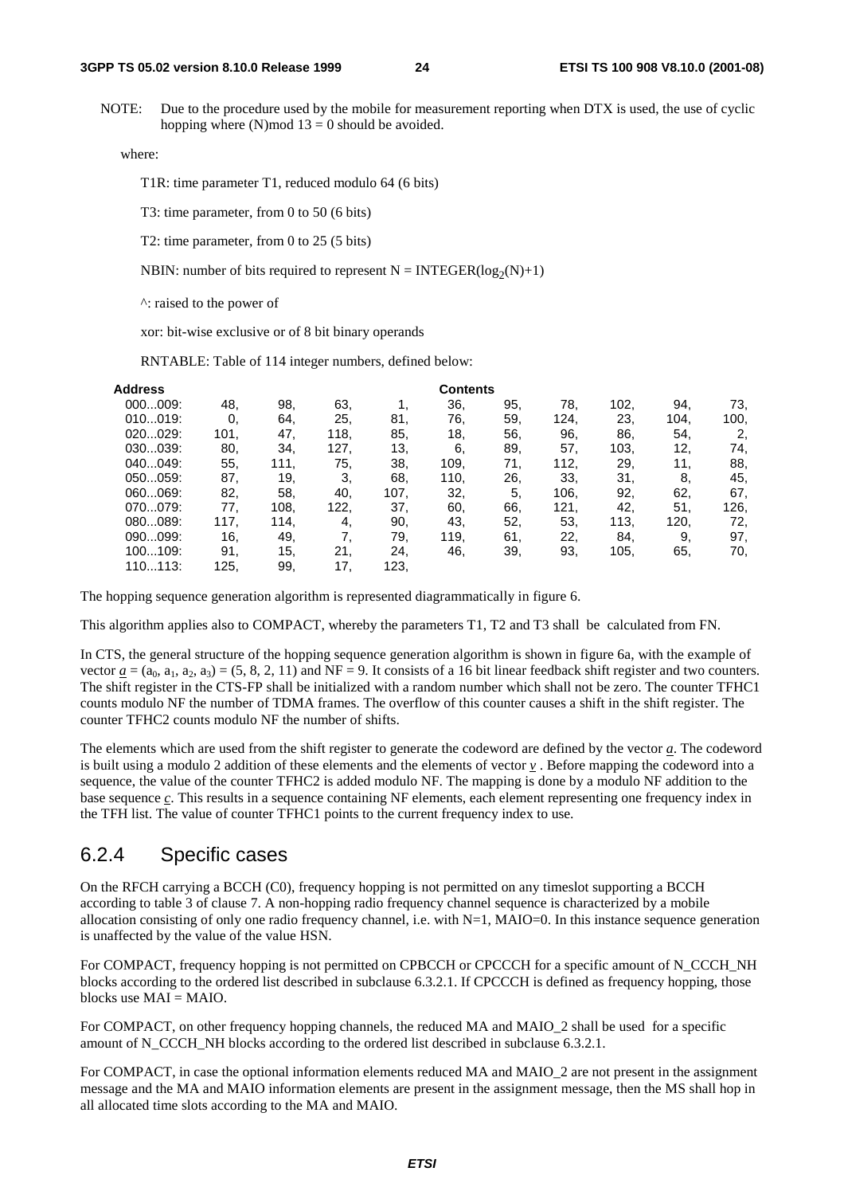NOTE: Due to the procedure used by the mobile for measurement reporting when DTX is used, the use of cyclic hopping where (N)mod 13 = 0 should be avoided.

where:

T1R: time parameter T1, reduced modulo 64 (6 bits)

T3: time parameter, from 0 to 50 (6 bits)

T2: time parameter, from 0 to 25 (5 bits)

NBIN: number of bits required to represent N = INTEGER($\log_2$(N)+1)

^: raised to the power of

xor: bit-wise exclusive or of 8 bit binary operands

RNTABLE: Table of 114 integer numbers, defined below:

| Address | Contents | | | | | | | | | |
|---|---|---|---|---|---|---|---|---|---|---|
| 000...009: | 48, | 98, | 63, | 1, | 36, | 95, | 78, | 102, | 94, | 73, |
| 010...019: | 0, | 64, | 25, | 81, | 76, | 59, | 124, | 23, | 104, | 100, |
| 020...029: | 101, | 47, | 118, | 85, | 18, | 56, | 96, | 86, | 54, | 2, |
| 030...039: | 80, | 34, | 127, | 13, | 6, | 89, | 57, | 103, | 12, | 74, |
| 040...049: | 55, | 111, | 75, | 38, | 109, | 71, | 112, | 29, | 11, | 88, |
| 050...059: | 87, | 19, | 3, | 68, | 110, | 26, | 33, | 31, | 8, | 45, |
| 060...069: | 82, | 58, | 40, | 107, | 32, | 5, | 106, | 92, | 62, | 67, |
| 070...079: | 77, | 108, | 122, | 37, | 60, | 66, | 121, | 42, | 51, | 126, |
| 080...089: | 117, | 114, | 4, | 90, | 43, | 52, | 53, | 113, | 120, | 72, |
| 090...099: | 16, | 49, | 7, | 79, | 119, | 61, | 22, | 84, | 9, | 97, |
| 100...109: | 91, | 15, | 21, | 24, | 46, | 39, | 93, | 105, | 65, | 70, |
| 110...113: | 125, | 99, | 17, | 123, | | | | | | |

The hopping sequence generation algorithm is represented diagrammatically in figure 6.

This algorithm applies also to COMPACT, whereby the parameters T1, T2 and T3 shall be calculated from FN.

In CTS, the general structure of the hopping sequence generation algorithm is shown in figure 6a, with the example of vector $\underline{a} = (a_0, a_1, a_2, a_3) = (5, 8, 2, 11)$ and NF = 9. It consists of a 16 bit linear feedback shift register and two counters. The shift register in the CTS-FP shall be initialized with a random number which shall not be zero. The counter TFHC1 counts modulo NF the number of TDMA frames. The overflow of this counter causes a shift in the shift register. The counter TFHC2 counts modulo NF the number of shifts.

The elements which are used from the shift register to generate the codeword are defined by the vector $\underline{a}$. The codeword is built using a modulo 2 addition of these elements and the elements of vector $\underline{v}$ . Before mapping the codeword into a sequence, the value of the counter TFHC2 is added modulo NF. The mapping is done by a modulo NF addition to the base sequence $\underline{c}$. This results in a sequence containing NF elements, each element representing one frequency index in the TFH list. The value of counter TFHC1 points to the current frequency index to use.

## 6.2.4 Specific cases

On the RFCH carrying a BCCH (C0), frequency hopping is not permitted on any timeslot supporting a BCCH according to table 3 of clause 7. A non-hopping radio frequency channel sequence is characterized by a mobile allocation consisting of only one radio frequency channel, i.e. with N=1, MAIO=0. In this instance sequence generation is unaffected by the value of the value HSN.

For COMPACT, frequency hopping is not permitted on CPBCCH or CPCCCH for a specific amount of N_CCCH_NH blocks according to the ordered list described in subclause 6.3.2.1. If CPCCCH is defined as frequency hopping, those blocks use MAI = MAIO.

For COMPACT, on other frequency hopping channels, the reduced MA and MAIO_2 shall be used for a specific amount of N_CCCH_NH blocks according to the ordered list described in subclause 6.3.2.1.

For COMPACT, in case the optional information elements reduced MA and MAIO_2 are not present in the assignment message and the MA and MAIO information elements are present in the assignment message, then the MS shall hop in all allocated time slots according to the MA and MAIO.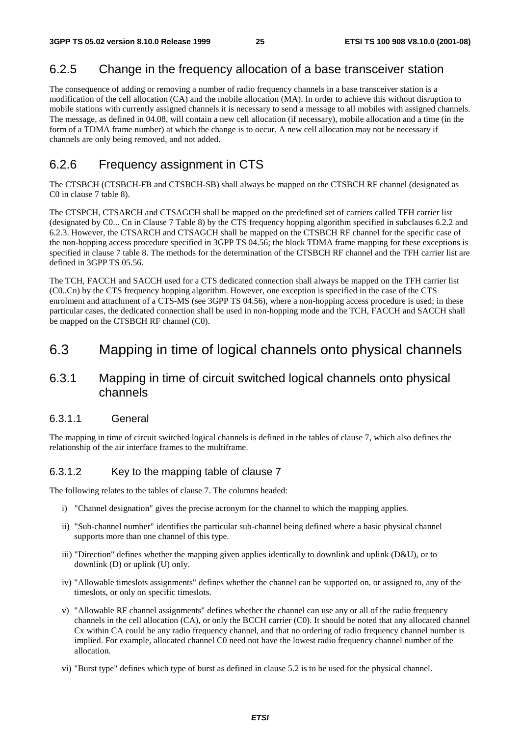### 6.2.5 Change in the frequency allocation of a base transceiver station

The consequence of adding or removing a number of radio frequency channels in a base transceiver station is a modification of the cell allocation (CA) and the mobile allocation (MA). In order to achieve this without disruption to mobile stations with currently assigned channels it is necessary to send a message to all mobiles with assigned channels. The message, as defined in 04.08, will contain a new cell allocation (if necessary), mobile allocation and a time (in the form of a TDMA frame number) at which the change is to occur. A new cell allocation may not be necessary if channels are only being removed, and not added.

### 6.2.6 Frequency assignment in CTS

The CTSBCH (CTSBCH-FB and CTSBCH-SB) shall always be mapped on the CTSBCH RF channel (designated as C0 in clause 7 table 8).

The CTSPCH, CTSARCH and CTSAGCH shall be mapped on the predefined set of carriers called TFH carrier list (designated by C0... Cn in Clause 7 Table 8) by the CTS frequency hopping algorithm specified in subclauses 6.2.2 and 6.2.3. However, the CTSARCH and CTSAGCH shall be mapped on the CTSBCH RF channel for the specific case of the non-hopping access procedure specified in 3GPP TS 04.56; the block TDMA frame mapping for these exceptions is specified in clause 7 table 8. The methods for the determination of the CTSBCH RF channel and the TFH carrier list are defined in 3GPP TS 05.56.

The TCH, FACCH and SACCH used for a CTS dedicated connection shall always be mapped on the TFH carrier list (C0..Cn) by the CTS frequency hopping algorithm. However, one exception is specified in the case of the CTS enrolment and attachment of a CTS-MS (see 3GPP TS 04.56), where a non-hopping access procedure is used; in these particular cases, the dedicated connection shall be used in non-hopping mode and the TCH, FACCH and SACCH shall be mapped on the CTSBCH RF channel (C0).

## 6.3 Mapping in time of logical channels onto physical channels

### 6.3.1 Mapping in time of circuit switched logical channels onto physical channels

#### 6.3.1.1 General

The mapping in time of circuit switched logical channels is defined in the tables of clause 7, which also defines the relationship of the air interface frames to the multiframe.

#### 6.3.1.2 Key to the mapping table of clause 7

The following relates to the tables of clause 7. The columns headed:

i) "Channel designation" gives the precise acronym for the channel to which the mapping applies.

ii) "Sub-channel number" identifies the particular sub-channel being defined where a basic physical channel supports more than one channel of this type.

iii) "Direction" defines whether the mapping given applies identically to downlink and uplink (D&U), or to downlink (D) or uplink (U) only.

iv) "Allowable timeslots assignments" defines whether the channel can be supported on, or assigned to, any of the timeslots, or only on specific timeslots.

v) "Allowable RF channel assignments" defines whether the channel can use any or all of the radio frequency channels in the cell allocation (CA), or only the BCCH carrier (C0). It should be noted that any allocated channel Cx within CA could be any radio frequency channel, and that no ordering of radio frequency channel number is implied. For example, allocated channel C0 need not have the lowest radio frequency channel number of the allocation.

vi) "Burst type" defines which type of burst as defined in clause 5.2 is to be used for the physical channel.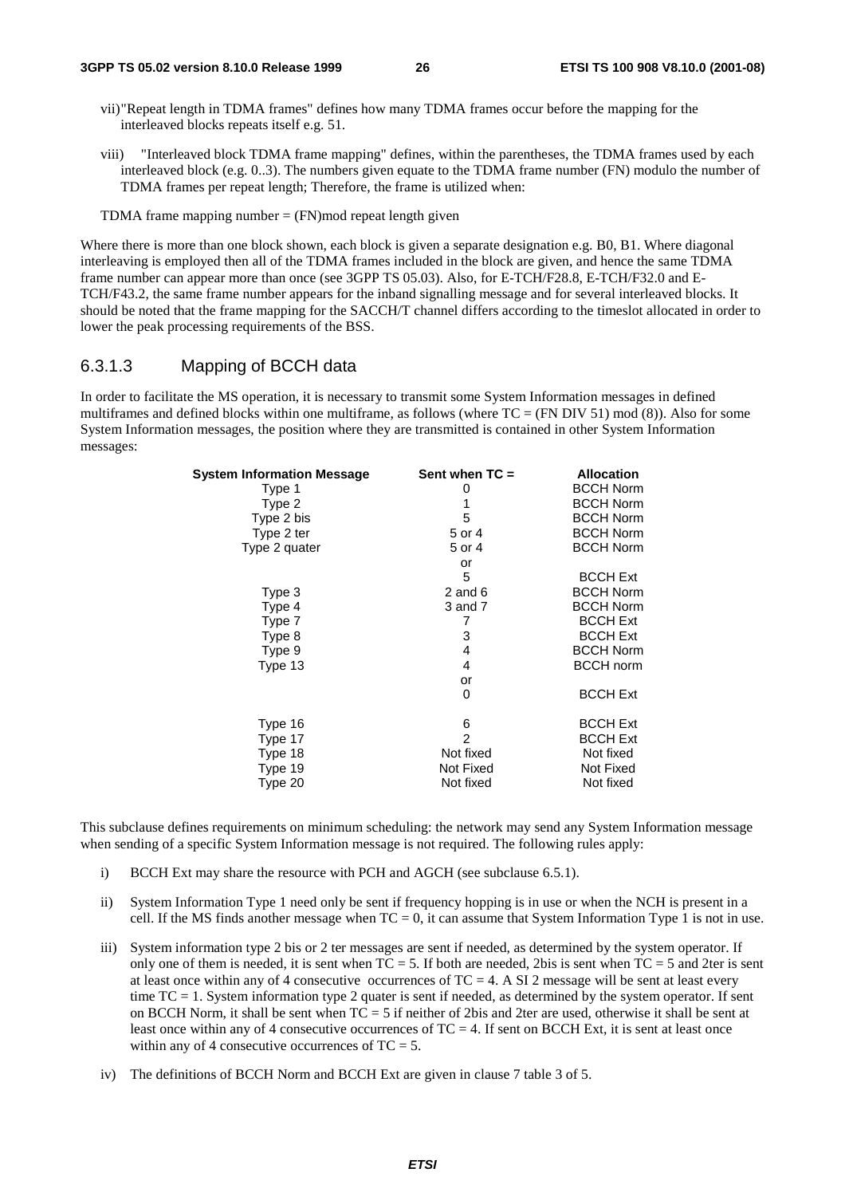vii) "Repeat length in TDMA frames" defines how many TDMA frames occur before the mapping for the interleaved blocks repeats itself e.g. 51.

viii) "Interleaved block TDMA frame mapping" defines, within the parentheses, the TDMA frames used by each interleaved block (e.g. 0..3). The numbers given equate to the TDMA frame number (FN) modulo the number of TDMA frames per repeat length; Therefore, the frame is utilized when:

TDMA frame mapping number = (FN)mod repeat length given

Where there is more than one block shown, each block is given a separate designation e.g. B0, B1. Where diagonal interleaving is employed then all of the TDMA frames included in the block are given, and hence the same TDMA frame number can appear more than once (see 3GPP TS 05.03). Also, for E-TCH/F28.8, E-TCH/F32.0 and E-TCH/F43.2, the same frame number appears for the inband signalling message and for several interleaved blocks. It should be noted that the frame mapping for the SACCH/T channel differs according to the timeslot allocated in order to lower the peak processing requirements of the BSS.

### 6.3.1.3 Mapping of BCCH data

In order to facilitate the MS operation, it is necessary to transmit some System Information messages in defined multiframes and defined blocks within one multiframe, as follows (where TC = (FN DIV 51) mod (8)). Also for some System Information messages, the position where they are transmitted is contained in other System Information messages:

| System Information Message | Sent when TC = | Allocation |
|---|---|---|
| Type 1 | 0 | BCCH Norm |
| Type 2 | 1 | BCCH Norm |
| Type 2 bis | 5 | BCCH Norm |
| Type 2 ter | 5 or 4 | BCCH Norm |
| Type 2 quater | 5 or 4 | BCCH Norm |
| | or | |
| | 5 | BCCH Ext |
| Type 3 | 2 and 6 | BCCH Norm |
| Type 4 | 3 and 7 | BCCH Norm |
| Type 7 | 7 | BCCH Ext |
| Type 8 | 3 | BCCH Ext |
| Type 9 | 4 | BCCH Norm |
| Type 13 | 4 | BCCH norm |
| | or | |
| | 0 | BCCH Ext |
| Type 16 | 6 | BCCH Ext |
| Type 17 | 2 | BCCH Ext |
| Type 18 | Not fixed | Not fixed |
| Type 19 | Not Fixed | Not Fixed |
| Type 20 | Not fixed | Not fixed |

This subclause defines requirements on minimum scheduling: the network may send any System Information message when sending of a specific System Information message is not required. The following rules apply:

i) BCCH Ext may share the resource with PCH and AGCH (see subclause 6.5.1).

ii) System Information Type 1 need only be sent if frequency hopping is in use or when the NCH is present in a cell. If the MS finds another message when TC = 0, it can assume that System Information Type 1 is not in use.

iii) System information type 2 bis or 2 ter messages are sent if needed, as determined by the system operator. If only one of them is needed, it is sent when TC = 5. If both are needed, 2bis is sent when TC = 5 and 2ter is sent at least once within any of 4 consecutive occurrences of TC = 4. A SI 2 message will be sent at least every time TC = 1. System information type 2 quater is sent if needed, as determined by the system operator. If sent on BCCH Norm, it shall be sent when TC = 5 if neither of 2bis and 2ter are used, otherwise it shall be sent at least once within any of 4 consecutive occurrences of TC = 4. If sent on BCCH Ext, it is sent at least once within any of 4 consecutive occurrences of TC = 5.

iv) The definitions of BCCH Norm and BCCH Ext are given in clause 7 table 3 of 5.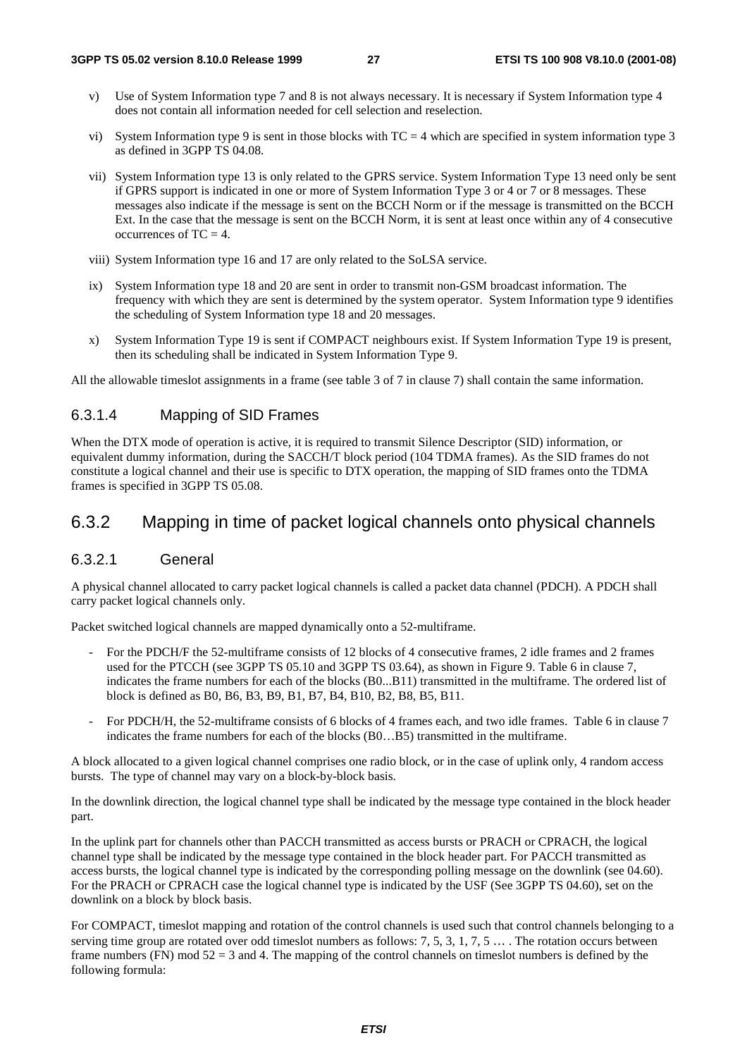v) Use of System Information type 7 and 8 is not always necessary. It is necessary if System Information type 4 does not contain all information needed for cell selection and reselection.

vi) System Information type 9 is sent in those blocks with TC = 4 which are specified in system information type 3 as defined in 3GPP TS 04.08.

vii) System Information type 13 is only related to the GPRS service. System Information Type 13 need only be sent if GPRS support is indicated in one or more of System Information Type 3 or 4 or 7 or 8 messages. These messages also indicate if the message is sent on the BCCH Norm or if the message is transmitted on the BCCH Ext. In the case that the message is sent on the BCCH Norm, it is sent at least once within any of 4 consecutive occurrences of TC = 4.

viii) System Information type 16 and 17 are only related to the SoLSA service.

ix) System Information type 18 and 20 are sent in order to transmit non-GSM broadcast information. The frequency with which they are sent is determined by the system operator. System Information type 9 identifies the scheduling of System Information type 18 and 20 messages.

x) System Information Type 19 is sent if COMPACT neighbours exist. If System Information Type 19 is present, then its scheduling shall be indicated in System Information Type 9.

All the allowable timeslot assignments in a frame (see table 3 of 7 in clause 7) shall contain the same information.

#### 6.3.1.4 Mapping of SID Frames

When the DTX mode of operation is active, it is required to transmit Silence Descriptor (SID) information, or equivalent dummy information, during the SACCH/T block period (104 TDMA frames). As the SID frames do not constitute a logical channel and their use is specific to DTX operation, the mapping of SID frames onto the TDMA frames is specified in 3GPP TS 05.08.

## 6.3.2 Mapping in time of packet logical channels onto physical channels

#### 6.3.2.1 General

A physical channel allocated to carry packet logical channels is called a packet data channel (PDCH). A PDCH shall carry packet logical channels only.

Packet switched logical channels are mapped dynamically onto a 52-multiframe.

- For the PDCH/F the 52-multiframe consists of 12 blocks of 4 consecutive frames, 2 idle frames and 2 frames used for the PTCCH (see 3GPP TS 05.10 and 3GPP TS 03.64), as shown in Figure 9. Table 6 in clause 7, indicates the frame numbers for each of the blocks (B0...B11) transmitted in the multiframe. The ordered list of block is defined as B0, B6, B3, B9, B1, B7, B4, B10, B2, B8, B5, B11.
- For PDCH/H, the 52-multiframe consists of 6 blocks of 4 frames each, and two idle frames. Table 6 in clause 7 indicates the frame numbers for each of the blocks (B0…B5) transmitted in the multiframe.

A block allocated to a given logical channel comprises one radio block, or in the case of uplink only, 4 random access bursts. The type of channel may vary on a block-by-block basis.

In the downlink direction, the logical channel type shall be indicated by the message type contained in the block header part.

In the uplink part for channels other than PACCH transmitted as access bursts or PRACH or CPRACH, the logical channel type shall be indicated by the message type contained in the block header part. For PACCH transmitted as access bursts, the logical channel type is indicated by the corresponding polling message on the downlink (see 04.60). For the PRACH or CPRACH case the logical channel type is indicated by the USF (See 3GPP TS 04.60), set on the downlink on a block by block basis.

For COMPACT, timeslot mapping and rotation of the control channels is used such that control channels belonging to a serving time group are rotated over odd timeslot numbers as follows: 7, 5, 3, 1, 7, 5 … . The rotation occurs between frame numbers (FN) mod 52 = 3 and 4. The mapping of the control channels on timeslot numbers is defined by the following formula: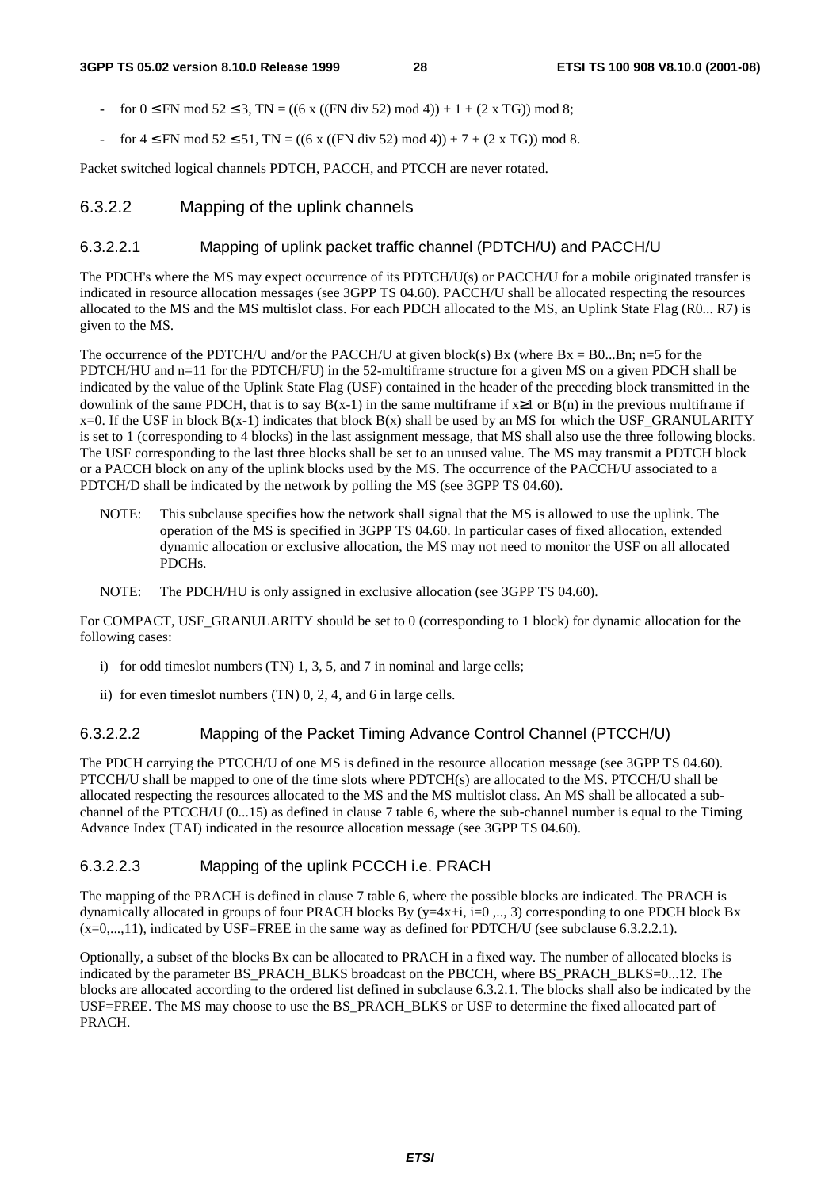- for $0 \leq FN \bmod 52 \leq 3$, $TN = ((6 \times ((FN \text{ div } 52) \bmod 4)) + 1 + (2 \times TG)) \bmod 8$;
- for $4 \leq FN \bmod 52 \leq 51$, $TN = ((6 \times ((FN \text{ div } 52) \bmod 4)) + 7 + (2 \times TG)) \bmod 8$.

Packet switched logical channels PDTCH, PACCH, and PTCCH are never rotated.

### 6.3.2.2 Mapping of the uplink channels

#### 6.3.2.2.1 Mapping of uplink packet traffic channel (PDTCH/U) and PACCH/U

The PDCH's where the MS may expect occurrence of its PDTCH/U(s) or PACCH/U for a mobile originated transfer is indicated in resource allocation messages (see 3GPP TS 04.60). PACCH/U shall be allocated respecting the resources allocated to the MS and the MS multislot class. For each PDCH allocated to the MS, an Uplink State Flag (R0... R7) is given to the MS.

The occurrence of the PDTCH/U and/or the PACCH/U at given block(s) Bx (where Bx = B0...Bn; n=5 for the PDTCH/HU and n=11 for the PDTCH/FU) in the 52-multiframe structure for a given MS on a given PDCH shall be indicated by the value of the Uplink State Flag (USF) contained in the header of the preceding block transmitted in the downlink of the same PDCH, that is to say B(x-1) in the same multiframe if $x \geq 1$ or B(n) in the previous multiframe if x=0. If the USF in block B(x-1) indicates that block B(x) shall be used by an MS for which the USF_GRANULARITY is set to 1 (corresponding to 4 blocks) in the last assignment message, that MS shall also use the three following blocks. The USF corresponding to the last three blocks shall be set to an unused value. The MS may transmit a PDTCH block or a PACCH block on any of the uplink blocks used by the MS. The occurrence of the PACCH/U associated to a PDTCH/D shall be indicated by the network by polling the MS (see 3GPP TS 04.60).

NOTE: This subclause specifies how the network shall signal that the MS is allowed to use the uplink. The operation of the MS is specified in 3GPP TS 04.60. In particular cases of fixed allocation, extended dynamic allocation or exclusive allocation, the MS may not need to monitor the USF on all allocated PDCHs.

NOTE: The PDCH/HU is only assigned in exclusive allocation (see 3GPP TS 04.60).

For COMPACT, USF_GRANULARITY should be set to 0 (corresponding to 1 block) for dynamic allocation for the following cases:

i) for odd timeslot numbers (TN) 1, 3, 5, and 7 in nominal and large cells;

ii) for even timeslot numbers (TN) 0, 2, 4, and 6 in large cells.

#### 6.3.2.2.2 Mapping of the Packet Timing Advance Control Channel (PTCCH/U)

The PDCH carrying the PTCCH/U of one MS is defined in the resource allocation message (see 3GPP TS 04.60). PTCCH/U shall be mapped to one of the time slots where PDTCH(s) are allocated to the MS. PTCCH/U shall be allocated respecting the resources allocated to the MS and the MS multislot class. An MS shall be allocated a sub-channel of the PTCCH/U (0...15) as defined in clause 7 table 6, where the sub-channel number is equal to the Timing Advance Index (TAI) indicated in the resource allocation message (see 3GPP TS 04.60).

#### 6.3.2.2.3 Mapping of the uplink PCCCH i.e. PRACH

The mapping of the PRACH is defined in clause 7 table 6, where the possible blocks are indicated. The PRACH is dynamically allocated in groups of four PRACH blocks By (y=4x+i, i=0 ,.., 3) corresponding to one PDCH block Bx (x=0,...,11), indicated by USF=FREE in the same way as defined for PDTCH/U (see subclause 6.3.2.2.1).

Optionally, a subset of the blocks Bx can be allocated to PRACH in a fixed way. The number of allocated blocks is indicated by the parameter BS_PRACH_BLKS broadcast on the PBCCH, where BS_PRACH_BLKS=0...12. The blocks are allocated according to the ordered list defined in subclause 6.3.2.1. The blocks shall also be indicated by the USF=FREE. The MS may choose to use the BS_PRACH_BLKS or USF to determine the fixed allocated part of PRACH.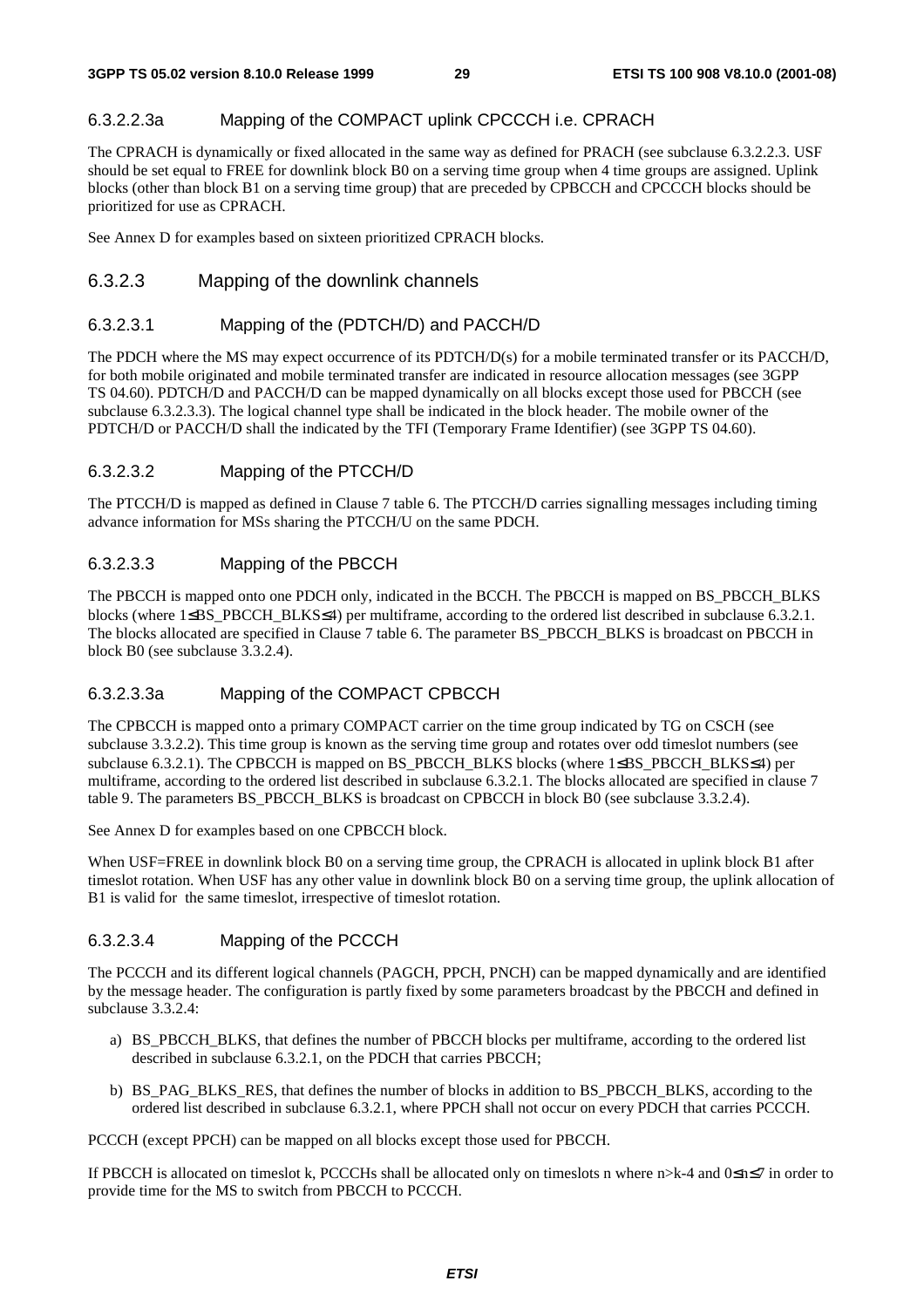#### 6.3.2.2.3a Mapping of the COMPACT uplink CPCCCH i.e. CPRACH

The CPRACH is dynamically or fixed allocated in the same way as defined for PRACH (see subclause 6.3.2.2.3. USF should be set equal to FREE for downlink block B0 on a serving time group when 4 time groups are assigned. Uplink blocks (other than block B1 on a serving time group) that are preceded by CPBCCH and CPCCCH blocks should be prioritized for use as CPRACH.

See Annex D for examples based on sixteen prioritized CPRACH blocks.

### 6.3.2.3 Mapping of the downlink channels

#### 6.3.2.3.1 Mapping of the (PDTCH/D) and PACCH/D

The PDCH where the MS may expect occurrence of its PDTCH/D(s) for a mobile terminated transfer or its PACCH/D, for both mobile originated and mobile terminated transfer are indicated in resource allocation messages (see 3GPP TS 04.60). PDTCH/D and PACCH/D can be mapped dynamically on all blocks except those used for PBCCH (see subclause 6.3.2.3.3). The logical channel type shall be indicated in the block header. The mobile owner of the PDTCH/D or PACCH/D shall the indicated by the TFI (Temporary Frame Identifier) (see 3GPP TS 04.60).

#### 6.3.2.3.2 Mapping of the PTCCH/D

The PTCCH/D is mapped as defined in Clause 7 table 6. The PTCCH/D carries signalling messages including timing advance information for MSs sharing the PTCCH/U on the same PDCH.

#### 6.3.2.3.3 Mapping of the PBCCH

The PBCCH is mapped onto one PDCH only, indicated in the BCCH. The PBCCH is mapped on BS_PBCCH_BLKS blocks (where 1≤BS_PBCCH_BLKS≤4) per multiframe, according to the ordered list described in subclause 6.3.2.1. The blocks allocated are specified in Clause 7 table 6. The parameter BS_PBCCH_BLKS is broadcast on PBCCH in block B0 (see subclause 3.3.2.4).

#### 6.3.2.3.3a Mapping of the COMPACT CPBCCH

The CPBCCH is mapped onto a primary COMPACT carrier on the time group indicated by TG on CSCH (see subclause 3.3.2.2). This time group is known as the serving time group and rotates over odd timeslot numbers (see subclause 6.3.2.1). The CPBCCH is mapped on BS_PBCCH_BLKS blocks (where 1≤BS_PBCCH_BLKS≤4) per multiframe, according to the ordered list described in subclause 6.3.2.1. The blocks allocated are specified in clause 7 table 9. The parameters BS_PBCCH_BLKS is broadcast on CPBCCH in block B0 (see subclause 3.3.2.4).

See Annex D for examples based on one CPBCCH block.

When USF=FREE in downlink block B0 on a serving time group, the CPRACH is allocated in uplink block B1 after timeslot rotation. When USF has any other value in downlink block B0 on a serving time group, the uplink allocation of B1 is valid for the same timeslot, irrespective of timeslot rotation.

#### 6.3.2.3.4 Mapping of the PCCCH

The PCCCH and its different logical channels (PAGCH, PPCH, PNCH) can be mapped dynamically and are identified by the message header. The configuration is partly fixed by some parameters broadcast by the PBCCH and defined in subclause 3.3.2.4:

a) BS_PBCCH_BLKS, that defines the number of PBCCH blocks per multiframe, according to the ordered list described in subclause 6.3.2.1, on the PDCH that carries PBCCH;

b) BS_PAG_BLKS_RES, that defines the number of blocks in addition to BS_PBCCH_BLKS, according to the ordered list described in subclause 6.3.2.1, where PPCH shall not occur on every PDCH that carries PCCCH.

PCCCH (except PPCH) can be mapped on all blocks except those used for PBCCH.

If PBCCH is allocated on timeslot k, PCCCHs shall be allocated only on timeslots n where $n>k-4$ and $0 \leq n \leq 7$ in order to provide time for the MS to switch from PBCCH to PCCCH.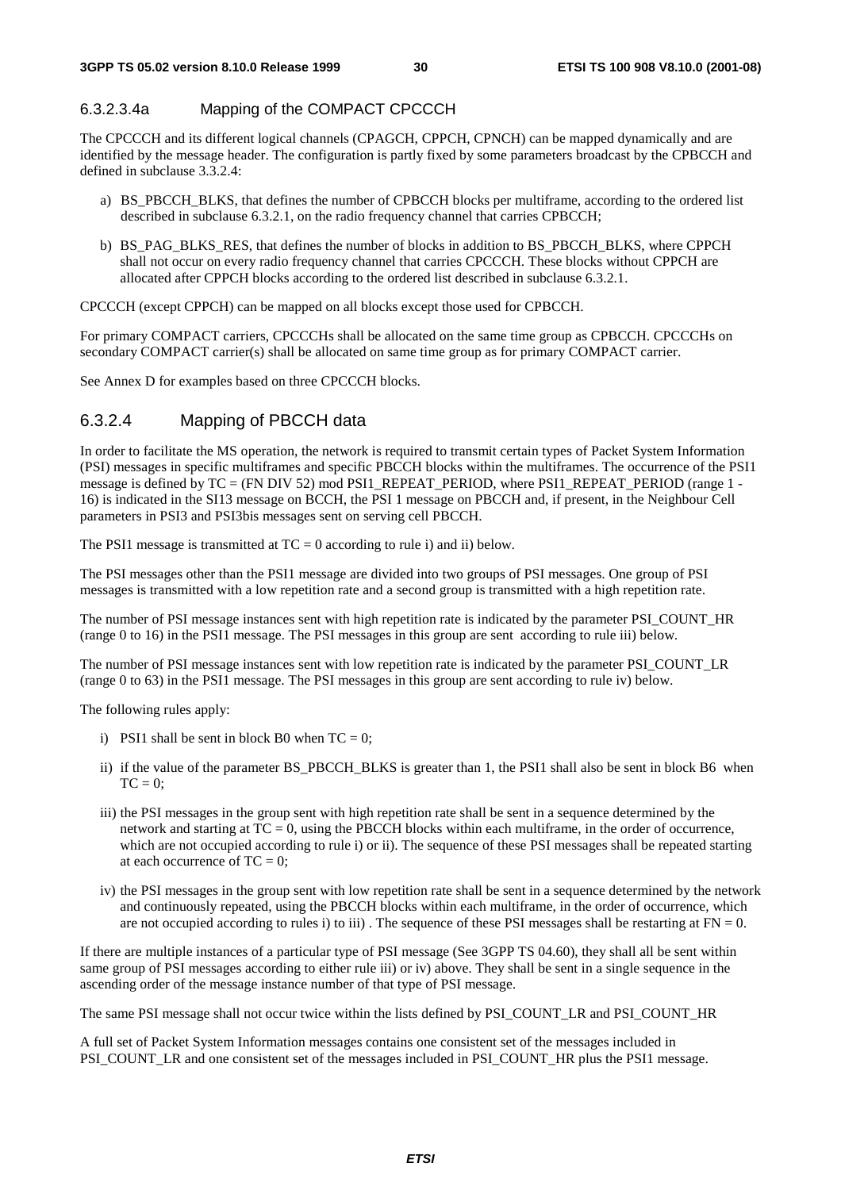#### 6.3.2.3.4a Mapping of the COMPACT CPCCCH

The CPCCCH and its different logical channels (CPAGCH, CPPCH, CPNCH) can be mapped dynamically and are identified by the message header. The configuration is partly fixed by some parameters broadcast by the CPBCCH and defined in subclause 3.3.2.4:

a) BS_PBCCH_BLKS, that defines the number of CPBCCH blocks per multiframe, according to the ordered list described in subclause 6.3.2.1, on the radio frequency channel that carries CPBCCH;

b) BS_PAG_BLKS_RES, that defines the number of blocks in addition to BS_PBCCH_BLKS, where CPPCH shall not occur on every radio frequency channel that carries CPCCCH. These blocks without CPPCH are allocated after CPPCH blocks according to the ordered list described in subclause 6.3.2.1.

CPCCCH (except CPPCH) can be mapped on all blocks except those used for CPBCCH.

For primary COMPACT carriers, CPCCCHs shall be allocated on the same time group as CPBCCH. CPCCCHs on secondary COMPACT carrier(s) shall be allocated on same time group as for primary COMPACT carrier.

See Annex D for examples based on three CPCCCH blocks.

### 6.3.2.4 Mapping of PBCCH data

In order to facilitate the MS operation, the network is required to transmit certain types of Packet System Information (PSI) messages in specific multiframes and specific PBCCH blocks within the multiframes. The occurrence of the PSI1 message is defined by TC = (FN DIV 52) mod PSI1_REPEAT_PERIOD, where PSI1_REPEAT_PERIOD (range 1 - 16) is indicated in the SI13 message on BCCH, the PSI 1 message on PBCCH and, if present, in the Neighbour Cell parameters in PSI3 and PSI3bis messages sent on serving cell PBCCH.

The PSI1 message is transmitted at TC = 0 according to rule i) and ii) below.

The PSI messages other than the PSI1 message are divided into two groups of PSI messages. One group of PSI messages is transmitted with a low repetition rate and a second group is transmitted with a high repetition rate.

The number of PSI message instances sent with high repetition rate is indicated by the parameter PSI_COUNT_HR (range 0 to 16) in the PSI1 message. The PSI messages in this group are sent according to rule iii) below.

The number of PSI message instances sent with low repetition rate is indicated by the parameter PSI_COUNT_LR (range 0 to 63) in the PSI1 message. The PSI messages in this group are sent according to rule iv) below.

The following rules apply:

i) PSI1 shall be sent in block B0 when TC = 0;

ii) if the value of the parameter BS_PBCCH_BLKS is greater than 1, the PSI1 shall also be sent in block B6 when TC = 0;

iii) the PSI messages in the group sent with high repetition rate shall be sent in a sequence determined by the network and starting at TC = 0, using the PBCCH blocks within each multiframe, in the order of occurrence, which are not occupied according to rule i) or ii). The sequence of these PSI messages shall be repeated starting at each occurrence of TC = 0;

iv) the PSI messages in the group sent with low repetition rate shall be sent in a sequence determined by the network and continuously repeated, using the PBCCH blocks within each multiframe, in the order of occurrence, which are not occupied according to rules i) to iii) . The sequence of these PSI messages shall be restarting at FN = 0.

If there are multiple instances of a particular type of PSI message (See 3GPP TS 04.60), they shall all be sent within same group of PSI messages according to either rule iii) or iv) above. They shall be sent in a single sequence in the ascending order of the message instance number of that type of PSI message.

The same PSI message shall not occur twice within the lists defined by PSI_COUNT_LR and PSI_COUNT_HR

A full set of Packet System Information messages contains one consistent set of the messages included in PSI_COUNT_LR and one consistent set of the messages included in PSI_COUNT_HR plus the PSI1 message.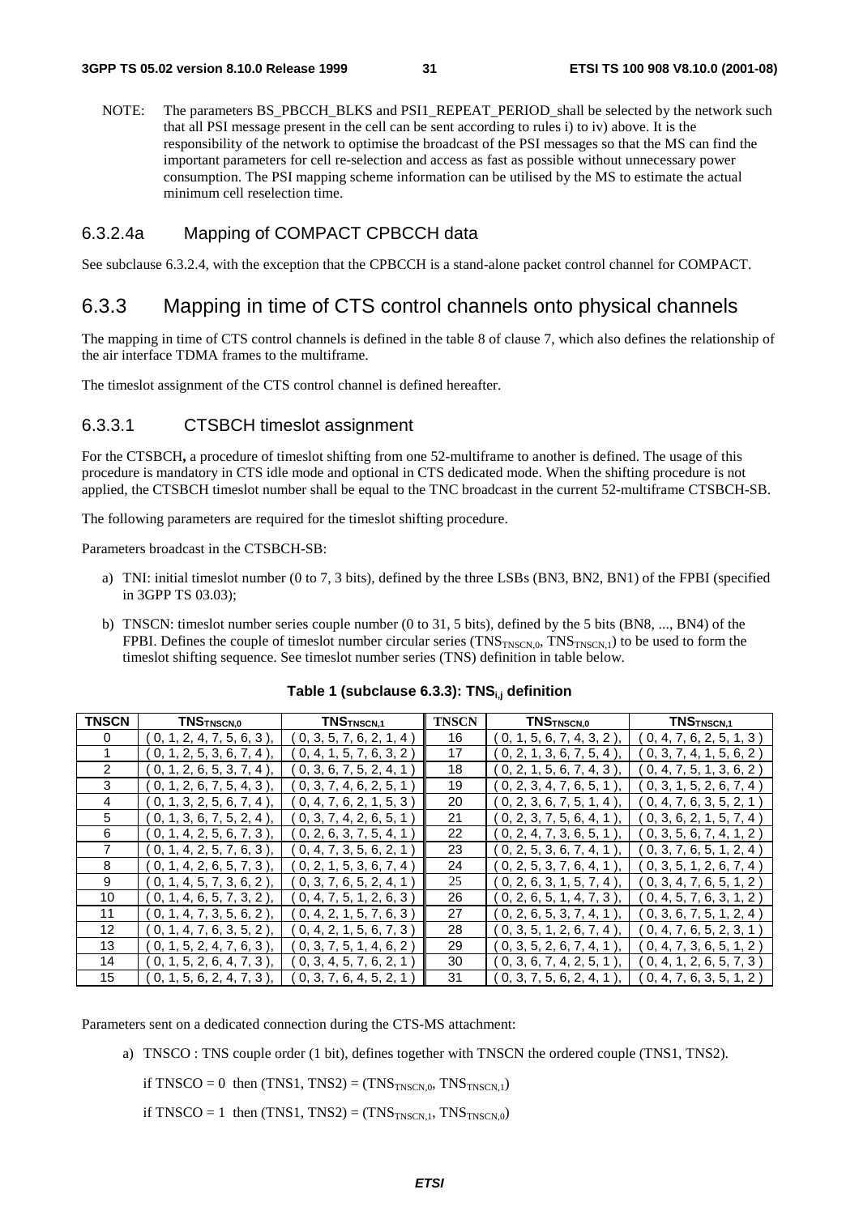NOTE: The parameters BS_PBCCH_BLKS and PSI1_REPEAT_PERIOD_shall be selected by the network such that all PSI message present in the cell can be sent according to rules i) to iv) above. It is the responsibility of the network to optimise the broadcast of the PSI messages so that the MS can find the important parameters for cell re-selection and access as fast as possible without unnecessary power consumption. The PSI mapping scheme information can be utilised by the MS to estimate the actual minimum cell reselection time.

### 6.3.2.4a Mapping of COMPACT CPBCCH data

See subclause 6.3.2.4, with the exception that the CPBCCH is a stand-alone packet control channel for COMPACT.

## 6.3.3 Mapping in time of CTS control channels onto physical channels

The mapping in time of CTS control channels is defined in the table 8 of clause 7, which also defines the relationship of the air interface TDMA frames to the multiframe.

The timeslot assignment of the CTS control channel is defined hereafter.

### 6.3.3.1 CTSBCH timeslot assignment

For the CTSBCH**,** a procedure of timeslot shifting from one 52-multiframe to another is defined. The usage of this procedure is mandatory in CTS idle mode and optional in CTS dedicated mode. When the shifting procedure is not applied, the CTSBCH timeslot number shall be equal to the TNC broadcast in the current 52-multiframe CTSBCH-SB.

The following parameters are required for the timeslot shifting procedure.

Parameters broadcast in the CTSBCH-SB:

a) TNI: initial timeslot number (0 to 7, 3 bits), defined by the three LSBs (BN3, BN2, BN1) of the FPBI (specified in 3GPP TS 03.03);

b) TNSCN: timeslot number series couple number (0 to 31, 5 bits), defined by the 5 bits (BN8, ..., BN4) of the FPBI. Defines the couple of timeslot number circular series ($TNS_{TNSCN,0}$, $TNS_{TNSCN,1}$) to be used to form the timeslot shifting sequence. See timeslot number series (TNS) definition in table below.

**Table 1 (subclause 6.3.3): $TNS_{i,j}$ definition**

| TNSCN | $TNS_{TNSCN,0}$ | $TNS_{TNSCN,1}$ | TNSCN | $TNS_{TNSCN,0}$ | $TNS_{TNSCN,1}$ |
|---|---|---|---|---|---|
| 0 | ( 0, 1, 2, 4, 7, 5, 6, 3 ), | ( 0, 3, 5, 7, 6, 2, 1, 4 ) | 16 | ( 0, 1, 5, 6, 7, 4, 3, 2 ), | ( 0, 4, 7, 6, 2, 5, 1, 3 ) |
| 1 | ( 0, 1, 2, 5, 3, 6, 7, 4 ), | ( 0, 4, 1, 5, 7, 6, 3, 2 ) | 17 | ( 0, 2, 1, 3, 6, 7, 5, 4 ), | ( 0, 3, 7, 4, 1, 5, 6, 2 ) |
| 2 | ( 0, 1, 2, 6, 5, 3, 7, 4 ), | ( 0, 3, 6, 7, 5, 2, 4, 1 ) | 18 | ( 0, 2, 1, 5, 6, 7, 4, 3 ), | ( 0, 4, 7, 5, 1, 3, 6, 2 ) |
| 3 | ( 0, 1, 2, 6, 7, 5, 4, 3 ), | ( 0, 3, 7, 4, 6, 2, 5, 1 ) | 19 | ( 0, 2, 3, 4, 7, 6, 5, 1 ), | ( 0, 3, 1, 5, 2, 6, 7, 4 ) |
| 4 | ( 0, 1, 3, 2, 5, 6, 7, 4 ), | ( 0, 4, 7, 6, 2, 1, 5, 3 ) | 20 | ( 0, 2, 3, 6, 7, 5, 1, 4 ), | ( 0, 4, 7, 6, 3, 5, 2, 1 ) |
| 5 | ( 0, 1, 3, 6, 7, 5, 2, 4 ), | ( 0, 3, 7, 4, 2, 6, 5, 1 ) | 21 | ( 0, 2, 3, 7, 5, 6, 4, 1 ), | ( 0, 3, 6, 2, 1, 5, 7, 4 ) |
| 6 | ( 0, 1, 4, 2, 5, 6, 7, 3 ), | ( 0, 2, 6, 3, 7, 5, 4, 1 ) | 22 | ( 0, 2, 4, 7, 3, 6, 5, 1 ), | ( 0, 3, 5, 6, 7, 4, 1, 2 ) |
| 7 | ( 0, 1, 4, 2, 5, 7, 6, 3 ), | ( 0, 4, 7, 3, 5, 6, 2, 1 ) | 23 | ( 0, 2, 5, 3, 6, 7, 4, 1 ), | ( 0, 3, 7, 6, 5, 1, 2, 4 ) |
| 8 | ( 0, 1, 4, 2, 6, 5, 7, 3 ), | ( 0, 2, 1, 5, 3, 6, 7, 4 ) | 24 | ( 0, 2, 5, 3, 7, 6, 4, 1 ), | ( 0, 3, 5, 1, 2, 6, 7, 4 ) |
| 9 | ( 0, 1, 4, 5, 7, 3, 6, 2 ), | ( 0, 3, 7, 6, 5, 2, 4, 1 ) | 25 | ( 0, 2, 6, 3, 1, 5, 7, 4 ), | ( 0, 3, 4, 7, 6, 5, 1, 2 ) |
| 10 | ( 0, 1, 4, 6, 5, 7, 3, 2 ), | ( 0, 4, 7, 5, 1, 2, 6, 3 ) | 26 | ( 0, 2, 6, 5, 1, 4, 7, 3 ), | ( 0, 4, 5, 7, 6, 3, 1, 2 ) |
| 11 | ( 0, 1, 4, 7, 3, 5, 6, 2 ), | ( 0, 4, 2, 1, 5, 7, 6, 3 ) | 27 | ( 0, 2, 6, 5, 3, 7, 4, 1 ), | ( 0, 3, 6, 7, 5, 1, 2, 4 ) |
| 12 | ( 0, 1, 4, 7, 6, 3, 5, 2 ), | ( 0, 4, 2, 1, 5, 6, 7, 3 ) | 28 | ( 0, 3, 5, 1, 2, 6, 7, 4 ), | ( 0, 4, 7, 6, 5, 2, 3, 1 ) |
| 13 | ( 0, 1, 5, 2, 4, 7, 6, 3 ), | ( 0, 3, 7, 5, 1, 4, 6, 2 ) | 29 | ( 0, 3, 5, 2, 6, 7, 4, 1 ), | ( 0, 4, 7, 3, 6, 5, 1, 2 ) |
| 14 | ( 0, 1, 5, 2, 6, 4, 7, 3 ), | ( 0, 3, 4, 5, 7, 6, 2, 1 ) | 30 | ( 0, 3, 6, 7, 4, 2, 5, 1 ), | ( 0, 4, 1, 2, 6, 5, 7, 3 ) |
| 15 | ( 0, 1, 5, 6, 2, 4, 7, 3 ), | ( 0, 3, 7, 6, 4, 5, 2, 1 ) | 31 | ( 0, 3, 7, 5, 6, 2, 4, 1 ), | ( 0, 4, 7, 6, 3, 5, 1, 2 ) |

Parameters sent on a dedicated connection during the CTS-MS attachment:

a) TNSCO : TNS couple order (1 bit), defines together with TNSCN the ordered couple (TNS1, TNS2).

if TNSCO = 0 then (TNS1, TNS2) = ($TNS_{TNSCN,0}$, $TNS_{TNSCN,1}$)

if TNSCO = 1 then (TNS1, TNS2) = ($TNS_{TNSCN,1}$, $TNS_{TNSCN,0}$)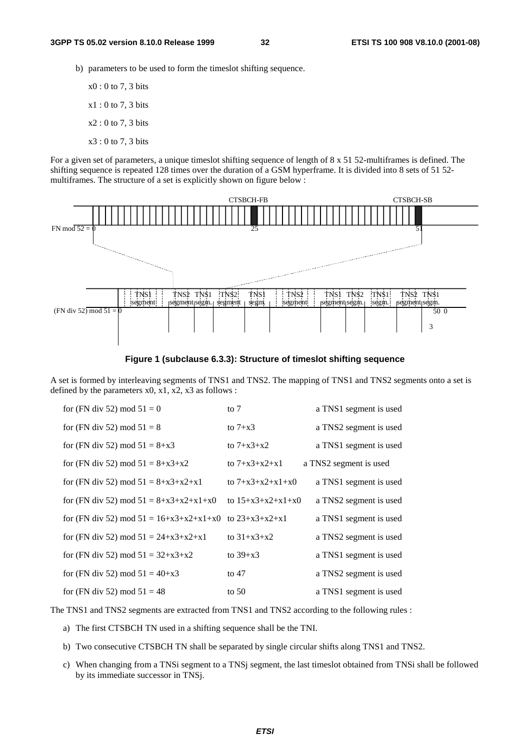b) parameters to be used to form the timeslot shifting sequence.

x0 : 0 to 7, 3 bits

x1 : 0 to 7, 3 bits

x2 : 0 to 7, 3 bits

x3 : 0 to 7, 3 bits

For a given set of parameters, a unique timeslot shifting sequence of length of 8 x 51 52-multiframes is defined. The shifting sequence is repeated 128 times over the duration of a GSM hyperframe. It is divided into 8 sets of 51 52-multiframes. The structure of a set is explicitly shown on figure below :

**Figure 1 (subclause 6.3.3): Structure of timeslot shifting sequence**

A set is formed by interleaving segments of TNS1 and TNS2. The mapping of TNS1 and TNS2 segments onto a set is defined by the parameters x0, x1, x2, x3 as follows :

| | | |
|---|---|---|
| for (FN div 52) mod 51 = 0 | to 7 | a TNS1 segment is used |
| for (FN div 52) mod 51 = 8 | to 7+x3 | a TNS2 segment is used |
| for (FN div 52) mod 51 = 8+x3 | to 7+x3+x2 | a TNS1 segment is used |
| for (FN div 52) mod 51 = 8+x3+x2 | to 7+x3+x2+x1 | a TNS2 segment is used |
| for (FN div 52) mod 51 = 8+x3+x2+x1 | to 7+x3+x2+x1+x0 | a TNS1 segment is used |
| for (FN div 52) mod 51 = 8+x3+x2+x1+x0 | to 15+x3+x2+x1+x0 | a TNS2 segment is used |
| for (FN div 52) mod 51 = 16+x3+x2+x1+x0 | to 23+x3+x2+x1 | a TNS1 segment is used |
| for (FN div 52) mod 51 = 24+x3+x2+x1 | to 31+x3+x2 | a TNS2 segment is used |
| for (FN div 52) mod 51 = 32+x3+x2 | to 39+x3 | a TNS1 segment is used |
| for (FN div 52) mod 51 = 40+x3 | to 47 | a TNS2 segment is used |
| for (FN div 52) mod 51 = 48 | to 50 | a TNS1 segment is used |

The TNS1 and TNS2 segments are extracted from TNS1 and TNS2 according to the following rules :

a) The first CTSBCH TN used in a shifting sequence shall be the TNI.

b) Two consecutive CTSBCH TN shall be separated by single circular shifts along TNS1 and TNS2.

c) When changing from a TNSi segment to a TNSj segment, the last timeslot obtained from TNSi shall be followed by its immediate successor in TNSj.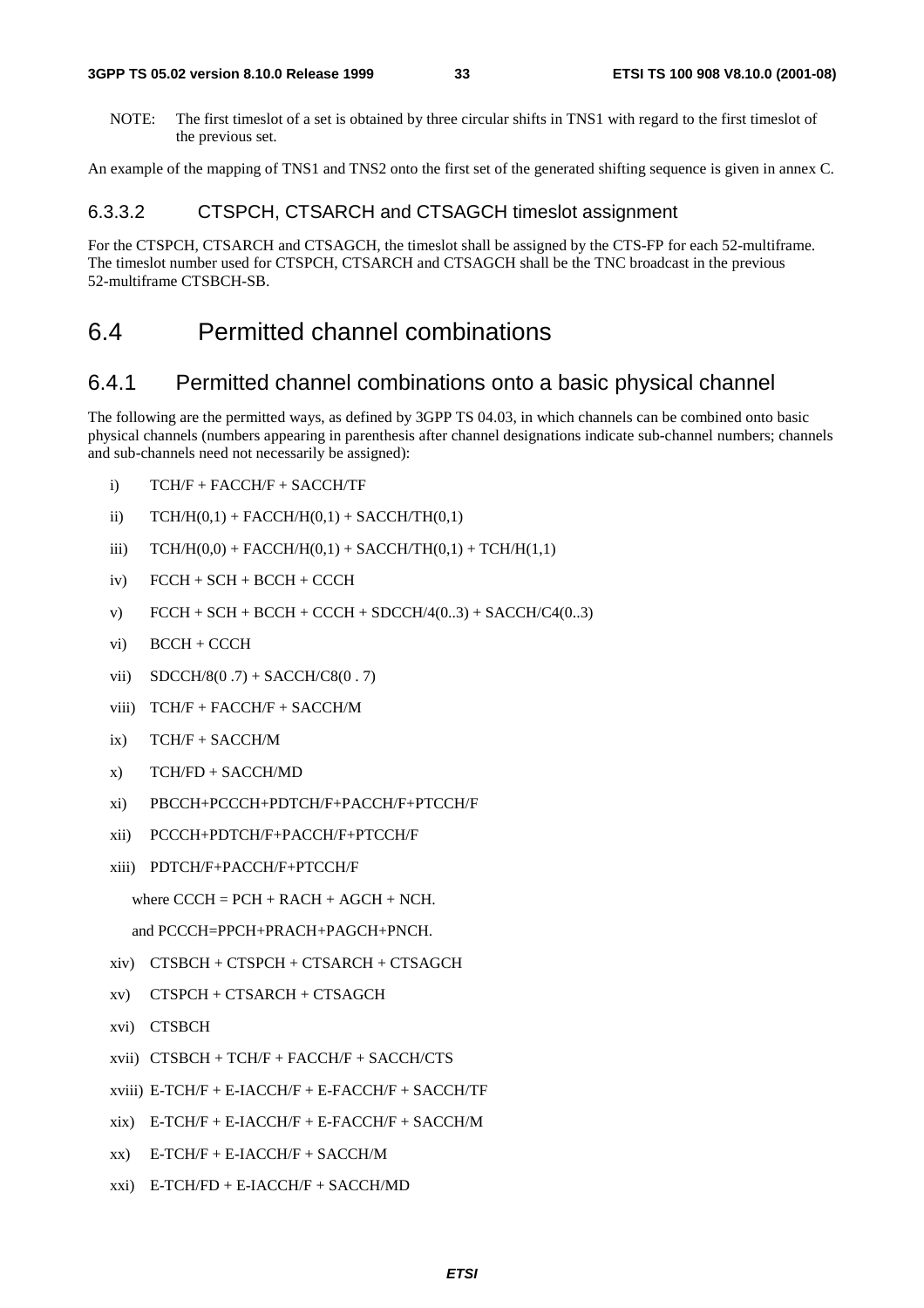NOTE: The first timeslot of a set is obtained by three circular shifts in TNS1 with regard to the first timeslot of the previous set.

An example of the mapping of TNS1 and TNS2 onto the first set of the generated shifting sequence is given in annex C.

#### 6.3.3.2 CTSPCH, CTSARCH and CTSAGCH timeslot assignment

For the CTSPCH, CTSARCH and CTSAGCH, the timeslot shall be assigned by the CTS-FP for each 52-multiframe. The timeslot number used for CTSPCH, CTSARCH and CTSAGCH shall be the TNC broadcast in the previous 52-multiframe CTSBCH-SB.

## 6.4 Permitted channel combinations

### 6.4.1 Permitted channel combinations onto a basic physical channel

The following are the permitted ways, as defined by 3GPP TS 04.03, in which channels can be combined onto basic physical channels (numbers appearing in parenthesis after channel designations indicate sub-channel numbers; channels and sub-channels need not necessarily be assigned):

i) TCH/F + FACCH/F + SACCH/TF

ii) TCH/H(0,1) + FACCH/H(0,1) + SACCH/TH(0,1)

iii) TCH/H(0,0) + FACCH/H(0,1) + SACCH/TH(0,1) + TCH/H(1,1)

iv) FCCH + SCH + BCCH + CCCH

v) FCCH + SCH + BCCH + CCCH + SDCCH/4(0..3) + SACCH/C4(0..3)

vi) BCCH + CCCH

vii) SDCCH/8(0 .7) + SACCH/C8(0 . 7)

viii) TCH/F + FACCH/F + SACCH/M

ix) TCH/F + SACCH/M

x) TCH/FD + SACCH/MD

xi) PBCCH+PCCCH+PDTCH/F+PACCH/F+PTCCH/F

xii) PCCCH+PDTCH/F+PACCH/F+PTCCH/F

xiii) PDTCH/F+PACCH/F+PTCCH/F

where CCCH = PCH + RACH + AGCH + NCH.

and PCCCH=PPCH+PRACH+PAGCH+PNCH.

xiv) CTSBCH + CTSPCH + CTSARCH + CTSAGCH

xv) CTSPCH + CTSARCH + CTSAGCH

xvi) CTSBCH

xvii) CTSBCH + TCH/F + FACCH/F + SACCH/CTS

xviii) E-TCH/F + E-IACCH/F + E-FACCH/F + SACCH/TF

xix) E-TCH/F + E-IACCH/F + E-FACCH/F + SACCH/M

xx) E-TCH/F + E-IACCH/F + SACCH/M

xxi) E-TCH/FD + E-IACCH/F + SACCH/MD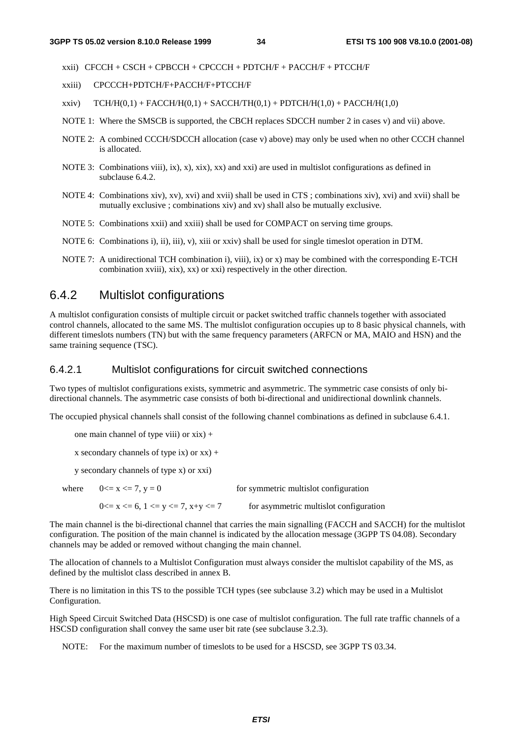xxii) CFCCH + CSCH + CPBCCH + CPCCCH + PDTCH/F + PACCH/F + PTCCH/F

xxiii) CPCCCH+PDTCH/F+PACCH/F+PTCCH/F

xxiv) TCH/H(0,1) + FACCH/H(0,1) + SACCH/TH(0,1) + PDTCH/H(1,0) + PACCH/H(1,0)

NOTE 1: Where the SMSCB is supported, the CBCH replaces SDCCH number 2 in cases v) and vii) above.

NOTE 2: A combined CCCH/SDCCH allocation (case v) above) may only be used when no other CCCH channel is allocated.

NOTE 3: Combinations viii), ix), x), xix), xx) and xxi) are used in multislot configurations as defined in subclause 6.4.2.

NOTE 4: Combinations xiv), xv), xvi) and xvii) shall be used in CTS ; combinations xiv), xvi) and xvii) shall be mutually exclusive ; combinations xiv) and xv) shall also be mutually exclusive.

NOTE 5: Combinations xxii) and xxiii) shall be used for COMPACT on serving time groups.

NOTE 6: Combinations i), ii), iii), v), xiii or xxiv) shall be used for single timeslot operation in DTM.

NOTE 7: A unidirectional TCH combination i), viii), ix) or x) may be combined with the corresponding E-TCH combination xviii), xix), xx) or xxi) respectively in the other direction.

## 6.4.2 Multislot configurations

A multislot configuration consists of multiple circuit or packet switched traffic channels together with associated control channels, allocated to the same MS. The multislot configuration occupies up to 8 basic physical channels, with different timeslots numbers (TN) but with the same frequency parameters (ARFCN or MA, MAIO and HSN) and the same training sequence (TSC).

### 6.4.2.1 Multislot configurations for circuit switched connections

Two types of multislot configurations exists, symmetric and asymmetric. The symmetric case consists of only bi-directional channels. The asymmetric case consists of both bi-directional and unidirectional downlink channels.

The occupied physical channels shall consist of the following channel combinations as defined in subclause 6.4.1.

one main channel of type viii) or xix) +

x secondary channels of type ix) or xx) +

y secondary channels of type x) or xxi)

where $0 \le x \le 7$, $y = 0$ for symmetric multislot configuration

$0 \le x \le 6$, $1 \le y \le 7$, $x+y \le 7$ for asymmetric multislot configuration

The main channel is the bi-directional channel that carries the main signalling (FACCH and SACCH) for the multislot configuration. The position of the main channel is indicated by the allocation message (3GPP TS 04.08). Secondary channels may be added or removed without changing the main channel.

The allocation of channels to a Multislot Configuration must always consider the multislot capability of the MS, as defined by the multislot class described in annex B.

There is no limitation in this TS to the possible TCH types (see subclause 3.2) which may be used in a Multislot Configuration.

High Speed Circuit Switched Data (HSCSD) is one case of multislot configuration. The full rate traffic channels of a HSCSD configuration shall convey the same user bit rate (see subclause 3.2.3).

NOTE: For the maximum number of timeslots to be used for a HSCSD, see 3GPP TS 03.34.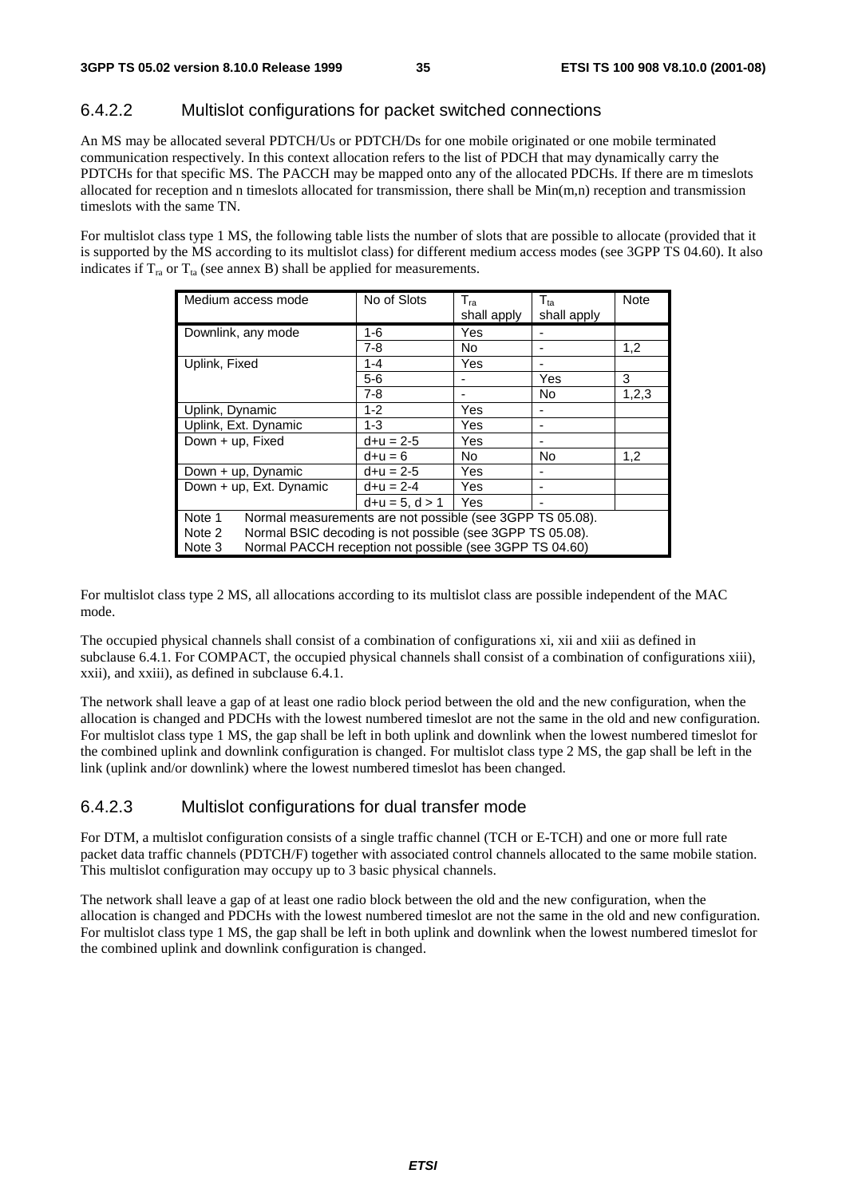### 6.4.2.2 Multislot configurations for packet switched connections

An MS may be allocated several PDTCH/Us or PDTCH/Ds for one mobile originated or one mobile terminated communication respectively. In this context allocation refers to the list of PDCH that may dynamically carry the PDTCHs for that specific MS. The PACCH may be mapped onto any of the allocated PDCHs. If there are m timeslots allocated for reception and n timeslots allocated for transmission, there shall be Min(m,n) reception and transmission timeslots with the same TN.

For multislot class type 1 MS, the following table lists the number of slots that are possible to allocate (provided that it is supported by the MS according to its multislot class) for different medium access modes (see 3GPP TS 04.60). It also indicates if $T_{ra}$ or $T_{ta}$ (see annex B) shall be applied for measurements.

| Medium access mode | No of Slots | $T_{ra}$ shall apply | $T_{ta}$ shall apply | Note |
|---|---|---|---|---|
| Downlink, any mode | 1-6 | Yes | - | |
| | 7-8 | No | - | 1,2 |
| Uplink, Fixed | 1-4 | Yes | - | |
| | 5-6 | - | Yes | 3 |
| | 7-8 | - | No | 1,2,3 |
| Uplink, Dynamic | 1-2 | Yes | - | |
| Uplink, Ext. Dynamic | 1-3 | Yes | - | |
| Down + up, Fixed | d+u = 2-5 | Yes | - | |
| | d+u = 6 | No | No | 1,2 |
| Down + up, Dynamic | d+u = 2-5 | Yes | - | |
| Down + up, Ext. Dynamic | d+u = 2-4 | Yes | - | |
| | d+u = 5, d > 1 | Yes | - | |
| Note 1 Normal measurements are not possible (see 3GPP TS 05.08). | | | | |
| Note 2 Normal BSIC decoding is not possible (see 3GPP TS 05.08). | | | | |
| Note 3 Normal PACCH reception not possible (see 3GPP TS 04.60) | | | | |

For multislot class type 2 MS, all allocations according to its multislot class are possible independent of the MAC mode.

The occupied physical channels shall consist of a combination of configurations xi, xii and xiii as defined in subclause 6.4.1. For COMPACT, the occupied physical channels shall consist of a combination of configurations xiii), xxii), and xxiii), as defined in subclause 6.4.1.

The network shall leave a gap of at least one radio block period between the old and the new configuration, when the allocation is changed and PDCHs with the lowest numbered timeslot are not the same in the old and new configuration. For multislot class type 1 MS, the gap shall be left in both uplink and downlink when the lowest numbered timeslot for the combined uplink and downlink configuration is changed. For multislot class type 2 MS, the gap shall be left in the link (uplink and/or downlink) where the lowest numbered timeslot has been changed.

### 6.4.2.3 Multislot configurations for dual transfer mode

For DTM, a multislot configuration consists of a single traffic channel (TCH or E-TCH) and one or more full rate packet data traffic channels (PDTCH/F) together with associated control channels allocated to the same mobile station. This multislot configuration may occupy up to 3 basic physical channels.

The network shall leave a gap of at least one radio block between the old and the new configuration, when the allocation is changed and PDCHs with the lowest numbered timeslot are not the same in the old and new configuration. For multislot class type 1 MS, the gap shall be left in both uplink and downlink when the lowest numbered timeslot for the combined uplink and downlink configuration is changed.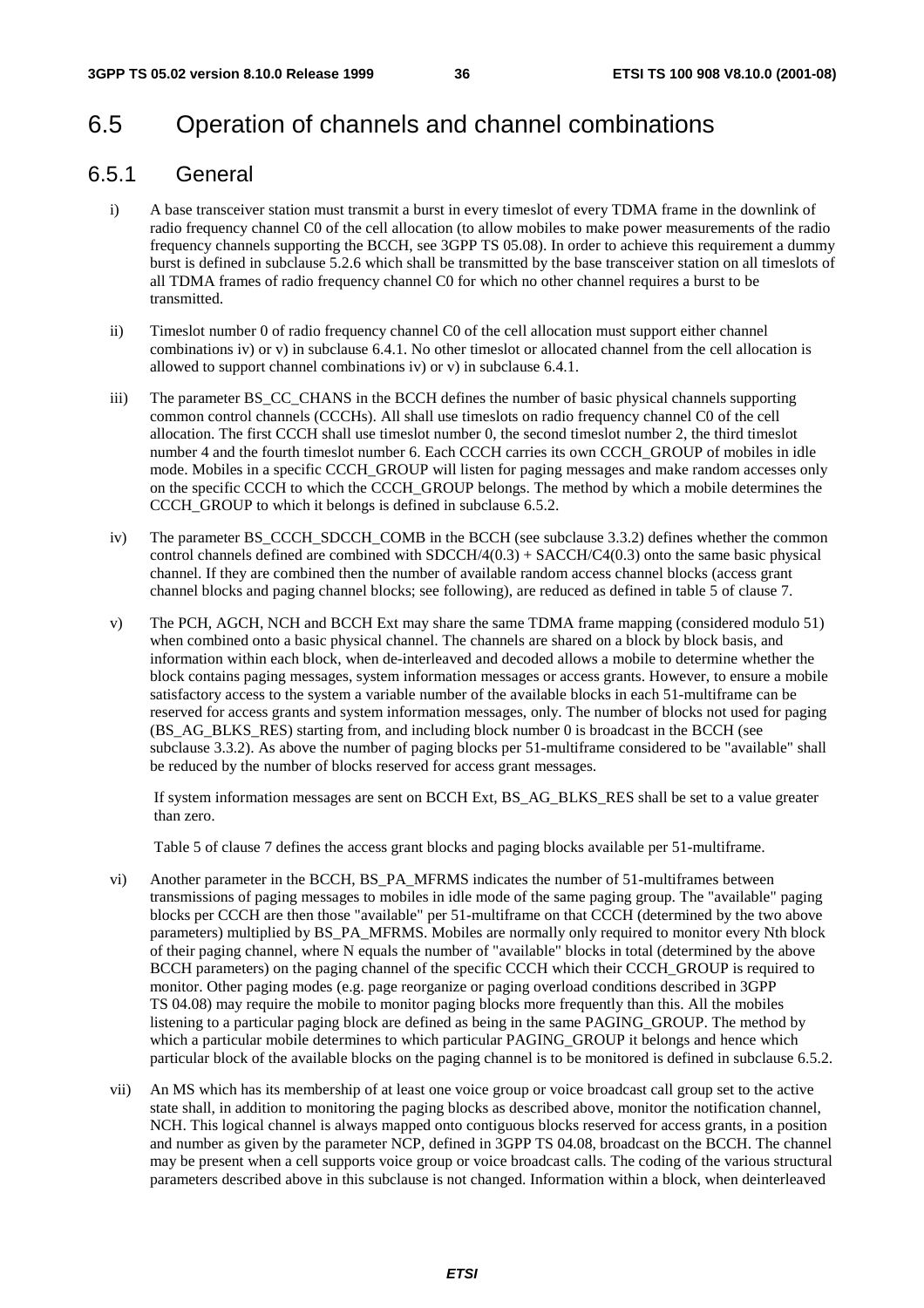## 6.5 Operation of channels and channel combinations

### 6.5.1 General

i) A base transceiver station must transmit a burst in every timeslot of every TDMA frame in the downlink of radio frequency channel C0 of the cell allocation (to allow mobiles to make power measurements of the radio frequency channels supporting the BCCH, see 3GPP TS 05.08). In order to achieve this requirement a dummy burst is defined in subclause 5.2.6 which shall be transmitted by the base transceiver station on all timeslots of all TDMA frames of radio frequency channel C0 for which no other channel requires a burst to be transmitted.

ii) Timeslot number 0 of radio frequency channel C0 of the cell allocation must support either channel combinations iv) or v) in subclause 6.4.1. No other timeslot or allocated channel from the cell allocation is allowed to support channel combinations iv) or v) in subclause 6.4.1.

iii) The parameter BS_CC_CHANS in the BCCH defines the number of basic physical channels supporting common control channels (CCCHs). All shall use timeslots on radio frequency channel C0 of the cell allocation. The first CCCH shall use timeslot number 0, the second timeslot number 2, the third timeslot number 4 and the fourth timeslot number 6. Each CCCH carries its own CCCH_GROUP of mobiles in idle mode. Mobiles in a specific CCCH_GROUP will listen for paging messages and make random accesses only on the specific CCCH to which the CCCH_GROUP belongs. The method by which a mobile determines the CCCH_GROUP to which it belongs is defined in subclause 6.5.2.

iv) The parameter BS_CCCH_SDCCH_COMB in the BCCH (see subclause 3.3.2) defines whether the common control channels defined are combined with SDCCH/4(0.3) + SACCH/C4(0.3) onto the same basic physical channel. If they are combined then the number of available random access channel blocks (access grant channel blocks and paging channel blocks; see following), are reduced as defined in table 5 of clause 7.

v) The PCH, AGCH, NCH and BCCH Ext may share the same TDMA frame mapping (considered modulo 51) when combined onto a basic physical channel. The channels are shared on a block by block basis, and information within each block, when de-interleaved and decoded allows a mobile to determine whether the block contains paging messages, system information messages or access grants. However, to ensure a mobile satisfactory access to the system a variable number of the available blocks in each 51-multiframe can be reserved for access grants and system information messages, only. The number of blocks not used for paging (BS_AG_BLKS_RES) starting from, and including block number 0 is broadcast in the BCCH (see subclause 3.3.2). As above the number of paging blocks per 51-multiframe considered to be "available" shall be reduced by the number of blocks reserved for access grant messages.

   If system information messages are sent on BCCH Ext, BS_AG_BLKS_RES shall be set to a value greater than zero.

   Table 5 of clause 7 defines the access grant blocks and paging blocks available per 51-multiframe.

vi) Another parameter in the BCCH, BS_PA_MFRMS indicates the number of 51-multiframes between transmissions of paging messages to mobiles in idle mode of the same paging group. The "available" paging blocks per CCCH are then those "available" per 51-multiframe on that CCCH (determined by the two above parameters) multiplied by BS_PA_MFRMS. Mobiles are normally only required to monitor every Nth block of their paging channel, where N equals the number of "available" blocks in total (determined by the above BCCH parameters) on the paging channel of the specific CCCH which their CCCH_GROUP is required to monitor. Other paging modes (e.g. page reorganize or paging overload conditions described in 3GPP TS 04.08) may require the mobile to monitor paging blocks more frequently than this. All the mobiles listening to a particular paging block are defined as being in the same PAGING_GROUP. The method by which a particular mobile determines to which particular PAGING_GROUP it belongs and hence which particular block of the available blocks on the paging channel is to be monitored is defined in subclause 6.5.2.

vii) An MS which has its membership of at least one voice group or voice broadcast call group set to the active state shall, in addition to monitoring the paging blocks as described above, monitor the notification channel, NCH. This logical channel is always mapped onto contiguous blocks reserved for access grants, in a position and number as given by the parameter NCP, defined in 3GPP TS 04.08, broadcast on the BCCH. The channel may be present when a cell supports voice group or voice broadcast calls. The coding of the various structural parameters described above in this subclause is not changed. Information within a block, when deinterleaved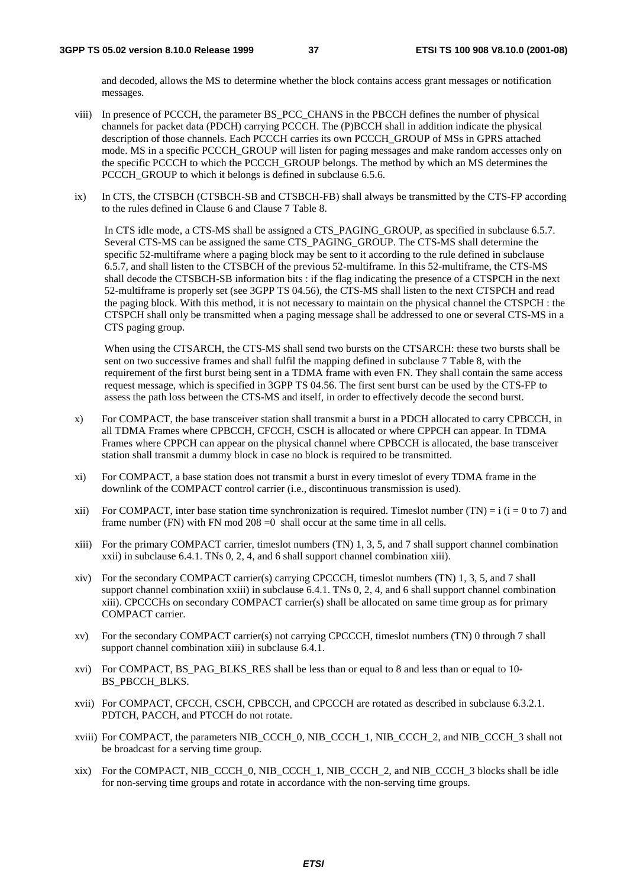and decoded, allows the MS to determine whether the block contains access grant messages or notification messages.

viii) In presence of PCCCH, the parameter BS_PCC_CHANS in the PBCCH defines the number of physical channels for packet data (PDCH) carrying PCCCH. The (P)BCCH shall in addition indicate the physical description of those channels. Each PCCCH carries its own PCCCH_GROUP of MSs in GPRS attached mode. MS in a specific PCCCH_GROUP will listen for paging messages and make random accesses only on the specific PCCCH to which the PCCCH_GROUP belongs. The method by which an MS determines the PCCCH_GROUP to which it belongs is defined in subclause 6.5.6.

ix) In CTS, the CTSBCH (CTSBCH-SB and CTSBCH-FB) shall always be transmitted by the CTS-FP according to the rules defined in Clause 6 and Clause 7 Table 8.

In CTS idle mode, a CTS-MS shall be assigned a CTS_PAGING_GROUP, as specified in subclause 6.5.7. Several CTS-MS can be assigned the same CTS_PAGING_GROUP. The CTS-MS shall determine the specific 52-multiframe where a paging block may be sent to it according to the rule defined in subclause 6.5.7, and shall listen to the CTSBCH of the previous 52-multiframe. In this 52-multiframe, the CTS-MS shall decode the CTSBCH-SB information bits : if the flag indicating the presence of a CTSPCH in the next 52-multiframe is properly set (see 3GPP TS 04.56), the CTS-MS shall listen to the next CTSPCH and read the paging block. With this method, it is not necessary to maintain on the physical channel the CTSPCH : the CTSPCH shall only be transmitted when a paging message shall be addressed to one or several CTS-MS in a CTS paging group.

When using the CTSARCH, the CTS-MS shall send two bursts on the CTSARCH: these two bursts shall be sent on two successive frames and shall fulfil the mapping defined in subclause 7 Table 8, with the requirement of the first burst being sent in a TDMA frame with even FN. They shall contain the same access request message, which is specified in 3GPP TS 04.56. The first sent burst can be used by the CTS-FP to assess the path loss between the CTS-MS and itself, in order to effectively decode the second burst.

x) For COMPACT, the base transceiver station shall transmit a burst in a PDCH allocated to carry CPBCCH, in all TDMA Frames where CPBCCH, CFCCH, CSCH is allocated or where CPPCH can appear. In TDMA Frames where CPPCH can appear on the physical channel where CPBCCH is allocated, the base transceiver station shall transmit a dummy block in case no block is required to be transmitted.

xi) For COMPACT, a base station does not transmit a burst in every timeslot of every TDMA frame in the downlink of the COMPACT control carrier (i.e., discontinuous transmission is used).

xii) For COMPACT, inter base station time synchronization is required. Timeslot number (TN) = i (i = 0 to 7) and frame number (FN) with FN mod 208 =0 shall occur at the same time in all cells.

xiii) For the primary COMPACT carrier, timeslot numbers (TN) 1, 3, 5, and 7 shall support channel combination xxii) in subclause 6.4.1. TNs 0, 2, 4, and 6 shall support channel combination xiii).

xiv) For the secondary COMPACT carrier(s) carrying CPCCCH, timeslot numbers (TN) 1, 3, 5, and 7 shall support channel combination xxiii) in subclause 6.4.1. TNs 0, 2, 4, and 6 shall support channel combination xiii). CPCCCHs on secondary COMPACT carrier(s) shall be allocated on same time group as for primary COMPACT carrier.

xv) For the secondary COMPACT carrier(s) not carrying CPCCCH, timeslot numbers (TN) 0 through 7 shall support channel combination xiii) in subclause 6.4.1.

xvi) For COMPACT, BS_PAG_BLKS_RES shall be less than or equal to 8 and less than or equal to 10-BS_PBCCH_BLKS.

xvii) For COMPACT, CFCCH, CSCH, CPBCCH, and CPCCCH are rotated as described in subclause 6.3.2.1. PDTCH, PACCH, and PTCCH do not rotate.

xviii) For COMPACT, the parameters NIB_CCCH_0, NIB_CCCH_1, NIB_CCCH_2, and NIB_CCCH_3 shall not be broadcast for a serving time group.

xix) For the COMPACT, NIB_CCCH_0, NIB_CCCH_1, NIB_CCCH_2, and NIB_CCCH_3 blocks shall be idle for non-serving time groups and rotate in accordance with the non-serving time groups.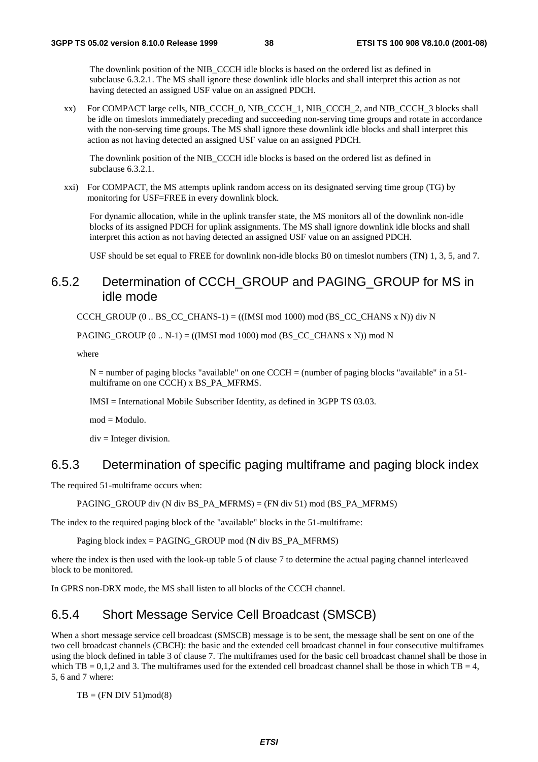The downlink position of the NIB_CCCH idle blocks is based on the ordered list as defined in subclause 6.3.2.1. The MS shall ignore these downlink idle blocks and shall interpret this action as not having detected an assigned USF value on an assigned PDCH.

xx) For COMPACT large cells, NIB_CCCH_0, NIB_CCCH_1, NIB_CCCH_2, and NIB_CCCH_3 blocks shall be idle on timeslots immediately preceding and succeeding non-serving time groups and rotate in accordance with the non-serving time groups. The MS shall ignore these downlink idle blocks and shall interpret this action as not having detected an assigned USF value on an assigned PDCH.

The downlink position of the NIB_CCCH idle blocks is based on the ordered list as defined in subclause 6.3.2.1.

xxi) For COMPACT, the MS attempts uplink random access on its designated serving time group (TG) by monitoring for USF=FREE in every downlink block.

For dynamic allocation, while in the uplink transfer state, the MS monitors all of the downlink non-idle blocks of its assigned PDCH for uplink assignments. The MS shall ignore downlink idle blocks and shall interpret this action as not having detected an assigned USF value on an assigned PDCH.

USF should be set equal to FREE for downlink non-idle blocks B0 on timeslot numbers (TN) 1, 3, 5, and 7.

### 6.5.2 Determination of CCCH_GROUP and PAGING_GROUP for MS in idle mode

CCCH_GROUP (0 .. BS_CC_CHANS-1) = ((IMSI mod 1000) mod (BS_CC_CHANS x N)) div N

PAGING_GROUP (0 .. N-1) = ((IMSI mod 1000) mod (BS_CC_CHANS x N)) mod N

where

N = number of paging blocks "available" on one CCCH = (number of paging blocks "available" in a 51-multiframe on one CCCH) x BS_PA_MFRMS.

IMSI = International Mobile Subscriber Identity, as defined in 3GPP TS 03.03.

mod = Modulo.

div = Integer division.

### 6.5.3 Determination of specific paging multiframe and paging block index

The required 51-multiframe occurs when:

PAGING_GROUP div (N div BS_PA_MFRMS) = (FN div 51) mod (BS_PA_MFRMS)

The index to the required paging block of the "available" blocks in the 51-multiframe:

Paging block index = PAGING_GROUP mod (N div BS_PA_MFRMS)

where the index is then used with the look-up table 5 of clause 7 to determine the actual paging channel interleaved block to be monitored.

In GPRS non-DRX mode, the MS shall listen to all blocks of the CCCH channel.

### 6.5.4 Short Message Service Cell Broadcast (SMSCB)

When a short message service cell broadcast (SMSCB) message is to be sent, the message shall be sent on one of the two cell broadcast channels (CBCH): the basic and the extended cell broadcast channel in four consecutive multiframes using the block defined in table 3 of clause 7. The multiframes used for the basic cell broadcast channel shall be those in which TB = 0,1,2 and 3. The multiframes used for the extended cell broadcast channel shall be those in which TB = 4, 5, 6 and 7 where:

TB = (FN DIV 51)mod(8)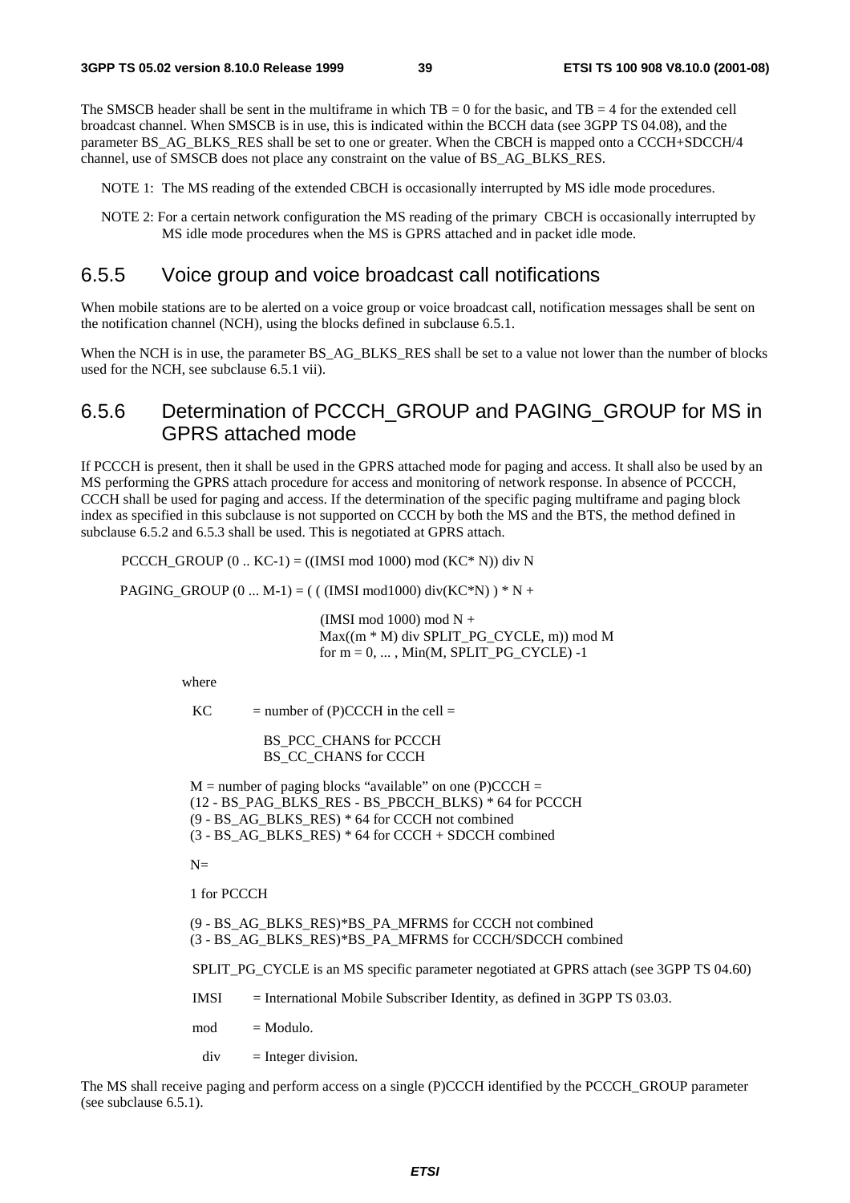The SMSCB header shall be sent in the multiframe in which TB = 0 for the basic, and TB = 4 for the extended cell broadcast channel. When SMSCB is in use, this is indicated within the BCCH data (see 3GPP TS 04.08), and the parameter BS_AG_BLKS_RES shall be set to one or greater. When the CBCH is mapped onto a CCCH+SDCCH/4 channel, use of SMSCB does not place any constraint on the value of BS_AG_BLKS_RES.

NOTE 1: The MS reading of the extended CBCH is occasionally interrupted by MS idle mode procedures.

NOTE 2: For a certain network configuration the MS reading of the primary CBCH is occasionally interrupted by MS idle mode procedures when the MS is GPRS attached and in packet idle mode.

## 6.5.5 Voice group and voice broadcast call notifications

When mobile stations are to be alerted on a voice group or voice broadcast call, notification messages shall be sent on the notification channel (NCH), using the blocks defined in subclause 6.5.1.

When the NCH is in use, the parameter BS_AG_BLKS_RES shall be set to a value not lower than the number of blocks used for the NCH, see subclause 6.5.1 vii).

## 6.5.6 Determination of PCCCH_GROUP and PAGING_GROUP for MS in GPRS attached mode

If PCCCH is present, then it shall be used in the GPRS attached mode for paging and access. It shall also be used by an MS performing the GPRS attach procedure for access and monitoring of network response. In absence of PCCCH, CCCH shall be used for paging and access. If the determination of the specific paging multiframe and paging block index as specified in this subclause is not supported on CCCH by both the MS and the BTS, the method defined in subclause 6.5.2 and 6.5.3 shall be used. This is negotiated at GPRS attach.

PCCCH_GROUP (0 .. KC-1) = ((IMSI mod 1000) mod (KC* N)) div N

PAGING_GROUP (0 ... M-1) = ( ( (IMSI mod1000) div(KC*N) ) * N +

(IMSI mod 1000) mod N +
Max((m * M) div SPLIT_PG_CYCLE, m)) mod M
for m = 0, ... , Min(M, SPLIT_PG_CYCLE) -1

where

KC = number of (P)CCCH in the cell =

BS_PCC_CHANS for PCCCH
BS_CC_CHANS for CCCH

M = number of paging blocks "available" on one (P)CCCH =
(12 - BS_PAG_BLKS_RES - BS_PBCCH_BLKS) * 64 for PCCCH
(9 - BS_AG_BLKS_RES) * 64 for CCCH not combined
(3 - BS_AG_BLKS_RES) * 64 for CCCH + SDCCH combined

N=

1 for PCCCH

(9 - BS_AG_BLKS_RES)*BS_PA_MFRMS for CCCH not combined
(3 - BS_AG_BLKS_RES)*BS_PA_MFRMS for CCCH/SDCCH combined

SPLIT_PG_CYCLE is an MS specific parameter negotiated at GPRS attach (see 3GPP TS 04.60)

IMSI = International Mobile Subscriber Identity, as defined in 3GPP TS 03.03.

mod = Modulo.

div = Integer division.

The MS shall receive paging and perform access on a single (P)CCCH identified by the PCCCH_GROUP parameter (see subclause 6.5.1).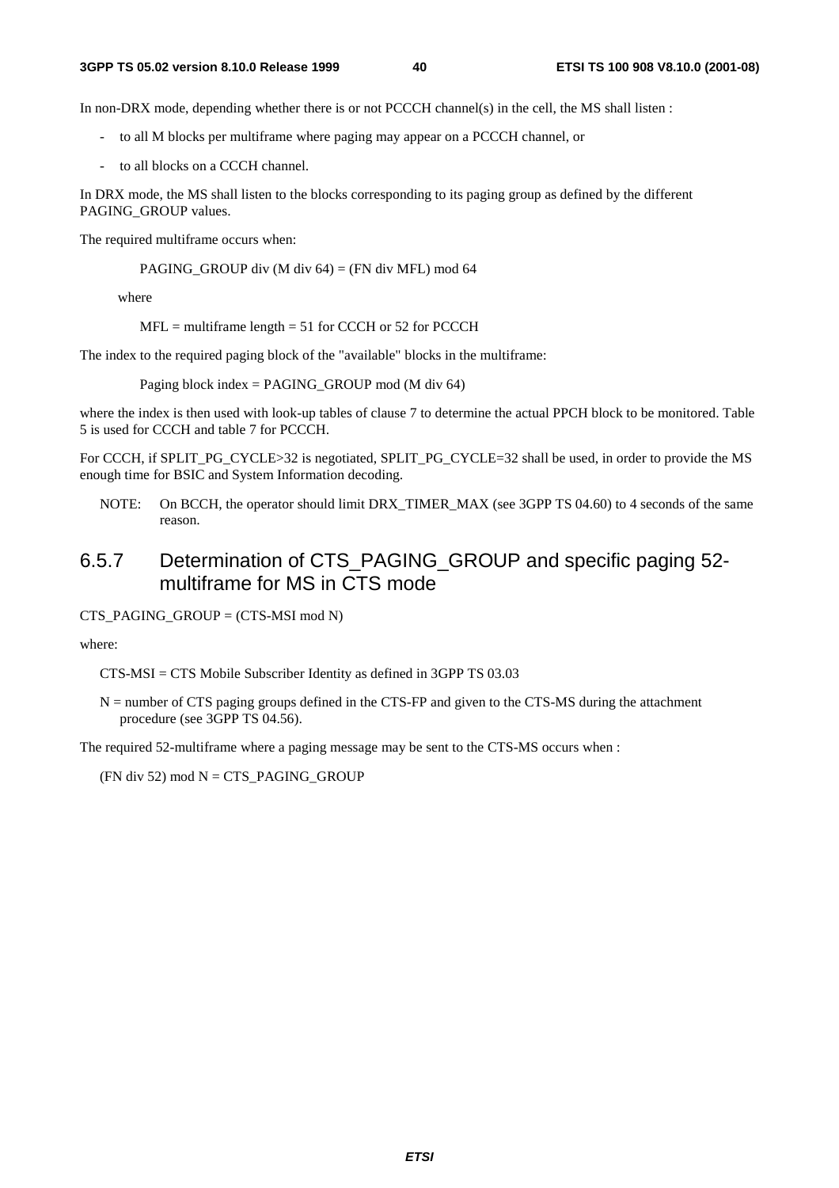In non-DRX mode, depending whether there is or not PCCCH channel(s) in the cell, the MS shall listen :

- to all M blocks per multiframe where paging may appear on a PCCCH channel, or
- to all blocks on a CCCH channel.

In DRX mode, the MS shall listen to the blocks corresponding to its paging group as defined by the different PAGING_GROUP values.

The required multiframe occurs when:

PAGING_GROUP div (M div 64) = (FN div MFL) mod 64

where

MFL = multiframe length = 51 for CCCH or 52 for PCCCH

The index to the required paging block of the "available" blocks in the multiframe:

Paging block index = PAGING_GROUP mod (M div 64)

where the index is then used with look-up tables of clause 7 to determine the actual PPCH block to be monitored. Table 5 is used for CCCH and table 7 for PCCCH.

For CCCH, if SPLIT_PG_CYCLE>32 is negotiated, SPLIT_PG_CYCLE=32 shall be used, in order to provide the MS enough time for BSIC and System Information decoding.

NOTE: On BCCH, the operator should limit DRX_TIMER_MAX (see 3GPP TS 04.60) to 4 seconds of the same reason.

## 6.5.7 Determination of CTS_PAGING_GROUP and specific paging 52-multiframe for MS in CTS mode

CTS_PAGING_GROUP = (CTS-MSI mod N)

where:

CTS-MSI = CTS Mobile Subscriber Identity as defined in 3GPP TS 03.03

N = number of CTS paging groups defined in the CTS-FP and given to the CTS-MS during the attachment procedure (see 3GPP TS 04.56).

The required 52-multiframe where a paging message may be sent to the CTS-MS occurs when :

(FN div 52) mod N = CTS_PAGING_GROUP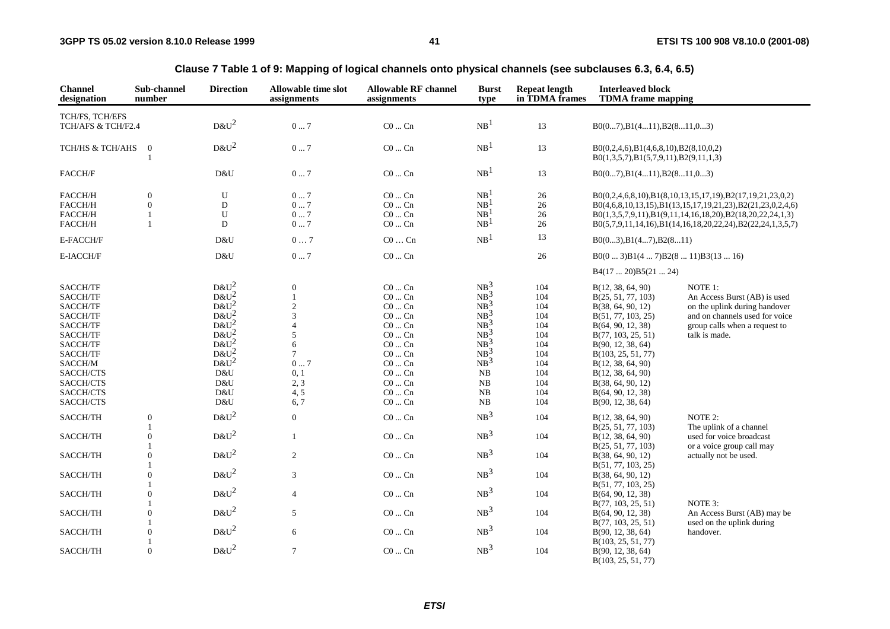**Clause 7 Table 1 of 9: Mapping of logical channels onto physical channels (see subclauses 6.3, 6.4, 6.5)**

| Channel designation | Sub-channel number | Direction | Allowable time slot assignments | Allowable RF channel assignments | Burst type | Repeat length in TDMA frames | Interleaved block TDMA frame mapping | |
|---|---|---|---|---|---|---|---|---|
| TCH/FS, TCH/EFS TCH/AFS & TCH/F2.4 | | D&U[2] | 0 ... 7 | C0 ... Cn | NB[1] | 13 | B0(0...7),B1(4...11),B2(8...11,0...3) | |
| TCH/HS & TCH/AHS | 0 | D&U[2] | 0 ... 7 | C0 ... Cn | NB[1] | 13 | B0(0,2,4,6),B1(4,6,8,10),B2(8,10,0,2) | |
| | 1 | | | | | | B0(1,3,5,7),B1(5,7,9,11),B2(9,11,1,3) | |
| FACCH/F | | D&U | 0 ... 7 | C0 ... Cn | NB[1] | 13 | B0(0...7),B1(4...11),B2(8...11,0...3) | |
| FACCH/H | 0 | U | 0 ... 7 | C0 ... Cn | NB[1] | 26 | B0(0,2,4,6,8,10),B1(8,10,13,15,17,19),B2(17,19,21,23,0,2) | |
| FACCH/H | 0 | D | 0 ... 7 | C0 ... Cn | NB[1] | 26 | B0(4,6,8,10,13,15),B1(13,15,17,19,21,23),B2(21,23,0,2,4,6) | |
| FACCH/H | 1 | U | 0 ... 7 | C0 ... Cn | NB[1] | 26 | B0(1,3,5,7,9,11),B1(9,11,14,16,18,20),B2(18,20,22,24,1,3) | |
| FACCH/H | 1 | D | 0 ... 7 | C0 ... Cn | NB[1] | 26 | B0(5,7,9,11,14,16),B1(14,16,18,20,22,24),B2(22,24,1,3,5,7) | |
| E-FACCH/F | | D&U | 0 … 7 | C0 … Cn | NB[1] | 13 | B0(0...3),B1(4...7),B2(8...11) | |
| E-IACCH/F | | D&U | 0 ... 7 | C0 ... Cn | | 26 | B0(0 ... 3)B1(4 ... 7)B2(8 ... 11)B3(13 ... 16) | |
| | | | | | | | B4(17 ... 20)B5(21 ... 24) | |
| SACCH/TF | | D&U[2] | 0 | C0 ... Cn | NB[3] | 104 | B(12, 38, 64, 90) | NOTE 1: |
| SACCH/TF | | D&U[2] | 1 | C0 ... Cn | NB[3] | 104 | B(25, 51, 77, 103) | An Access Burst (AB) is used |
| SACCH/TF | | D&U[2] | 2 | C0 ... Cn | NB[3] | 104 | B(38, 64, 90, 12) | on the uplink during handover |
| SACCH/TF | | D&U[2] | 3 | C0 ... Cn | NB[3] | 104 | B(51, 77, 103, 25) | and on channels used for voice |
| SACCH/TF | | D&U[2] | 4 | C0 ... Cn | NB[3] | 104 | B(64, 90, 12, 38) | group calls when a request to |
| SACCH/TF | | D&U[2] | 5 | C0 ... Cn | NB[3] | 104 | B(77, 103, 25, 51) | talk is made. |
| SACCH/TF | | D&U[2] | 6 | C0 ... Cn | NB[3] | 104 | B(90, 12, 38, 64) | |
| SACCH/TF | | D&U[2] | 7 | C0 ... Cn | NB[3] | 104 | B(103, 25, 51, 77) | |
| SACCH/M | | D&U[2] | 0 ... 7 | C0 ... Cn | NB[3] | 104 | B(12, 38, 64, 90) | |
| SACCH/CTS | | D&U | 0, 1 | C0 ... Cn | NB | 104 | B(12, 38, 64, 90) | |
| SACCH/CTS | | D&U | 2, 3 | C0 ... Cn | NB | 104 | B(38, 64, 90, 12) | |
| SACCH/CTS | | D&U | 4, 5 | C0 ... Cn | NB | 104 | B(64, 90, 12, 38) | |
| SACCH/CTS | | D&U | 6, 7 | C0 ... Cn | NB | 104 | B(90, 12, 38, 64) | |
| SACCH/TH | 0 | D&U[2] | 0 | C0 ... Cn | NB[3] | 104 | B(12, 38, 64, 90) | NOTE 2: |
| | 1 | | | | | | B(25, 51, 77, 103) | The uplink of a channel |
| SACCH/TH | 0 | D&U[2] | 1 | C0 ... Cn | NB[3] | 104 | B(12, 38, 64, 90) | used for voice broadcast |
| | 1 | | | | | | B(25, 51, 77, 103) | or a voice group call may |
| SACCH/TH | 0 | D&U[2] | 2 | C0 ... Cn | NB[3] | 104 | B(38, 64, 90, 12) | actually not be used. |
| | 1 | | | | | | B(51, 77, 103, 25) | |
| SACCH/TH | 0 | D&U[2] | 3 | C0 ... Cn | NB[3] | 104 | B(38, 64, 90, 12) | |
| | 1 | | | | | | B(51, 77, 103, 25) | |
| SACCH/TH | 0 | D&U[2] | 4 | C0 ... Cn | NB[3] | 104 | B(64, 90, 12, 38) | |
| | 1 | | | | | | B(77, 103, 25, 51) | NOTE 3: |
| SACCH/TH | 0 | D&U[2] | 5 | C0 ... Cn | NB[3] | 104 | B(64, 90, 12, 38) | An Access Burst (AB) may be |
| | 1 | | | | | | B(77, 103, 25, 51) | used on the uplink during |
| SACCH/TH | 0 | D&U[2] | 6 | C0 ... Cn | NB[3] | 104 | B(90, 12, 38, 64) | handover. |
| | 1 | | | | | | B(103, 25, 51, 77) | |
| SACCH/TH | 0 | D&U[2] | 7 | C0 ... Cn | NB[3] | 104 | B(90, 12, 38, 64) | |
| | | | | | | | B(103, 25, 51, 77) | |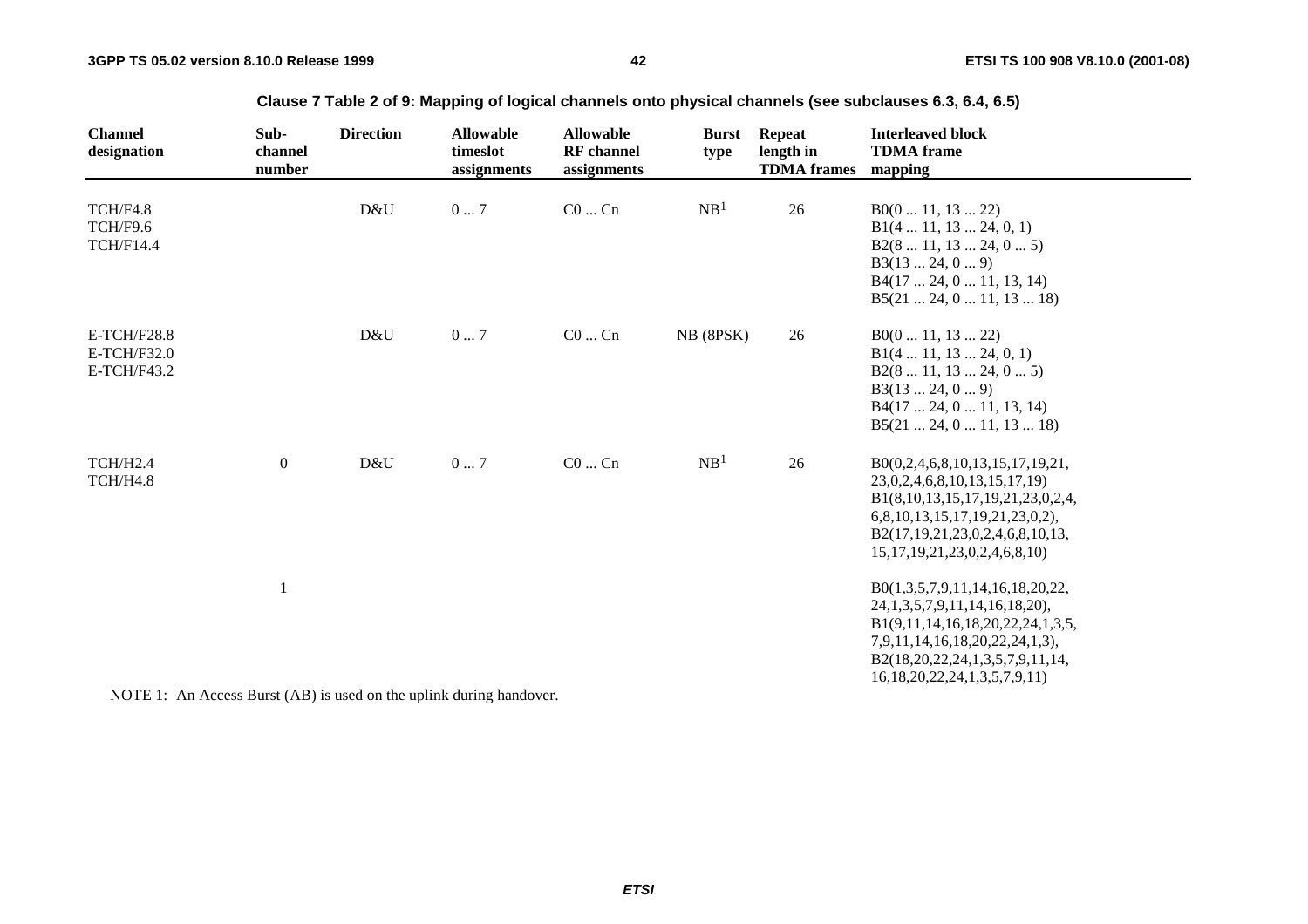**Clause 7 Table 2 of 9: Mapping of logical channels onto physical channels (see subclauses 6.3, 6.4, 6.5)**

| Channel designation | Sub-channel number | Direction | Allowable timeslot assignments | Allowable RF channel assignments | Burst type | Repeat length in TDMA frames | Interleaved block TDMA frame mapping |
|---|---|---|---|---|---|---|---|
| TCH/F4.8<br>TCH/F9.6<br>TCH/F14.4 | | D&U | 0 ... 7 | C0 ... Cn | NB[1] | 26 | B0(0 ... 11, 13 ... 22)<br>B1(4 ... 11, 13 ... 24, 0, 1)<br>B2(8 ... 11, 13 ... 24, 0 ... 5)<br>B3(13 ... 24, 0 ... 9)<br>B4(17 ... 24, 0 ... 11, 13, 14)<br>B5(21 ... 24, 0 ... 11, 13 ... 18) |
| E-TCH/F28.8<br>E-TCH/F32.0<br>E-TCH/F43.2 | | D&U | 0 ... 7 | C0 ... Cn | NB (8PSK) | 26 | B0(0 ... 11, 13 ... 22)<br>B1(4 ... 11, 13 ... 24, 0, 1)<br>B2(8 ... 11, 13 ... 24, 0 ... 5)<br>B3(13 ... 24, 0 ... 9)<br>B4(17 ... 24, 0 ... 11, 13, 14)<br>B5(21 ... 24, 0 ... 11, 13 ... 18) |
| TCH/H2.4<br>TCH/H4.8 | 0 | D&U | 0 ... 7 | C0 ... Cn | NB[1] | 26 | B0(0,2,4,6,8,10,13,15,17,19,21,<br>23,0,2,4,6,8,10,13,15,17,19)<br>B1(8,10,13,15,17,19,21,23,0,2,4,<br>6,8,10,13,15,17,19,21,23,0,2),<br>B2(17,19,21,23,0,2,4,6,8,10,13,<br>15,17,19,21,23,0,2,4,6,8,10) |
| | 1 | | | | | | B0(1,3,5,7,9,11,14,16,18,20,22,<br>24,1,3,5,7,9,11,14,16,18,20),<br>B1(9,11,14,16,18,20,22,24,1,3,5,<br>7,9,11,14,16,18,20,22,24,1,3),<br>B2(18,20,22,24,1,3,5,7,9,11,14,<br>16,18,20,22,24,1,3,5,7,9,11) |

NOTE 1: An Access Burst (AB) is used on the uplink during handover.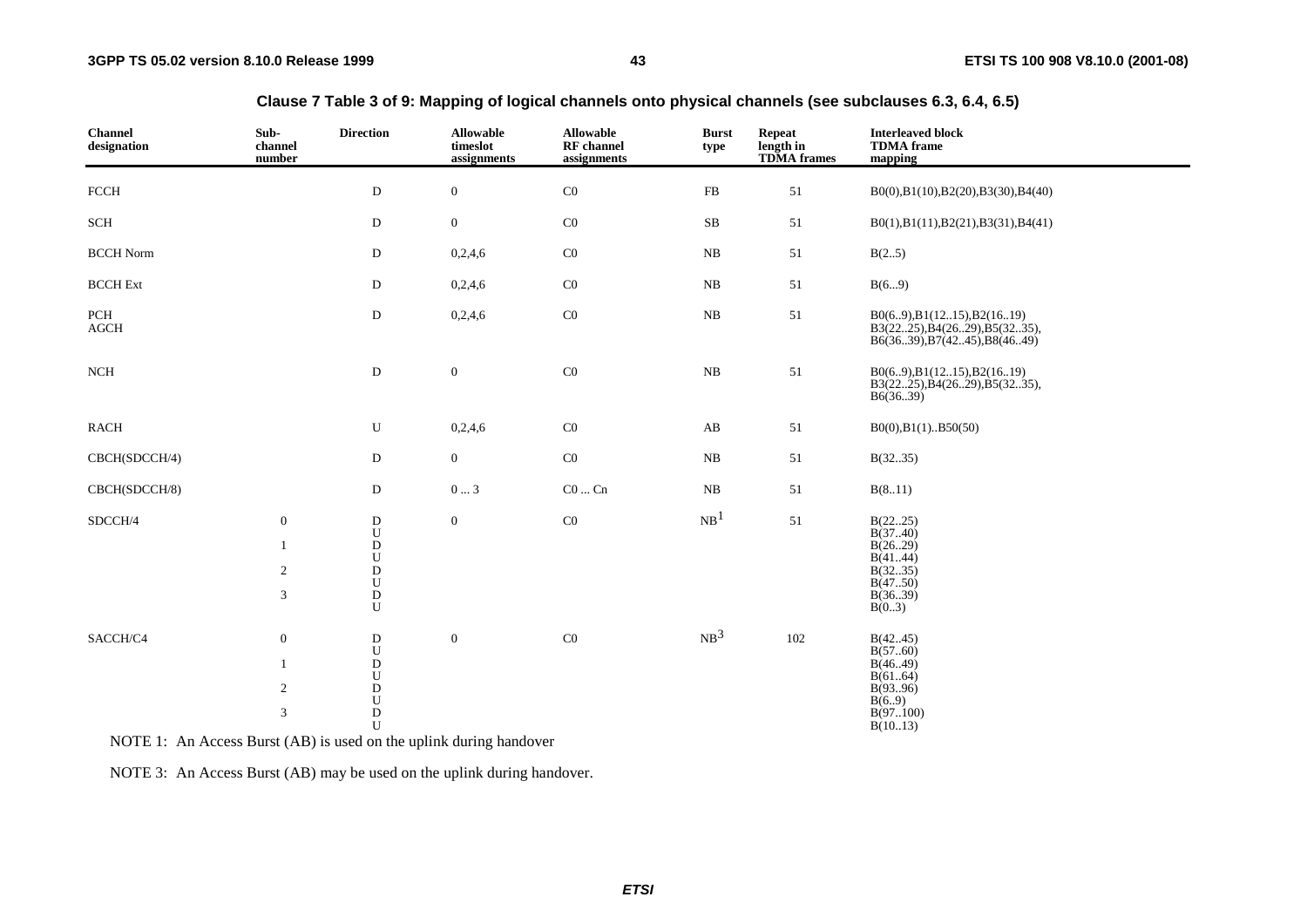**Clause 7 Table 3 of 9: Mapping of logical channels onto physical channels (see subclauses 6.3, 6.4, 6.5)**

| Channel designation | Sub-channel number | Direction | Allowable timeslot assignments | Allowable RF channel assignments | Burst type | Repeat length in TDMA frames | Interleaved block TDMA frame mapping |
|---|---|---|---|---|---|---|---|
| FCCH | | D | 0 | C0 | FB | 51 | B0(0),B1(10),B2(20),B3(30),B4(40) |
| SCH | | D | 0 | C0 | SB | 51 | B0(1),B1(11),B2(21),B3(31),B4(41) |
| BCCH Norm | | D | 0,2,4,6 | C0 | NB | 51 | B(2..5) |
| BCCH Ext | | D | 0,2,4,6 | C0 | NB | 51 | B(6...9) |
| PCH AGCH | | D | 0,2,4,6 | C0 | NB | 51 | B0(6..9),B1(12..15),B2(16..19) B3(22..25),B4(26..29),B5(32..35), B6(36..39),B7(42..45),B8(46..49) |
| NCH | | D | 0 | C0 | NB | 51 | B0(6..9),B1(12..15),B2(16..19) B3(22..25),B4(26..29),B5(32..35), B6(36..39) |
| RACH | | U | 0,2,4,6 | C0 | AB | 51 | B0(0),B1(1)..B50(50) |
| CBCH(SDCCH/4) | | D | 0 | C0 | NB | 51 | B(32..35) |
| CBCH(SDCCH/8) | | D | 0 ... 3 | C0 ... Cn | NB | 51 | B(8..11) |
| SDCCH/4 | 0 | D | 0 | C0 | NB[1] | 51 | B(22..25) |
| | | U | | | | | B(37..40) |
| | 1 | D | | | | | B(26..29) |
| | | U | | | | | B(41..44) |
| | 2 | D | | | | | B(32..35) |
| | | U | | | | | B(47..50) |
| | 3 | D | | | | | B(36..39) |
| | | U | | | | | B(0..3) |
| SACCH/C4 | 0 | D | 0 | C0 | NB[3] | 102 | B(42..45) |
| | | U | | | | | B(57..60) |
| | 1 | D | | | | | B(46..49) |
| | | U | | | | | B(61..64) |
| | 2 | D | | | | | B(93..96) |
| | | U | | | | | B(6..9) |
| | 3 | D | | | | | B(97..100) |
| | | U | | | | | B(10..13) |

NOTE 1: An Access Burst (AB) is used on the uplink during handover

NOTE 3: An Access Burst (AB) may be used on the uplink during handover.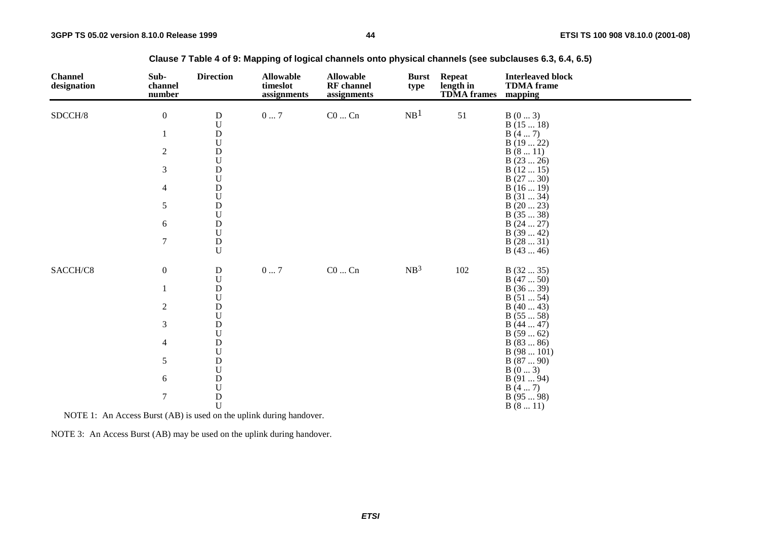**Clause 7 Table 4 of 9: Mapping of logical channels onto physical channels (see subclauses 6.3, 6.4, 6.5)**

| Channel designation | Sub-channel number | Direction | Allowable timeslot assignments | Allowable RF channel assignments | Burst type | Repeat length in TDMA frames | Interleaved block TDMA frame mapping |
|---|---|---|---|---|---|---|---|
| SDCCH/8 | 0 | D | 0 ... 7 | C0 ... Cn | NB[1] | 51 | B (0 ... 3) |
| | | U | | | | | B (15 ... 18) |
| | 1 | D | | | | | B (4 ... 7) |
| | | U | | | | | B (19 ... 22) |
| | 2 | D | | | | | B (8 ... 11) |
| | | U | | | | | B (23 ... 26) |
| | 3 | D | | | | | B (12 ... 15) |
| | | U | | | | | B (27 ... 30) |
| | 4 | D | | | | | B (16 ... 19) |
| | | U | | | | | B (31 ... 34) |
| | 5 | D | | | | | B (20 ... 23) |
| | | U | | | | | B (35 ... 38) |
| | 6 | D | | | | | B (24 ... 27) |
| | | U | | | | | B (39 ... 42) |
| | 7 | D | | | | | B (28 ... 31) |
| | | U | | | | | B (43 ... 46) |
| SACCH/C8 | 0 | D | 0 ... 7 | C0 ... Cn | NB[3] | 102 | B (32 ... 35) |
| | | U | | | | | B (47 ... 50) |
| | 1 | D | | | | | B (36 ... 39) |
| | | U | | | | | B (51 ... 54) |
| | 2 | D | | | | | B (40 ... 43) |
| | | U | | | | | B (55 ... 58) |
| | 3 | D | | | | | B (44 ... 47) |
| | | U | | | | | B (59 ... 62) |
| | 4 | D | | | | | B (83 ... 86) |
| | | U | | | | | B (98 ... 101) |
| | 5 | D | | | | | B (87 ... 90) |
| | | U | | | | | B (0 ... 3) |
| | 6 | D | | | | | B (91 ... 94) |
| | | U | | | | | B (4 ... 7) |
| | 7 | D | | | | | B (95 ... 98) |
| | | U | | | | | B (8 ... 11) |

NOTE 1: An Access Burst (AB) is used on the uplink during handover.

NOTE 3: An Access Burst (AB) may be used on the uplink during handover.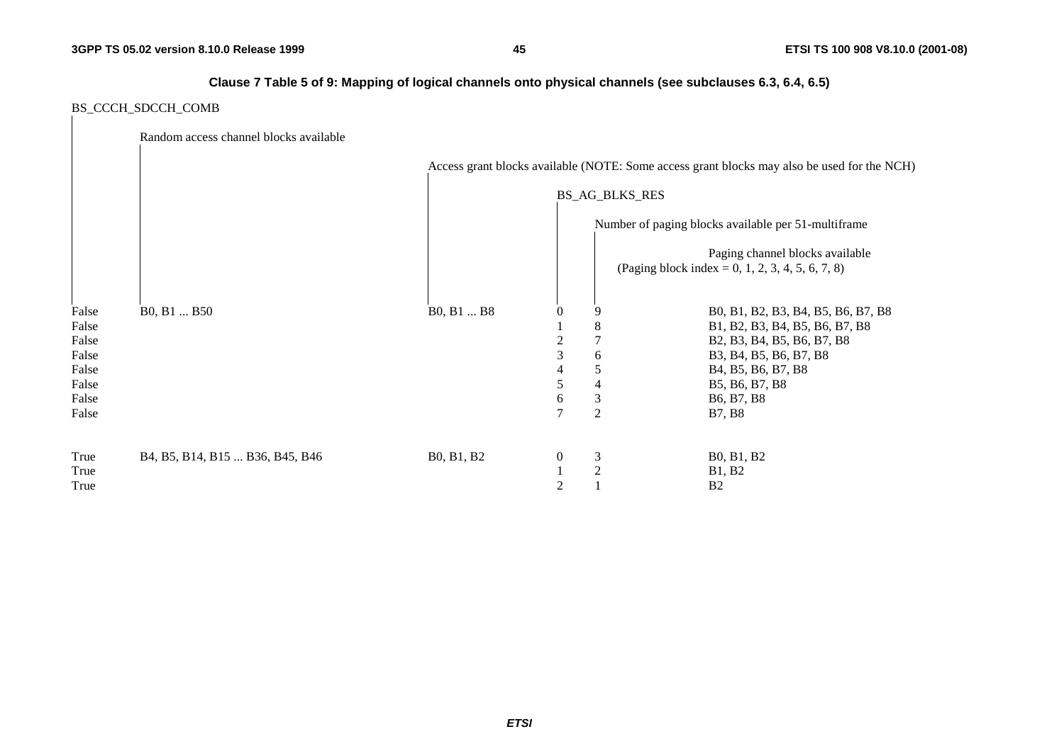**Clause 7 Table 5 of 9: Mapping of logical channels onto physical channels (see subclauses 6.3, 6.4, 6.5)**

| BS_CCCH_SDCCH_COMB | Random access channel blocks available | Access grant blocks available (NOTE: Some access grant blocks may also be used for the NCH) | BS_AG_BLKS_RES | Number of paging blocks available per 51-multiframe | Paging channel blocks available (Paging block index = 0, 1, 2, 3, 4, 5, 6, 7, 8) |
|---|---|---|---|---|---|
| False | B0, B1 ... B50 | B0, B1 ... B8 | 0 | 9 | B0, B1, B2, B3, B4, B5, B6, B7, B8 |
| False | | | 1 | 8 | B1, B2, B3, B4, B5, B6, B7, B8 |
| False | | | 2 | 7 | B2, B3, B4, B5, B6, B7, B8 |
| False | | | 3 | 6 | B3, B4, B5, B6, B7, B8 |
| False | | | 4 | 5 | B4, B5, B6, B7, B8 |
| False | | | 5 | 4 | B5, B6, B7, B8 |
| False | | | 6 | 3 | B6, B7, B8 |
| False | | | 7 | 2 | B7, B8 |
| True | B4, B5, B14, B15 ... B36, B45, B46 | B0, B1, B2 | 0 | 3 | B0, B1, B2 |
| True | | | 1 | 2 | B1, B2 |
| True | | | 2 | 1 | B2 |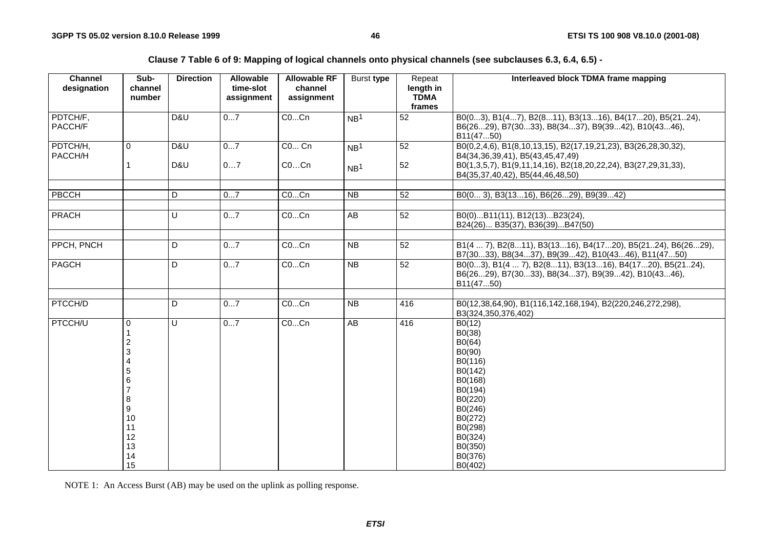**Clause 7 Table 6 of 9: Mapping of logical channels onto physical channels (see subclauses 6.3, 6.4, 6.5) -**

| Channel designation | Sub-channel number | Direction | Allowable time-slot assignment | Allowable RF channel assignment | Burst type | Repeat length in TDMA frames | Interleaved block TDMA frame mapping |
|---|---|---|---|---|---|---|---|
| PDTCH/F, PACCH/F | | D&U | 0...7 | C0...Cn | NB[1] | 52 | B0(0...3), B1(4...7), B2(8...11), B3(13...16), B4(17...20), B5(21..24), B6(26...29), B7(30...33), B8(34...37), B9(39...42), B10(43...46), B11(47...50) |
| PDTCH/H, PACCH/H | 0 | D&U | 0...7 | C0... Cn | NB[1] | 52 | B0(0,2,4,6), B1(8,10,13,15), B2(17,19,21,23), B3(26,28,30,32), B4(34,36,39,41), B5(43,45,47,49) |
| | 1 | D&U | 0…7 | C0…Cn | NB[1] | 52 | B0(1,3,5,7), B1(9,11,14,16), B2(18,20,22,24), B3(27,29,31,33), B4(35,37,40,42), B5(44,46,48,50) |
| | | | | | | | |
| PBCCH | | D | 0...7 | C0...Cn | NB | 52 | B0(0... 3), B3(13...16), B6(26...29), B9(39...42) |
| | | | | | | | |
| PRACH | | U | 0...7 | C0...Cn | AB | 52 | B0(0)...B11(11), B12(13)...B23(24), B24(26)... B35(37), B36(39)...B47(50) |
| | | | | | | | |
| PPCH, PNCH | | D | 0...7 | C0...Cn | NB | 52 | B1(4 ... 7), B2(8...11), B3(13...16), B4(17...20), B5(21..24), B6(26...29), B7(30...33), B8(34...37), B9(39...42), B10(43...46), B11(47...50) |
| PAGCH | | D | 0...7 | C0...Cn | NB | 52 | B0(0...3), B1(4 ... 7), B2(8...11), B3(13...16), B4(17...20), B5(21..24), B6(26...29), B7(30...33), B8(34...37), B9(39...42), B10(43...46), B11(47...50) |
| | | | | | | | |
| PTCCH/D | | D | 0...7 | C0...Cn | NB | 416 | B0(12,38,64,90), B1(116,142,168,194), B2(220,246,272,298), B3(324,350,376,402) |
| PTCCH/U | 0 | U | 0...7 | C0...Cn | AB | 416 | B0(12) |
| | 1 | | | | | | B0(38) |
| | 2 | | | | | | B0(64) |
| | 3 | | | | | | B0(90) |
| | 4 | | | | | | B0(116) |
| | 5 | | | | | | B0(142) |
| | 6 | | | | | | B0(168) |
| | 7 | | | | | | B0(194) |
| | 8 | | | | | | B0(220) |
| | 9 | | | | | | B0(246) |
| | 10 | | | | | | B0(272) |
| | 11 | | | | | | B0(298) |
| | 12 | | | | | | B0(324) |
| | 13 | | | | | | B0(350) |
| | 14 | | | | | | B0(376) |
| | 15 | | | | | | B0(402) |

NOTE 1: An Access Burst (AB) may be used on the uplink as polling response.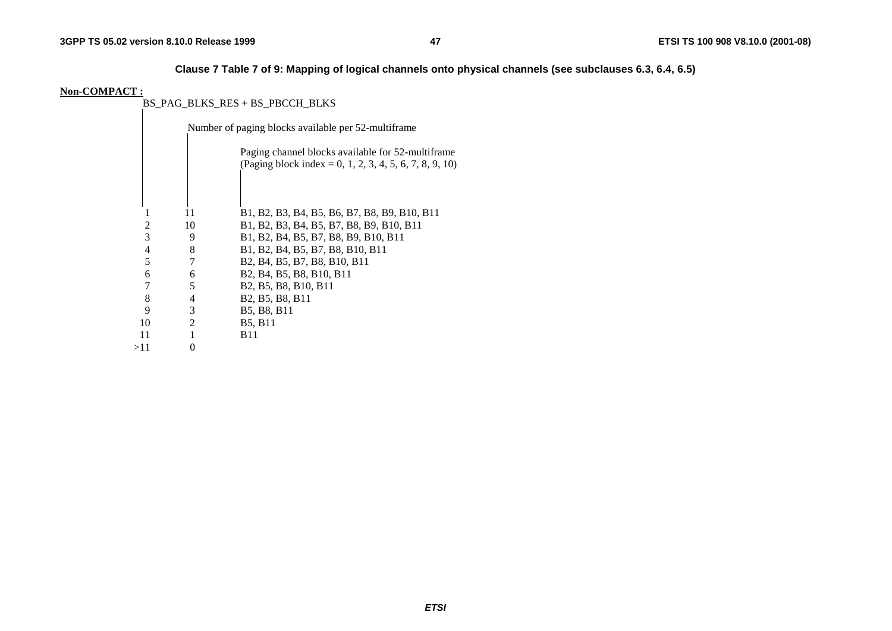**Clause 7 Table 7 of 9: Mapping of logical channels onto physical channels (see subclauses 6.3, 6.4, 6.5)**

**Non-COMPACT :**

| BS_PAG_BLKS_RES + BS_PBCCH_BLKS | Number of paging blocks available per 52-multiframe | Paging channel blocks available for 52-multiframe (Paging block index = 0, 1, 2, 3, 4, 5, 6, 7, 8, 9, 10) |
|---|---|---|
| 1 | 11 | B1, B2, B3, B4, B5, B6, B7, B8, B9, B10, B11 |
| 2 | 10 | B1, B2, B3, B4, B5, B7, B8, B9, B10, B11 |
| 3 | 9 | B1, B2, B4, B5, B7, B8, B9, B10, B11 |
| 4 | 8 | B1, B2, B4, B5, B7, B8, B10, B11 |
| 5 | 7 | B2, B4, B5, B7, B8, B10, B11 |
| 6 | 6 | B2, B4, B5, B8, B10, B11 |
| 7 | 5 | B2, B5, B8, B10, B11 |
| 8 | 4 | B2, B5, B8, B11 |
| 9 | 3 | B5, B8, B11 |
| 10 | 2 | B5, B11 |
| 11 | 1 | B11 |
| >11 | 0 | |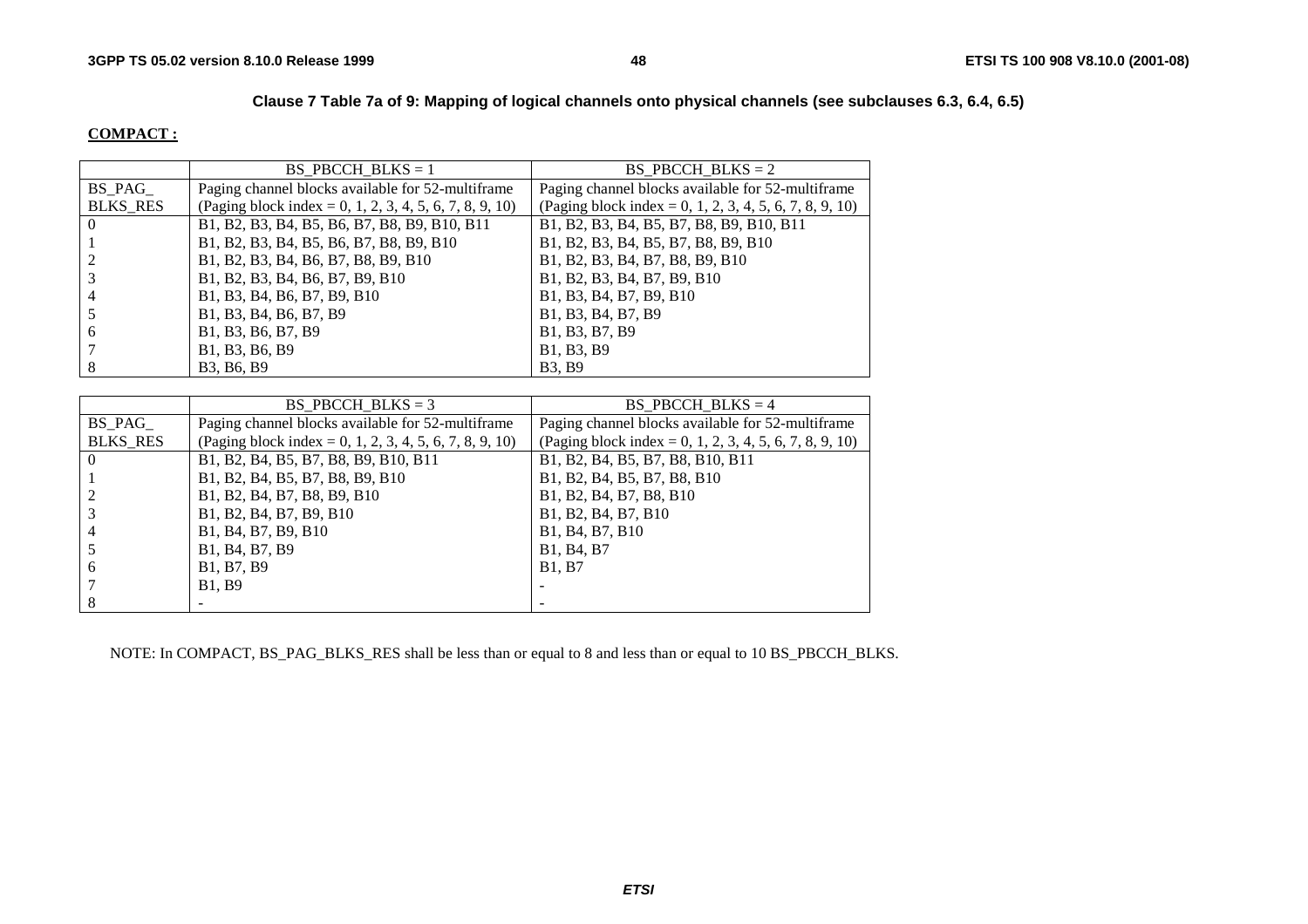**Clause 7 Table 7a of 9: Mapping of logical channels onto physical channels (see subclauses 6.3, 6.4, 6.5)**

**COMPACT :**

| | BS_PBCCH_BLKS = 1 | BS_PBCCH_BLKS = 2 |
|---|---|---|
| BS_PAG_ BLKS_RES | Paging channel blocks available for 52-multiframe (Paging block index = 0, 1, 2, 3, 4, 5, 6, 7, 8, 9, 10) | Paging channel blocks available for 52-multiframe (Paging block index = 0, 1, 2, 3, 4, 5, 6, 7, 8, 9, 10) |
| 0 | B1, B2, B3, B4, B5, B6, B7, B8, B9, B10, B11 | B1, B2, B3, B4, B5, B7, B8, B9, B10, B11 |
| 1 | B1, B2, B3, B4, B5, B6, B7, B8, B9, B10 | B1, B2, B3, B4, B5, B7, B8, B9, B10 |
| 2 | B1, B2, B3, B4, B6, B7, B8, B9, B10 | B1, B2, B3, B4, B7, B8, B9, B10 |
| 3 | B1, B2, B3, B4, B6, B7, B9, B10 | B1, B2, B3, B4, B7, B9, B10 |
| 4 | B1, B3, B4, B6, B7, B9, B10 | B1, B3, B4, B7, B9, B10 |
| 5 | B1, B3, B4, B6, B7, B9 | B1, B3, B4, B7, B9 |
| 6 | B1, B3, B6, B7, B9 | B1, B3, B7, B9 |
| 7 | B1, B3, B6, B9 | B1, B3, B9 |
| 8 | B3, B6, B9 | B3, B9 |

| | BS_PBCCH_BLKS = 3 | BS_PBCCH_BLKS = 4 |
|---|---|---|
| BS_PAG_ BLKS_RES | Paging channel blocks available for 52-multiframe (Paging block index = 0, 1, 2, 3, 4, 5, 6, 7, 8, 9, 10) | Paging channel blocks available for 52-multiframe (Paging block index = 0, 1, 2, 3, 4, 5, 6, 7, 8, 9, 10) |
| 0 | B1, B2, B4, B5, B7, B8, B9, B10, B11 | B1, B2, B4, B5, B7, B8, B10, B11 |
| 1 | B1, B2, B4, B5, B7, B8, B9, B10 | B1, B2, B4, B5, B7, B8, B10 |
| 2 | B1, B2, B4, B7, B8, B9, B10 | B1, B2, B4, B7, B8, B10 |
| 3 | B1, B2, B4, B7, B9, B10 | B1, B2, B4, B7, B10 |
| 4 | B1, B4, B7, B9, B10 | B1, B4, B7, B10 |
| 5 | B1, B4, B7, B9 | B1, B4, B7 |
| 6 | B1, B7, B9 | B1, B7 |
| 7 | B1, B9 | - |
| 8 | - | - |

NOTE: In COMPACT, BS_PAG_BLKS_RES shall be less than or equal to 8 and less than or equal to 10 BS_PBCCH_BLKS.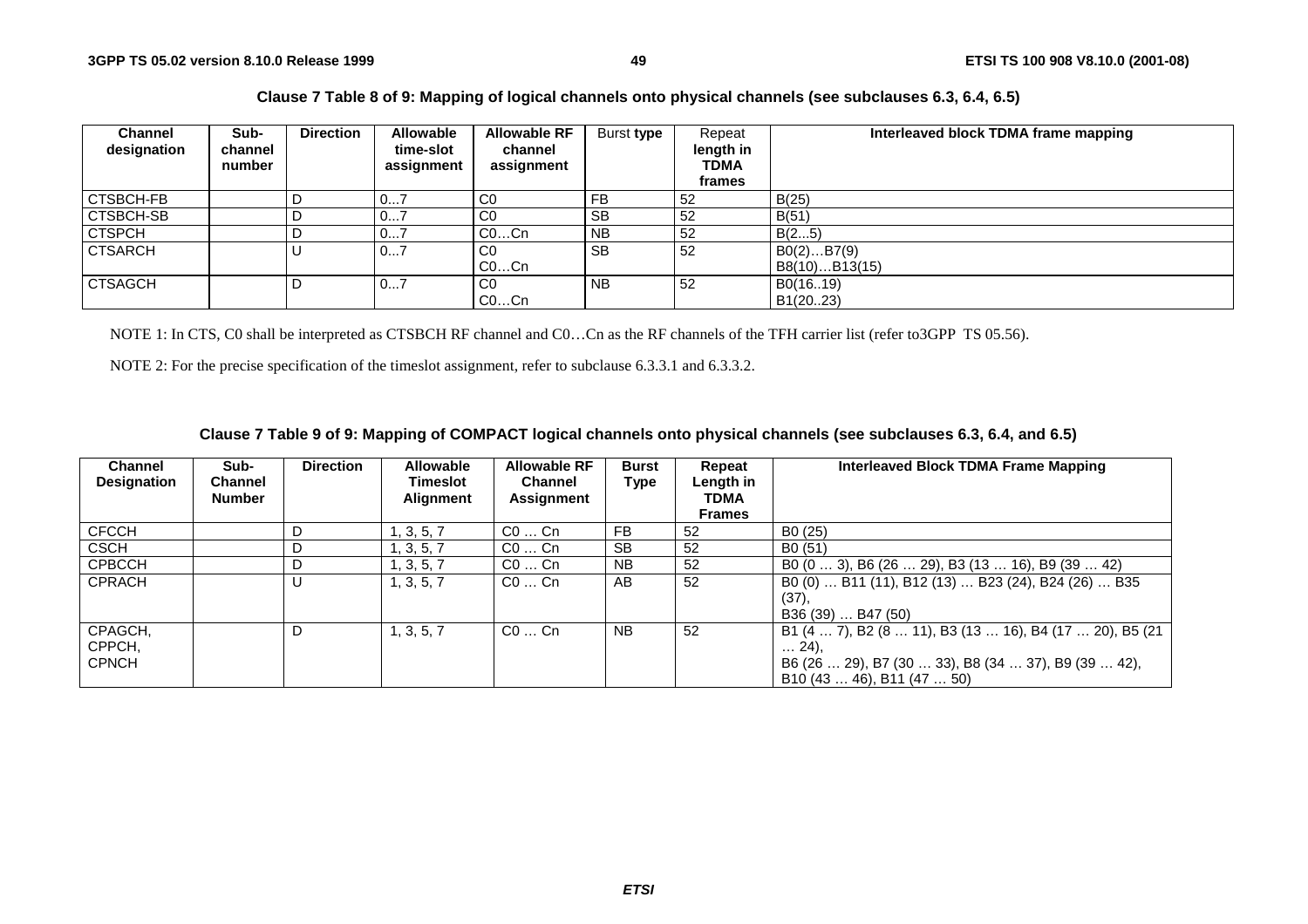**Clause 7 Table 8 of 9: Mapping of logical channels onto physical channels (see subclauses 6.3, 6.4, 6.5)**

| Channel designation | Sub-channel number | Direction | Allowable time-slot assignment | Allowable RF channel assignment | Burst type | Repeat length in TDMA frames | Interleaved block TDMA frame mapping |
|---|---|---|---|---|---|---|---|
| CTSBCH-FB | | D | 0...7 | C0 | FB | 52 | B(25) |
| CTSBCH-SB | | D | 0...7 | C0 | SB | 52 | B(51) |
| CTSPCH | | D | 0...7 | C0…Cn | NB | 52 | B(2...5) |
| CTSARCH | | U | 0...7 | C0<br>C0…Cn | SB | 52 | B0(2)…B7(9)<br>B8(10)…B13(15) |
| CTSAGCH | | D | 0...7 | C0<br>C0…Cn | NB | 52 | B0(16..19)<br>B1(20..23) |

NOTE 1: In CTS, C0 shall be interpreted as CTSBCH RF channel and C0…Cn as the RF channels of the TFH carrier list (refer to3GPP TS 05.56).

NOTE 2: For the precise specification of the timeslot assignment, refer to subclause 6.3.3.1 and 6.3.3.2.

**Clause 7 Table 9 of 9: Mapping of COMPACT logical channels onto physical channels (see subclauses 6.3, 6.4, and 6.5)**

| Channel Designation | Sub-Channel Number | Direction | Allowable Timeslot Alignment | Allowable RF Channel Assignment | Burst Type | Repeat Length in TDMA Frames | Interleaved Block TDMA Frame Mapping |
|---|---|---|---|---|---|---|---|
| CFCCH | | D | 1, 3, 5, 7 | C0 … Cn | FB | 52 | B0 (25) |
| CSCH | | D | 1, 3, 5, 7 | C0 … Cn | SB | 52 | B0 (51) |
| CPBCCH | | D | 1, 3, 5, 7 | C0 … Cn | NB | 52 | B0 (0 … 3), B6 (26 … 29), B3 (13 … 16), B9 (39 … 42) |
| CPRACH | | U | 1, 3, 5, 7 | C0 … Cn | AB | 52 | B0 (0) … B11 (11), B12 (13) … B23 (24), B24 (26) … B35 (37),<br>B36 (39) … B47 (50) |
| CPAGCH,<br>CPPCH,<br>CPNCH | | D | 1, 3, 5, 7 | C0 … Cn | NB | 52 | B1 (4 … 7), B2 (8 … 11), B3 (13 … 16), B4 (17 … 20), B5 (21 … 24),<br>B6 (26 … 29), B7 (30 … 33), B8 (34 … 37), B9 (39 … 42),<br>B10 (43 … 46), B11 (47 … 50) |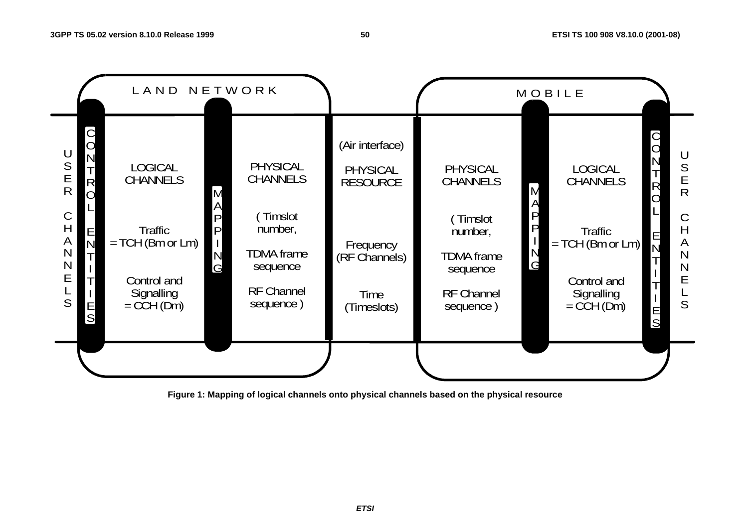| | LAND NETWORK | | | | MOBILE | | |
|---|---|---|---|---|---|---|---|
| USER CHANNELS | CONTROL ENTITIES | LOGICAL CHANNELS<br><br>Traffic = TCH (Bm or Lm)<br><br>Control and Signalling = CCH (Dm) | MAPPING | PHYSICAL CHANNELS<br><br>( Timslot number,<br><br>TDMA frame sequence<br><br>RF Channel sequence ) | (Air interface)<br><br>PHYSICAL RESOURCE<br><br>Frequency (RF Channels)<br><br>Time (Timeslots) | PHYSICAL CHANNELS<br><br>( Timslot number,<br><br>TDMA frame sequence<br><br>RF Channel sequence ) | MAPPING | LOGICAL CHANNELS<br><br>Traffic = TCH (Bm or Lm)<br><br>Control and Signalling = CCH (Dm) | CONTROL ENTITIES | USER CHANNELS |

**Figure 1: Mapping of logical channels onto physical channels based on the physical resource**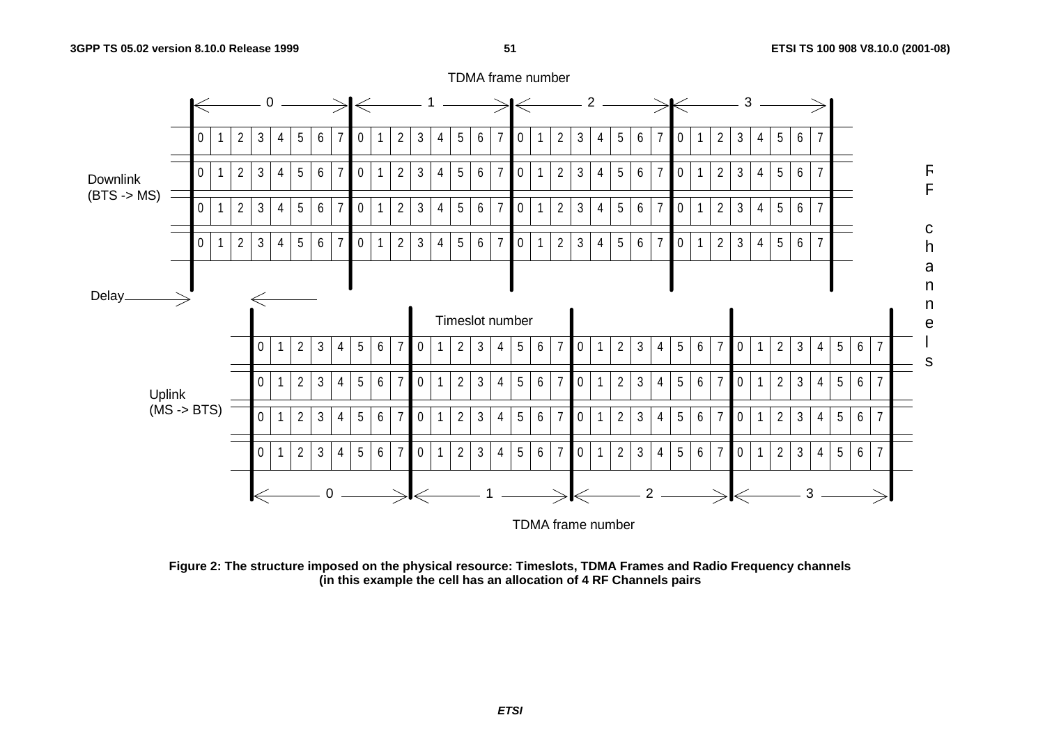TDMA frame number

Downlink (BTS -> MS)

Delay

Timeslot number

Uplink (MS -> BTS)

TDMA frame number

RF channels

**Figure 2: The structure imposed on the physical resource: Timeslots, TDMA Frames and Radio Frequency channels (in this example the cell has an allocation of 4 RF Channels pairs**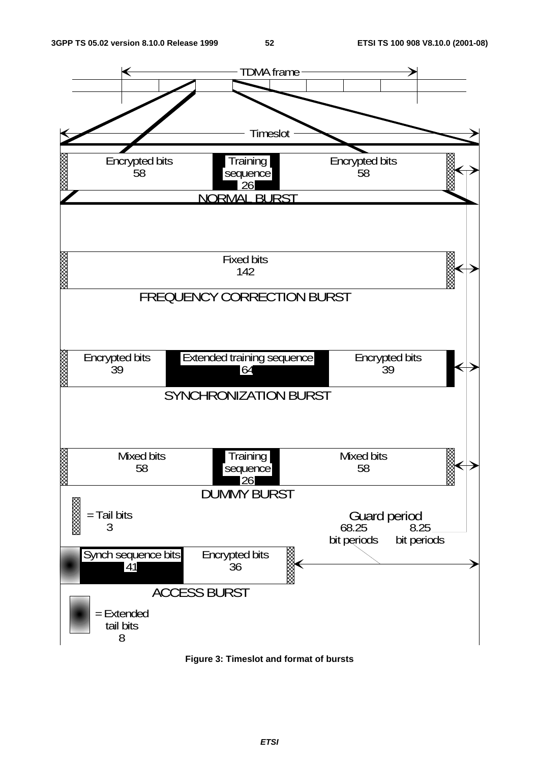TDMA frame

Timeslot

Encrypted bits 58 | Training sequence 26 | Encrypted bits 58

NORMAL BURST

Fixed bits 142

FREQUENCY CORRECTION BURST

Encrypted bits 39 | Extended training sequence 64 | Encrypted bits 39

SYNCHRONIZATION BURST

Mixed bits 58 | Training sequence 26 | Mixed bits 58

DUMMY BURST

= Tail bits 3

Guard period 68.25 bit periods 8.25 bit periods

Synch sequence bits 41 | Encrypted bits 36

ACCESS BURST

= Extended tail bits 8

**Figure 3: Timeslot and format of bursts**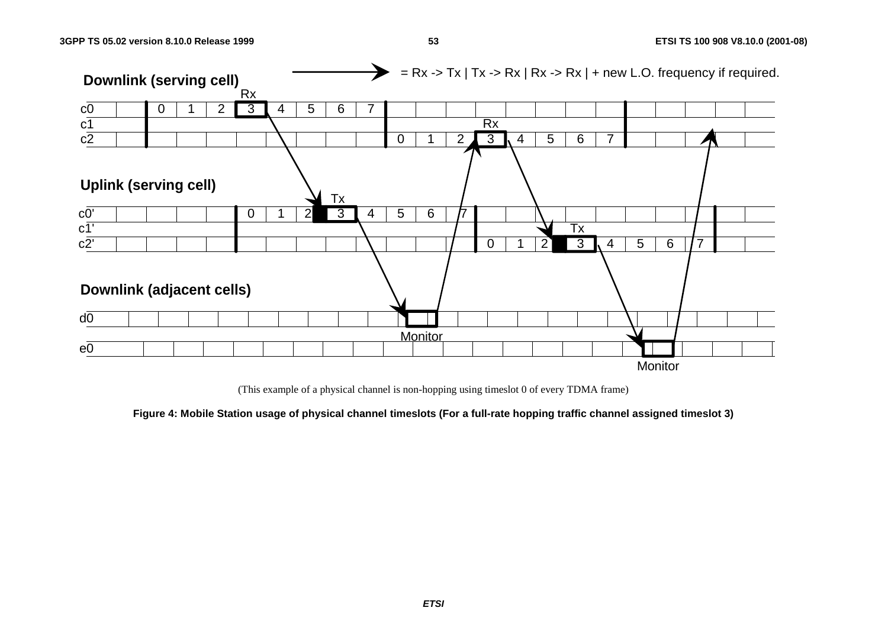(This example of a physical channel is non-hopping using timeslot 0 of every TDMA frame)

**Figure 4: Mobile Station usage of physical channel timeslots (For a full-rate hopping traffic channel assigned timeslot 3)**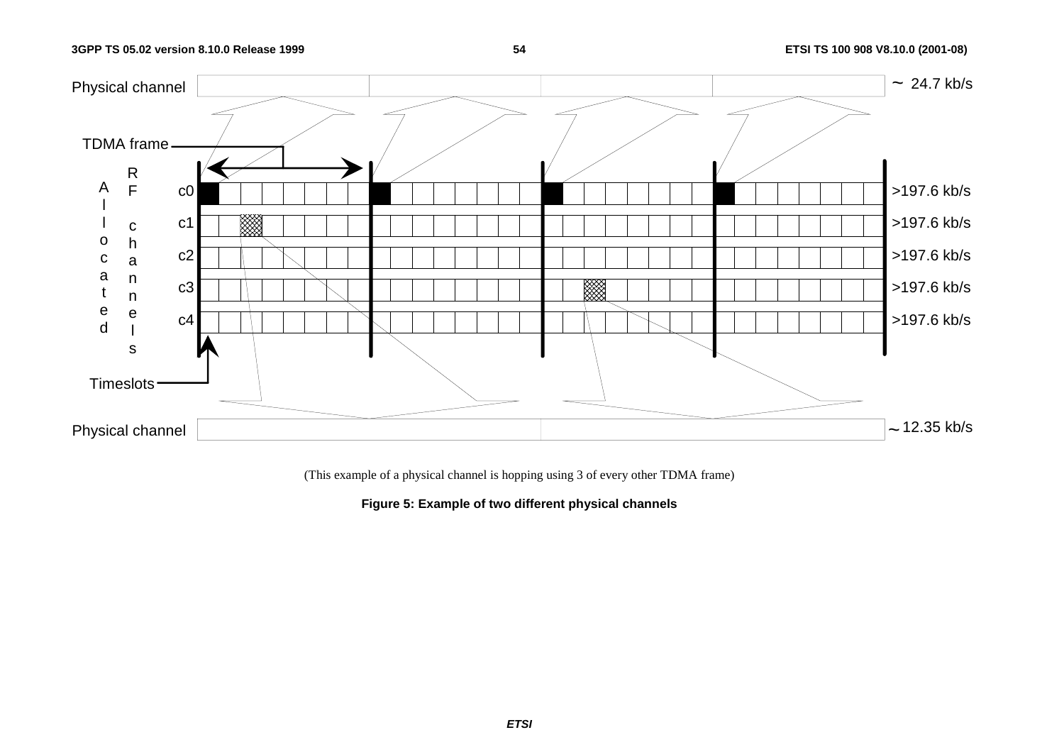(This example of a physical channel is hopping using 3 of every other TDMA frame)

**Figure 5: Example of two different physical channels**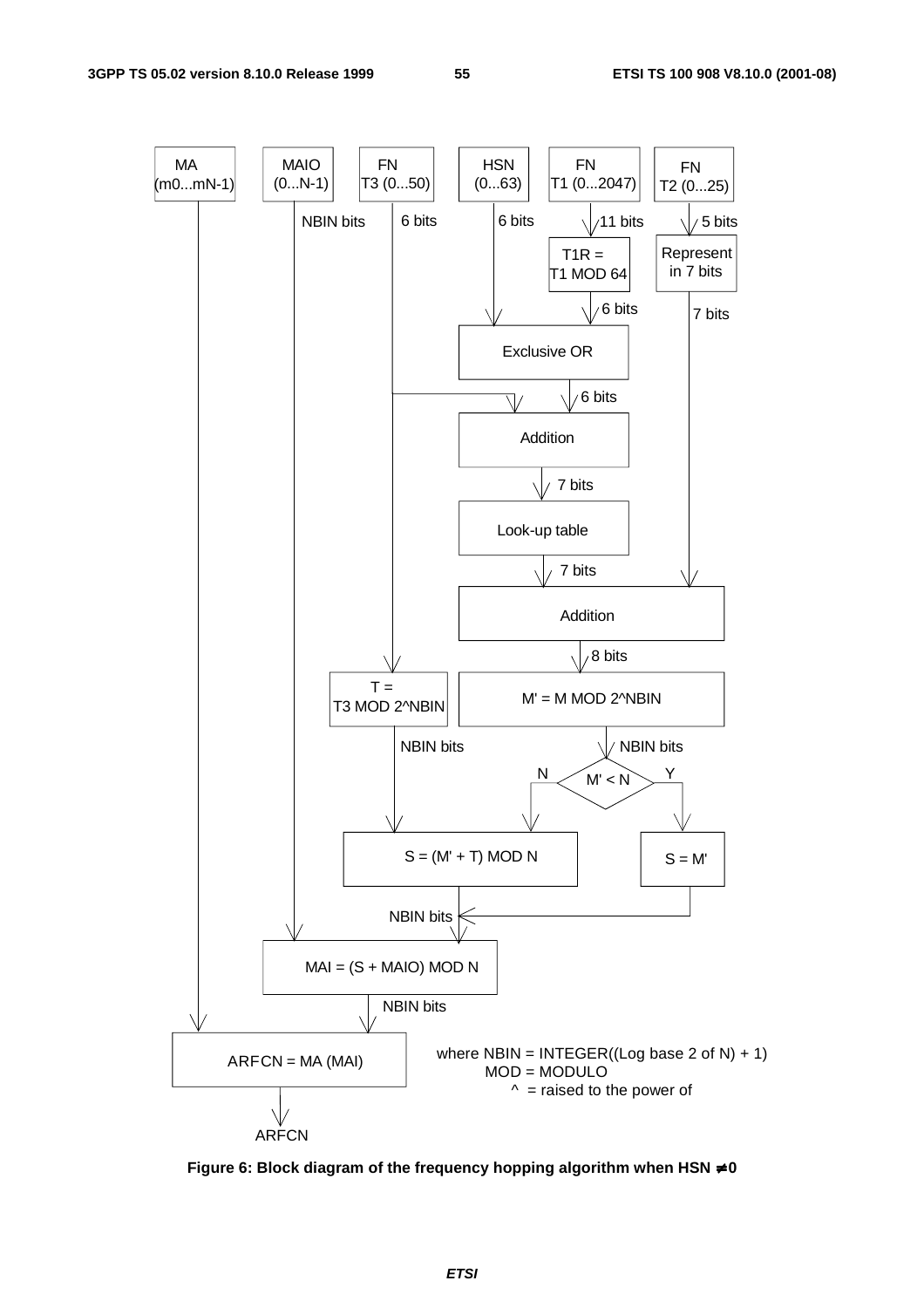MA (m0...mN-1)

MAIO (0...N-1)

FN T3 (0...50)

HSN (0...63)

FN T1 (0...2047)

FN T2 (0...25)

NBIN bits

6 bits

6 bits

11 bits

5 bits

T1R = T1 MOD 64

Represent in 7 bits

6 bits

7 bits

Exclusive OR

6 bits

Addition

7 bits

Look-up table

7 bits

Addition

8 bits

T = T3 MOD 2^NBIN

M' = M MOD 2^NBIN

NBIN bits

NBIN bits

N

M' < N

Y

S = (M' + T) MOD N

S = M'

NBIN bits

MAI = (S + MAIO) MOD N

NBIN bits

ARFCN = MA (MAI)

where NBIN = INTEGER((Log base 2 of N) + 1)
MOD = MODULO
^ = raised to the power of

ARFCN

**Figure 6: Block diagram of the frequency hopping algorithm when HSN ≠ 0**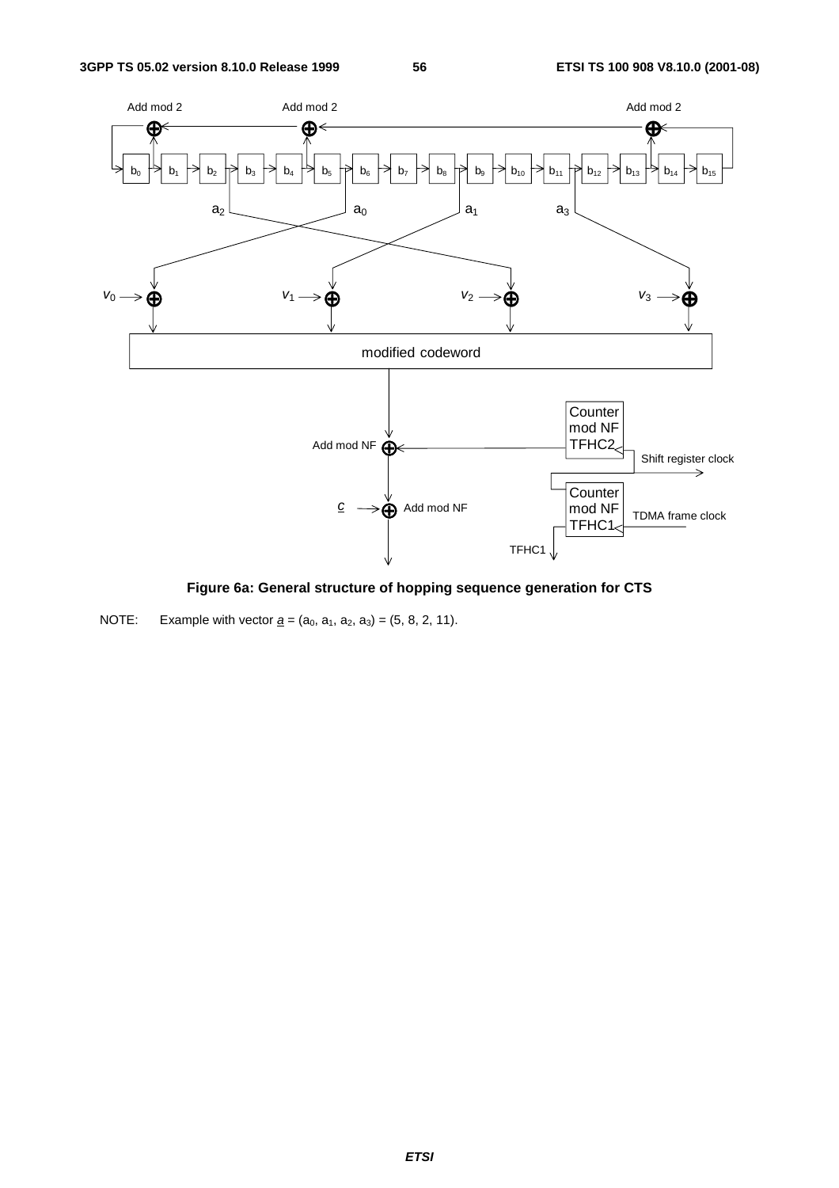**Figure 6a: General structure of hopping sequence generation for CTS**

NOTE: Example with vector $\underline{a} = (a_0, a_1, a_2, a_3) = (5, 8, 2, 11)$.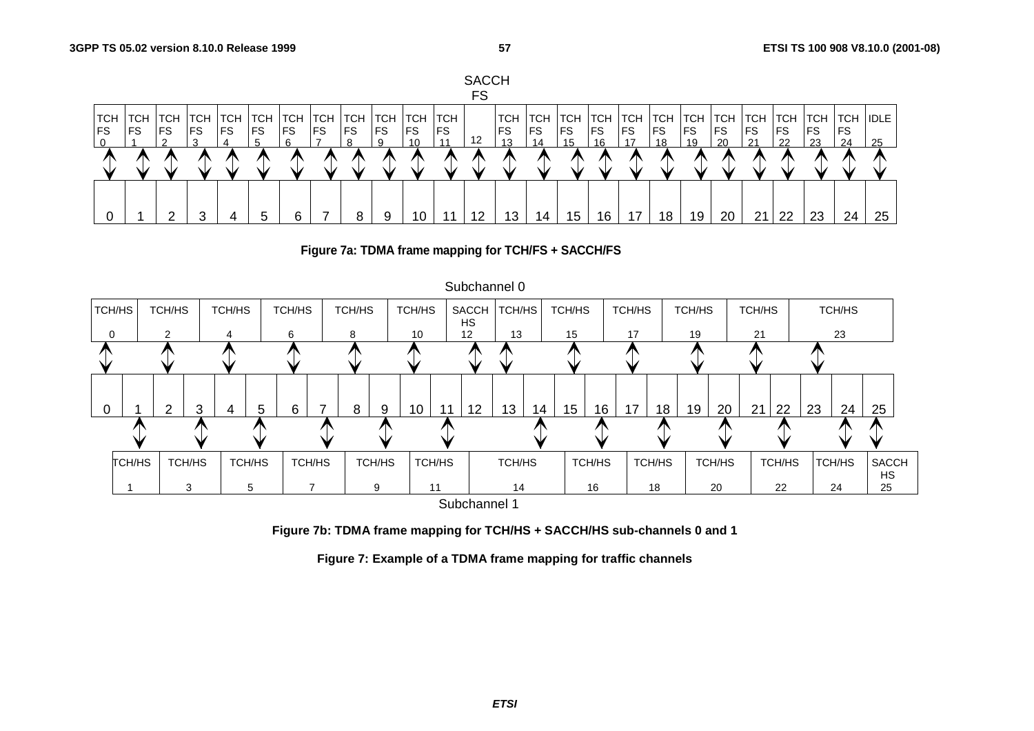| TCH FS 0 | TCH FS 1 | TCH FS 2 | TCH FS 3 | TCH FS 4 | TCH FS 5 | TCH FS 6 | TCH FS 7 | TCH FS 8 | TCH FS 9 | TCH FS 10 | TCH FS 11 | SACCH FS 12 | TCH FS 13 | TCH FS 14 | TCH FS 15 | TCH FS 16 | TCH FS 17 | TCH FS 18 | TCH FS 19 | TCH FS 20 | TCH FS 21 | TCH FS 22 | TCH FS 23 | TCH FS 24 | IDLE 25 |
|---|---|---|---|---|---|---|---|---|---|---|---|---|---|---|---|---|---|---|---|---|---|---|---|---|---|
| 0 | 1 | 2 | 3 | 4 | 5 | 6 | 7 | 8 | 9 | 10 | 11 | 12 | 13 | 14 | 15 | 16 | 17 | 18 | 19 | 20 | 21 | 22 | 23 | 24 | 25 |

**Figure 7a: TDMA frame mapping for TCH/FS + SACCH/FS**

| | 0 | 1 | 2 | 3 | 4 | 5 | 6 | 7 | 8 | 9 | 10 | 11 | 12 | 13 | 14 | 15 | 16 | 17 | 18 | 19 | 20 | 21 | 22 | 23 | 24 | 25 |
|---|---|---|---|---|---|---|---|---|---|---|---|---|---|---|---|---|---|---|---|---|---|---|---|---|---|---|
| Subchannel 0 | TCH/HS 0 | | TCH/HS 2 | | TCH/HS 4 | | TCH/HS 6 | | TCH/HS 8 | | TCH/HS 10 | | SACCH HS 12 | TCH/HS 13 | | TCH/HS 15 | | TCH/HS 17 | | TCH/HS 19 | | TCH/HS 21 | | TCH/HS 23 | | |
| Subchannel 1 | | TCH/HS 1 | | TCH/HS 3 | | TCH/HS 5 | | TCH/HS 7 | | TCH/HS 9 | | TCH/HS 11 | | | TCH/HS 14 | | TCH/HS 16 | | TCH/HS 18 | | TCH/HS 20 | | TCH/HS 22 | | TCH/HS 24 | SACCH HS 25 |

**Figure 7b: TDMA frame mapping for TCH/HS + SACCH/HS sub-channels 0 and 1**

**Figure 7: Example of a TDMA frame mapping for traffic channels**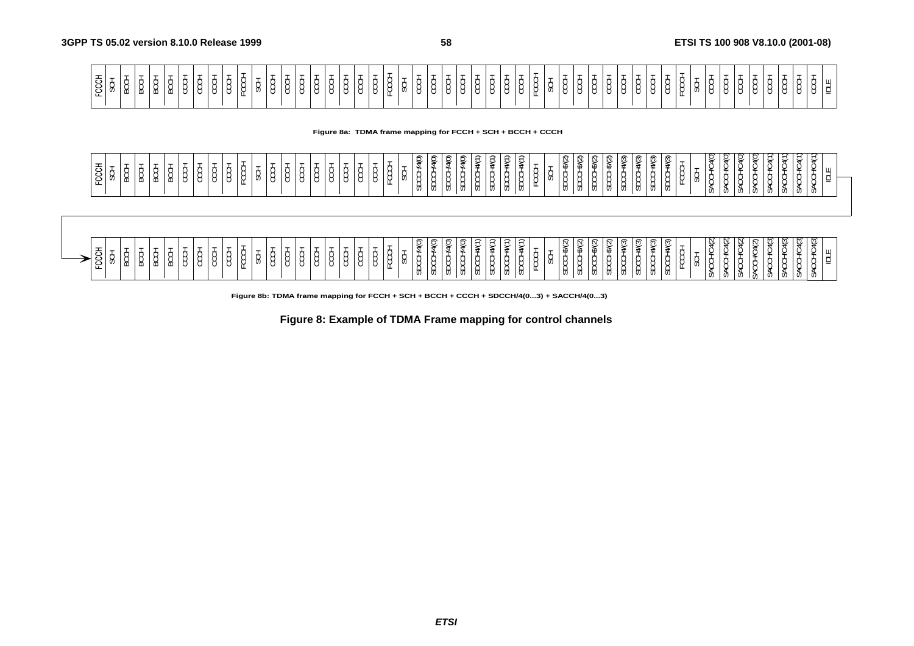| FCCH | SCH | BCCH | BCCH | BCCH | BCCH | CCCH | CCCH | CCCH | CCCH | FCCH | SCH | CCCH | CCCH | CCCH | CCCH | CCCH | CCCH | CCCH | CCCH | FCCH | SCH | CCCH | CCCH | CCCH | CCCH | CCCH | CCCH | CCCH | CCCH | FCCH | SCH | CCCH | CCCH | CCCH | CCCH | CCCH | CCCH | CCCH | CCCH | FCCH | SCH | CCCH | CCCH | CCCH | CCCH | CCCH | CCCH | CCCH | CCCH | IDLE |
|---|---|---|---|---|---|---|---|---|---|---|---|---|---|---|---|---|---|---|---|---|---|---|---|---|---|---|---|---|---|---|---|---|---|---|---|---|---|---|---|---|---|---|---|---|---|---|---|---|---|---|

Figure 8a: TDMA frame mapping for FCCH + SCH + BCCH + CCCH

| FCCH | SCH | BCCH | BCCH | BCCH | BCCH | CCCH | CCCH | CCCH | CCCH | FCCH | SCH | CCCH | CCCH | CCCH | CCCH | CCCH | CCCH | CCCH | CCCH | FCCH | SCH | SDCCH/4(0) | SDCCH/4(0) | SDCCH/4(0) | SDCCH/4(0) | SDCCH/4(1) | SDCCH/4(1) | SDCCH/4(1) | SDCCH/4(1) | FCCH | SCH | SDCCH/4(2) | SDCCH/4(2) | SDCCH/4(2) | SDCCH/4(2) | SDCCH/4(3) | SDCCH/4(3) | SDCCH/4(3) | SDCCH/4(3) | FCCH | SCH | SACCH/C4(0) | SACCH/C4(0) | SACCH/C4(0) | SACCH/C4(0) | SACCH/C4(1) | SACCH/C4(1) | SACCH/C4(1) | SACCH/C4(1) | IDLE |
|---|---|---|---|---|---|---|---|---|---|---|---|---|---|---|---|---|---|---|---|---|---|---|---|---|---|---|---|---|---|---|---|---|---|---|---|---|---|---|---|---|---|---|---|---|---|---|---|---|---|---|
| FCCH | SCH | BCCH | BCCH | BCCH | BCCH | CCCH | CCCH | CCCH | CCCH | FCCH | SCH | CCCH | CCCH | CCCH | CCCH | CCCH | CCCH | CCCH | CCCH | FCCH | SCH | SDCCH/4(0) | SDCCH/4(0) | SDCCH/4(0) | SDCCH/4(0) | SDCCH/4(1) | SDCCH/4(1) | SDCCH/4(1) | SDCCH/4(1) | FCCH | SCH | SDCCH/4(2) | SDCCH/4(2) | SDCCH/4(2) | SDCCH/4(2) | SDCCH/4(3) | SDCCH/4(3) | SDCCH/4(3) | SDCCH/4(3) | FCCH | SCH | SACCH/C4(2) | SACCH/C4(2) | SACCH/C4(2) | SACCH/C4(2) | SACCH/C4(3) | SACCH/C4(3) | SACCH/C4(3) | SACCH/C4(3) | IDLE |

Figure 8b: TDMA frame mapping for FCCH + SCH + BCCH + CCCH + SDCCH/4(0...3) + SACCH/4(0...3)

**Figure 8: Example of TDMA Frame mapping for control channels**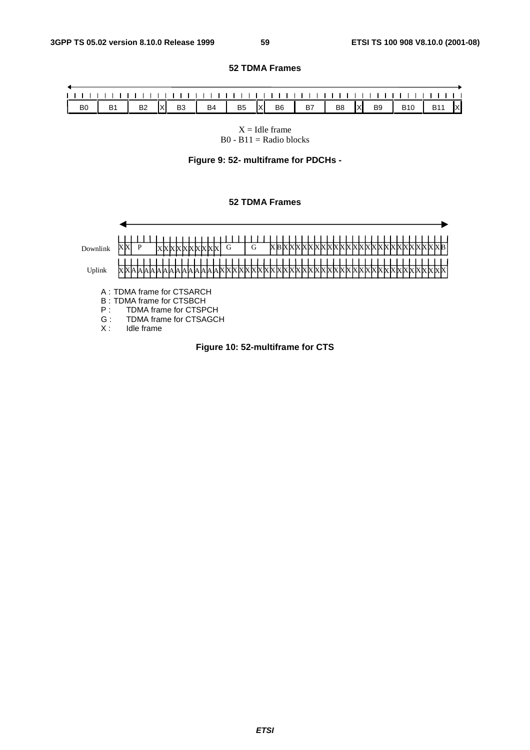52 TDMA Frames

| B0 | B1 | B2 | X | B3 | B4 | B5 | X | B6 | B7 | B8 | X | B9 | B10 | B11 | X |
|---|---|---|---|---|---|---|---|---|---|---|---|---|---|---|---|

X = Idle frame
B0 - B11 = Radio blocks

**Figure 9: 52- multiframe for PDCHs -**

52 TDMA Frames

Downlink: X X P X X X X X X X X X X G G X B X X X X X X X X X X X X X X X X X X X X X X X X X X X X X X X X X B

Uplink: X X A A A A A A A A A A A A A A X X X X X X X X X X X X X X X X X X X X X X X X X X X X X X X X X X X X

A : TDMA frame for CTSARCH
B : TDMA frame for CTSBCH
P : TDMA frame for CTSPCH
G : TDMA frame for CTSAGCH
X : Idle frame

**Figure 10: 52-multiframe for CTS**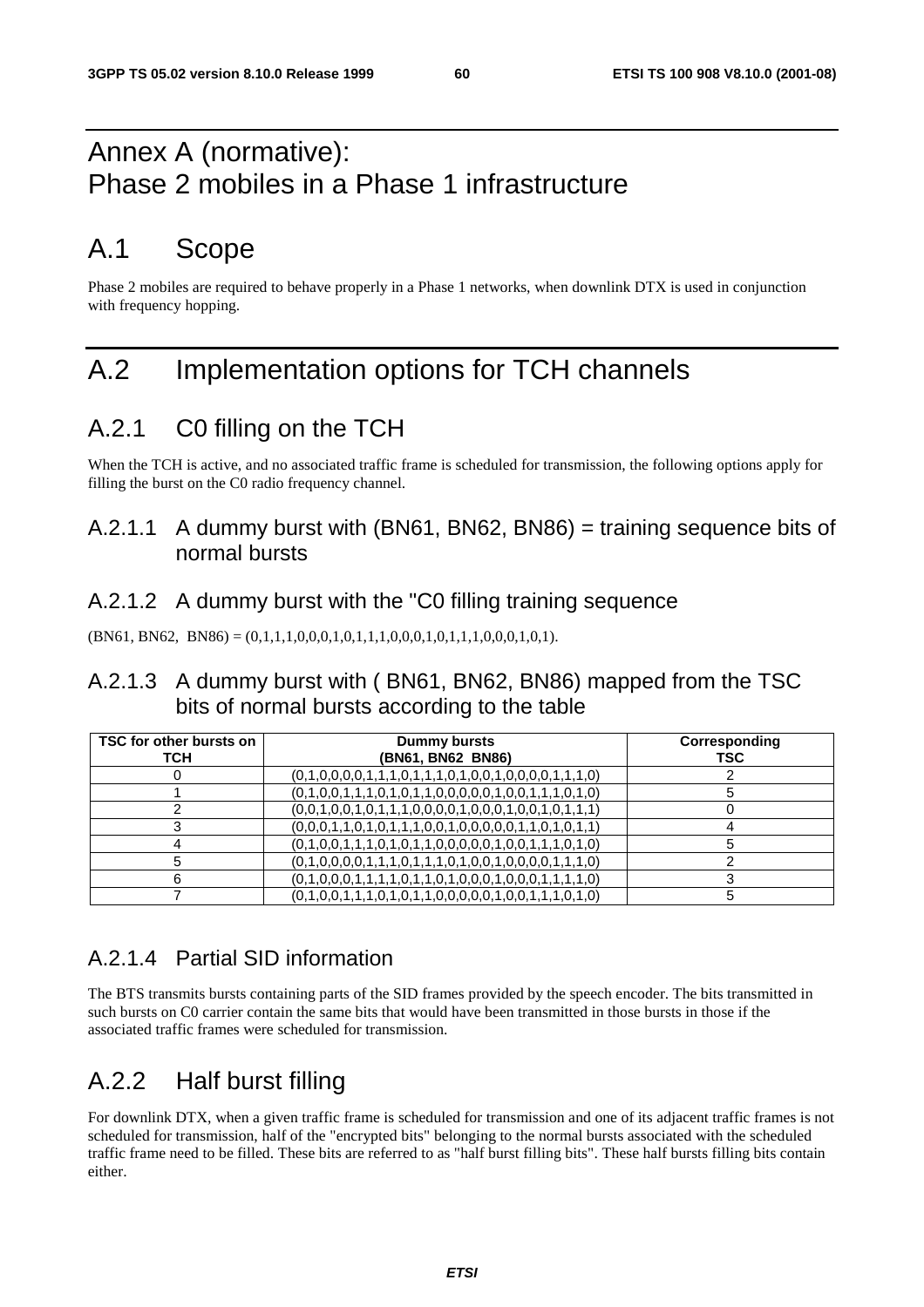# Annex A (normative): Phase 2 mobiles in a Phase 1 infrastructure

# A.1 Scope

Phase 2 mobiles are required to behave properly in a Phase 1 networks, when downlink DTX is used in conjunction with frequency hopping.

# A.2 Implementation options for TCH channels

## A.2.1 C0 filling on the TCH

When the TCH is active, and no associated traffic frame is scheduled for transmission, the following options apply for filling the burst on the C0 radio frequency channel.

### A.2.1.1 A dummy burst with (BN61, BN62, BN86) = training sequence bits of normal bursts

### A.2.1.2 A dummy burst with the "C0 filling training sequence

(BN61, BN62, BN86) = (0,1,1,1,0,0,0,1,0,1,1,1,0,0,0,1,0,1,1,1,0,0,0,1,0,1).

### A.2.1.3 A dummy burst with ( BN61, BN62, BN86) mapped from the TSC bits of normal bursts according to the table

| TSC for other bursts on TCH | Dummy bursts (BN61, BN62 BN86) | Corresponding TSC |
|---|---|---|
| 0 | (0,1,0,0,0,0,1,1,1,0,1,1,1,0,1,0,0,1,0,0,0,0,1,1,1,0) | 2 |
| 1 | (0,1,0,0,1,1,1,0,1,0,1,1,0,0,0,0,0,1,0,0,1,1,1,0,1,0) | 5 |
| 2 | (0,0,1,0,0,1,0,1,1,1,0,0,0,0,1,0,0,0,1,0,0,1,0,1,1,1) | 0 |
| 3 | (0,0,0,1,1,0,1,0,1,1,1,0,0,1,0,0,0,0,0,1,1,0,1,0,1,1) | 4 |
| 4 | (0,1,0,0,1,1,1,0,1,0,1,1,0,0,0,0,0,1,0,0,1,1,1,0,1,0) | 5 |
| 5 | (0,1,0,0,0,0,1,1,1,0,1,1,1,0,1,0,0,1,0,0,0,0,1,1,1,0) | 2 |
| 6 | (0,1,0,0,0,1,1,1,1,0,1,1,0,1,0,0,0,1,0,0,0,1,1,1,1,0) | 3 |
| 7 | (0,1,0,0,1,1,1,0,1,0,1,1,0,0,0,0,0,1,0,0,1,1,1,0,1,0) | 5 |

### A.2.1.4 Partial SID information

The BTS transmits bursts containing parts of the SID frames provided by the speech encoder. The bits transmitted in such bursts on C0 carrier contain the same bits that would have been transmitted in those bursts in those if the associated traffic frames were scheduled for transmission.

## A.2.2 Half burst filling

For downlink DTX, when a given traffic frame is scheduled for transmission and one of its adjacent traffic frames is not scheduled for transmission, half of the "encrypted bits" belonging to the normal bursts associated with the scheduled traffic frame need to be filled. These bits are referred to as "half burst filling bits". These half bursts filling bits contain either.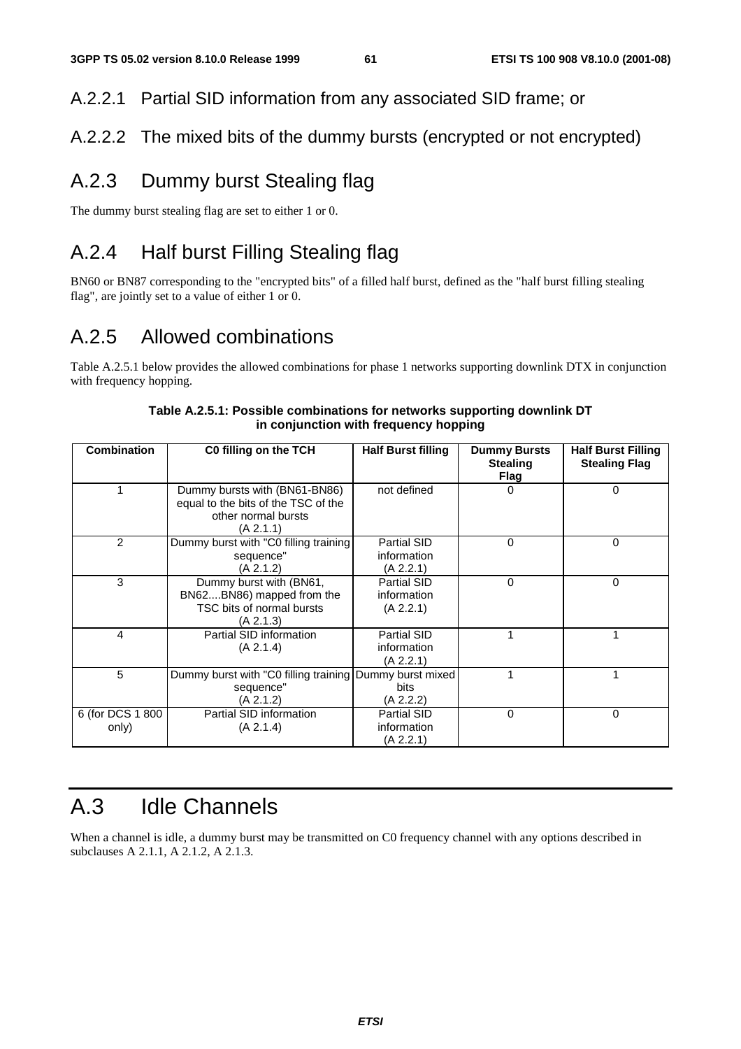#### A.2.2.1 Partial SID information from any associated SID frame; or

#### A.2.2.2 The mixed bits of the dummy bursts (encrypted or not encrypted)

### A.2.3 Dummy burst Stealing flag

The dummy burst stealing flag are set to either 1 or 0.

### A.2.4 Half burst Filling Stealing flag

BN60 or BN87 corresponding to the "encrypted bits" of a filled half burst, defined as the "half burst filling stealing flag", are jointly set to a value of either 1 or 0.

### A.2.5 Allowed combinations

Table A.2.5.1 below provides the allowed combinations for phase 1 networks supporting downlink DTX in conjunction with frequency hopping.

**Table A.2.5.1: Possible combinations for networks supporting downlink DT in conjunction with frequency hopping**

| Combination | C0 filling on the TCH | Half Burst filling | Dummy Bursts Stealing Flag | Half Burst Filling Stealing Flag |
|---|---|---|---|---|
| 1 | Dummy bursts with (BN61-BN86) equal to the bits of the TSC of the other normal bursts (A 2.1.1) | not defined | 0 | 0 |
| 2 | Dummy burst with "C0 filling training sequence" (A 2.1.2) | Partial SID information (A 2.2.1) | 0 | 0 |
| 3 | Dummy burst with (BN61, BN62....BN86) mapped from the TSC bits of normal bursts (A 2.1.3) | Partial SID information (A 2.2.1) | 0 | 0 |
| 4 | Partial SID information (A 2.1.4) | Partial SID information (A 2.2.1) | 1 | 1 |
| 5 | Dummy burst with "C0 filling training sequence" (A 2.1.2) | Dummy burst mixed bits (A 2.2.2) | 1 | 1 |
| 6 (for DCS 1 800 only) | Partial SID information (A 2.1.4) | Partial SID information (A 2.2.1) | 0 | 0 |

## A.3 Idle Channels

When a channel is idle, a dummy burst may be transmitted on C0 frequency channel with any options described in subclauses A 2.1.1, A 2.1.2, A 2.1.3.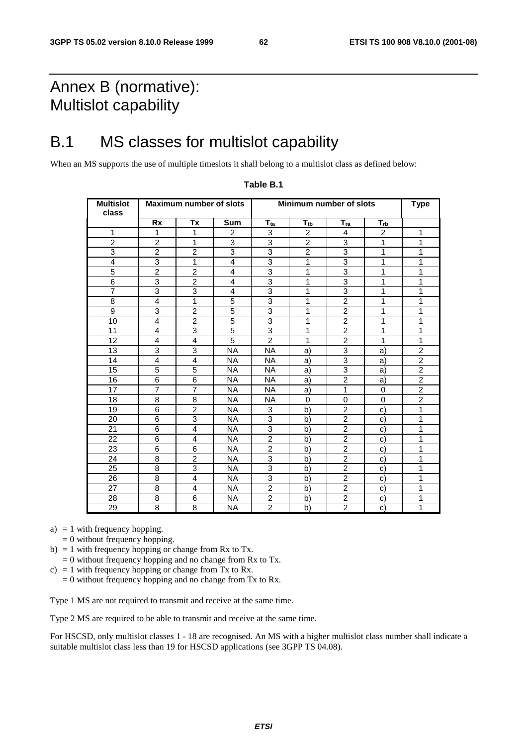# Annex B (normative): Multislot capability

## B.1 MS classes for multislot capability

When an MS supports the use of multiple timeslots it shall belong to a multislot class as defined below:

**Table B.1**

| Multislot class | Maximum number of slots | | | Minimum number of slots | | | | Type |
|---|---|---|---|---|---|---|---|---|
| | Rx | Tx | Sum | $T_{ta}$ | $T_{tb}$ | $T_{ra}$ | $T_{rb}$ | |
| 1 | 1 | 1 | 2 | 3 | 2 | 4 | 2 | 1 |
| 2 | 2 | 1 | 3 | 3 | 2 | 3 | 1 | 1 |
| 3 | 2 | 2 | 3 | 3 | 2 | 3 | 1 | 1 |
| 4 | 3 | 1 | 4 | 3 | 1 | 3 | 1 | 1 |
| 5 | 2 | 2 | 4 | 3 | 1 | 3 | 1 | 1 |
| 6 | 3 | 2 | 4 | 3 | 1 | 3 | 1 | 1 |
| 7 | 3 | 3 | 4 | 3 | 1 | 3 | 1 | 1 |
| 8 | 4 | 1 | 5 | 3 | 1 | 2 | 1 | 1 |
| 9 | 3 | 2 | 5 | 3 | 1 | 2 | 1 | 1 |
| 10 | 4 | 2 | 5 | 3 | 1 | 2 | 1 | 1 |
| 11 | 4 | 3 | 5 | 3 | 1 | 2 | 1 | 1 |
| 12 | 4 | 4 | 5 | 2 | 1 | 2 | 1 | 1 |
| 13 | 3 | 3 | NA | NA | a) | 3 | a) | 2 |
| 14 | 4 | 4 | NA | NA | a) | 3 | a) | 2 |
| 15 | 5 | 5 | NA | NA | a) | 3 | a) | 2 |
| 16 | 6 | 6 | NA | NA | a) | 2 | a) | 2 |
| 17 | 7 | 7 | NA | NA | a) | 1 | 0 | 2 |
| 18 | 8 | 8 | NA | NA | 0 | 0 | 0 | 2 |
| 19 | 6 | 2 | NA | 3 | b) | 2 | c) | 1 |
| 20 | 6 | 3 | NA | 3 | b) | 2 | c) | 1 |
| 21 | 6 | 4 | NA | 3 | b) | 2 | c) | 1 |
| 22 | 6 | 4 | NA | 2 | b) | 2 | c) | 1 |
| 23 | 6 | 6 | NA | 2 | b) | 2 | c) | 1 |
| 24 | 8 | 2 | NA | 3 | b) | 2 | c) | 1 |
| 25 | 8 | 3 | NA | 3 | b) | 2 | c) | 1 |
| 26 | 8 | 4 | NA | 3 | b) | 2 | c) | 1 |
| 27 | 8 | 4 | NA | 2 | b) | 2 | c) | 1 |
| 28 | 8 | 6 | NA | 2 | b) | 2 | c) | 1 |
| 29 | 8 | 8 | NA | 2 | b) | 2 | c) | 1 |

a) = 1 with frequency hopping.
   = 0 without frequency hopping.

b) = 1 with frequency hopping or change from Rx to Tx.
   = 0 without frequency hopping and no change from Rx to Tx.

c) = 1 with frequency hopping or change from Tx to Rx.
   = 0 without frequency hopping and no change from Tx to Rx.

Type 1 MS are not required to transmit and receive at the same time.

Type 2 MS are required to be able to transmit and receive at the same time.

For HSCSD, only multislot classes 1 - 18 are recognised. An MS with a higher multislot class number shall indicate a suitable multislot class less than 19 for HSCSD applications (see 3GPP TS 04.08).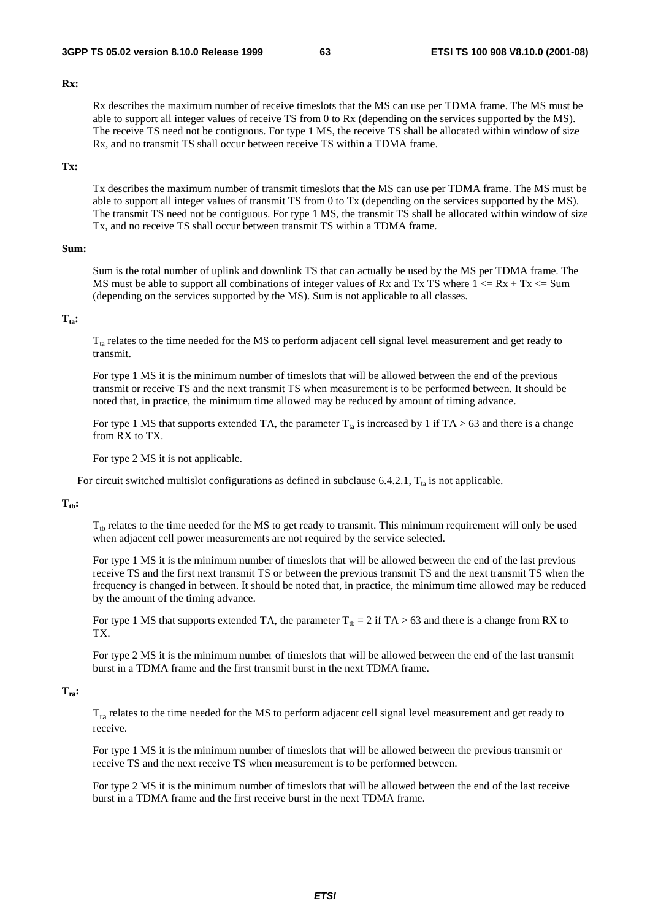**Rx:**

Rx describes the maximum number of receive timeslots that the MS can use per TDMA frame. The MS must be able to support all integer values of receive TS from 0 to Rx (depending on the services supported by the MS). The receive TS need not be contiguous. For type 1 MS, the receive TS shall be allocated within window of size Rx, and no transmit TS shall occur between receive TS within a TDMA frame.

**Tx:**

Tx describes the maximum number of transmit timeslots that the MS can use per TDMA frame. The MS must be able to support all integer values of transmit TS from 0 to Tx (depending on the services supported by the MS). The transmit TS need not be contiguous. For type 1 MS, the transmit TS shall be allocated within window of size Tx, and no receive TS shall occur between transmit TS within a TDMA frame.

**Sum:**

Sum is the total number of uplink and downlink TS that can actually be used by the MS per TDMA frame. The MS must be able to support all combinations of integer values of Rx and Tx TS where $1 <= Rx + Tx <= Sum$ (depending on the services supported by the MS). Sum is not applicable to all classes.

**$T_{ta}$:**

$T_{ta}$ relates to the time needed for the MS to perform adjacent cell signal level measurement and get ready to transmit.

For type 1 MS it is the minimum number of timeslots that will be allowed between the end of the previous transmit or receive TS and the next transmit TS when measurement is to be performed between. It should be noted that, in practice, the minimum time allowed may be reduced by amount of timing advance.

For type 1 MS that supports extended TA, the parameter $T_{ta}$ is increased by 1 if $TA > 63$ and there is a change from RX to TX.

For type 2 MS it is not applicable.

For circuit switched multislot configurations as defined in subclause 6.4.2.1, $T_{ta}$ is not applicable.

**$T_{tb}$:**

$T_{tb}$ relates to the time needed for the MS to get ready to transmit. This minimum requirement will only be used when adjacent cell power measurements are not required by the service selected.

For type 1 MS it is the minimum number of timeslots that will be allowed between the end of the last previous receive TS and the first next transmit TS or between the previous transmit TS and the next transmit TS when the frequency is changed in between. It should be noted that, in practice, the minimum time allowed may be reduced by the amount of the timing advance.

For type 1 MS that supports extended TA, the parameter $T_{tb} = 2$ if $TA > 63$ and there is a change from RX to TX.

For type 2 MS it is the minimum number of timeslots that will be allowed between the end of the last transmit burst in a TDMA frame and the first transmit burst in the next TDMA frame.

**$T_{ra}$:**

$T_{ra}$ relates to the time needed for the MS to perform adjacent cell signal level measurement and get ready to receive.

For type 1 MS it is the minimum number of timeslots that will be allowed between the previous transmit or receive TS and the next receive TS when measurement is to be performed between.

For type 2 MS it is the minimum number of timeslots that will be allowed between the end of the last receive burst in a TDMA frame and the first receive burst in the next TDMA frame.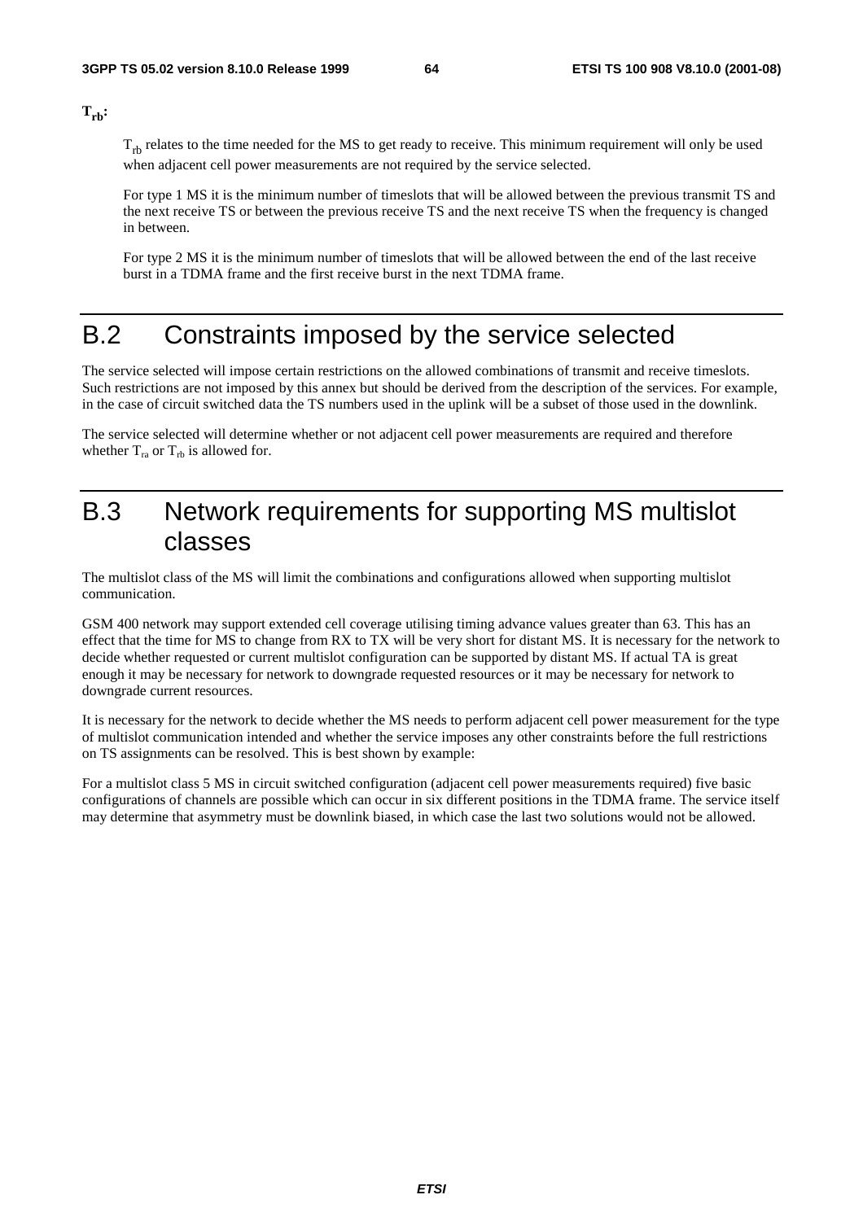**$T_{rb}$:**

$T_{rb}$ relates to the time needed for the MS to get ready to receive. This minimum requirement will only be used when adjacent cell power measurements are not required by the service selected.

For type 1 MS it is the minimum number of timeslots that will be allowed between the previous transmit TS and the next receive TS or between the previous receive TS and the next receive TS when the frequency is changed in between.

For type 2 MS it is the minimum number of timeslots that will be allowed between the end of the last receive burst in a TDMA frame and the first receive burst in the next TDMA frame.

# B.2 Constraints imposed by the service selected

The service selected will impose certain restrictions on the allowed combinations of transmit and receive timeslots. Such restrictions are not imposed by this annex but should be derived from the description of the services. For example, in the case of circuit switched data the TS numbers used in the uplink will be a subset of those used in the downlink.

The service selected will determine whether or not adjacent cell power measurements are required and therefore whether $T_{ra}$ or $T_{rb}$ is allowed for.

# B.3 Network requirements for supporting MS multislot classes

The multislot class of the MS will limit the combinations and configurations allowed when supporting multislot communication.

GSM 400 network may support extended cell coverage utilising timing advance values greater than 63. This has an effect that the time for MS to change from RX to TX will be very short for distant MS. It is necessary for the network to decide whether requested or current multislot configuration can be supported by distant MS. If actual TA is great enough it may be necessary for network to downgrade requested resources or it may be necessary for network to downgrade current resources.

It is necessary for the network to decide whether the MS needs to perform adjacent cell power measurement for the type of multislot communication intended and whether the service imposes any other constraints before the full restrictions on TS assignments can be resolved. This is best shown by example:

For a multislot class 5 MS in circuit switched configuration (adjacent cell power measurements required) five basic configurations of channels are possible which can occur in six different positions in the TDMA frame. The service itself may determine that asymmetry must be downlink biased, in which case the last two solutions would not be allowed.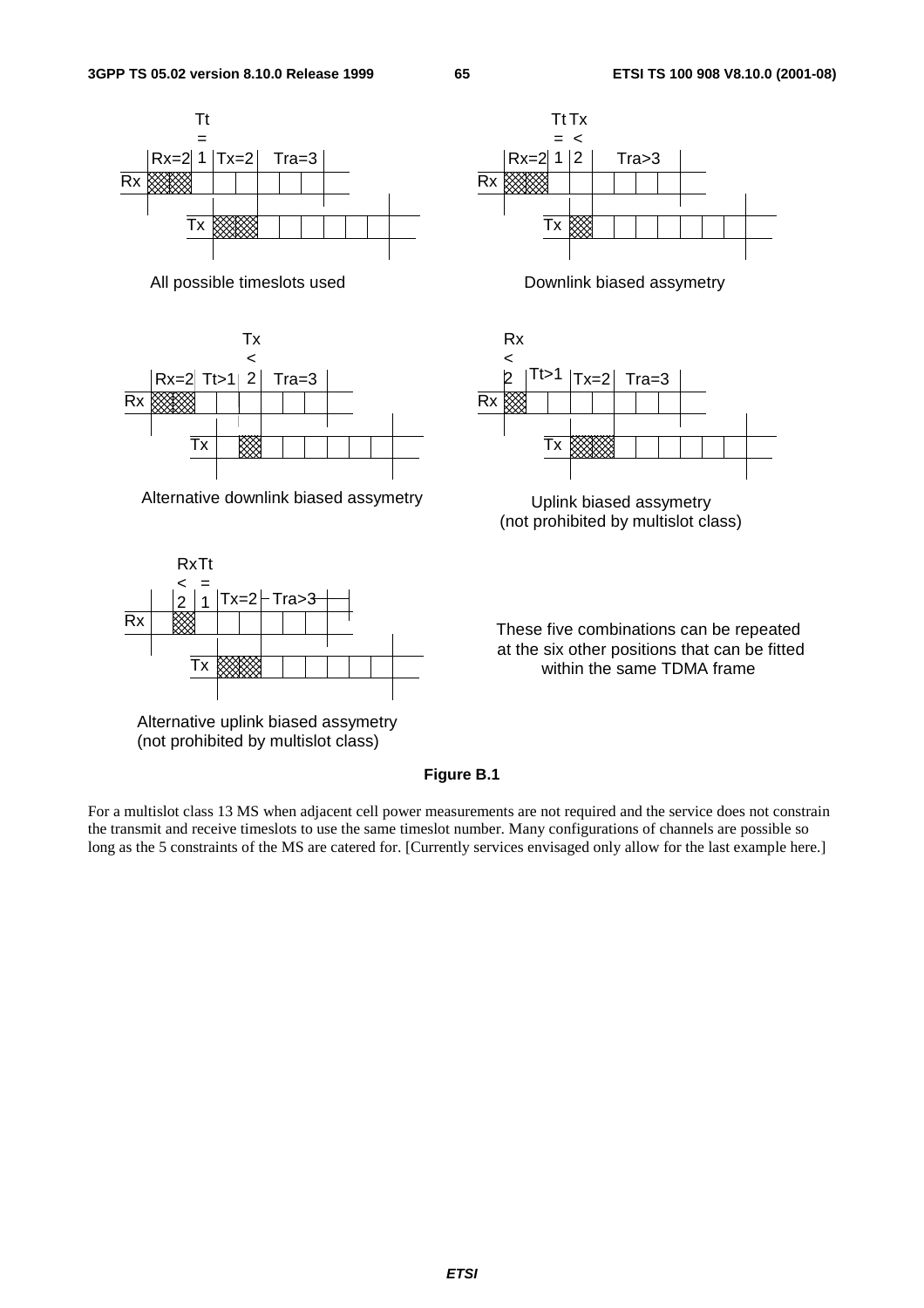All possible timeslots used

Downlink biased assymetry

Alternative downlink biased assymetry

Uplink biased assymetry (not prohibited by multislot class)

Alternative uplink biased assymetry (not prohibited by multislot class)

These five combinations can be repeated at the six other positions that can be fitted within the same TDMA frame

**Figure B.1**

For a multislot class 13 MS when adjacent cell power measurements are not required and the service does not constrain the transmit and receive timeslots to use the same timeslot number. Many configurations of channels are possible so long as the 5 constraints of the MS are catered for. [Currently services envisaged only allow for the last example here.]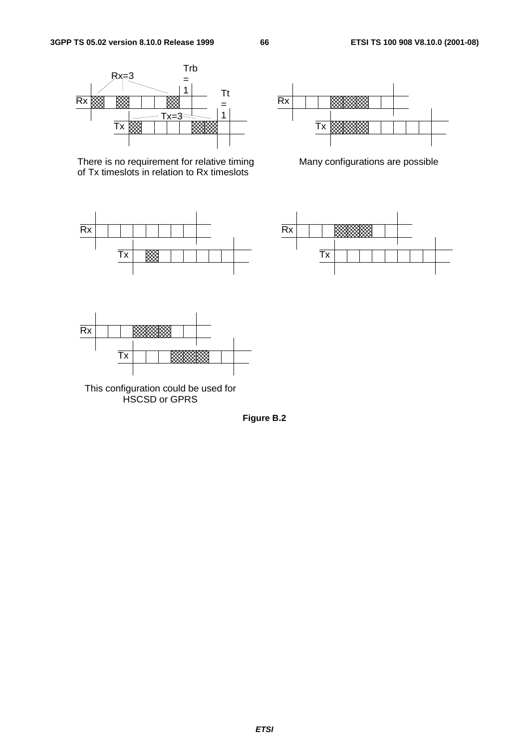Rx=3

Trb = 1

Tt = 1

Tx=3

Rx

Tx

There is no requirement for relative timing of Tx timeslots in relation to Rx timeslots

Rx

Tx

Many configurations are possible

Rx

Tx

Rx

Tx

Rx

Tx

This configuration could be used for HSCSD or GPRS

**Figure B.2**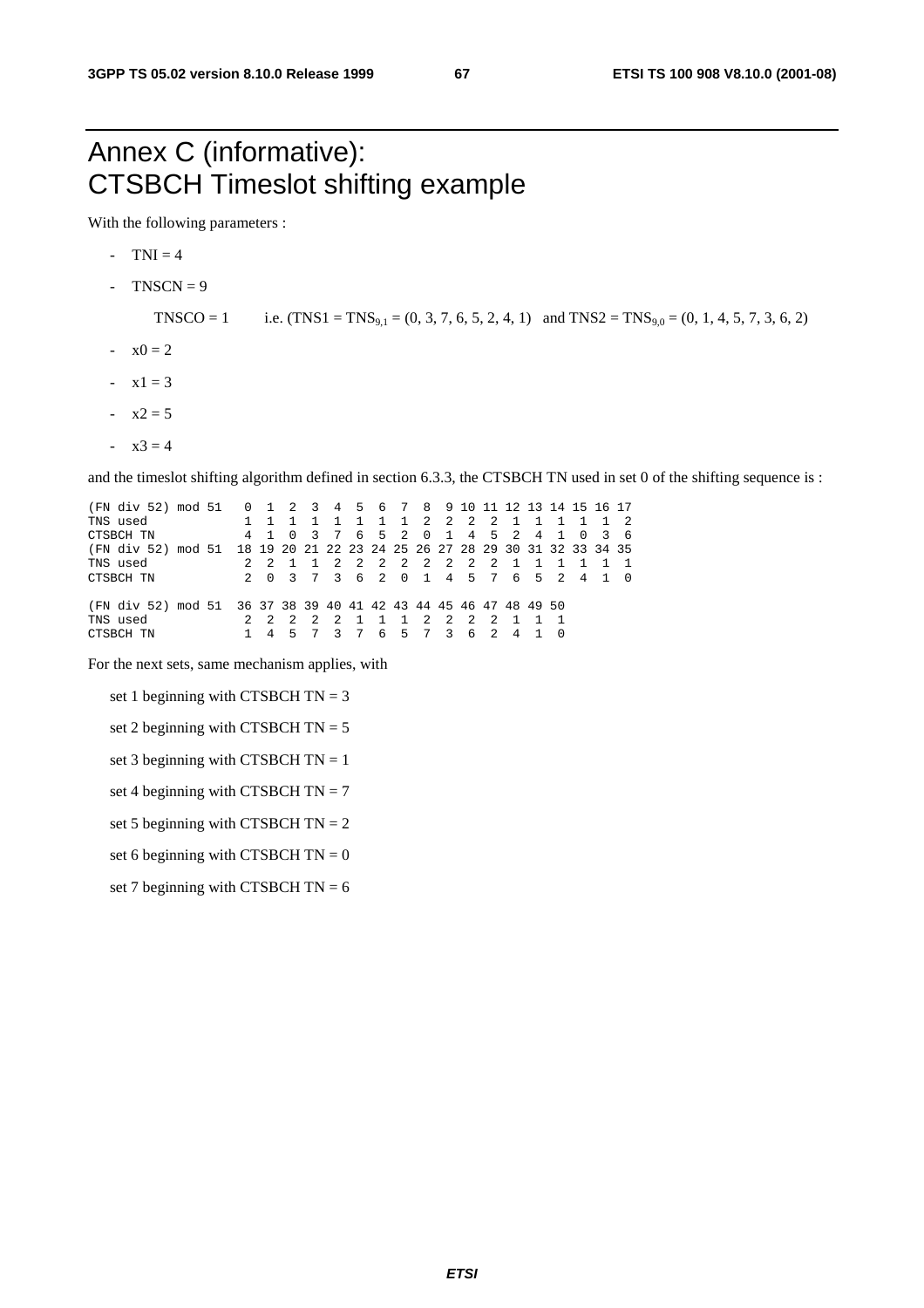# Annex C (informative): CTSBCH Timeslot shifting example

With the following parameters :

- TNI = 4
- TNSCN = 9

  TNSCO = 1  i.e. (TNS1 = $TNS_{9,1}$ = (0, 3, 7, 6, 5, 2, 4, 1)  and TNS2 = $TNS_{9,0}$ = (0, 1, 4, 5, 7, 3, 6, 2)

- x0 = 2
- x1 = 3
- x2 = 5
- x3 = 4

and the timeslot shifting algorithm defined in section 6.3.3, the CTSBCH TN used in set 0 of the shifting sequence is :

```
(FN div 52) mod 51   0  1  2  3  4  5  6  7  8  9 10 11 12 13 14 15 16 17
TNS used             1  1  1  1  1  1  1  1  2  2  2  2  1  1  1  1  1  2
CTSBCH TN            4  1  0  3  7  6  5  2  0  1  4  5  2  4  1  0  3  6
(FN div 52) mod 51  18 19 20 21 22 23 24 25 26 27 28 29 30 31 32 33 34 35
TNS used             2  2  1  1  2  2  2  2  2  2  2  2  1  1  1  1  1  1
CTSBCH TN            2  0  3  7  3  6  2  0  1  4  5  7  6  5  2  4  1  0

(FN div 52) mod 51  36 37 38 39 40 41 42 43 44 45 46 47 48 49 50
TNS used             2  2  2  2  2  1  1  1  2  2  2  2  1  1  1
CTSBCH TN            1  4  5  7  3  7  6  5  7  3  6  2  4  1  0
```

For the next sets, same mechanism applies, with

set 1 beginning with CTSBCH TN = 3

set 2 beginning with CTSBCH TN = 5

set 3 beginning with CTSBCH TN = 1

set 4 beginning with CTSBCH TN = 7

set 5 beginning with CTSBCH TN = 2

set 6 beginning with CTSBCH TN = 0

set 7 beginning with CTSBCH TN = 6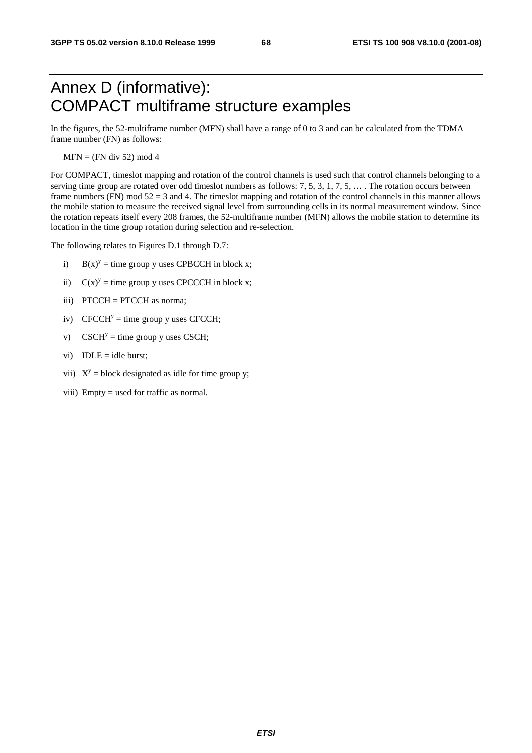# Annex D (informative): COMPACT multiframe structure examples

In the figures, the 52-multiframe number (MFN) shall have a range of 0 to 3 and can be calculated from the TDMA frame number (FN) as follows:

MFN = (FN div 52) mod 4

For COMPACT, timeslot mapping and rotation of the control channels is used such that control channels belonging to a serving time group are rotated over odd timeslot numbers as follows: 7, 5, 3, 1, 7, 5, … . The rotation occurs between frame numbers (FN) mod 52 = 3 and 4. The timeslot mapping and rotation of the control channels in this manner allows the mobile station to measure the received signal level from surrounding cells in its normal measurement window. Since the rotation repeats itself every 208 frames, the 52-multiframe number (MFN) allows the mobile station to determine its location in the time group rotation during selection and re-selection.

The following relates to Figures D.1 through D.7:

i) $B(x)^y$ = time group y uses CPBCCH in block x;

ii) $C(x)^y$ = time group y uses CPCCCH in block x;

iii) PTCCH = PTCCH as norma;

iv) $CFCCH^y$ = time group y uses CFCCH;

v) $CSCH^y$ = time group y uses CSCH;

vi) IDLE = idle burst;

vii) $X^y$ = block designated as idle for time group y;

viii) Empty = used for traffic as normal.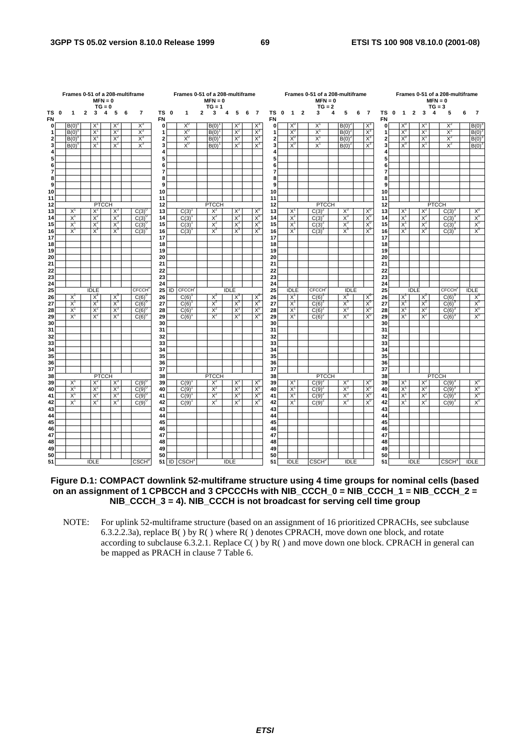**Frames 0-51 of a 208-multiframe, MFN = 0, TG = 0**

| FN | TS 0 | 1 | 2 | 3 | 4 | 5 | 6 | 7 |
|---|---|---|---|---|---|---|---|---|
| 0 | | $B(0)^0$ | | $X^1$ | | $X^2$ | | $X^3$ |
| 1 | | $B(0)^0$ | | $X^1$ | | $X^2$ | | $X^3$ |
| 2 | | $B(0)^0$ | | $X^1$ | | $X^2$ | | $X^3$ |
| 3 | | $B(0)^0$ | | $X^1$ | | $X^2$ | | $X^3$ |
| 4 | | | | | | | | |
| 5 | | | | | | | | |
| 6 | | | | | | | | |
| 7 | | | | | | | | |
| 8 | | | | | | | | |
| 9 | | | | | | | | |
| 10 | | | | | | | | |
| 11 | | | | | | | | |
| 12 | | | | PTCCH | | | | |
| 13 | | $X^1$ | | $X^2$ | | $X^3$ | | $C(3)^0$ |
| 14 | | $X^1$ | | $X^2$ | | $X^3$ | | $C(3)^0$ |
| 15 | | $X^1$ | | $X^2$ | | $X^3$ | | $C(3)^0$ |
| 16 | | $X^1$ | | $X^2$ | | $X^3$ | | $C(3)^0$ |
| 17 | | | | | | | | |
| 18 | | | | | | | | |
| 19 | | | | | | | | |
| 20 | | | | | | | | |
| 21 | | | | | | | | |
| 22 | | | | | | | | |
| 23 | | | | | | | | |
| 24 | | | | | | | | |
| 25 | | | | IDLE | | | | $CFCCH^0$ |
| 26 | | $X^1$ | | $X^2$ | | $X^3$ | | $C(6)^0$ |
| 27 | | $X^1$ | | $X^2$ | | $X^3$ | | $C(6)^0$ |
| 28 | | $X^1$ | | $X^2$ | | $X^3$ | | $C(6)^0$ |
| 29 | | $X^1$ | | $X^2$ | | $X^3$ | | $C(6)^0$ |
| 30 | | | | | | | | |
| 31 | | | | | | | | |
| 32 | | | | | | | | |
| 33 | | | | | | | | |
| 34 | | | | | | | | |
| 35 | | | | | | | | |
| 36 | | | | | | | | |
| 37 | | | | | | | | |
| 38 | | | | PTCCH | | | | |
| 39 | | $X^1$ | | $X^2$ | | $X^3$ | | $C(9)^0$ |
| 40 | | $X^1$ | | $X^2$ | | $X^3$ | | $C(9)^0$ |
| 41 | | $X^1$ | | $X^2$ | | $X^3$ | | $C(9)^0$ |
| 42 | | $X^1$ | | $X^2$ | | $X^3$ | | $C(9)^0$ |
| 43 | | | | | | | | |
| 44 | | | | | | | | |
| 45 | | | | | | | | |
| 46 | | | | | | | | |
| 47 | | | | | | | | |
| 48 | | | | | | | | |
| 49 | | | | | | | | |
| 50 | | | | | | | | |
| 51 | | | | IDLE | | | | $CSCH^0$ |

**Frames 0-51 of a 208-multiframe, MFN = 0, TG = 1**

| FN | TS 0 | 1 | 2 | 3 | 4 | 5 | 6 | 7 |
|---|---|---|---|---|---|---|---|---|
| 0 | | $X^0$ | | $B(0)^1$ | | $X^2$ | | $X^3$ |
| 1 | | $X^0$ | | $B(0)^1$ | | $X^2$ | | $X^3$ |
| 2 | | $X^0$ | | $B(0)^1$ | | $X^2$ | | $X^3$ |
| 3 | | $X^0$ | | $B(0)^1$ | | $X^2$ | | $X^3$ |
| 4 | | | | | | | | |
| 5 | | | | | | | | |
| 6 | | | | | | | | |
| 7 | | | | | | | | |
| 8 | | | | | | | | |
| 9 | | | | | | | | |
| 10 | | | | | | | | |
| 11 | | | | | | | | |
| 12 | | | | PTCCH | | | | |
| 13 | | $C(3)^1$ | | $X^2$ | | $X^3$ | | $X^0$ |
| 14 | | $C(3)^1$ | | $X^2$ | | $X^3$ | | $X^0$ |
| 15 | | $C(3)^1$ | | $X^2$ | | $X^3$ | | $X^0$ |
| 16 | | $C(3)^1$ | | $X^2$ | | $X^3$ | | $X^0$ |
| 17 | | | | | | | | |
| 18 | | | | | | | | |
| 19 | | | | | | | | |
| 20 | | | | | | | | |
| 21 | | | | | | | | |
| 22 | | | | | | | | |
| 23 | | | | | | | | |
| 24 | | | | | | | | |
| 25 | ID | $CFCCH^1$ | | | | IDLE | | |
| 26 | | $C(6)^1$ | | $X^2$ | | $X^3$ | | $X^0$ |
| 27 | | $C(6)^1$ | | $X^2$ | | $X^3$ | | $X^0$ |
| 28 | | $C(6)^1$ | | $X^2$ | | $X^3$ | | $X^0$ |
| 29 | | $C(6)^1$ | | $X^2$ | | $X^3$ | | $X^0$ |
| 30 | | | | | | | | |
| 31 | | | | | | | | |
| 32 | | | | | | | | |
| 33 | | | | | | | | |
| 34 | | | | | | | | |
| 35 | | | | | | | | |
| 36 | | | | | | | | |
| 37 | | | | | | | | |
| 38 | | | | PTCCH | | | | |
| 39 | | $C(9)^1$ | | $X^2$ | | $X^3$ | | $X^0$ |
| 40 | | $C(9)^1$ | | $X^2$ | | $X^3$ | | $X^0$ |
| 41 | | $C(9)^1$ | | $X^2$ | | $X^3$ | | $X^0$ |
| 42 | | $C(9)^1$ | | $X^2$ | | $X^3$ | | $X^0$ |
| 43 | | | | | | | | |
| 44 | | | | | | | | |
| 45 | | | | | | | | |
| 46 | | | | | | | | |
| 47 | | | | | | | | |
| 48 | | | | | | | | |
| 49 | | | | | | | | |
| 50 | | | | | | | | |
| 51 | ID | $CSCH^1$ | | | | IDLE | | |

**Frames 0-51 of a 208-multiframe, MFN = 0, TG = 2**

| FN | TS 0 | 1 | 2 | 3 | 4 | 5 | 6 | 7 |
|---|---|---|---|---|---|---|---|---|
| 0 | | $X^0$ | | $X^1$ | | $B(0)^2$ | | $X^3$ |
| 1 | | $X^0$ | | $X^1$ | | $B(0)^2$ | | $X^3$ |
| 2 | | $X^0$ | | $X^1$ | | $B(0)^2$ | | $X^3$ |
| 3 | | $X^0$ | | $X^1$ | | $B(0)^2$ | | $X^3$ |
| 4 | | | | | | | | |
| 5 | | | | | | | | |
| 6 | | | | | | | | |
| 7 | | | | | | | | |
| 8 | | | | | | | | |
| 9 | | | | | | | | |
| 10 | | | | | | | | |
| 11 | | | | | | | | |
| 12 | | | | PTCCH | | | | |
| 13 | | $X^1$ | | $C(3)^2$ | | $X^3$ | | $X^0$ |
| 14 | | $X^1$ | | $C(3)^2$ | | $X^3$ | | $X^0$ |
| 15 | | $X^1$ | | $C(3)^2$ | | $X^3$ | | $X^0$ |
| 16 | | $X^1$ | | $C(3)^2$ | | $X^3$ | | $X^0$ |
| 17 | | | | | | | | |
| 18 | | | | | | | | |
| 19 | | | | | | | | |
| 20 | | | | | | | | |
| 21 | | | | | | | | |
| 22 | | | | | | | | |
| 23 | | | | | | | | |
| 24 | | | | | | | | |
| 25 | | IDLE | | $CFCCH^2$ | | IDLE | | |
| 26 | | $X^1$ | | $C(6)^2$ | | $X^3$ | | $X^0$ |
| 27 | | $X^1$ | | $C(6)^2$ | | $X^3$ | | $X^0$ |
| 28 | | $X^1$ | | $C(6)^2$ | | $X^3$ | | $X^0$ |
| 29 | | $X^1$ | | $C(6)^2$ | | $X^3$ | | $X^0$ |
| 30 | | | | | | | | |
| 31 | | | | | | | | |
| 32 | | | | | | | | |
| 33 | | | | | | | | |
| 34 | | | | | | | | |
| 35 | | | | | | | | |
| 36 | | | | | | | | |
| 37 | | | | | | | | |
| 38 | | | | PTCCH | | | | |
| 39 | | $X^1$ | | $C(9)^2$ | | $X^3$ | | $X^0$ |
| 40 | | $X^1$ | | $C(9)^2$ | | $X^3$ | | $X^0$ |
| 41 | | $X^1$ | | $C(9)^2$ | | $X^3$ | | $X^0$ |
| 42 | | $X^1$ | | $C(9)^2$ | | $X^3$ | | $X^0$ |
| 43 | | | | | | | | |
| 44 | | | | | | | | |
| 45 | | | | | | | | |
| 46 | | | | | | | | |
| 47 | | | | | | | | |
| 48 | | | | | | | | |
| 49 | | | | | | | | |
| 50 | | | | | | | | |
| 51 | | IDLE | | $CSCH^2$ | | IDLE | | |

**Frames 0-51 of a 208-multiframe, MFN = 0, TG = 3**

| FN | TS 0 | 1 | 2 | 3 | 4 | 5 | 6 | 7 |
|---|---|---|---|---|---|---|---|---|
| 0 | | $X^0$ | | $X^1$ | | $X^2$ | | $B(0)^3$ |
| 1 | | $X^0$ | | $X^1$ | | $X^2$ | | $B(0)^3$ |
| 2 | | $X^0$ | | $X^1$ | | $X^2$ | | $B(0)^3$ |
| 3 | | $X^0$ | | $X^1$ | | $X^2$ | | $B(0)^3$ |
| 4 | | | | | | | | |
| 5 | | | | | | | | |
| 6 | | | | | | | | |
| 7 | | | | | | | | |
| 8 | | | | | | | | |
| 9 | | | | | | | | |
| 10 | | | | | | | | |
| 11 | | | | | | | | |
| 12 | | | | | PTCCH | | | |
| 13 | | $X^1$ | | $X^2$ | | $C(3)^3$ | | $X^0$ |
| 14 | | $X^1$ | | $X^2$ | | $C(3)^3$ | | $X^0$ |
| 15 | | $X^1$ | | $X^2$ | | $C(3)^3$ | | $X^0$ |
| 16 | | $X^1$ | | $X^2$ | | $C(3)^3$ | | $X^0$ |
| 17 | | | | | | | | |
| 18 | | | | | | | | |
| 19 | | | | | | | | |
| 20 | | | | | | | | |
| 21 | | | | | | | | |
| 22 | | | | | | | | |
| 23 | | | | | | | | |
| 24 | | | | | | | | |
| 25 | | | IDLE | | | $CFCCH^3$ | | IDLE |
| 26 | | $X^1$ | | $X^2$ | | $C(6)^3$ | | $X^0$ |
| 27 | | $X^1$ | | $X^2$ | | $C(6)^3$ | | $X^0$ |
| 28 | | $X^1$ | | $X^2$ | | $C(6)^3$ | | $X^0$ |
| 29 | | $X^1$ | | $X^2$ | | $C(6)^3$ | | $X^0$ |
| 30 | | | | | | | | |
| 31 | | | | | | | | |
| 32 | | | | | | | | |
| 33 | | | | | | | | |
| 34 | | | | | | | | |
| 35 | | | | | | | | |
| 36 | | | | | | | | |
| 37 | | | | | | | | |
| 38 | | | | | PTCCH | | | |
| 39 | | $X^1$ | | $X^2$ | | $C(9)^3$ | | $X^0$ |
| 40 | | $X^1$ | | $X^2$ | | $C(9)^3$ | | $X^0$ |
| 41 | | $X^1$ | | $X^2$ | | $C(9)^3$ | | $X^0$ |
| 42 | | $X^1$ | | $X^2$ | | $C(9)^3$ | | $X^0$ |
| 43 | | | | | | | | |
| 44 | | | | | | | | |
| 45 | | | | | | | | |
| 46 | | | | | | | | |
| 47 | | | | | | | | |
| 48 | | | | | | | | |
| 49 | | | | | | | | |
| 50 | | | | | | | | |
| 51 | | | IDLE | | | $CSCH^3$ | | IDLE |

**Figure D.1: COMPACT downlink 52-multiframe structure using 4 time groups for nominal cells (based on an assignment of 1 CPBCCH and 3 CPCCCHs with NIB_CCCH_0 = NIB_CCCH_1 = NIB_CCCH_2 = NIB_CCCH_3 = 4). NIB_CCCH is not broadcast for serving cell time group**

NOTE: For uplink 52-multiframe structure (based on an assignment of 16 prioritized CPRACHs, see subclause 6.3.2.2.3a), replace B( ) by R( ) where R( ) denotes CPRACH, move down one block, and rotate according to subclause 6.3.2.1. Replace C( ) by R( ) and move down one block. CPRACH in general can be mapped as PRACH in clause 7 Table 6.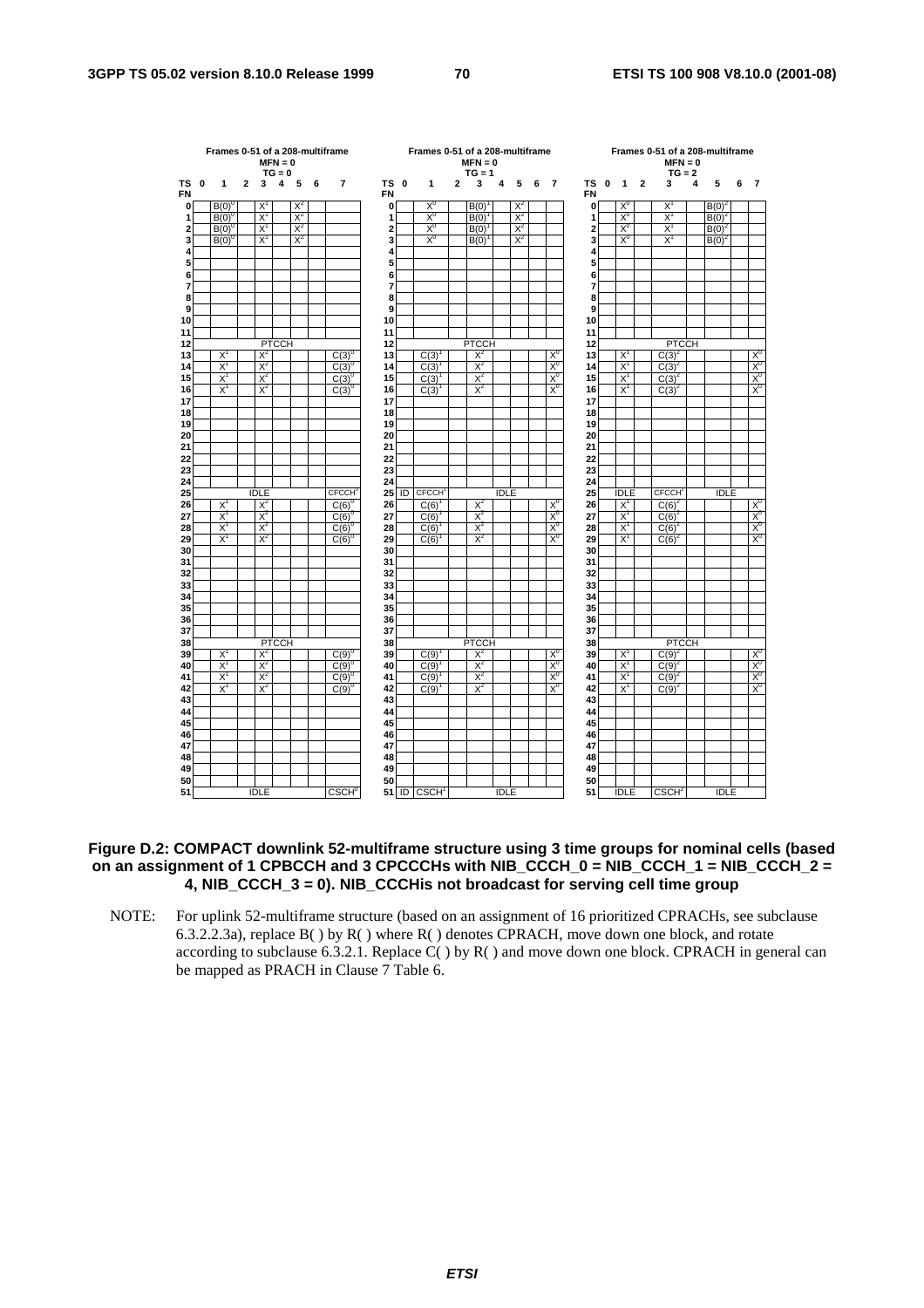**Frames 0-51 of a 208-multiframe, MFN = 0, TG = 0**

| FN \ TS | 0 | 1 | 2 | 3 | 4 | 5 | 6 | 7 |
|---|---|---|---|---|---|---|---|---|
| 0 | | $B(0)^0$ | | $X^1$ | | $X^2$ | | |
| 1 | | $B(0)^0$ | | $X^1$ | | $X^2$ | | |
| 2 | | $B(0)^0$ | | $X^1$ | | $X^2$ | | |
| 3 | | $B(0)^0$ | | $X^1$ | | $X^2$ | | |
| 4 | | | | | | | | |
| 5 | | | | | | | | |
| 6 | | | | | | | | |
| 7 | | | | | | | | |
| 8 | | | | | | | | |
| 9 | | | | | | | | |
| 10 | | | | | | | | |
| 11 | | | | | | | | |
| 12 | | | | PTCCH | | | | |
| 13 | | $X^1$ | | $X^2$ | | | | $C(3)^0$ |
| 14 | | $X^1$ | | $X^2$ | | | | $C(3)^0$ |
| 15 | | $X^1$ | | $X^2$ | | | | $C(3)^0$ |
| 16 | | $X^1$ | | $X^2$ | | | | $C(3)^0$ |
| 17 | | | | | | | | |
| 18 | | | | | | | | |
| 19 | | | | | | | | |
| 20 | | | | | | | | |
| 21 | | | | | | | | |
| 22 | | | | | | | | |
| 23 | | | | | | | | |
| 24 | | | | | | | | |
| 25 | | | | IDLE | | | | $CFCCH^0$ |
| 26 | | $X^1$ | | $X^2$ | | | | $C(6)^0$ |
| 27 | | $X^1$ | | $X^2$ | | | | $C(6)^0$ |
| 28 | | $X^1$ | | $X^2$ | | | | $C(6)^0$ |
| 29 | | $X^1$ | | $X^2$ | | | | $C(6)^0$ |
| 30 | | | | | | | | |
| 31 | | | | | | | | |
| 32 | | | | | | | | |
| 33 | | | | | | | | |
| 34 | | | | | | | | |
| 35 | | | | | | | | |
| 36 | | | | | | | | |
| 37 | | | | | | | | |
| 38 | | | | PTCCH | | | | |
| 39 | | $X^1$ | | $X^2$ | | | | $C(9)^0$ |
| 40 | | $X^1$ | | $X^2$ | | | | $C(9)^0$ |
| 41 | | $X^1$ | | $X^2$ | | | | $C(9)^0$ |
| 42 | | $X^1$ | | $X^2$ | | | | $C(9)^0$ |
| 43 | | | | | | | | |
| 44 | | | | | | | | |
| 45 | | | | | | | | |
| 46 | | | | | | | | |
| 47 | | | | | | | | |
| 48 | | | | | | | | |
| 49 | | | | | | | | |
| 50 | | | | | | | | |
| 51 | | | | IDLE | | | | $CSCH^0$ |

**Frames 0-51 of a 208-multiframe, MFN = 0, TG = 1**

| FN \ TS | 0 | 1 | 2 | 3 | 4 | 5 | 6 | 7 |
|---|---|---|---|---|---|---|---|---|
| 0 | | $X^0$ | | $B(0)^1$ | | $X^2$ | | |
| 1 | | $X^0$ | | $B(0)^1$ | | $X^2$ | | |
| 2 | | $X^0$ | | $B(0)^1$ | | $X^2$ | | |
| 3 | | $X^0$ | | $B(0)^1$ | | $X^2$ | | |
| 4 | | | | | | | | |
| 5 | | | | | | | | |
| 6 | | | | | | | | |
| 7 | | | | | | | | |
| 8 | | | | | | | | |
| 9 | | | | | | | | |
| 10 | | | | | | | | |
| 11 | | | | | | | | |
| 12 | | | | PTCCH | | | | |
| 13 | | $C(3)^1$ | | $X^2$ | | | | $X^0$ |
| 14 | | $C(3)^1$ | | $X^2$ | | | | $X^0$ |
| 15 | | $C(3)^1$ | | $X^2$ | | | | $X^0$ |
| 16 | | $C(3)^1$ | | $X^2$ | | | | $X^0$ |
| 17 | | | | | | | | |
| 18 | | | | | | | | |
| 19 | | | | | | | | |
| 20 | | | | | | | | |
| 21 | | | | | | | | |
| 22 | | | | | | | | |
| 23 | | | | | | | | |
| 24 | | | | | | | | |
| 25 | ID | $CFCCH^1$ | | | IDLE | | | |
| 26 | | $C(6)^1$ | | $X^2$ | | | | $X^0$ |
| 27 | | $C(6)^1$ | | $X^2$ | | | | $X^0$ |
| 28 | | $C(6)^1$ | | $X^2$ | | | | $X^0$ |
| 29 | | $C(6)^1$ | | $X^2$ | | | | $X^0$ |
| 30 | | | | | | | | |
| 31 | | | | | | | | |
| 32 | | | | | | | | |
| 33 | | | | | | | | |
| 34 | | | | | | | | |
| 35 | | | | | | | | |
| 36 | | | | | | | | |
| 37 | | | | | | | | |
| 38 | | | | PTCCH | | | | |
| 39 | | $C(9)^1$ | | $X^2$ | | | | $X^0$ |
| 40 | | $C(9)^1$ | | $X^2$ | | | | $X^0$ |
| 41 | | $C(9)^1$ | | $X^2$ | | | | $X^0$ |
| 42 | | $C(9)^1$ | | $X^2$ | | | | $X^0$ |
| 43 | | | | | | | | |
| 44 | | | | | | | | |
| 45 | | | | | | | | |
| 46 | | | | | | | | |
| 47 | | | | | | | | |
| 48 | | | | | | | | |
| 49 | | | | | | | | |
| 50 | | | | | | | | |
| 51 | ID | $CSCH^1$ | | | IDLE | | | |

**Frames 0-51 of a 208-multiframe, MFN = 0, TG = 2**

| FN \ TS | 0 | 1 | 2 | 3 | 4 | 5 | 6 | 7 |
|---|---|---|---|---|---|---|---|---|
| 0 | | $X^0$ | | $X^1$ | | $B(0)^2$ | | |
| 1 | | $X^0$ | | $X^1$ | | $B(0)^2$ | | |
| 2 | | $X^0$ | | $X^1$ | | $B(0)^2$ | | |
| 3 | | $X^0$ | | $X^1$ | | $B(0)^2$ | | |
| 4 | | | | | | | | |
| 5 | | | | | | | | |
| 6 | | | | | | | | |
| 7 | | | | | | | | |
| 8 | | | | | | | | |
| 9 | | | | | | | | |
| 10 | | | | | | | | |
| 11 | | | | | | | | |
| 12 | | | | PTCCH | | | | |
| 13 | | $X^1$ | | $C(3)^2$ | | | | $X^0$ |
| 14 | | $X^1$ | | $C(3)^2$ | | | | $X^0$ |
| 15 | | $X^1$ | | $C(3)^2$ | | | | $X^0$ |
| 16 | | $X^1$ | | $C(3)^2$ | | | | $X^0$ |
| 17 | | | | | | | | |
| 18 | | | | | | | | |
| 19 | | | | | | | | |
| 20 | | | | | | | | |
| 21 | | | | | | | | |
| 22 | | | | | | | | |
| 23 | | | | | | | | |
| 24 | | | | | | | | |
| 25 | | IDLE | | $CFCCH^2$ | | IDLE | | |
| 26 | | $X^1$ | | $C(6)^2$ | | | | $X^0$ |
| 27 | | $X^1$ | | $C(6)^2$ | | | | $X^0$ |
| 28 | | $X^1$ | | $C(6)^2$ | | | | $X^0$ |
| 29 | | $X^1$ | | $C(6)^2$ | | | | $X^0$ |
| 30 | | | | | | | | |
| 31 | | | | | | | | |
| 32 | | | | | | | | |
| 33 | | | | | | | | |
| 34 | | | | | | | | |
| 35 | | | | | | | | |
| 36 | | | | | | | | |
| 37 | | | | | | | | |
| 38 | | | | PTCCH | | | | |
| 39 | | $X^1$ | | $C(9)^2$ | | | | $X^0$ |
| 40 | | $X^1$ | | $C(9)^2$ | | | | $X^0$ |
| 41 | | $X^1$ | | $C(9)^2$ | | | | $X^0$ |
| 42 | | $X^1$ | | $C(9)^2$ | | | | $X^0$ |
| 43 | | | | | | | | |
| 44 | | | | | | | | |
| 45 | | | | | | | | |
| 46 | | | | | | | | |
| 47 | | | | | | | | |
| 48 | | | | | | | | |
| 49 | | | | | | | | |
| 50 | | | | | | | | |
| 51 | | IDLE | | $CSCH^2$ | | IDLE | | |

**Figure D.2: COMPACT downlink 52-multiframe structure using 3 time groups for nominal cells (based on an assignment of 1 CPBCCH and 3 CPCCCHs with NIB_CCCH_0 = NIB_CCCH_1 = NIB_CCCH_2 = 4, NIB_CCCH_3 = 0). NIB_CCCHis not broadcast for serving cell time group**

NOTE: For uplink 52-multiframe structure (based on an assignment of 16 prioritized CPRACHs, see subclause 6.3.2.2.3a), replace B( ) by R( ) where R( ) denotes CPRACH, move down one block, and rotate according to subclause 6.3.2.1. Replace C( ) by R( ) and move down one block. CPRACH in general can be mapped as PRACH in Clause 7 Table 6.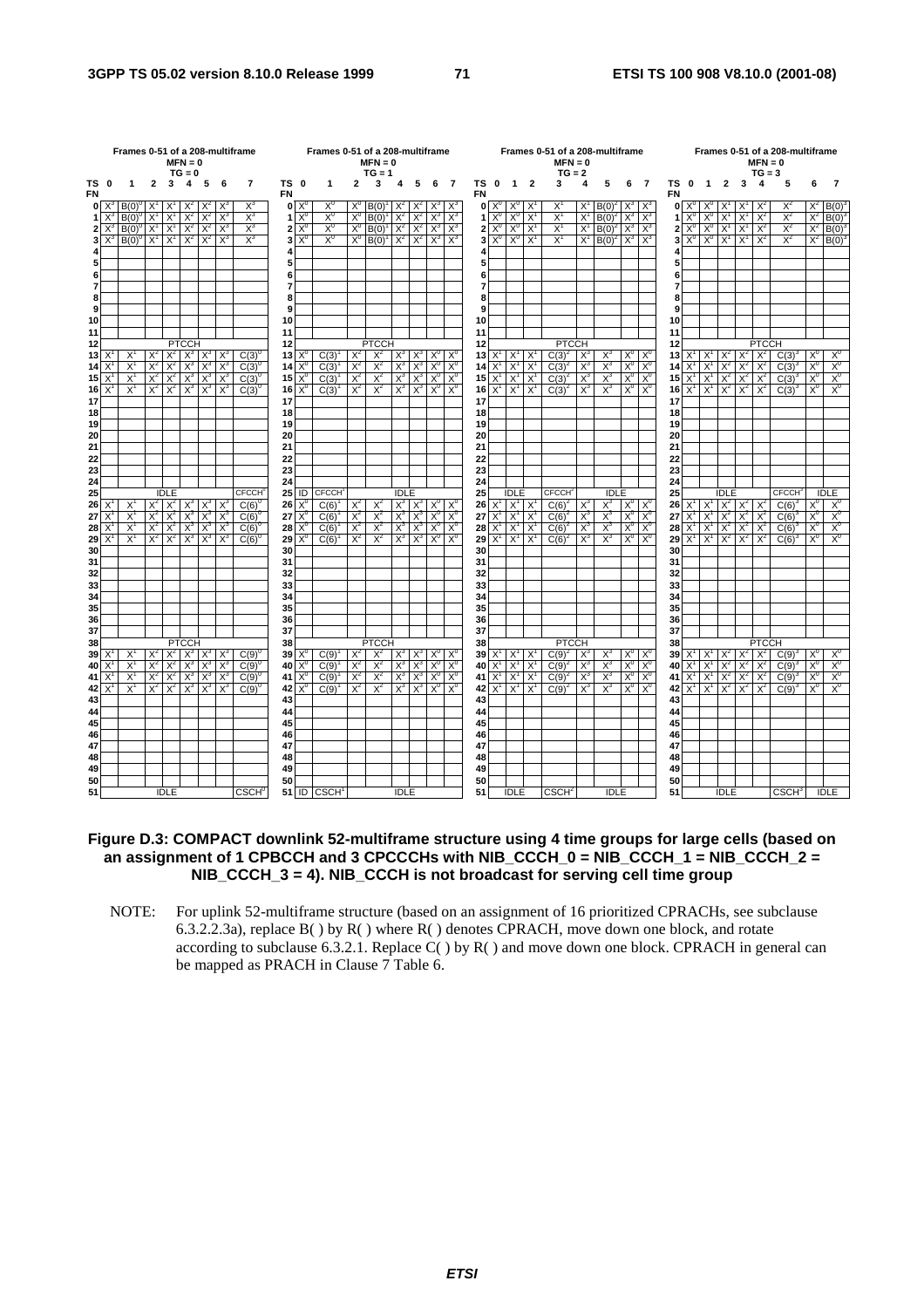**Frames 0-51 of a 208-multiframe, MFN = 0, TG = 0**

| TS / FN | 0 | 1 | 2 | 3 | 4 | 5 | 6 | 7 |
|---|---|---|---|---|---|---|---|---|
| 0 | $X^3$ | $B(0)^0$ | $X^1$ | $X^1$ | $X^2$ | $X^2$ | $X^3$ | $X^3$ |
| 1 | $X^3$ | $B(0)^0$ | $X^1$ | $X^1$ | $X^2$ | $X^2$ | $X^3$ | $X^3$ |
| 2 | $X^3$ | $B(0)^0$ | $X^1$ | $X^1$ | $X^2$ | $X^2$ | $X^3$ | $X^3$ |
| 3 | $X^3$ | $B(0)^0$ | $X^1$ | $X^1$ | $X^2$ | $X^2$ | $X^3$ | $X^3$ |
| 4 | | | | | | | | |
| 5 | | | | | | | | |
| 6 | | | | | | | | |
| 7 | | | | | | | | |
| 8 | | | | | | | | |
| 9 | | | | | | | | |
| 10 | | | | | | | | |
| 11 | | | | | | | | |
| 12 | PTCCH | | | | | | | |
| 13 | $X^1$ | $X^1$ | $X^2$ | $X^2$ | $X^3$ | $X^3$ | $X^3$ | $C(3)^0$ |
| 14 | $X^1$ | $X^1$ | $X^2$ | $X^2$ | $X^3$ | $X^3$ | $X^3$ | $C(3)^0$ |
| 15 | $X^1$ | $X^1$ | $X^2$ | $X^2$ | $X^3$ | $X^3$ | $X^3$ | $C(3)^0$ |
| 16 | $X^1$ | $X^1$ | $X^2$ | $X^2$ | $X^3$ | $X^3$ | $X^3$ | $C(3)^0$ |
| 17 | | | | | | | | |
| 18 | | | | | | | | |
| 19 | | | | | | | | |
| 20 | | | | | | | | |
| 21 | | | | | | | | |
| 22 | | | | | | | | |
| 23 | | | | | | | | |
| 24 | | | | | | | | |
| 25 | IDLE | | | | | | | $CFCCH^0$ |
| 26 | $X^1$ | $X^1$ | $X^2$ | $X^2$ | $X^3$ | $X^3$ | $X^3$ | $C(6)^0$ |
| 27 | $X^1$ | $X^1$ | $X^2$ | $X^2$ | $X^3$ | $X^3$ | $X^3$ | $C(6)^0$ |
| 28 | $X^1$ | $X^1$ | $X^2$ | $X^2$ | $X^3$ | $X^3$ | $X^3$ | $C(6)^0$ |
| 29 | $X^1$ | $X^1$ | $X^2$ | $X^2$ | $X^3$ | $X^3$ | $X^3$ | $C(6)^0$ |
| 30 | | | | | | | | |
| 31 | | | | | | | | |
| 32 | | | | | | | | |
| 33 | | | | | | | | |
| 34 | | | | | | | | |
| 35 | | | | | | | | |
| 36 | | | | | | | | |
| 37 | | | | | | | | |
| 38 | PTCCH | | | | | | | |
| 39 | $X^1$ | $X^1$ | $X^2$ | $X^2$ | $X^3$ | $X^3$ | $X^3$ | $C(9)^0$ |
| 40 | $X^1$ | $X^1$ | $X^2$ | $X^2$ | $X^3$ | $X^3$ | $X^3$ | $C(9)^0$ |
| 41 | $X^1$ | $X^1$ | $X^2$ | $X^2$ | $X^3$ | $X^3$ | $X^3$ | $C(9)^0$ |
| 42 | $X^1$ | $X^1$ | $X^2$ | $X^2$ | $X^3$ | $X^3$ | $X^3$ | $C(9)^0$ |
| 43 | | | | | | | | |
| 44 | | | | | | | | |
| 45 | | | | | | | | |
| 46 | | | | | | | | |
| 47 | | | | | | | | |
| 48 | | | | | | | | |
| 49 | | | | | | | | |
| 50 | | | | | | | | |
| 51 | IDLE | | | | | | | $CSCH^0$ |

**Frames 0-51 of a 208-multiframe, MFN = 0, TG = 1**

| TS / FN | 0 | 1 | 2 | 3 | 4 | 5 | 6 | 7 |
|---|---|---|---|---|---|---|---|---|
| 0 | $X^0$ | $X^0$ | $X^0$ | $B(0)^1$ | $X^2$ | $X^2$ | $X^3$ | $X^3$ |
| 1 | $X^0$ | $X^0$ | $X^0$ | $B(0)^1$ | $X^2$ | $X^2$ | $X^3$ | $X^3$ |
| 2 | $X^0$ | $X^0$ | $X^0$ | $B(0)^1$ | $X^2$ | $X^2$ | $X^3$ | $X^3$ |
| 3 | $X^0$ | $X^0$ | $X^0$ | $B(0)^1$ | $X^2$ | $X^2$ | $X^3$ | $X^3$ |
| 4 | | | | | | | | |
| 5 | | | | | | | | |
| 6 | | | | | | | | |
| 7 | | | | | | | | |
| 8 | | | | | | | | |
| 9 | | | | | | | | |
| 10 | | | | | | | | |
| 11 | | | | | | | | |
| 12 | PTCCH | | | | | | | |
| 13 | $X^0$ | $C(3)^1$ | $X^2$ | $X^2$ | $X^3$ | $X^3$ | $X^0$ | $X^0$ |
| 14 | $X^0$ | $C(3)^1$ | $X^2$ | $X^2$ | $X^3$ | $X^3$ | $X^0$ | $X^0$ |
| 15 | $X^0$ | $C(3)^1$ | $X^2$ | $X^2$ | $X^3$ | $X^3$ | $X^0$ | $X^0$ |
| 16 | $X^0$ | $C(3)^1$ | $X^2$ | $X^2$ | $X^3$ | $X^3$ | $X^0$ | $X^0$ |
| 17 | | | | | | | | |
| 18 | | | | | | | | |
| 19 | | | | | | | | |
| 20 | | | | | | | | |
| 21 | | | | | | | | |
| 22 | | | | | | | | |
| 23 | | | | | | | | |
| 24 | | | | | | | | |
| 25 | ID | $CFCCH^1$ | IDLE | | | | | |
| 26 | $X^0$ | $C(6)^1$ | $X^2$ | $X^2$ | $X^3$ | $X^3$ | $X^0$ | $X^0$ |
| 27 | $X^0$ | $C(6)^1$ | $X^2$ | $X^2$ | $X^3$ | $X^3$ | $X^0$ | $X^0$ |
| 28 | $X^0$ | $C(6)^1$ | $X^2$ | $X^2$ | $X^3$ | $X^3$ | $X^0$ | $X^0$ |
| 29 | $X^0$ | $C(6)^1$ | $X^2$ | $X^2$ | $X^3$ | $X^3$ | $X^0$ | $X^0$ |
| 30 | | | | | | | | |
| 31 | | | | | | | | |
| 32 | | | | | | | | |
| 33 | | | | | | | | |
| 34 | | | | | | | | |
| 35 | | | | | | | | |
| 36 | | | | | | | | |
| 37 | | | | | | | | |
| 38 | PTCCH | | | | | | | |
| 39 | $X^0$ | $C(9)^1$ | $X^2$ | $X^2$ | $X^3$ | $X^3$ | $X^0$ | $X^0$ |
| 40 | $X^0$ | $C(9)^1$ | $X^2$ | $X^2$ | $X^3$ | $X^3$ | $X^0$ | $X^0$ |
| 41 | $X^0$ | $C(9)^1$ | $X^2$ | $X^2$ | $X^3$ | $X^3$ | $X^0$ | $X^0$ |
| 42 | $X^0$ | $C(9)^1$ | $X^2$ | $X^2$ | $X^3$ | $X^3$ | $X^0$ | $X^0$ |
| 43 | | | | | | | | |
| 44 | | | | | | | | |
| 45 | | | | | | | | |
| 46 | | | | | | | | |
| 47 | | | | | | | | |
| 48 | | | | | | | | |
| 49 | | | | | | | | |
| 50 | | | | | | | | |
| 51 | ID | $CSCH^1$ | IDLE | | | | | |

**Frames 0-51 of a 208-multiframe, MFN = 0, TG = 2**

| TS / FN | 0 | 1 | 2 | 3 | 4 | 5 | 6 | 7 |
|---|---|---|---|---|---|---|---|---|
| 0 | $X^0$ | $X^0$ | $X^1$ | $X^1$ | $X^1$ | $B(0)^2$ | $X^3$ | $X^3$ |
| 1 | $X^0$ | $X^0$ | $X^1$ | $X^1$ | $X^1$ | $B(0)^2$ | $X^3$ | $X^3$ |
| 2 | $X^0$ | $X^0$ | $X^1$ | $X^1$ | $X^1$ | $B(0)^2$ | $X^3$ | $X^3$ |
| 3 | $X^0$ | $X^0$ | $X^1$ | $X^1$ | $X^1$ | $B(0)^2$ | $X^3$ | $X^3$ |
| 4 | | | | | | | | |
| 5 | | | | | | | | |
| 6 | | | | | | | | |
| 7 | | | | | | | | |
| 8 | | | | | | | | |
| 9 | | | | | | | | |
| 10 | | | | | | | | |
| 11 | | | | | | | | |
| 12 | PTCCH | | | | | | | |
| 13 | $X^1$ | $X^1$ | $X^1$ | $C(3)^2$ | $X^3$ | $X^3$ | $X^0$ | $X^0$ |
| 14 | $X^1$ | $X^1$ | $X^1$ | $C(3)^2$ | $X^3$ | $X^3$ | $X^0$ | $X^0$ |
| 15 | $X^1$ | $X^1$ | $X^1$ | $C(3)^2$ | $X^3$ | $X^3$ | $X^0$ | $X^0$ |
| 16 | $X^1$ | $X^1$ | $X^1$ | $C(3)^2$ | $X^3$ | $X^3$ | $X^0$ | $X^0$ |
| 17 | | | | | | | | |
| 18 | | | | | | | | |
| 19 | | | | | | | | |
| 20 | | | | | | | | |
| 21 | | | | | | | | |
| 22 | | | | | | | | |
| 23 | | | | | | | | |
| 24 | | | | | | | | |
| 25 | IDLE | | | $CFCCH^2$ | IDLE | | | |
| 26 | $X^1$ | $X^1$ | $X^1$ | $C(6)^2$ | $X^3$ | $X^3$ | $X^0$ | $X^0$ |
| 27 | $X^1$ | $X^1$ | $X^1$ | $C(6)^2$ | $X^3$ | $X^3$ | $X^0$ | $X^0$ |
| 28 | $X^1$ | $X^1$ | $X^1$ | $C(6)^2$ | $X^3$ | $X^3$ | $X^0$ | $X^0$ |
| 29 | $X^1$ | $X^1$ | $X^1$ | $C(6)^2$ | $X^3$ | $X^3$ | $X^0$ | $X^0$ |
| 30 | | | | | | | | |
| 31 | | | | | | | | |
| 32 | | | | | | | | |
| 33 | | | | | | | | |
| 34 | | | | | | | | |
| 35 | | | | | | | | |
| 36 | | | | | | | | |
| 37 | | | | | | | | |
| 38 | PTCCH | | | | | | | |
| 39 | $X^1$ | $X^1$ | $X^1$ | $C(9)^2$ | $X^3$ | $X^3$ | $X^0$ | $X^0$ |
| 40 | $X^1$ | $X^1$ | $X^1$ | $C(9)^2$ | $X^3$ | $X^3$ | $X^0$ | $X^0$ |
| 41 | $X^1$ | $X^1$ | $X^1$ | $C(9)^2$ | $X^3$ | $X^3$ | $X^0$ | $X^0$ |
| 42 | $X^1$ | $X^1$ | $X^1$ | $C(9)^2$ | $X^3$ | $X^3$ | $X^0$ | $X^0$ |
| 43 | | | | | | | | |
| 44 | | | | | | | | |
| 45 | | | | | | | | |
| 46 | | | | | | | | |
| 47 | | | | | | | | |
| 48 | | | | | | | | |
| 49 | | | | | | | | |
| 50 | | | | | | | | |
| 51 | IDLE | | | $CSCH^2$ | IDLE | | | |

**Frames 0-51 of a 208-multiframe, MFN = 0, TG = 3**

| TS / FN | 0 | 1 | 2 | 3 | 4 | 5 | 6 | 7 |
|---|---|---|---|---|---|---|---|---|
| 0 | $X^0$ | $X^0$ | $X^1$ | $X^1$ | $X^2$ | $X^2$ | $X^2$ | $B(0)^3$ |
| 1 | $X^0$ | $X^0$ | $X^1$ | $X^1$ | $X^2$ | $X^2$ | $X^2$ | $B(0)^3$ |
| 2 | $X^0$ | $X^0$ | $X^1$ | $X^1$ | $X^2$ | $X^2$ | $X^2$ | $B(0)^3$ |
| 3 | $X^0$ | $X^0$ | $X^1$ | $X^1$ | $X^2$ | $X^2$ | $X^2$ | $B(0)^3$ |
| 4 | | | | | | | | |
| 5 | | | | | | | | |
| 6 | | | | | | | | |
| 7 | | | | | | | | |
| 8 | | | | | | | | |
| 9 | | | | | | | | |
| 10 | | | | | | | | |
| 11 | | | | | | | | |
| 12 | PTCCH | | | | | | | |
| 13 | $X^1$ | $X^1$ | $X^2$ | $X^2$ | $X^2$ | $C(3)^3$ | $X^0$ | $X^0$ |
| 14 | $X^1$ | $X^1$ | $X^2$ | $X^2$ | $X^2$ | $C(3)^3$ | $X^0$ | $X^0$ |
| 15 | $X^1$ | $X^1$ | $X^2$ | $X^2$ | $X^2$ | $C(3)^3$ | $X^0$ | $X^0$ |
| 16 | $X^1$ | $X^1$ | $X^2$ | $X^2$ | $X^2$ | $C(3)^3$ | $X^0$ | $X^0$ |
| 17 | | | | | | | | |
| 18 | | | | | | | | |
| 19 | | | | | | | | |
| 20 | | | | | | | | |
| 21 | | | | | | | | |
| 22 | | | | | | | | |
| 23 | | | | | | | | |
| 24 | | | | | | | | |
| 25 | IDLE | | | | | $CFCCH^3$ | IDLE | |
| 26 | $X^1$ | $X^1$ | $X^2$ | $X^2$ | $X^2$ | $C(6)^3$ | $X^0$ | $X^0$ |
| 27 | $X^1$ | $X^1$ | $X^2$ | $X^2$ | $X^2$ | $C(6)^3$ | $X^0$ | $X^0$ |
| 28 | $X^1$ | $X^1$ | $X^2$ | $X^2$ | $X^2$ | $C(6)^3$ | $X^0$ | $X^0$ |
| 29 | $X^1$ | $X^1$ | $X^2$ | $X^2$ | $X^2$ | $C(6)^3$ | $X^0$ | $X^0$ |
| 30 | | | | | | | | |
| 31 | | | | | | | | |
| 32 | | | | | | | | |
| 33 | | | | | | | | |
| 34 | | | | | | | | |
| 35 | | | | | | | | |
| 36 | | | | | | | | |
| 37 | | | | | | | | |
| 38 | PTCCH | | | | | | | |
| 39 | $X^1$ | $X^1$ | $X^2$ | $X^2$ | $X^2$ | $C(9)^3$ | $X^0$ | $X^0$ |
| 40 | $X^1$ | $X^1$ | $X^2$ | $X^2$ | $X^2$ | $C(9)^3$ | $X^0$ | $X^0$ |
| 41 | $X^1$ | $X^1$ | $X^2$ | $X^2$ | $X^2$ | $C(9)^3$ | $X^0$ | $X^0$ |
| 42 | $X^1$ | $X^1$ | $X^2$ | $X^2$ | $X^2$ | $C(9)^3$ | $X^0$ | $X^0$ |
| 43 | | | | | | | | |
| 44 | | | | | | | | |
| 45 | | | | | | | | |
| 46 | | | | | | | | |
| 47 | | | | | | | | |
| 48 | | | | | | | | |
| 49 | | | | | | | | |
| 50 | | | | | | | | |
| 51 | IDLE | | | | | $CSCH^3$ | IDLE | |

**Figure D.3: COMPACT downlink 52-multiframe structure using 4 time groups for large cells (based on an assignment of 1 CPBCCH and 3 CPCCCHs with NIB_CCCH_0 = NIB_CCCH_1 = NIB_CCCH_2 = NIB_CCCH_3 = 4). NIB_CCCH is not broadcast for serving cell time group**

NOTE: For uplink 52-multiframe structure (based on an assignment of 16 prioritized CPRACHs, see subclause 6.3.2.2.3a), replace B( ) by R( ) where R( ) denotes CPRACH, move down one block, and rotate according to subclause 6.3.2.1. Replace C( ) by R( ) and move down one block. CPRACH in general can be mapped as PRACH in Clause 7 Table 6.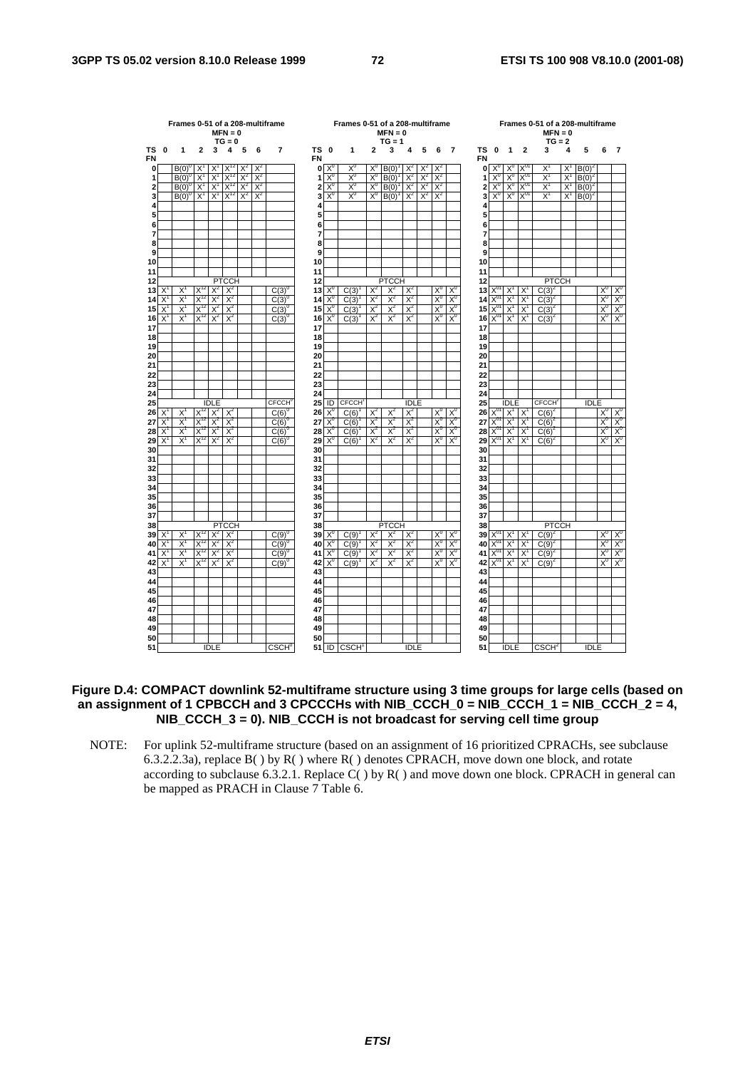**Frames 0-51 of a 208-multiframe, MFN = 0, TG = 0**

| TS / FN | 0 | 1 | 2 | 3 | 4 | 5 | 6 | 7 |
|---|---|---|---|---|---|---|---|---|
| 0 | | $B(0)^0$ | $X^1$ | $X^1$ | $X^{12}$ | $X^2$ | $X^2$ | |
| 1 | | $B(0)^0$ | $X^1$ | $X^1$ | $X^{12}$ | $X^2$ | $X^2$ | |
| 2 | | $B(0)^0$ | $X^1$ | $X^1$ | $X^{12}$ | $X^2$ | $X^2$ | |
| 3 | | $B(0)^0$ | $X^1$ | $X^1$ | $X^{12}$ | $X^2$ | $X^2$ | |
| 4 | | | | | | | | |
| 5 | | | | | | | | |
| 6 | | | | | | | | |
| 7 | | | | | | | | |
| 8 | | | | | | | | |
| 9 | | | | | | | | |
| 10 | | | | | | | | |
| 11 | | | | | | | | |
| 12 | PTCCH | | | | | | | |
| 13 | $X^1$ | $X^1$ | $X^{12}$ | $X^2$ | $X^2$ | | | $C(3)^0$ |
| 14 | $X^1$ | $X^1$ | $X^{12}$ | $X^2$ | $X^2$ | | | $C(3)^0$ |
| 15 | $X^1$ | $X^1$ | $X^{12}$ | $X^2$ | $X^2$ | | | $C(3)^0$ |
| 16 | $X^1$ | $X^1$ | $X^{12}$ | $X^2$ | $X^2$ | | | $C(3)^0$ |
| 17 | | | | | | | | |
| 18 | | | | | | | | |
| 19 | | | | | | | | |
| 20 | | | | | | | | |
| 21 | | | | | | | | |
| 22 | | | | | | | | |
| 23 | | | | | | | | |
| 24 | | | | | | | | |
| 25 | IDLE | | | | | | | $CFCCH^0$ |
| 26 | $X^1$ | $X^1$ | $X^{12}$ | $X^2$ | $X^2$ | | | $C(6)^0$ |
| 27 | $X^1$ | $X^1$ | $X^{12}$ | $X^2$ | $X^2$ | | | $C(6)^0$ |
| 28 | $X^1$ | $X^1$ | $X^{12}$ | $X^2$ | $X^2$ | | | $C(6)^0$ |
| 29 | $X^1$ | $X^1$ | $X^{12}$ | $X^2$ | $X^2$ | | | $C(6)^0$ |
| 30 | | | | | | | | |
| 31 | | | | | | | | |
| 32 | | | | | | | | |
| 33 | | | | | | | | |
| 34 | | | | | | | | |
| 35 | | | | | | | | |
| 36 | | | | | | | | |
| 37 | | | | | | | | |
| 38 | PTCCH | | | | | | | |
| 39 | $X^1$ | $X^1$ | $X^{12}$ | $X^2$ | $X^2$ | | | $C(9)^0$ |
| 40 | $X^1$ | $X^1$ | $X^{12}$ | $X^2$ | $X^2$ | | | $C(9)^0$ |
| 41 | $X^1$ | $X^1$ | $X^{12}$ | $X^2$ | $X^2$ | | | $C(9)^0$ |
| 42 | $X^1$ | $X^1$ | $X^{12}$ | $X^2$ | $X^2$ | | | $C(9)^0$ |
| 43 | | | | | | | | |
| 44 | | | | | | | | |
| 45 | | | | | | | | |
| 46 | | | | | | | | |
| 47 | | | | | | | | |
| 48 | | | | | | | | |
| 49 | | | | | | | | |
| 50 | | | | | | | | |
| 51 | IDLE | | | | | | | $CSCH^0$ |

**Frames 0-51 of a 208-multiframe, MFN = 0, TG = 1**

| TS / FN | 0 | 1 | 2 | 3 | 4 | 5 | 6 | 7 |
|---|---|---|---|---|---|---|---|---|
| 0 | $X^0$ | $X^0$ | $X^0$ | $B(0)^1$ | $X^2$ | $X^2$ | $X^2$ | |
| 1 | $X^0$ | $X^0$ | $X^0$ | $B(0)^1$ | $X^2$ | $X^2$ | $X^2$ | |
| 2 | $X^0$ | $X^0$ | $X^0$ | $B(0)^1$ | $X^2$ | $X^2$ | $X^2$ | |
| 3 | $X^0$ | $X^0$ | $X^0$ | $B(0)^1$ | $X^2$ | $X^2$ | $X^2$ | |
| 4 | | | | | | | | |
| 5 | | | | | | | | |
| 6 | | | | | | | | |
| 7 | | | | | | | | |
| 8 | | | | | | | | |
| 9 | | | | | | | | |
| 10 | | | | | | | | |
| 11 | | | | | | | | |
| 12 | PTCCH | | | | | | | |
| 13 | $X^0$ | $C(3)^1$ | $X^2$ | $X^2$ | $X^2$ | | $X^0$ | $X^0$ |
| 14 | $X^0$ | $C(3)^1$ | $X^2$ | $X^2$ | $X^2$ | | $X^0$ | $X^0$ |
| 15 | $X^0$ | $C(3)^1$ | $X^2$ | $X^2$ | $X^2$ | | $X^0$ | $X^0$ |
| 16 | $X^0$ | $C(3)^1$ | $X^2$ | $X^2$ | $X^2$ | | $X^0$ | $X^0$ |
| 17 | | | | | | | | |
| 18 | | | | | | | | |
| 19 | | | | | | | | |
| 20 | | | | | | | | |
| 21 | | | | | | | | |
| 22 | | | | | | | | |
| 23 | | | | | | | | |
| 24 | | | | | | | | |
| 25 | ID | $CFCCH^1$ | IDLE | | | | | |
| 26 | $X^0$ | $C(6)^1$ | $X^2$ | $X^2$ | $X^2$ | | $X^0$ | $X^0$ |
| 27 | $X^0$ | $C(6)^1$ | $X^2$ | $X^2$ | $X^2$ | | $X^0$ | $X^0$ |
| 28 | $X^0$ | $C(6)^1$ | $X^2$ | $X^2$ | $X^2$ | | $X^0$ | $X^0$ |
| 29 | $X^0$ | $C(6)^1$ | $X^2$ | $X^2$ | $X^2$ | | $X^0$ | $X^0$ |
| 30 | | | | | | | | |
| 31 | | | | | | | | |
| 32 | | | | | | | | |
| 33 | | | | | | | | |
| 34 | | | | | | | | |
| 35 | | | | | | | | |
| 36 | | | | | | | | |
| 37 | | | | | | | | |
| 38 | PTCCH | | | | | | | |
| 39 | $X^0$ | $C(9)^1$ | $X^2$ | $X^2$ | $X^2$ | | $X^0$ | $X^0$ |
| 40 | $X^0$ | $C(9)^1$ | $X^2$ | $X^2$ | $X^2$ | | $X^0$ | $X^0$ |
| 41 | $X^0$ | $C(9)^1$ | $X^2$ | $X^2$ | $X^2$ | | $X^0$ | $X^0$ |
| 42 | $X^0$ | $C(9)^1$ | $X^2$ | $X^2$ | $X^2$ | | $X^0$ | $X^0$ |
| 43 | | | | | | | | |
| 44 | | | | | | | | |
| 45 | | | | | | | | |
| 46 | | | | | | | | |
| 47 | | | | | | | | |
| 48 | | | | | | | | |
| 49 | | | | | | | | |
| 50 | | | | | | | | |
| 51 | ID | $CSCH^1$ | IDLE | | | | | |

**Frames 0-51 of a 208-multiframe, MFN = 0, TG = 2**

| TS / FN | 0 | 1 | 2 | 3 | 4 | 5 | 6 | 7 |
|---|---|---|---|---|---|---|---|---|
| 0 | $X^0$ | $X^0$ | $X^{01}$ | $X^1$ | $X^1$ | $B(0)^2$ | | |
| 1 | $X^0$ | $X^0$ | $X^{01}$ | $X^1$ | $X^1$ | $B(0)^2$ | | |
| 2 | $X^0$ | $X^0$ | $X^{01}$ | $X^1$ | $X^1$ | $B(0)^2$ | | |
| 3 | $X^0$ | $X^0$ | $X^{01}$ | $X^1$ | $X^1$ | $B(0)^2$ | | |
| 4 | | | | | | | | |
| 5 | | | | | | | | |
| 6 | | | | | | | | |
| 7 | | | | | | | | |
| 8 | | | | | | | | |
| 9 | | | | | | | | |
| 10 | | | | | | | | |
| 11 | | | | | | | | |
| 12 | PTCCH | | | | | | | |
| 13 | $X^{01}$ | $X^1$ | $X^1$ | $C(3)^2$ | | | $X^0$ | $X^0$ |
| 14 | $X^{01}$ | $X^1$ | $X^1$ | $C(3)^2$ | | | $X^0$ | $X^0$ |
| 15 | $X^{01}$ | $X^1$ | $X^1$ | $C(3)^2$ | | | $X^0$ | $X^0$ |
| 16 | $X^{01}$ | $X^1$ | $X^1$ | $C(3)^2$ | | | $X^0$ | $X^0$ |
| 17 | | | | | | | | |
| 18 | | | | | | | | |
| 19 | | | | | | | | |
| 20 | | | | | | | | |
| 21 | | | | | | | | |
| 22 | | | | | | | | |
| 23 | | | | | | | | |
| 24 | | | | | | | | |
| 25 | IDLE | | | $CFCCH^2$ | IDLE | | | |
| 26 | $X^{01}$ | $X^1$ | $X^1$ | $C(6)^2$ | | | $X^0$ | $X^0$ |
| 27 | $X^{01}$ | $X^1$ | $X^1$ | $C(6)^2$ | | | $X^0$ | $X^0$ |
| 28 | $X^{01}$ | $X^1$ | $X^1$ | $C(6)^2$ | | | $X^0$ | $X^0$ |
| 29 | $X^{01}$ | $X^1$ | $X^1$ | $C(6)^2$ | | | $X^0$ | $X^0$ |
| 30 | | | | | | | | |
| 31 | | | | | | | | |
| 32 | | | | | | | | |
| 33 | | | | | | | | |
| 34 | | | | | | | | |
| 35 | | | | | | | | |
| 36 | | | | | | | | |
| 37 | | | | | | | | |
| 38 | PTCCH | | | | | | | |
| 39 | $X^{01}$ | $X^1$ | $X^1$ | $C(9)^2$ | | | $X^0$ | $X^0$ |
| 40 | $X^{01}$ | $X^1$ | $X^1$ | $C(9)^2$ | | | $X^0$ | $X^0$ |
| 41 | $X^{01}$ | $X^1$ | $X^1$ | $C(9)^2$ | | | $X^0$ | $X^0$ |
| 42 | $X^{01}$ | $X^1$ | $X^1$ | $C(9)^2$ | | | $X^0$ | $X^0$ |
| 43 | | | | | | | | |
| 44 | | | | | | | | |
| 45 | | | | | | | | |
| 46 | | | | | | | | |
| 47 | | | | | | | | |
| 48 | | | | | | | | |
| 49 | | | | | | | | |
| 50 | | | | | | | | |
| 51 | IDLE | | | $CSCH^2$ | IDLE | | | |

**Figure D.4: COMPACT downlink 52-multiframe structure using 3 time groups for large cells (based on an assignment of 1 CPBCCH and 3 CPCCCHs with NIB_CCCH_0 = NIB_CCCH_1 = NIB_CCCH_2 = 4, NIB_CCCH_3 = 0). NIB_CCCH is not broadcast for serving cell time group**

NOTE: For uplink 52-multiframe structure (based on an assignment of 16 prioritized CPRACHs, see subclause 6.3.2.2.3a), replace B( ) by R( ) where R( ) denotes CPRACH, move down one block, and rotate according to subclause 6.3.2.1. Replace C( ) by R( ) and move down one block. CPRACH in general can be mapped as PRACH in Clause 7 Table 6.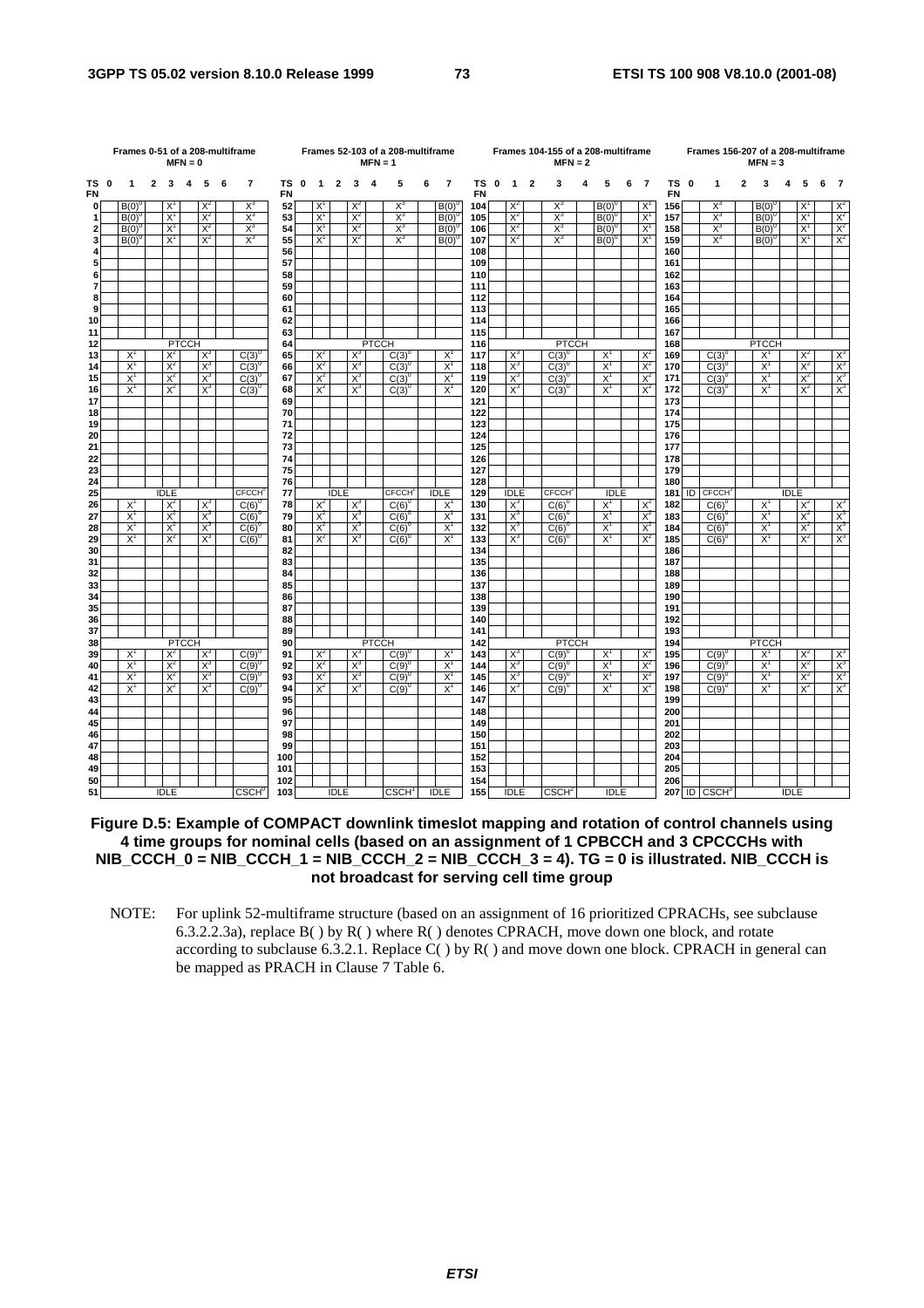**Frames 0-51 of a 208-multiframe MFN = 0**

| TS FN | 0 | 1 | 2 | 3 | 4 | 5 | 6 | 7 |
|---|---|---|---|---|---|---|---|---|
| 0 | | $B(0)^0$ | | $X^1$ | | $X^2$ | | $X^3$ |
| 1 | | $B(0)^0$ | | $X^1$ | | $X^2$ | | $X^3$ |
| 2 | | $B(0)^0$ | | $X^1$ | | $X^2$ | | $X^3$ |
| 3 | | $B(0)^0$ | | $X^1$ | | $X^2$ | | $X^3$ |
| 4 | | | | | | | | |
| 5 | | | | | | | | |
| 6 | | | | | | | | |
| 7 | | | | | | | | |
| 8 | | | | | | | | |
| 9 | | | | | | | | |
| 10 | | | | | | | | |
| 11 | | | | | | | | |
| 12 | | | | PTCCH | | | | |
| 13 | | $X^1$ | | $X^2$ | | $X^3$ | | $C(3)^0$ |
| 14 | | $X^1$ | | $X^2$ | | $X^3$ | | $C(3)^0$ |
| 15 | | $X^1$ | | $X^2$ | | $X^3$ | | $C(3)^0$ |
| 16 | | $X^1$ | | $X^2$ | | $X^3$ | | $C(3)^0$ |
| 17 | | | | | | | | |
| 18 | | | | | | | | |
| 19 | | | | | | | | |
| 20 | | | | | | | | |
| 21 | | | | | | | | |
| 22 | | | | | | | | |
| 23 | | | | | | | | |
| 24 | | | | | | | | |
| 25 | | | | IDLE | | | | CFCCH$^0$ |
| 26 | | $X^1$ | | $X^2$ | | $X^3$ | | $C(6)^0$ |
| 27 | | $X^1$ | | $X^2$ | | $X^3$ | | $C(6)^0$ |
| 28 | | $X^1$ | | $X^2$ | | $X^3$ | | $C(6)^0$ |
| 29 | | $X^1$ | | $X^2$ | | $X^3$ | | $C(6)^0$ |
| 30 | | | | | | | | |
| 31 | | | | | | | | |
| 32 | | | | | | | | |
| 33 | | | | | | | | |
| 34 | | | | | | | | |
| 35 | | | | | | | | |
| 36 | | | | | | | | |
| 37 | | | | | | | | |
| 38 | | | | PTCCH | | | | |
| 39 | | $X^1$ | | $X^2$ | | $X^3$ | | $C(9)^0$ |
| 40 | | $X^1$ | | $X^2$ | | $X^3$ | | $C(9)^0$ |
| 41 | | $X^1$ | | $X^2$ | | $X^3$ | | $C(9)^0$ |
| 42 | | $X^1$ | | $X^2$ | | $X^3$ | | $C(9)^0$ |
| 43 | | | | | | | | |
| 44 | | | | | | | | |
| 45 | | | | | | | | |
| 46 | | | | | | | | |
| 47 | | | | | | | | |
| 48 | | | | | | | | |
| 49 | | | | | | | | |
| 50 | | | | | | | | |
| 51 | | | | IDLE | | | | CSCH$^0$ |

**Frames 52-103 of a 208-multiframe MFN = 1**

| TS FN | 0 | 1 | 2 | 3 | 4 | 5 | 6 | 7 |
|---|---|---|---|---|---|---|---|---|
| 52 | | $X^1$ | | $X^2$ | | $X^3$ | | $B(0)^0$ |
| 53 | | $X^1$ | | $X^2$ | | $X^3$ | | $B(0)^0$ |
| 54 | | $X^1$ | | $X^2$ | | $X^3$ | | $B(0)^0$ |
| 55 | | $X^1$ | | $X^2$ | | $X^3$ | | $B(0)^0$ |
| 56 | | | | | | | | |
| 57 | | | | | | | | |
| 58 | | | | | | | | |
| 59 | | | | | | | | |
| 60 | | | | | | | | |
| 61 | | | | | | | | |
| 62 | | | | | | | | |
| 63 | | | | | | | | |
| 64 | | | | | PTCCH | | | |
| 65 | | $X^2$ | | $X^3$ | | $C(3)^0$ | | $X^1$ |
| 66 | | $X^2$ | | $X^3$ | | $C(3)^0$ | | $X^1$ |
| 67 | | $X^2$ | | $X^3$ | | $C(3)^0$ | | $X^1$ |
| 68 | | $X^2$ | | $X^3$ | | $C(3)^0$ | | $X^1$ |
| 69 | | | | | | | | |
| 70 | | | | | | | | |
| 71 | | | | | | | | |
| 72 | | | | | | | | |
| 73 | | | | | | | | |
| 74 | | | | | | | | |
| 75 | | | | | | | | |
| 76 | | | | | | | | |
| 77 | | | IDLE | | | CFCCH$^1$ | | IDLE |
| 78 | | $X^2$ | | $X^3$ | | $C(6)^0$ | | $X^1$ |
| 79 | | $X^2$ | | $X^3$ | | $C(6)^0$ | | $X^1$ |
| 80 | | $X^2$ | | $X^3$ | | $C(6)^0$ | | $X^1$ |
| 81 | | $X^2$ | | $X^3$ | | $C(6)^0$ | | $X^1$ |
| 82 | | | | | | | | |
| 83 | | | | | | | | |
| 84 | | | | | | | | |
| 85 | | | | | | | | |
| 86 | | | | | | | | |
| 87 | | | | | | | | |
| 88 | | | | | | | | |
| 89 | | | | | | | | |
| 90 | | | | | PTCCH | | | |
| 91 | | $X^2$ | | $X^3$ | | $C(9)^0$ | | $X^1$ |
| 92 | | $X^2$ | | $X^3$ | | $C(9)^0$ | | $X^1$ |
| 93 | | $X^2$ | | $X^3$ | | $C(9)^0$ | | $X^1$ |
| 94 | | $X^2$ | | $X^3$ | | $C(9)^0$ | | $X^1$ |
| 95 | | | | | | | | |
| 96 | | | | | | | | |
| 97 | | | | | | | | |
| 98 | | | | | | | | |
| 99 | | | | | | | | |
| 100 | | | | | | | | |
| 101 | | | | | | | | |
| 102 | | | | | | | | |
| 103 | | | IDLE | | | CSCH$^1$ | | IDLE |

**Frames 104-155 of a 208-multiframe MFN = 2**

| TS FN | 0 | 1 | 2 | 3 | 4 | 5 | 6 | 7 |
|---|---|---|---|---|---|---|---|---|
| 104 | | $X^2$ | | $X^3$ | | $B(0)^0$ | | $X^1$ |
| 105 | | $X^2$ | | $X^3$ | | $B(0)^0$ | | $X^1$ |
| 106 | | $X^2$ | | $X^3$ | | $B(0)^0$ | | $X^1$ |
| 107 | | $X^2$ | | $X^3$ | | $B(0)^0$ | | $X^1$ |
| 108 | | | | | | | | |
| 109 | | | | | | | | |
| 110 | | | | | | | | |
| 111 | | | | | | | | |
| 112 | | | | | | | | |
| 113 | | | | | | | | |
| 114 | | | | | | | | |
| 115 | | | | | | | | |
| 116 | | | | | PTCCH | | | |
| 117 | | $X^3$ | | $C(3)^0$ | | $X^1$ | | $X^2$ |
| 118 | | $X^3$ | | $C(3)^0$ | | $X^1$ | | $X^2$ |
| 119 | | $X^3$ | | $C(3)^0$ | | $X^1$ | | $X^2$ |
| 120 | | $X^3$ | | $C(3)^0$ | | $X^1$ | | $X^2$ |
| 121 | | | | | | | | |
| 122 | | | | | | | | |
| 123 | | | | | | | | |
| 124 | | | | | | | | |
| 125 | | | | | | | | |
| 126 | | | | | | | | |
| 127 | | | | | | | | |
| 128 | | | | | | | | |
| 129 | | IDLE | | CFCCH$^2$ | | IDLE | | |
| 130 | | $X^3$ | | $C(6)^0$ | | $X^1$ | | $X^2$ |
| 131 | | $X^3$ | | $C(6)^0$ | | $X^1$ | | $X^2$ |
| 132 | | $X^3$ | | $C(6)^0$ | | $X^1$ | | $X^2$ |
| 133 | | $X^3$ | | $C(6)^0$ | | $X^1$ | | $X^2$ |
| 134 | | | | | | | | |
| 135 | | | | | | | | |
| 136 | | | | | | | | |
| 137 | | | | | | | | |
| 138 | | | | | | | | |
| 139 | | | | | | | | |
| 140 | | | | | | | | |
| 141 | | | | | | | | |
| 142 | | | | | PTCCH | | | |
| 143 | | $X^3$ | | $C(9)^0$ | | $X^1$ | | $X^2$ |
| 144 | | $X^3$ | | $C(9)^0$ | | $X^1$ | | $X^2$ |
| 145 | | $X^3$ | | $C(9)^0$ | | $X^1$ | | $X^2$ |
| 146 | | $X^3$ | | $C(9)^0$ | | $X^1$ | | $X^2$ |
| 147 | | | | | | | | |
| 148 | | | | | | | | |
| 149 | | | | | | | | |
| 150 | | | | | | | | |
| 151 | | | | | | | | |
| 152 | | | | | | | | |
| 153 | | | | | | | | |
| 154 | | | | | | | | |
| 155 | | IDLE | | CSCH$^2$ | | IDLE | | |

**Frames 156-207 of a 208-multiframe MFN = 3**

| TS FN | 0 | 1 | 2 | 3 | 4 | 5 | 6 | 7 |
|---|---|---|---|---|---|---|---|---|
| 156 | | $X^3$ | | $B(0)^0$ | | $X^1$ | | $X^2$ |
| 157 | | $X^3$ | | $B(0)^0$ | | $X^1$ | | $X^2$ |
| 158 | | $X^3$ | | $B(0)^0$ | | $X^1$ | | $X^2$ |
| 159 | | $X^3$ | | $B(0)^0$ | | $X^1$ | | $X^2$ |
| 160 | | | | | | | | |
| 161 | | | | | | | | |
| 162 | | | | | | | | |
| 163 | | | | | | | | |
| 164 | | | | | | | | |
| 165 | | | | | | | | |
| 166 | | | | | | | | |
| 167 | | | | | | | | |
| 168 | | | | PTCCH | | | | |
| 169 | | $C(3)^0$ | | $X^1$ | | $X^2$ | | $X^3$ |
| 170 | | $C(3)^0$ | | $X^1$ | | $X^2$ | | $X^3$ |
| 171 | | $C(3)^0$ | | $X^1$ | | $X^2$ | | $X^3$ |
| 172 | | $C(3)^0$ | | $X^1$ | | $X^2$ | | $X^3$ |
| 173 | | | | | | | | |
| 174 | | | | | | | | |
| 175 | | | | | | | | |
| 176 | | | | | | | | |
| 177 | | | | | | | | |
| 178 | | | | | | | | |
| 179 | | | | | | | | |
| 180 | | | | | | | | |
| 181 | ID | CFCCH$^3$ | | | IDLE | | | |
| 182 | | $C(6)^0$ | | $X^1$ | | $X^2$ | | $X^3$ |
| 183 | | $C(6)^0$ | | $X^1$ | | $X^2$ | | $X^3$ |
| 184 | | $C(6)^0$ | | $X^1$ | | $X^2$ | | $X^3$ |
| 185 | | $C(6)^0$ | | $X^1$ | | $X^2$ | | $X^3$ |
| 186 | | | | | | | | |
| 187 | | | | | | | | |
| 188 | | | | | | | | |
| 189 | | | | | | | | |
| 190 | | | | | | | | |
| 191 | | | | | | | | |
| 192 | | | | | | | | |
| 193 | | | | | | | | |
| 194 | | | | PTCCH | | | | |
| 195 | | $C(9)^0$ | | $X^1$ | | $X^2$ | | $X^3$ |
| 196 | | $C(9)^0$ | | $X^1$ | | $X^2$ | | $X^3$ |
| 197 | | $C(9)^0$ | | $X^1$ | | $X^2$ | | $X^3$ |
| 198 | | $C(9)^0$ | | $X^1$ | | $X^2$ | | $X^3$ |
| 199 | | | | | | | | |
| 200 | | | | | | | | |
| 201 | | | | | | | | |
| 202 | | | | | | | | |
| 203 | | | | | | | | |
| 204 | | | | | | | | |
| 205 | | | | | | | | |
| 206 | | | | | | | | |
| 207 | ID | CSCH$^3$ | | | IDLE | | | |

**Figure D.5: Example of COMPACT downlink timeslot mapping and rotation of control channels using 4 time groups for nominal cells (based on an assignment of 1 CPBCCH and 3 CPCCCHs with NIB_CCCH_0 = NIB_CCCH_1 = NIB_CCCH_2 = NIB_CCCH_3 = 4). TG = 0 is illustrated. NIB_CCCH is not broadcast for serving cell time group**

NOTE: For uplink 52-multiframe structure (based on an assignment of 16 prioritized CPRACHs, see subclause 6.3.2.2.3a), replace B( ) by R( ) where R( ) denotes CPRACH, move down one block, and rotate according to subclause 6.3.2.1. Replace C( ) by R( ) and move down one block. CPRACH in general can be mapped as PRACH in Clause 7 Table 6.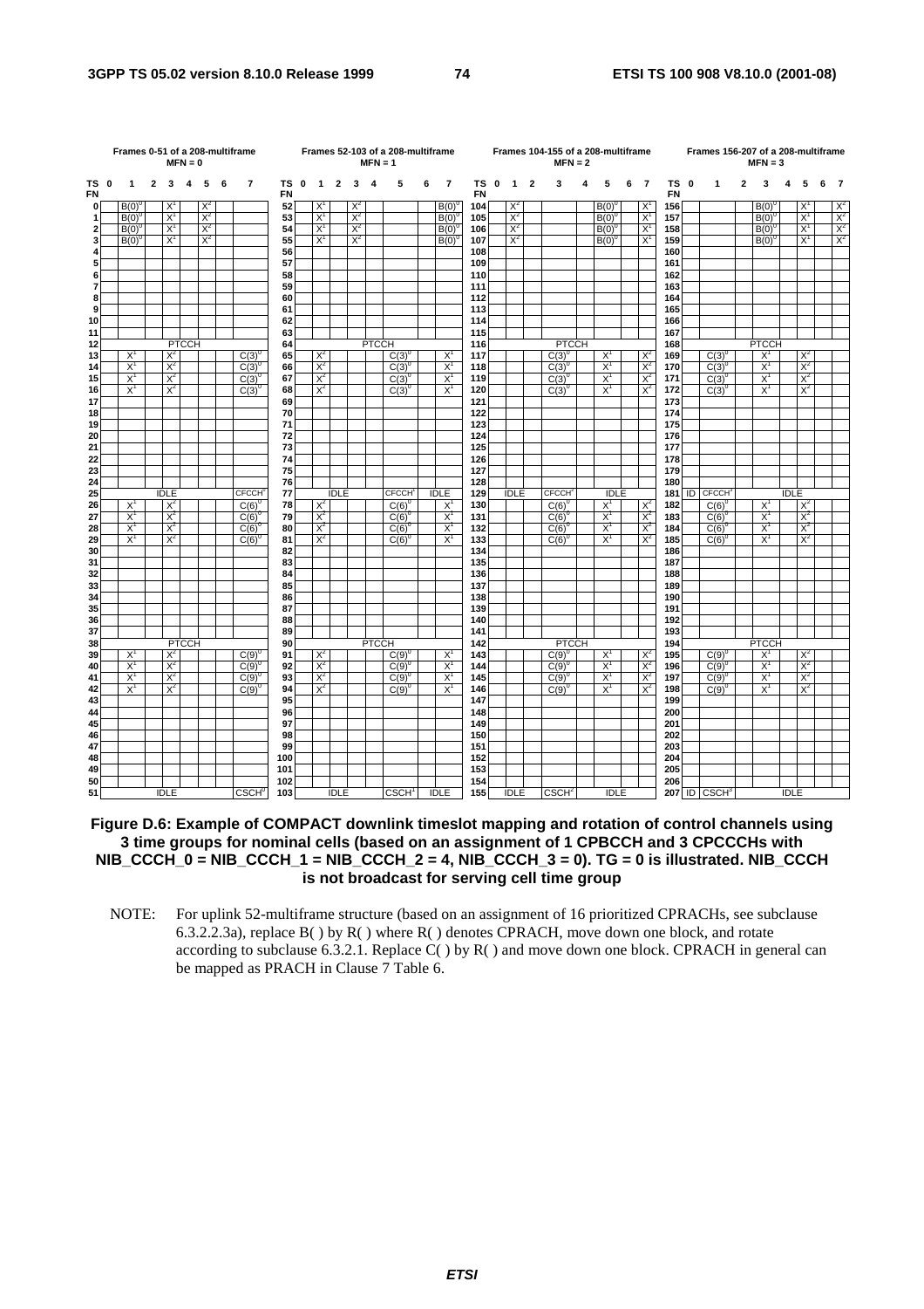**Frames 0-51 of a 208-multiframe, MFN = 0**

| TS FN | 0 | 1 | 2 | 3 | 4 | 5 | 6 | 7 |
|---|---|---|---|---|---|---|---|---|
| 0 | | $B(0)^0$ | | $X^1$ | | $X^2$ | | |
| 1 | | $B(0)^0$ | | $X^1$ | | $X^2$ | | |
| 2 | | $B(0)^0$ | | $X^1$ | | $X^2$ | | |
| 3 | | $B(0)^0$ | | $X^1$ | | $X^2$ | | |
| 4 | | | | | | | | |
| 5 | | | | | | | | |
| 6 | | | | | | | | |
| 7 | | | | | | | | |
| 8 | | | | | | | | |
| 9 | | | | | | | | |
| 10 | | | | | | | | |
| 11 | | | | | | | | |
| 12 | PTCCH | | | | | | | |
| 13 | | $X^1$ | | $X^2$ | | | | $C(3)^0$ |
| 14 | | $X^1$ | | $X^2$ | | | | $C(3)^0$ |
| 15 | | $X^1$ | | $X^2$ | | | | $C(3)^0$ |
| 16 | | $X^1$ | | $X^2$ | | | | $C(3)^0$ |
| 17 | | | | | | | | |
| 18 | | | | | | | | |
| 19 | | | | | | | | |
| 20 | | | | | | | | |
| 21 | | | | | | | | |
| 22 | | | | | | | | |
| 23 | | | | | | | | |
| 24 | | | | | | | | |
| 25 | IDLE | | | | | | | $CFCCH^1$ |
| 26 | | $X^1$ | | $X^2$ | | | | $C(6)^0$ |
| 27 | | $X^1$ | | $X^2$ | | | | $C(6)^0$ |
| 28 | | $X^1$ | | $X^2$ | | | | $C(6)^0$ |
| 29 | | $X^1$ | | $X^2$ | | | | $C(6)^0$ |
| 30 | | | | | | | | |
| 31 | | | | | | | | |
| 32 | | | | | | | | |
| 33 | | | | | | | | |
| 34 | | | | | | | | |
| 35 | | | | | | | | |
| 36 | | | | | | | | |
| 37 | | | | | | | | |
| 38 | PTCCH | | | | | | | |
| 39 | | $X^1$ | | $X^2$ | | | | $C(9)^0$ |
| 40 | | $X^1$ | | $X^2$ | | | | $C(9)^0$ |
| 41 | | $X^1$ | | $X^2$ | | | | $C(9)^0$ |
| 42 | | $X^1$ | | $X^2$ | | | | $C(9)^0$ |
| 43 | | | | | | | | |
| 44 | | | | | | | | |
| 45 | | | | | | | | |
| 46 | | | | | | | | |
| 47 | | | | | | | | |
| 48 | | | | | | | | |
| 49 | | | | | | | | |
| 50 | | | | | | | | |
| 51 | IDLE | | | | | | | $CSCH^1$ |

**Frames 52-103 of a 208-multiframe, MFN = 1**

| TS FN | 0 | 1 | 2 | 3 | 4 | 5 | 6 | 7 |
|---|---|---|---|---|---|---|---|---|
| 52 | | $X^1$ | | $X^2$ | | | | $B(0)^0$ |
| 53 | | $X^1$ | | $X^2$ | | | | $B(0)^0$ |
| 54 | | $X^1$ | | $X^2$ | | | | $B(0)^0$ |
| 55 | | $X^1$ | | $X^2$ | | | | $B(0)^0$ |
| 56 | | | | | | | | |
| 57 | | | | | | | | |
| 58 | | | | | | | | |
| 59 | | | | | | | | |
| 60 | | | | | | | | |
| 61 | | | | | | | | |
| 62 | | | | | | | | |
| 63 | | | | | | | | |
| 64 | PTCCH | | | | | | | |
| 65 | | $X^2$ | | | | $C(3)^0$ | | $X^1$ |
| 66 | | $X^2$ | | | | $C(3)^0$ | | $X^1$ |
| 67 | | $X^2$ | | | | $C(3)^0$ | | $X^1$ |
| 68 | | $X^2$ | | | | $C(3)^0$ | | $X^1$ |
| 69 | | | | | | | | |
| 70 | | | | | | | | |
| 71 | | | | | | | | |
| 72 | | | | | | | | |
| 73 | | | | | | | | |
| 74 | | | | | | | | |
| 75 | | | | | | | | |
| 76 | | | | | | | | |
| 77 | IDLE | | | | | $CFCCH^1$ | | IDLE |
| 78 | | $X^2$ | | | | $C(6)^0$ | | $X^1$ |
| 79 | | $X^2$ | | | | $C(6)^0$ | | $X^1$ |
| 80 | | $X^2$ | | | | $C(6)^0$ | | $X^1$ |
| 81 | | $X^2$ | | | | $C(6)^0$ | | $X^1$ |
| 82 | | | | | | | | |
| 83 | | | | | | | | |
| 84 | | | | | | | | |
| 85 | | | | | | | | |
| 86 | | | | | | | | |
| 87 | | | | | | | | |
| 88 | | | | | | | | |
| 89 | | | | | | | | |
| 90 | PTCCH | | | | | | | |
| 91 | | $X^2$ | | | | $C(9)^0$ | | $X^1$ |
| 92 | | $X^2$ | | | | $C(9)^0$ | | $X^1$ |
| 93 | | $X^2$ | | | | $C(9)^0$ | | $X^1$ |
| 94 | | $X^2$ | | | | $C(9)^0$ | | $X^1$ |
| 95 | | | | | | | | |
| 96 | | | | | | | | |
| 97 | | | | | | | | |
| 98 | | | | | | | | |
| 99 | | | | | | | | |
| 100 | | | | | | | | |
| 101 | | | | | | | | |
| 102 | | | | | | | | |
| 103 | IDLE | | | | | $CSCH^1$ | | IDLE |

**Frames 104-155 of a 208-multiframe, MFN = 2**

| TS FN | 0 | 1 | 2 | 3 | 4 | 5 | 6 | 7 |
|---|---|---|---|---|---|---|---|---|
| 104 | | $X^2$ | | | | $B(0)^0$ | | $X^1$ |
| 105 | | $X^2$ | | | | $B(0)^0$ | | $X^1$ |
| 106 | | $X^2$ | | | | $B(0)^0$ | | $X^1$ |
| 107 | | $X^2$ | | | | $B(0)^0$ | | $X^1$ |
| 108 | | | | | | | | |
| 109 | | | | | | | | |
| 110 | | | | | | | | |
| 111 | | | | | | | | |
| 112 | | | | | | | | |
| 113 | | | | | | | | |
| 114 | | | | | | | | |
| 115 | | | | | | | | |
| 116 | PTCCH | | | | | | | |
| 117 | | | | $C(3)^0$ | | $X^1$ | | $X^2$ |
| 118 | | | | $C(3)^0$ | | $X^1$ | | $X^2$ |
| 119 | | | | $C(3)^0$ | | $X^1$ | | $X^2$ |
| 120 | | | | $C(3)^0$ | | $X^1$ | | $X^2$ |
| 121 | | | | | | | | |
| 122 | | | | | | | | |
| 123 | | | | | | | | |
| 124 | | | | | | | | |
| 125 | | | | | | | | |
| 126 | | | | | | | | |
| 127 | | | | | | | | |
| 128 | | | | | | | | |
| 129 | IDLE | | | $CFCCH^2$ | IDLE | | | |
| 130 | | | | $C(6)^0$ | | $X^1$ | | $X^2$ |
| 131 | | | | $C(6)^0$ | | $X^1$ | | $X^2$ |
| 132 | | | | $C(6)^0$ | | $X^1$ | | $X^2$ |
| 133 | | | | $C(6)^0$ | | $X^1$ | | $X^2$ |
| 134 | | | | | | | | |
| 135 | | | | | | | | |
| 136 | | | | | | | | |
| 137 | | | | | | | | |
| 138 | | | | | | | | |
| 139 | | | | | | | | |
| 140 | | | | | | | | |
| 141 | | | | | | | | |
| 142 | PTCCH | | | | | | | |
| 143 | | | | $C(9)^0$ | | $X^1$ | | $X^2$ |
| 144 | | | | $C(9)^0$ | | $X^1$ | | $X^2$ |
| 145 | | | | $C(9)^0$ | | $X^1$ | | $X^2$ |
| 146 | | | | $C(9)^0$ | | $X^1$ | | $X^2$ |
| 147 | | | | | | | | |
| 148 | | | | | | | | |
| 149 | | | | | | | | |
| 150 | | | | | | | | |
| 151 | | | | | | | | |
| 152 | | | | | | | | |
| 153 | | | | | | | | |
| 154 | | | | | | | | |
| 155 | IDLE | | | $CSCH^2$ | IDLE | | | |

**Frames 156-207 of a 208-multiframe, MFN = 3**

| TS FN | 0 | 1 | 2 | 3 | 4 | 5 | 6 | 7 |
|---|---|---|---|---|---|---|---|---|
| 156 | | | | $B(0)^0$ | | $X^1$ | | $X^2$ |
| 157 | | | | $B(0)^0$ | | $X^1$ | | $X^2$ |
| 158 | | | | $B(0)^0$ | | $X^1$ | | $X^2$ |
| 159 | | | | $B(0)^0$ | | $X^1$ | | $X^2$ |
| 160 | | | | | | | | |
| 161 | | | | | | | | |
| 162 | | | | | | | | |
| 163 | | | | | | | | |
| 164 | | | | | | | | |
| 165 | | | | | | | | |
| 166 | | | | | | | | |
| 167 | | | | | | | | |
| 168 | PTCCH | | | | | | | |
| 169 | | $C(3)^0$ | | $X^1$ | | $X^2$ | | |
| 170 | | $C(3)^0$ | | $X^1$ | | $X^2$ | | |
| 171 | | $C(3)^0$ | | $X^1$ | | $X^2$ | | |
| 172 | | $C(3)^0$ | | $X^1$ | | $X^2$ | | |
| 173 | | | | | | | | |
| 174 | | | | | | | | |
| 175 | | | | | | | | |
| 176 | | | | | | | | |
| 177 | | | | | | | | |
| 178 | | | | | | | | |
| 179 | | | | | | | | |
| 180 | | | | | | | | |
| 181 | ID | $CFCCH^3$ | IDLE | | | | | |
| 182 | | $C(6)^0$ | | $X^1$ | | $X^2$ | | |
| 183 | | $C(6)^0$ | | $X^1$ | | $X^2$ | | |
| 184 | | $C(6)^0$ | | $X^1$ | | $X^2$ | | |
| 185 | | $C(6)^0$ | | $X^1$ | | $X^2$ | | |
| 186 | | | | | | | | |
| 187 | | | | | | | | |
| 188 | | | | | | | | |
| 189 | | | | | | | | |
| 190 | | | | | | | | |
| 191 | | | | | | | | |
| 192 | | | | | | | | |
| 193 | | | | | | | | |
| 194 | PTCCH | | | | | | | |
| 195 | | $C(9)^0$ | | $X^1$ | | $X^2$ | | |
| 196 | | $C(9)^0$ | | $X^1$ | | $X^2$ | | |
| 197 | | $C(9)^0$ | | $X^1$ | | $X^2$ | | |
| 198 | | $C(9)^0$ | | $X^1$ | | $X^2$ | | |
| 199 | | | | | | | | |
| 200 | | | | | | | | |
| 201 | | | | | | | | |
| 202 | | | | | | | | |
| 203 | | | | | | | | |
| 204 | | | | | | | | |
| 205 | | | | | | | | |
| 206 | | | | | | | | |
| 207 | ID | $CSCH^3$ | IDLE | | | | | |

**Figure D.6: Example of COMPACT downlink timeslot mapping and rotation of control channels using 3 time groups for nominal cells (based on an assignment of 1 CPBCCH and 3 CPCCCHs with NIB_CCCH_0 = NIB_CCCH_1 = NIB_CCCH_2 = 4, NIB_CCCH_3 = 0). TG = 0 is illustrated. NIB_CCCH is not broadcast for serving cell time group**

NOTE: For uplink 52-multiframe structure (based on an assignment of 16 prioritized CPRACHs, see subclause 6.3.2.2.3a), replace B( ) by R( ) where R( ) denotes CPRACH, move down one block, and rotate according to subclause 6.3.2.1. Replace C( ) by R( ) and move down one block. CPRACH in general can be mapped as PRACH in Clause 7 Table 6.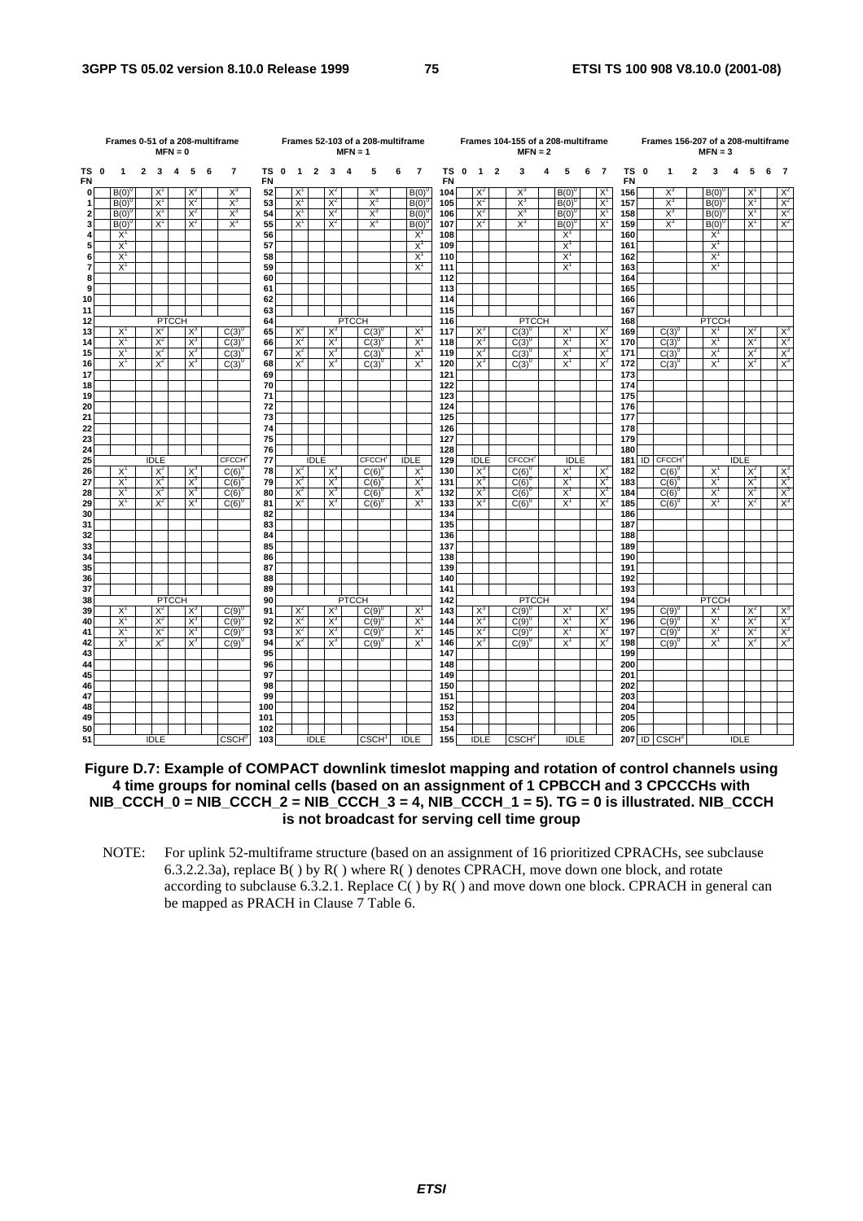**Frames 0-51 of a 208-multiframe, MFN = 0**

| TS / FN | 0 | 1 | 2 | 3 | 4 | 5 | 6 | 7 |
|---|---|---|---|---|---|---|---|---|
| 0 | | $B(0)^0$ | | $X^1$ | | $X^2$ | | $X^3$ |
| 1 | | $B(0)^0$ | | $X^1$ | | $X^2$ | | $X^3$ |
| 2 | | $B(0)^0$ | | $X^1$ | | $X^2$ | | $X^3$ |
| 3 | | $B(0)^0$ | | $X^1$ | | $X^2$ | | $X^3$ |
| 4 | | $X^1$ | | | | | | |
| 5 | | $X^1$ | | | | | | |
| 6 | | $X^1$ | | | | | | |
| 7 | | $X^1$ | | | | | | |
| 8 | | | | | | | | |
| 9 | | | | | | | | |
| 10 | | | | | | | | |
| 11 | | | | | | | | |
| 12 | PTCCH | | | | | | | |
| 13 | | $X^1$ | | $X^2$ | | $X^3$ | | $C(3)^0$ |
| 14 | | $X^1$ | | $X^2$ | | $X^3$ | | $C(3)^0$ |
| 15 | | $X^1$ | | $X^2$ | | $X^3$ | | $C(3)^0$ |
| 16 | | $X^1$ | | $X^2$ | | $X^3$ | | $C(3)^0$ |
| 17 | | | | | | | | |
| 18 | | | | | | | | |
| 19 | | | | | | | | |
| 20 | | | | | | | | |
| 21 | | | | | | | | |
| 22 | | | | | | | | |
| 23 | | | | | | | | |
| 24 | | | | | | | | |
| 25 | IDLE | | | | | | | $CFCCH^0$ |
| 26 | | $X^1$ | | $X^2$ | | $X^3$ | | $C(6)^0$ |
| 27 | | $X^1$ | | $X^2$ | | $X^3$ | | $C(6)^0$ |
| 28 | | $X^1$ | | $X^2$ | | $X^3$ | | $C(6)^0$ |
| 29 | | $X^1$ | | $X^2$ | | $X^3$ | | $C(6)^0$ |
| 30 | | | | | | | | |
| 31 | | | | | | | | |
| 32 | | | | | | | | |
| 33 | | | | | | | | |
| 34 | | | | | | | | |
| 35 | | | | | | | | |
| 36 | | | | | | | | |
| 37 | | | | | | | | |
| 38 | PTCCH | | | | | | | |
| 39 | | $X^1$ | | $X^2$ | | $X^3$ | | $C(9)^0$ |
| 40 | | $X^1$ | | $X^2$ | | $X^3$ | | $C(9)^0$ |
| 41 | | $X^1$ | | $X^2$ | | $X^3$ | | $C(9)^0$ |
| 42 | | $X^1$ | | $X^2$ | | $X^3$ | | $C(9)^0$ |
| 43 | | | | | | | | |
| 44 | | | | | | | | |
| 45 | | | | | | | | |
| 46 | | | | | | | | |
| 47 | | | | | | | | |
| 48 | | | | | | | | |
| 49 | | | | | | | | |
| 50 | | | | | | | | |
| 51 | IDLE | | | | | | | $CSCH^0$ |

**Frames 52-103 of a 208-multiframe, MFN = 1**

| TS / FN | 0 | 1 | 2 | 3 | 4 | 5 | 6 | 7 |
|---|---|---|---|---|---|---|---|---|
| 52 | | $X^1$ | | $X^2$ | | $X^3$ | | $B(0)^0$ |
| 53 | | $X^1$ | | $X^2$ | | $X^3$ | | $B(0)^0$ |
| 54 | | $X^1$ | | $X^2$ | | $X^3$ | | $B(0)^0$ |
| 55 | | $X^1$ | | $X^2$ | | $X^3$ | | $B(0)^0$ |
| 56 | | | | | | | | $X^1$ |
| 57 | | | | | | | | $X^1$ |
| 58 | | | | | | | | $X^1$ |
| 59 | | | | | | | | $X^1$ |
| 60 | | | | | | | | |
| 61 | | | | | | | | |
| 62 | | | | | | | | |
| 63 | | | | | | | | |
| 64 | PTCCH | | | | | | | |
| 65 | | $X^2$ | | $X^3$ | | $C(3)^0$ | | $X^1$ |
| 66 | | $X^2$ | | $X^3$ | | $C(3)^0$ | | $X^1$ |
| 67 | | $X^2$ | | $X^3$ | | $C(3)^0$ | | $X^1$ |
| 68 | | $X^2$ | | $X^3$ | | $C(3)^0$ | | $X^1$ |
| 69 | | | | | | | | |
| 70 | | | | | | | | |
| 71 | | | | | | | | |
| 72 | | | | | | | | |
| 73 | | | | | | | | |
| 74 | | | | | | | | |
| 75 | | | | | | | | |
| 76 | | | | | | | | |
| 77 | IDLE | | | | | $CFCCH^1$ | IDLE | |
| 78 | | $X^2$ | | $X^3$ | | $C(6)^0$ | | $X^1$ |
| 79 | | $X^2$ | | $X^3$ | | $C(6)^0$ | | $X^1$ |
| 80 | | $X^2$ | | $X^3$ | | $C(6)^0$ | | $X^1$ |
| 81 | | $X^2$ | | $X^3$ | | $C(6)^0$ | | $X^1$ |
| 82 | | | | | | | | |
| 83 | | | | | | | | |
| 84 | | | | | | | | |
| 85 | | | | | | | | |
| 86 | | | | | | | | |
| 87 | | | | | | | | |
| 88 | | | | | | | | |
| 89 | | | | | | | | |
| 90 | PTCCH | | | | | | | |
| 91 | | $X^2$ | | $X^3$ | | $C(9)^0$ | | $X^1$ |
| 92 | | $X^2$ | | $X^3$ | | $C(9)^0$ | | $X^1$ |
| 93 | | $X^2$ | | $X^3$ | | $C(9)^0$ | | $X^1$ |
| 94 | | $X^2$ | | $X^3$ | | $C(9)^0$ | | $X^1$ |
| 95 | | | | | | | | |
| 96 | | | | | | | | |
| 97 | | | | | | | | |
| 98 | | | | | | | | |
| 99 | | | | | | | | |
| 100 | | | | | | | | |
| 101 | | | | | | | | |
| 102 | | | | | | | | |
| 103 | IDLE | | | | | $CSCH^1$ | IDLE | |

**Frames 104-155 of a 208-multiframe, MFN = 2**

| TS / FN | 0 | 1 | 2 | 3 | 4 | 5 | 6 | 7 |
|---|---|---|---|---|---|---|---|---|
| 104 | | $X^2$ | | $X^3$ | | $B(0)^0$ | | $X^1$ |
| 105 | | $X^2$ | | $X^3$ | | $B(0)^0$ | | $X^1$ |
| 106 | | $X^2$ | | $X^3$ | | $B(0)^0$ | | $X^1$ |
| 107 | | $X^2$ | | $X^3$ | | $B(0)^0$ | | $X^1$ |
| 108 | | | | | | $X^1$ | | |
| 109 | | | | | | $X^1$ | | |
| 110 | | | | | | $X^1$ | | |
| 111 | | | | | | $X^1$ | | |
| 112 | | | | | | | | |
| 113 | | | | | | | | |
| 114 | | | | | | | | |
| 115 | | | | | | | | |
| 116 | PTCCH | | | | | | | |
| 117 | | $X^3$ | | $C(3)^0$ | | $X^1$ | | $X^2$ |
| 118 | | $X^3$ | | $C(3)^0$ | | $X^1$ | | $X^2$ |
| 119 | | $X^3$ | | $C(3)^0$ | | $X^1$ | | $X^2$ |
| 120 | | $X^3$ | | $C(3)^0$ | | $X^1$ | | $X^2$ |
| 121 | | | | | | | | |
| 122 | | | | | | | | |
| 123 | | | | | | | | |
| 124 | | | | | | | | |
| 125 | | | | | | | | |
| 126 | | | | | | | | |
| 127 | | | | | | | | |
| 128 | | | | | | | | |
| 129 | IDLE | | | $CFCCH^2$ | IDLE | | | |
| 130 | | $X^3$ | | $C(6)^0$ | | $X^1$ | | $X^2$ |
| 131 | | $X^3$ | | $C(6)^0$ | | $X^1$ | | $X^2$ |
| 132 | | $X^3$ | | $C(6)^0$ | | $X^1$ | | $X^2$ |
| 133 | | $X^3$ | | $C(6)^0$ | | $X^1$ | | $X^2$ |
| 134 | | | | | | | | |
| 135 | | | | | | | | |
| 136 | | | | | | | | |
| 137 | | | | | | | | |
| 138 | | | | | | | | |
| 139 | | | | | | | | |
| 140 | | | | | | | | |
| 141 | | | | | | | | |
| 142 | PTCCH | | | | | | | |
| 143 | | $X^3$ | | $C(9)^0$ | | $X^1$ | | $X^2$ |
| 144 | | $X^3$ | | $C(9)^0$ | | $X^1$ | | $X^2$ |
| 145 | | $X^3$ | | $C(9)^0$ | | $X^1$ | | $X^2$ |
| 146 | | $X^3$ | | $C(9)^0$ | | $X^1$ | | $X^2$ |
| 147 | | | | | | | | |
| 148 | | | | | | | | |
| 149 | | | | | | | | |
| 150 | | | | | | | | |
| 151 | | | | | | | | |
| 152 | | | | | | | | |
| 153 | | | | | | | | |
| 154 | | | | | | | | |
| 155 | IDLE | | | $CSCH^2$ | IDLE | | | |

**Frames 156-207 of a 208-multiframe, MFN = 3**

| TS / FN | 0 | 1 | 2 | 3 | 4 | 5 | 6 | 7 |
|---|---|---|---|---|---|---|---|---|
| 156 | | $X^3$ | | $B(0)^0$ | | $X^1$ | | $X^2$ |
| 157 | | $X^3$ | | $B(0)^0$ | | $X^1$ | | $X^2$ |
| 158 | | $X^3$ | | $B(0)^0$ | | $X^1$ | | $X^2$ |
| 159 | | $X^3$ | | $B(0)^0$ | | $X^1$ | | $X^2$ |
| 160 | | | | $X^1$ | | | | |
| 161 | | | | $X^1$ | | | | |
| 162 | | | | $X^1$ | | | | |
| 163 | | | | $X^1$ | | | | |
| 164 | | | | | | | | |
| 165 | | | | | | | | |
| 166 | | | | | | | | |
| 167 | | | | | | | | |
| 168 | PTCCH | | | | | | | |
| 169 | | $C(3)^0$ | | $X^1$ | | $X^2$ | | $X^3$ |
| 170 | | $C(3)^0$ | | $X^1$ | | $X^2$ | | $X^3$ |
| 171 | | $C(3)^0$ | | $X^1$ | | $X^2$ | | $X^3$ |
| 172 | | $C(3)^0$ | | $X^1$ | | $X^2$ | | $X^3$ |
| 173 | | | | | | | | |
| 174 | | | | | | | | |
| 175 | | | | | | | | |
| 176 | | | | | | | | |
| 177 | | | | | | | | |
| 178 | | | | | | | | |
| 179 | | | | | | | | |
| 180 | | | | | | | | |
| 181 | ID | $CFCCH^3$ | IDLE | | | | | |
| 182 | | $C(6)^0$ | | $X^1$ | | $X^2$ | | $X^3$ |
| 183 | | $C(6)^0$ | | $X^1$ | | $X^2$ | | $X^3$ |
| 184 | | $C(6)^0$ | | $X^1$ | | $X^2$ | | $X^3$ |
| 185 | | $C(6)^0$ | | $X^1$ | | $X^2$ | | $X^3$ |
| 186 | | | | | | | | |
| 187 | | | | | | | | |
| 188 | | | | | | | | |
| 189 | | | | | | | | |
| 190 | | | | | | | | |
| 191 | | | | | | | | |
| 192 | | | | | | | | |
| 193 | | | | | | | | |
| 194 | PTCCH | | | | | | | |
| 195 | | $C(9)^0$ | | $X^1$ | | $X^2$ | | $X^3$ |
| 196 | | $C(9)^0$ | | $X^1$ | | $X^2$ | | $X^3$ |
| 197 | | $C(9)^0$ | | $X^1$ | | $X^2$ | | $X^3$ |
| 198 | | $C(9)^0$ | | $X^1$ | | $X^2$ | | $X^3$ |
| 199 | | | | | | | | |
| 200 | | | | | | | | |
| 201 | | | | | | | | |
| 202 | | | | | | | | |
| 203 | | | | | | | | |
| 204 | | | | | | | | |
| 205 | | | | | | | | |
| 206 | | | | | | | | |
| 207 | ID | $CSCH^3$ | IDLE | | | | | |

**Figure D.7: Example of COMPACT downlink timeslot mapping and rotation of control channels using 4 time groups for nominal cells (based on an assignment of 1 CPBCCH and 3 CPCCCHs with NIB_CCCH_0 = NIB_CCCH_2 = NIB_CCCH_3 = 4, NIB_CCCH_1 = 5). TG = 0 is illustrated. NIB_CCCH is not broadcast for serving cell time group**

NOTE: For uplink 52-multiframe structure (based on an assignment of 16 prioritized CPRACHs, see subclause 6.3.2.2.3a), replace B( ) by R( ) where R( ) denotes CPRACH, move down one block, and rotate according to subclause 6.3.2.1. Replace C( ) by R( ) and move down one block. CPRACH in general can be mapped as PRACH in Clause 7 Table 6.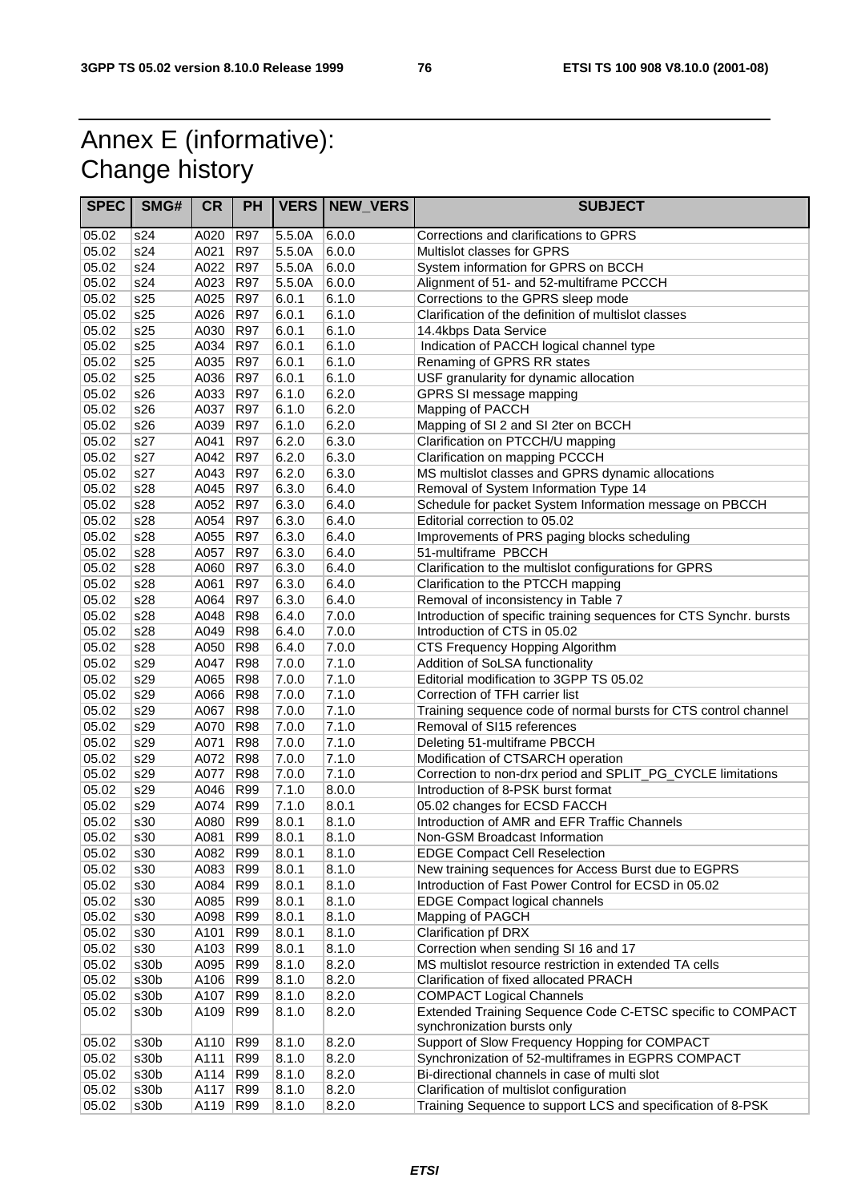# Annex E (informative): Change history

| SPEC | SMG# | CR | PH | VERS | NEW_VERS | SUBJECT |
|---|---|---|---|---|---|---|
| 05.02 | s24 | A020 | R97 | 5.5.0A | 6.0.0 | Corrections and clarifications to GPRS |
| 05.02 | s24 | A021 | R97 | 5.5.0A | 6.0.0 | Multislot classes for GPRS |
| 05.02 | s24 | A022 | R97 | 5.5.0A | 6.0.0 | System information for GPRS on BCCH |
| 05.02 | s24 | A023 | R97 | 5.5.0A | 6.0.0 | Alignment of 51- and 52-multiframe PCCCH |
| 05.02 | s25 | A025 | R97 | 6.0.1 | 6.1.0 | Corrections to the GPRS sleep mode |
| 05.02 | s25 | A026 | R97 | 6.0.1 | 6.1.0 | Clarification of the definition of multislot classes |
| 05.02 | s25 | A030 | R97 | 6.0.1 | 6.1.0 | 14.4kbps Data Service |
| 05.02 | s25 | A034 | R97 | 6.0.1 | 6.1.0 | Indication of PACCH logical channel type |
| 05.02 | s25 | A035 | R97 | 6.0.1 | 6.1.0 | Renaming of GPRS RR states |
| 05.02 | s25 | A036 | R97 | 6.0.1 | 6.1.0 | USF granularity for dynamic allocation |
| 05.02 | s26 | A033 | R97 | 6.1.0 | 6.2.0 | GPRS SI message mapping |
| 05.02 | s26 | A037 | R97 | 6.1.0 | 6.2.0 | Mapping of PACCH |
| 05.02 | s26 | A039 | R97 | 6.1.0 | 6.2.0 | Mapping of SI 2 and SI 2ter on BCCH |
| 05.02 | s27 | A041 | R97 | 6.2.0 | 6.3.0 | Clarification on PTCCH/U mapping |
| 05.02 | s27 | A042 | R97 | 6.2.0 | 6.3.0 | Clarification on mapping PCCCH |
| 05.02 | s27 | A043 | R97 | 6.2.0 | 6.3.0 | MS multislot classes and GPRS dynamic allocations |
| 05.02 | s28 | A045 | R97 | 6.3.0 | 6.4.0 | Removal of System Information Type 14 |
| 05.02 | s28 | A052 | R97 | 6.3.0 | 6.4.0 | Schedule for packet System Information message on PBCCH |
| 05.02 | s28 | A054 | R97 | 6.3.0 | 6.4.0 | Editorial correction to 05.02 |
| 05.02 | s28 | A055 | R97 | 6.3.0 | 6.4.0 | Improvements of PRS paging blocks scheduling |
| 05.02 | s28 | A057 | R97 | 6.3.0 | 6.4.0 | 51-multiframe PBCCH |
| 05.02 | s28 | A060 | R97 | 6.3.0 | 6.4.0 | Clarification to the multislot configurations for GPRS |
| 05.02 | s28 | A061 | R97 | 6.3.0 | 6.4.0 | Clarification to the PTCCH mapping |
| 05.02 | s28 | A064 | R97 | 6.3.0 | 6.4.0 | Removal of inconsistency in Table 7 |
| 05.02 | s28 | A048 | R98 | 6.4.0 | 7.0.0 | Introduction of specific training sequences for CTS Synchr. bursts |
| 05.02 | s28 | A049 | R98 | 6.4.0 | 7.0.0 | Introduction of CTS in 05.02 |
| 05.02 | s28 | A050 | R98 | 6.4.0 | 7.0.0 | CTS Frequency Hopping Algorithm |
| 05.02 | s29 | A047 | R98 | 7.0.0 | 7.1.0 | Addition of SoLSA functionality |
| 05.02 | s29 | A065 | R98 | 7.0.0 | 7.1.0 | Editorial modification to 3GPP TS 05.02 |
| 05.02 | s29 | A066 | R98 | 7.0.0 | 7.1.0 | Correction of TFH carrier list |
| 05.02 | s29 | A067 | R98 | 7.0.0 | 7.1.0 | Training sequence code of normal bursts for CTS control channel |
| 05.02 | s29 | A070 | R98 | 7.0.0 | 7.1.0 | Removal of SI15 references |
| 05.02 | s29 | A071 | R98 | 7.0.0 | 7.1.0 | Deleting 51-multiframe PBCCH |
| 05.02 | s29 | A072 | R98 | 7.0.0 | 7.1.0 | Modification of CTSARCH operation |
| 05.02 | s29 | A077 | R98 | 7.0.0 | 7.1.0 | Correction to non-drx period and SPLIT_PG_CYCLE limitations |
| 05.02 | s29 | A046 | R99 | 7.1.0 | 8.0.0 | Introduction of 8-PSK burst format |
| 05.02 | s29 | A074 | R99 | 7.1.0 | 8.0.1 | 05.02 changes for ECSD FACCH |
| 05.02 | s30 | A080 | R99 | 8.0.1 | 8.1.0 | Introduction of AMR and EFR Traffic Channels |
| 05.02 | s30 | A081 | R99 | 8.0.1 | 8.1.0 | Non-GSM Broadcast Information |
| 05.02 | s30 | A082 | R99 | 8.0.1 | 8.1.0 | EDGE Compact Cell Reselection |
| 05.02 | s30 | A083 | R99 | 8.0.1 | 8.1.0 | New training sequences for Access Burst due to EGPRS |
| 05.02 | s30 | A084 | R99 | 8.0.1 | 8.1.0 | Introduction of Fast Power Control for ECSD in 05.02 |
| 05.02 | s30 | A085 | R99 | 8.0.1 | 8.1.0 | EDGE Compact logical channels |
| 05.02 | s30 | A098 | R99 | 8.0.1 | 8.1.0 | Mapping of PAGCH |
| 05.02 | s30 | A101 | R99 | 8.0.1 | 8.1.0 | Clarification pf DRX |
| 05.02 | s30 | A103 | R99 | 8.0.1 | 8.1.0 | Correction when sending SI 16 and 17 |
| 05.02 | s30b | A095 | R99 | 8.1.0 | 8.2.0 | MS multislot resource restriction in extended TA cells |
| 05.02 | s30b | A106 | R99 | 8.1.0 | 8.2.0 | Clarification of fixed allocated PRACH |
| 05.02 | s30b | A107 | R99 | 8.1.0 | 8.2.0 | COMPACT Logical Channels |
| 05.02 | s30b | A109 | R99 | 8.1.0 | 8.2.0 | Extended Training Sequence Code C-ETSC specific to COMPACT synchronization bursts only |
| 05.02 | s30b | A110 | R99 | 8.1.0 | 8.2.0 | Support of Slow Frequency Hopping for COMPACT |
| 05.02 | s30b | A111 | R99 | 8.1.0 | 8.2.0 | Synchronization of 52-multiframes in EGPRS COMPACT |
| 05.02 | s30b | A114 | R99 | 8.1.0 | 8.2.0 | Bi-directional channels in case of multi slot |
| 05.02 | s30b | A117 | R99 | 8.1.0 | 8.2.0 | Clarification of multislot configuration |
| 05.02 | s30b | A119 | R99 | 8.1.0 | 8.2.0 | Training Sequence to support LCS and specification of 8-PSK |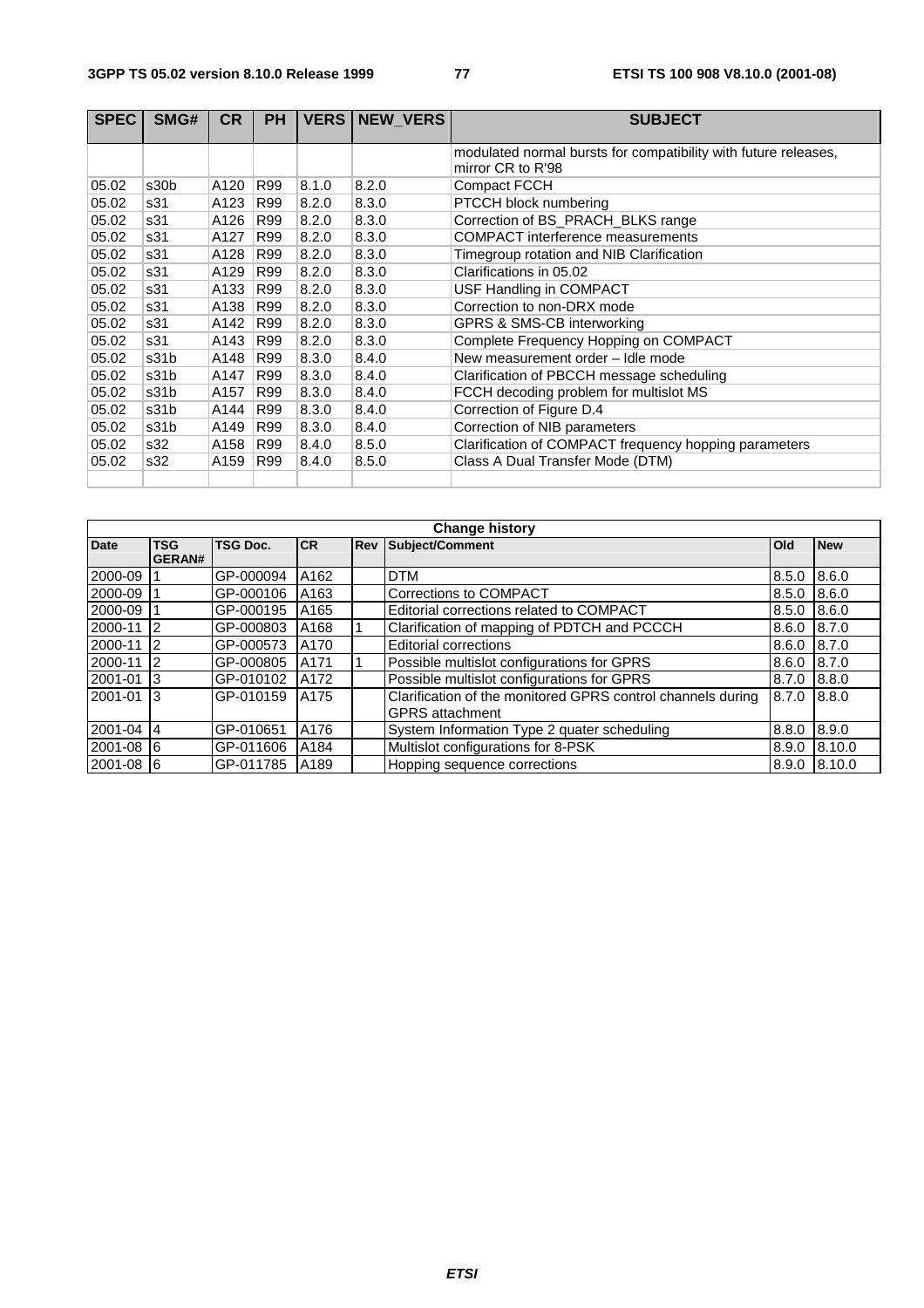| SPEC | SMG# | CR | PH | VERS | NEW_VERS | SUBJECT |
|---|---|---|---|---|---|---|
| | | | | | | modulated normal bursts for compatibility with future releases, mirror CR to R'98 |
| 05.02 | s30b | A120 | R99 | 8.1.0 | 8.2.0 | Compact FCCH |
| 05.02 | s31 | A123 | R99 | 8.2.0 | 8.3.0 | PTCCH block numbering |
| 05.02 | s31 | A126 | R99 | 8.2.0 | 8.3.0 | Correction of BS_PRACH_BLKS range |
| 05.02 | s31 | A127 | R99 | 8.2.0 | 8.3.0 | COMPACT interference measurements |
| 05.02 | s31 | A128 | R99 | 8.2.0 | 8.3.0 | Timegroup rotation and NIB Clarification |
| 05.02 | s31 | A129 | R99 | 8.2.0 | 8.3.0 | Clarifications in 05.02 |
| 05.02 | s31 | A133 | R99 | 8.2.0 | 8.3.0 | USF Handling in COMPACT |
| 05.02 | s31 | A138 | R99 | 8.2.0 | 8.3.0 | Correction to non-DRX mode |
| 05.02 | s31 | A142 | R99 | 8.2.0 | 8.3.0 | GPRS & SMS-CB interworking |
| 05.02 | s31 | A143 | R99 | 8.2.0 | 8.3.0 | Complete Frequency Hopping on COMPACT |
| 05.02 | s31b | A148 | R99 | 8.3.0 | 8.4.0 | New measurement order – Idle mode |
| 05.02 | s31b | A147 | R99 | 8.3.0 | 8.4.0 | Clarification of PBCCH message scheduling |
| 05.02 | s31b | A157 | R99 | 8.3.0 | 8.4.0 | FCCH decoding problem for multislot MS |
| 05.02 | s31b | A144 | R99 | 8.3.0 | 8.4.0 | Correction of Figure D.4 |
| 05.02 | s31b | A149 | R99 | 8.3.0 | 8.4.0 | Correction of NIB parameters |
| 05.02 | s32 | A158 | R99 | 8.4.0 | 8.5.0 | Clarification of COMPACT frequency hopping parameters |
| 05.02 | s32 | A159 | R99 | 8.4.0 | 8.5.0 | Class A Dual Transfer Mode (DTM) |
| | | | | | | |

| **Change history** | | | | | | | |
|---|---|---|---|---|---|---|---|
| **Date** | **TSG GERAN#** | **TSG Doc.** | **CR** | **Rev** | **Subject/Comment** | **Old** | **New** |
| 2000-09 | 1 | GP-000094 | A162 | | DTM | 8.5.0 | 8.6.0 |
| 2000-09 | 1 | GP-000106 | A163 | | Corrections to COMPACT | 8.5.0 | 8.6.0 |
| 2000-09 | 1 | GP-000195 | A165 | | Editorial corrections related to COMPACT | 8.5.0 | 8.6.0 |
| 2000-11 | 2 | GP-000803 | A168 | 1 | Clarification of mapping of PDTCH and PCCCH | 8.6.0 | 8.7.0 |
| 2000-11 | 2 | GP-000573 | A170 | | Editorial corrections | 8.6.0 | 8.7.0 |
| 2000-11 | 2 | GP-000805 | A171 | 1 | Possible multislot configurations for GPRS | 8.6.0 | 8.7.0 |
| 2001-01 | 3 | GP-010102 | A172 | | Possible multislot configurations for GPRS | 8.7.0 | 8.8.0 |
| 2001-01 | 3 | GP-010159 | A175 | | Clarification of the monitored GPRS control channels during GPRS attachment | 8.7.0 | 8.8.0 |
| 2001-04 | 4 | GP-010651 | A176 | | System Information Type 2 quater scheduling | 8.8.0 | 8.9.0 |
| 2001-08 | 6 | GP-011606 | A184 | | Multislot configurations for 8-PSK | 8.9.0 | 8.10.0 |
| 2001-08 | 6 | GP-011785 | A189 | | Hopping sequence corrections | 8.9.0 | 8.10.0 |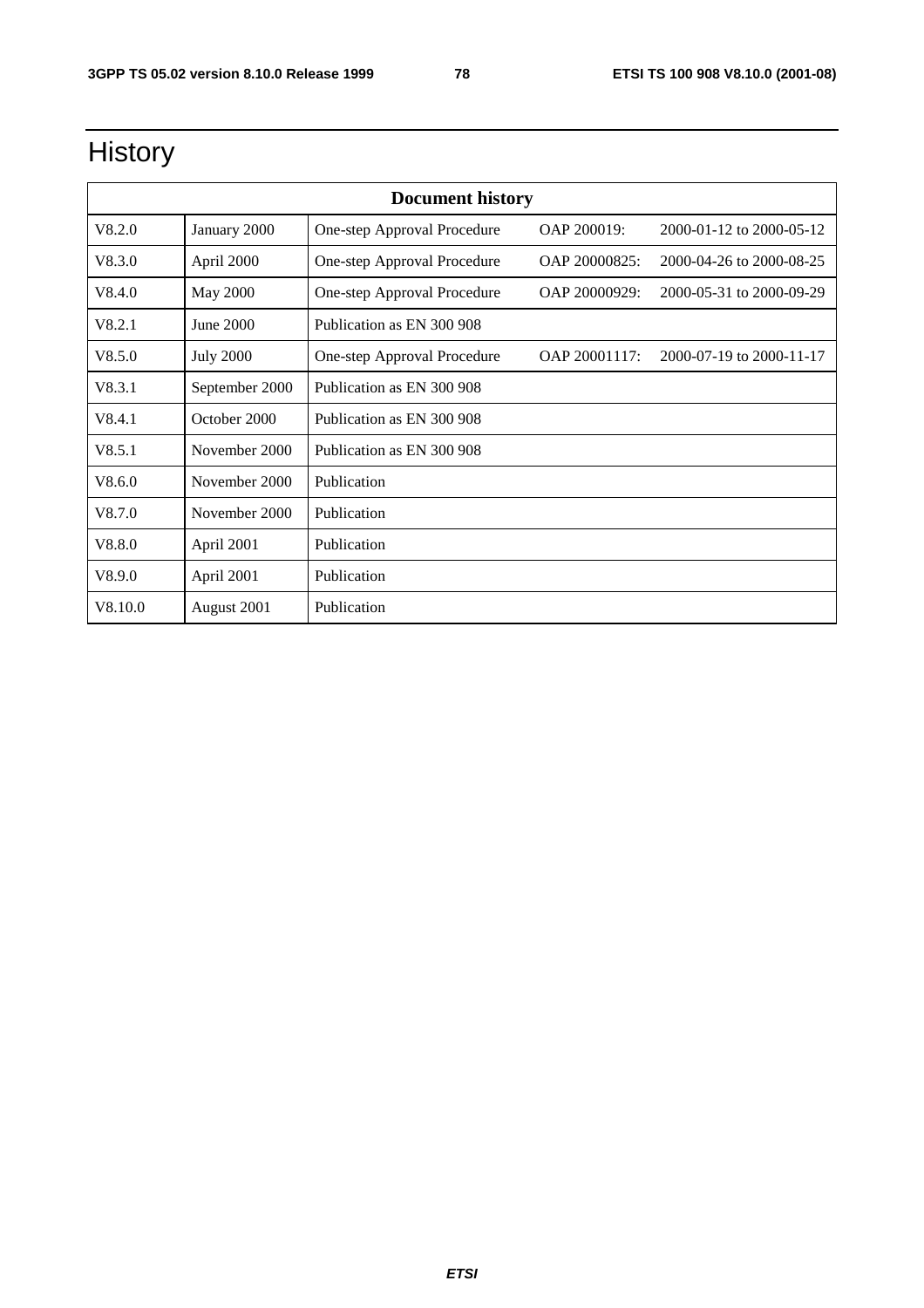# History

| Document history | | | | |
|---|---|---|---|---|
| V8.2.0 | January 2000 | One-step Approval Procedure | OAP 200019: | 2000-01-12 to 2000-05-12 |
| V8.3.0 | April 2000 | One-step Approval Procedure | OAP 20000825: | 2000-04-26 to 2000-08-25 |
| V8.4.0 | May 2000 | One-step Approval Procedure | OAP 20000929: | 2000-05-31 to 2000-09-29 |
| V8.2.1 | June 2000 | Publication as EN 300 908 | | |
| V8.5.0 | July 2000 | One-step Approval Procedure | OAP 20001117: | 2000-07-19 to 2000-11-17 |
| V8.3.1 | September 2000 | Publication as EN 300 908 | | |
| V8.4.1 | October 2000 | Publication as EN 300 908 | | |
| V8.5.1 | November 2000 | Publication as EN 300 908 | | |
| V8.6.0 | November 2000 | Publication | | |
| V8.7.0 | November 2000 | Publication | | |
| V8.8.0 | April 2001 | Publication | | |
| V8.9.0 | April 2001 | Publication | | |
| V8.10.0 | August 2001 | Publication | | |